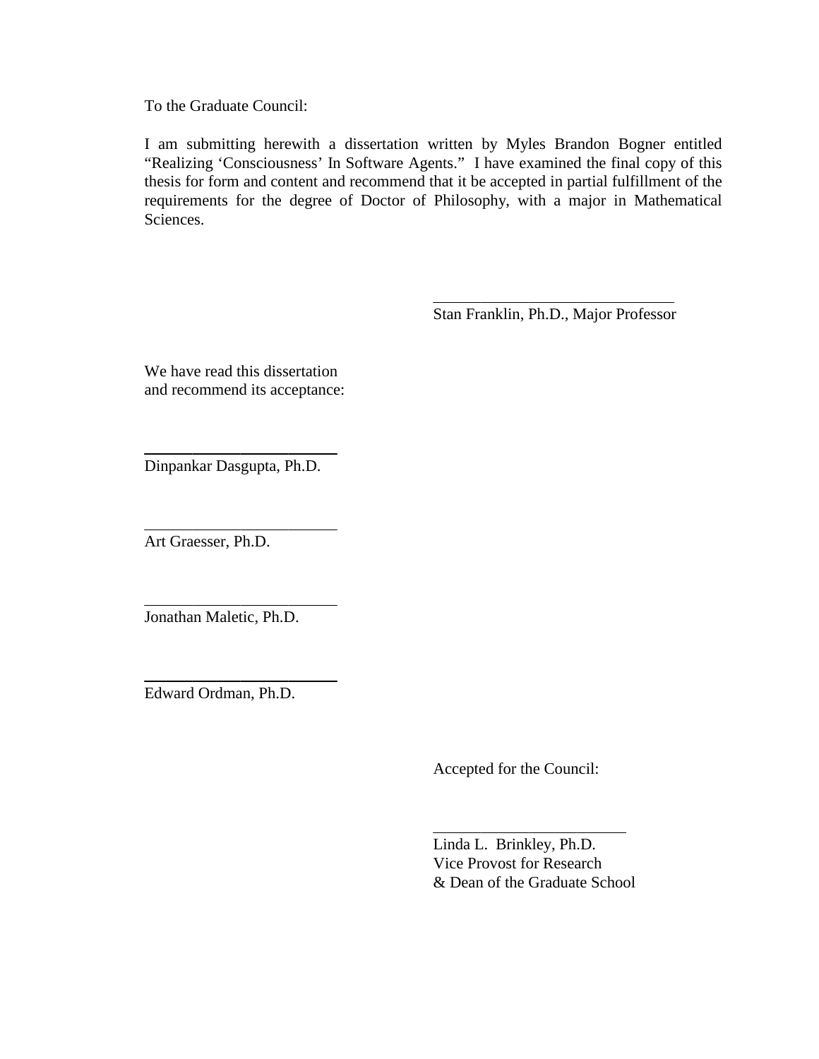To the Graduate Council:

I am submitting herewith a dissertation written by Myles Brandon Bogner entitled "Realizing 'Consciousness' In Software Agents." I have examined the final copy of this thesis for form and content and recommend that it be accepted in partial fulfillment of the requirements for the degree of Doctor of Philosophy, with a major in Mathematical Sciences.

\_\_\_\_\_\_\_\_\_\_\_\_\_\_\_\_\_\_\_\_\_\_\_\_\_\_\_\_\_\_

Stan Franklin, Ph.D., Major Professor

We have read this dissertation
and recommend its acceptance:

\_\_\_\_\_\_\_\_\_\_\_\_\_\_\_\_\_\_\_\_\_\_\_\_

Dinpankar Dasgupta, Ph.D.

\_\_\_\_\_\_\_\_\_\_\_\_\_\_\_\_\_\_\_\_\_\_\_\_

Art Graesser, Ph.D.

\_\_\_\_\_\_\_\_\_\_\_\_\_\_\_\_\_\_\_\_\_\_\_\_

Jonathan Maletic, Ph.D.

\_\_\_\_\_\_\_\_\_\_\_\_\_\_\_\_\_\_\_\_\_\_\_\_

Edward Ordman, Ph.D.

Accepted for the Council:

\_\_\_\_\_\_\_\_\_\_\_\_\_\_\_\_\_\_\_\_\_\_\_\_

Linda L. Brinkley, Ph.D.
Vice Provost for Research
& Dean of the Graduate School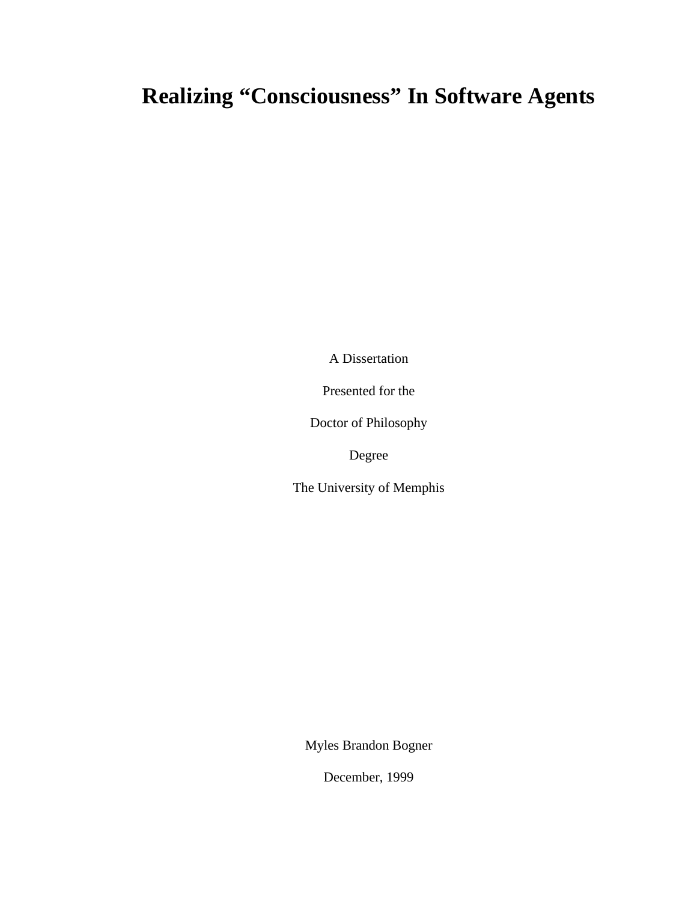# Realizing “Consciousness” In Software Agents

A Dissertation

Presented for the

Doctor of Philosophy

Degree

The University of Memphis

Myles Brandon Bogner

December, 1999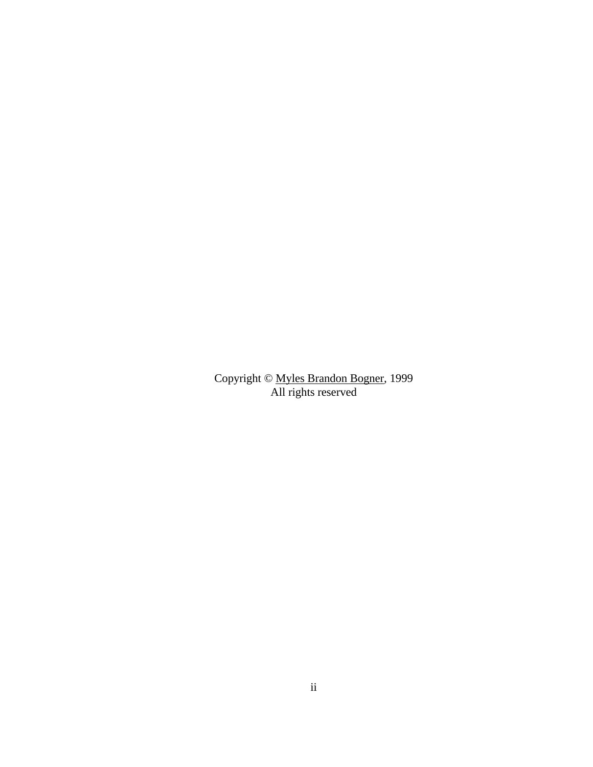Copyright © Myles Brandon Bogner, 1999
All rights reserved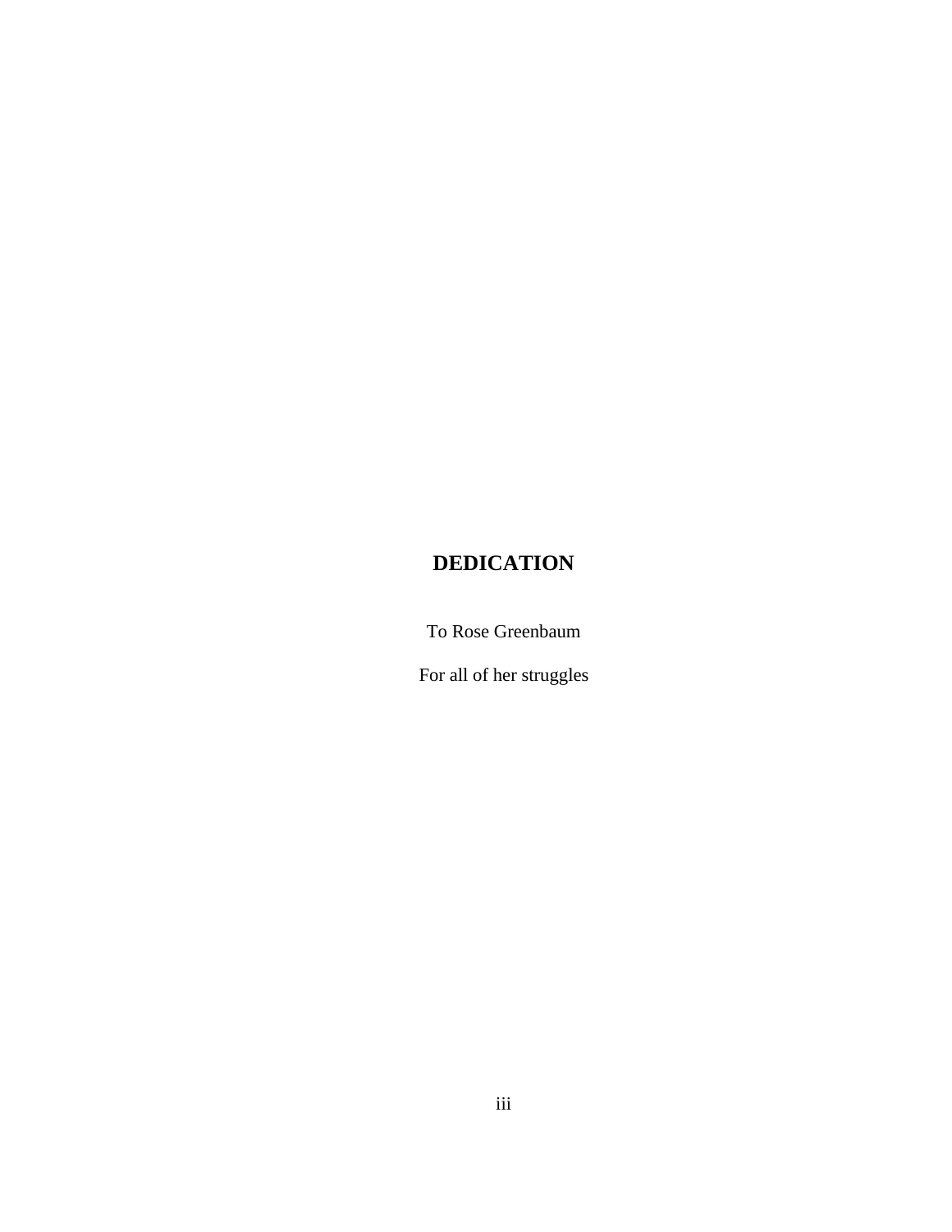# DEDICATION

To Rose Greenbaum

For all of her struggles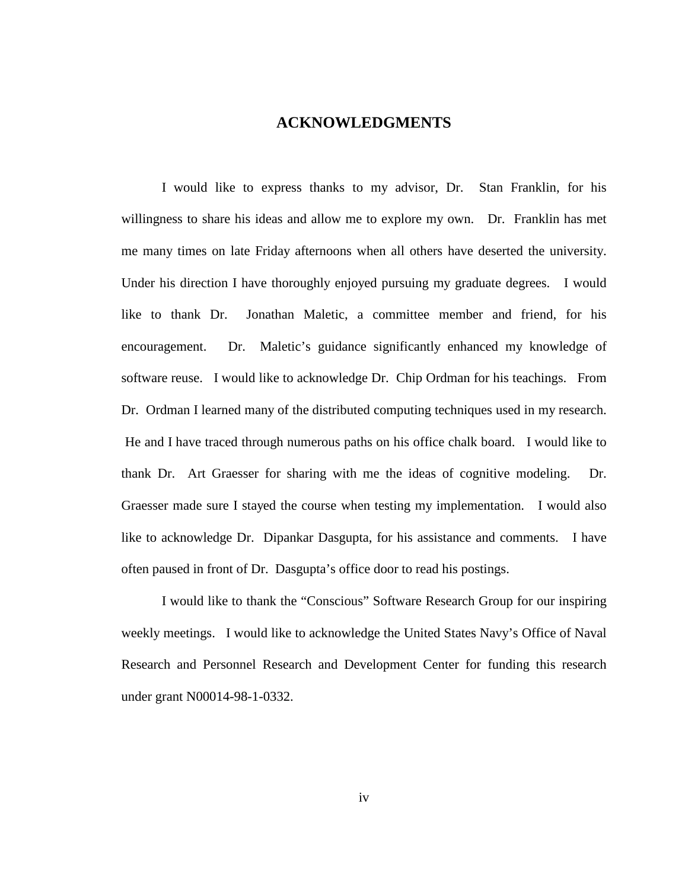# ACKNOWLEDGMENTS

I would like to express thanks to my advisor, Dr. Stan Franklin, for his willingness to share his ideas and allow me to explore my own. Dr. Franklin has met me many times on late Friday afternoons when all others have deserted the university. Under his direction I have thoroughly enjoyed pursuing my graduate degrees. I would like to thank Dr. Jonathan Maletic, a committee member and friend, for his encouragement. Dr. Maletic's guidance significantly enhanced my knowledge of software reuse. I would like to acknowledge Dr. Chip Ordman for his teachings. From Dr. Ordman I learned many of the distributed computing techniques used in my research. He and I have traced through numerous paths on his office chalk board. I would like to thank Dr. Art Graesser for sharing with me the ideas of cognitive modeling. Dr. Graesser made sure I stayed the course when testing my implementation. I would also like to acknowledge Dr. Dipankar Dasgupta, for his assistance and comments. I have often paused in front of Dr. Dasgupta's office door to read his postings.

I would like to thank the "Conscious" Software Research Group for our inspiring weekly meetings. I would like to acknowledge the United States Navy's Office of Naval Research and Personnel Research and Development Center for funding this research under grant N00014-98-1-0332.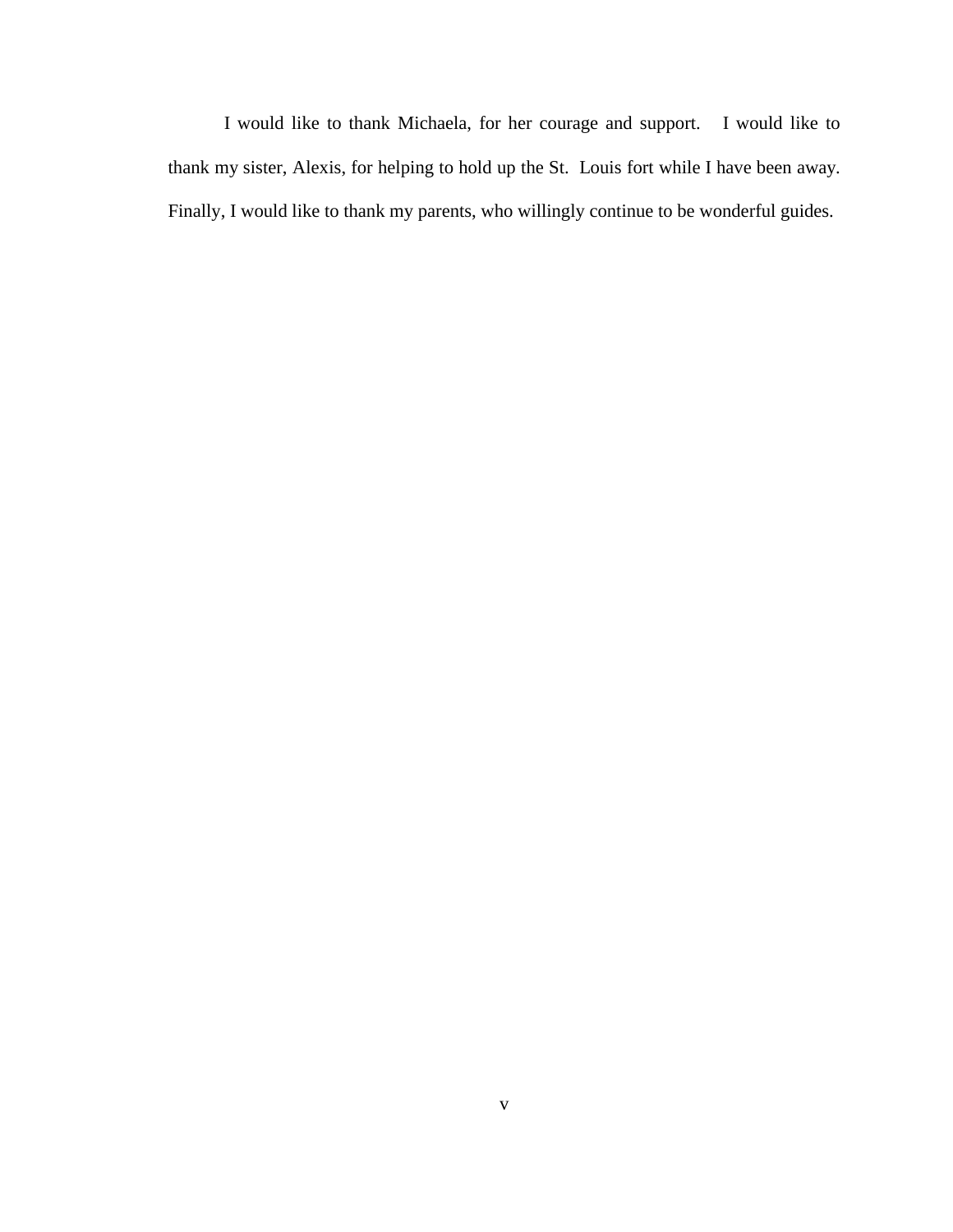I would like to thank Michaela, for her courage and support. I would like to thank my sister, Alexis, for helping to hold up the St. Louis fort while I have been away. Finally, I would like to thank my parents, who willingly continue to be wonderful guides.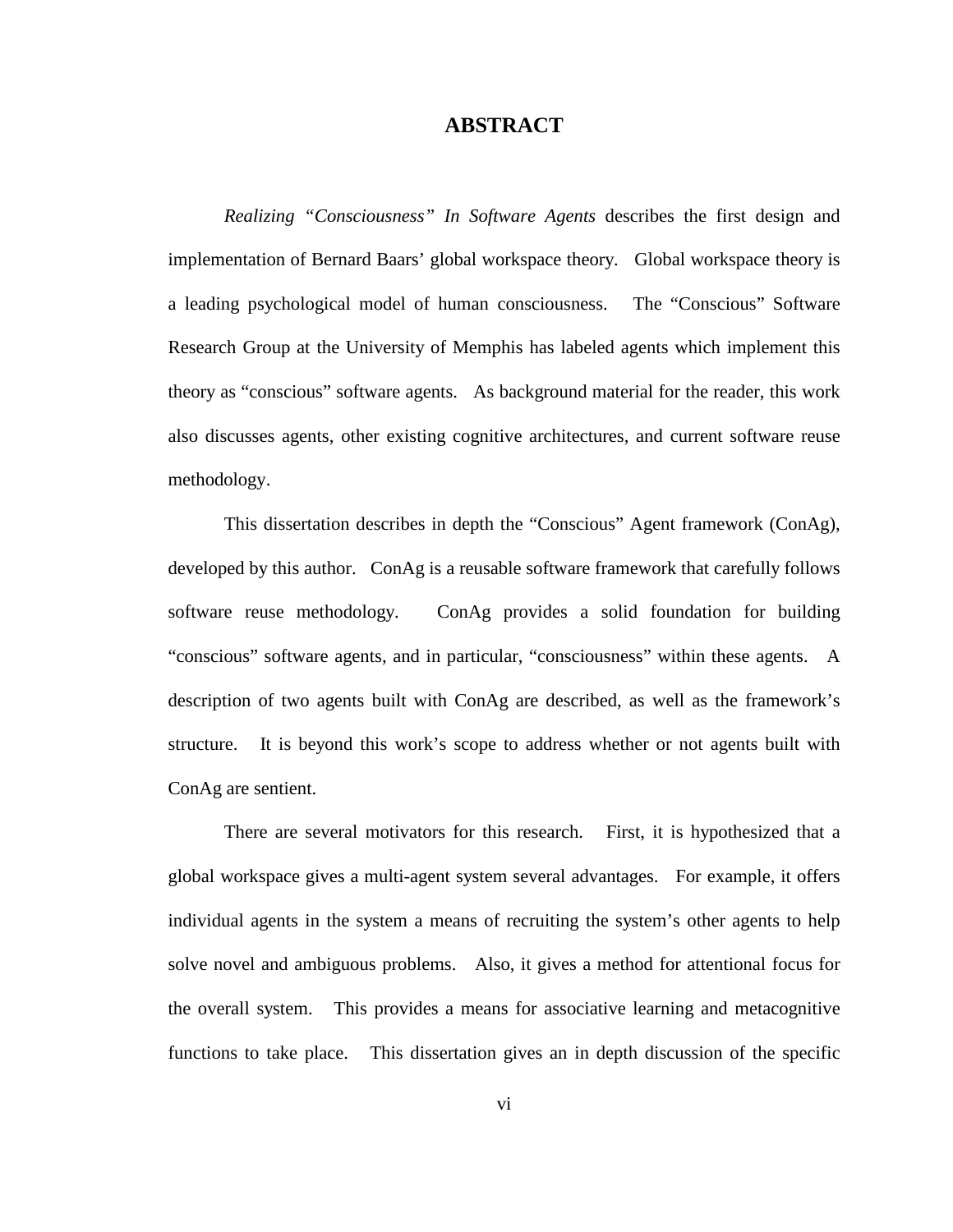# ABSTRACT

*Realizing "Consciousness" In Software Agents* describes the first design and implementation of Bernard Baars' global workspace theory. Global workspace theory is a leading psychological model of human consciousness. The "Conscious" Software Research Group at the University of Memphis has labeled agents which implement this theory as "conscious" software agents. As background material for the reader, this work also discusses agents, other existing cognitive architectures, and current software reuse methodology.

This dissertation describes in depth the "Conscious" Agent framework (ConAg), developed by this author. ConAg is a reusable software framework that carefully follows software reuse methodology. ConAg provides a solid foundation for building "conscious" software agents, and in particular, "consciousness" within these agents. A description of two agents built with ConAg are described, as well as the framework's structure. It is beyond this work's scope to address whether or not agents built with ConAg are sentient.

There are several motivators for this research. First, it is hypothesized that a global workspace gives a multi-agent system several advantages. For example, it offers individual agents in the system a means of recruiting the system's other agents to help solve novel and ambiguous problems. Also, it gives a method for attentional focus for the overall system. This provides a means for associative learning and metacognitive functions to take place. This dissertation gives an in depth discussion of the specific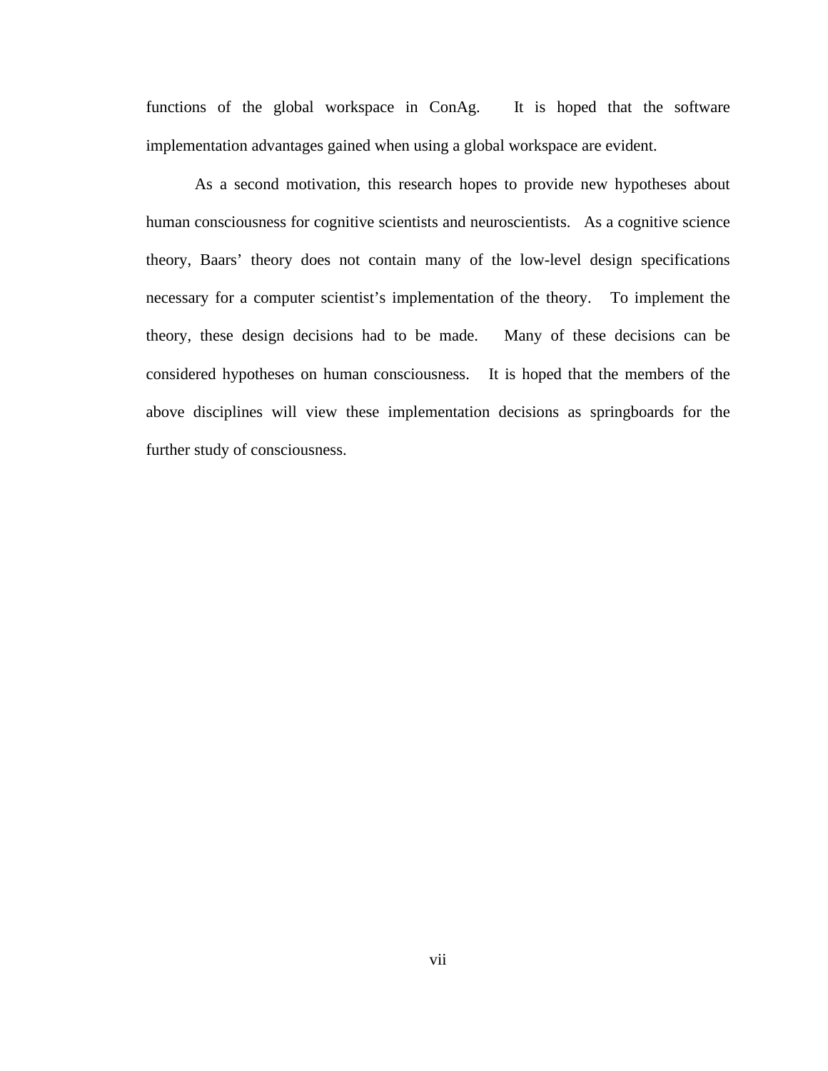functions of the global workspace in ConAg. It is hoped that the software implementation advantages gained when using a global workspace are evident.

As a second motivation, this research hopes to provide new hypotheses about human consciousness for cognitive scientists and neuroscientists. As a cognitive science theory, Baars' theory does not contain many of the low-level design specifications necessary for a computer scientist's implementation of the theory. To implement the theory, these design decisions had to be made. Many of these decisions can be considered hypotheses on human consciousness. It is hoped that the members of the above disciplines will view these implementation decisions as springboards for the further study of consciousness.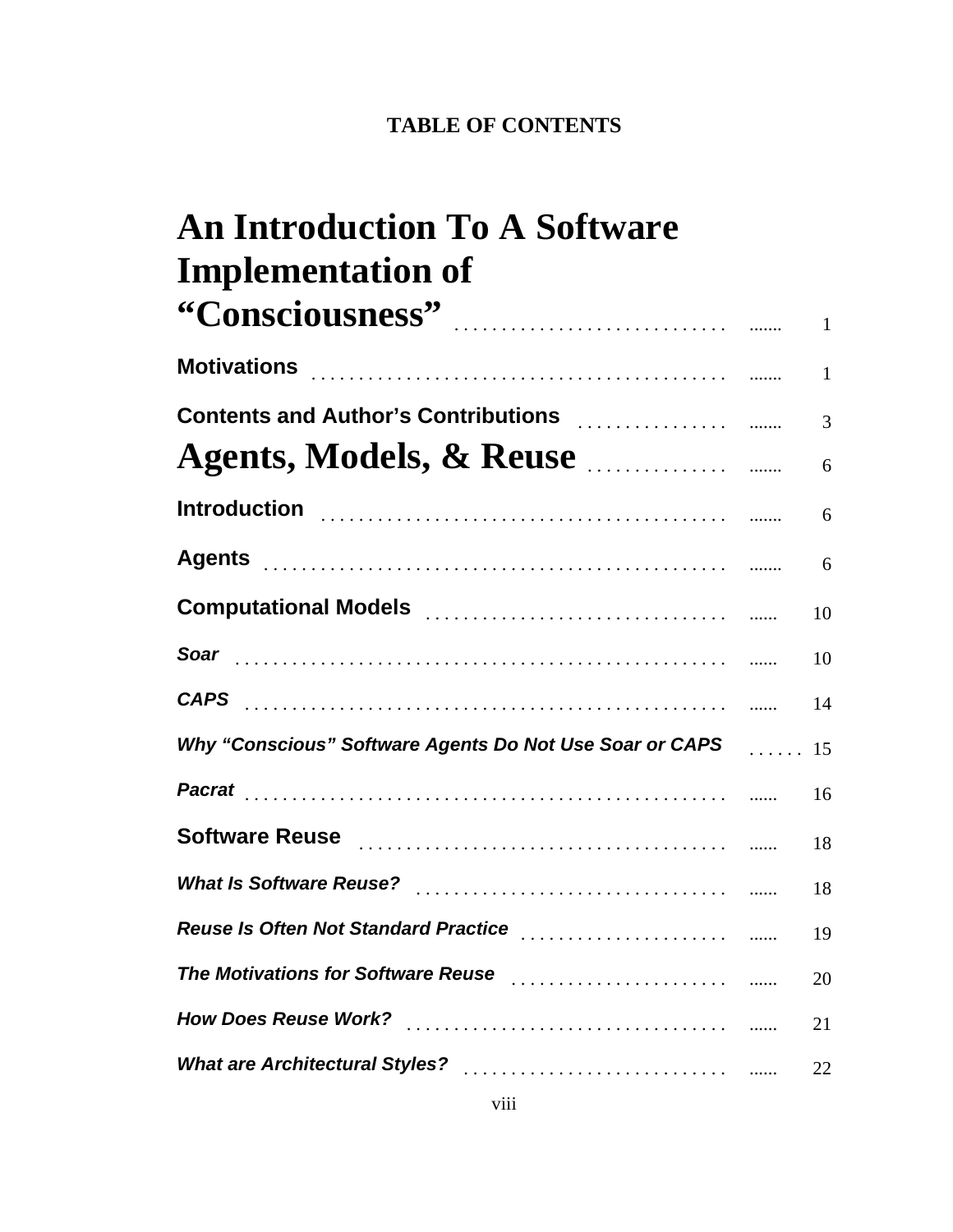**TABLE OF CONTENTS**

**An Introduction To A Software Implementation of "Consciousness"** ....... 1

**Motivations** ....... 1

**Contents and Author's Contributions** ....... 3

**Agents, Models, & Reuse** ....... 6

**Introduction** ....... 6

**Agents** ....... 6

**Computational Models** ...... 10

***Soar*** ...... 10

***CAPS*** ...... 14

***Why "Conscious" Software Agents Do Not Use Soar or CAPS*** ...... 15

***Pacrat*** ...... 16

**Software Reuse** ...... 18

***What Is Software Reuse?*** ...... 18

***Reuse Is Often Not Standard Practice*** ...... 19

***The Motivations for Software Reuse*** ...... 20

***How Does Reuse Work?*** ...... 21

***What are Architectural Styles?*** ...... 22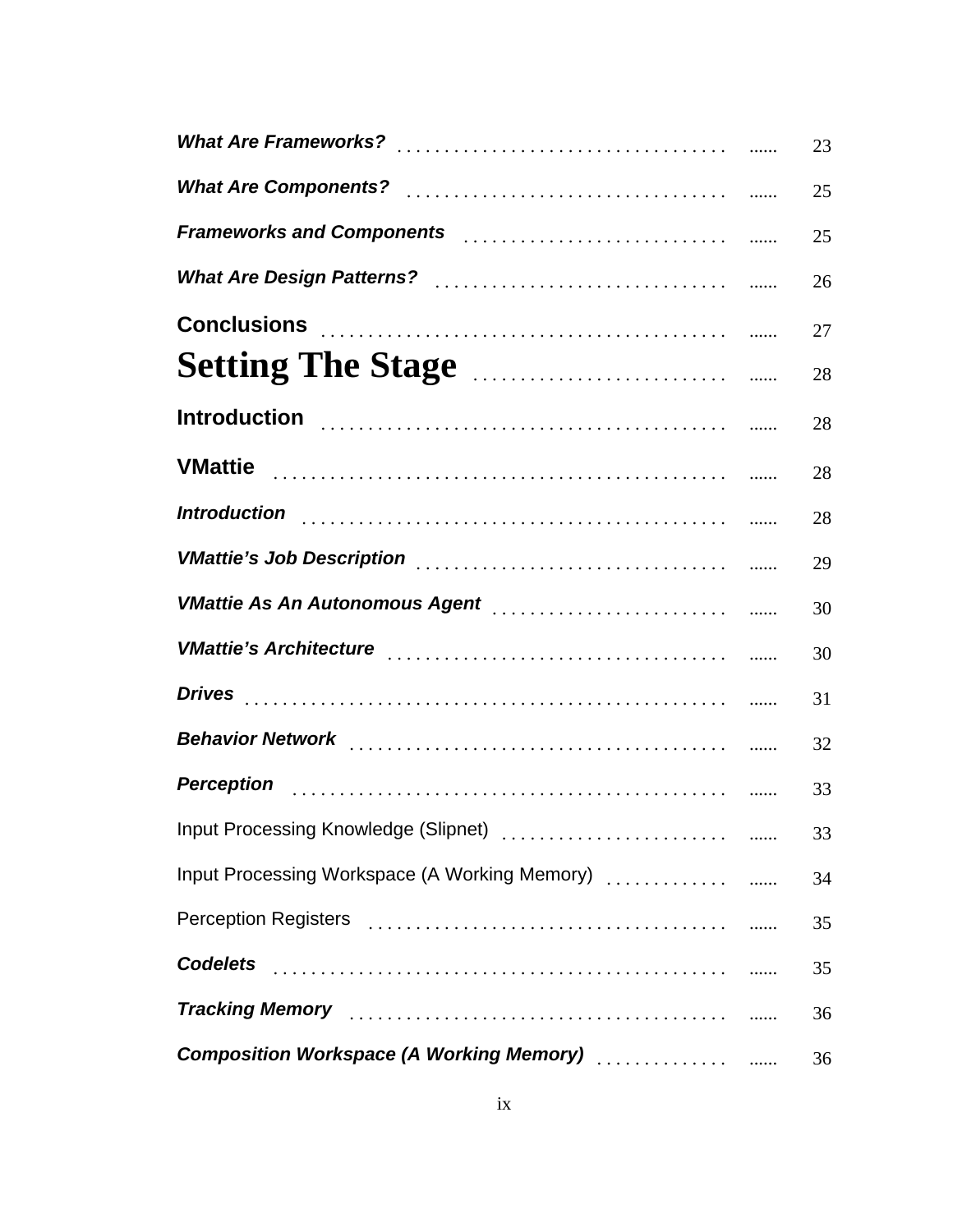*What Are Frameworks?* ...... 23

*What Are Components?* ...... 25

*Frameworks and Components* ...... 25

*What Are Design Patterns?* ...... 26

**Conclusions** ...... 27

**Setting The Stage** ...... 28

**Introduction** ...... 28

**VMattie** ...... 28

*Introduction* ...... 28

*VMattie's Job Description* ...... 29

*VMattie As An Autonomous Agent* ...... 30

*VMattie's Architecture* ...... 30

*Drives* ...... 31

*Behavior Network* ...... 32

*Perception* ...... 33

Input Processing Knowledge (Slipnet) ...... 33

Input Processing Workspace (A Working Memory) ...... 34

Perception Registers ...... 35

*Codelets* ...... 35

*Tracking Memory* ...... 36

*Composition Workspace (A Working Memory)* ...... 36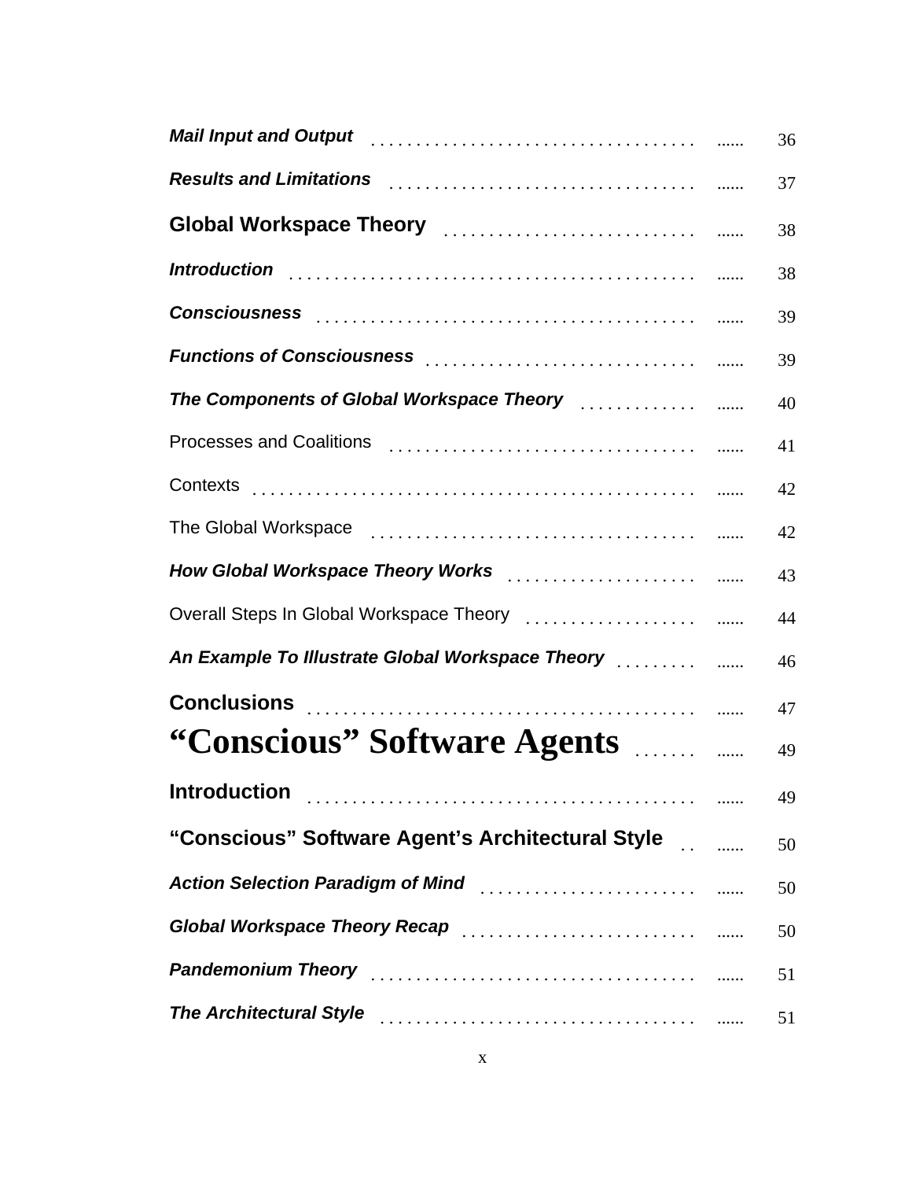*Mail Input and Output* ...... 36

*Results and Limitations* ...... 37

**Global Workspace Theory** ...... 38

*Introduction* ...... 38

*Consciousness* ...... 39

*Functions of Consciousness* ...... 39

*The Components of Global Workspace Theory* ...... 40

Processes and Coalitions ...... 41

Contexts ...... 42

The Global Workspace ...... 42

*How Global Workspace Theory Works* ...... 43

Overall Steps In Global Workspace Theory ...... 44

*An Example To Illustrate Global Workspace Theory* ...... 46

**Conclusions** ...... 47

**“Conscious” Software Agents** ...... 49

**Introduction** ...... 49

**“Conscious” Software Agent’s Architectural Style** ...... 50

*Action Selection Paradigm of Mind* ...... 50

*Global Workspace Theory Recap* ...... 50

*Pandemonium Theory* ...... 51

*The Architectural Style* ...... 51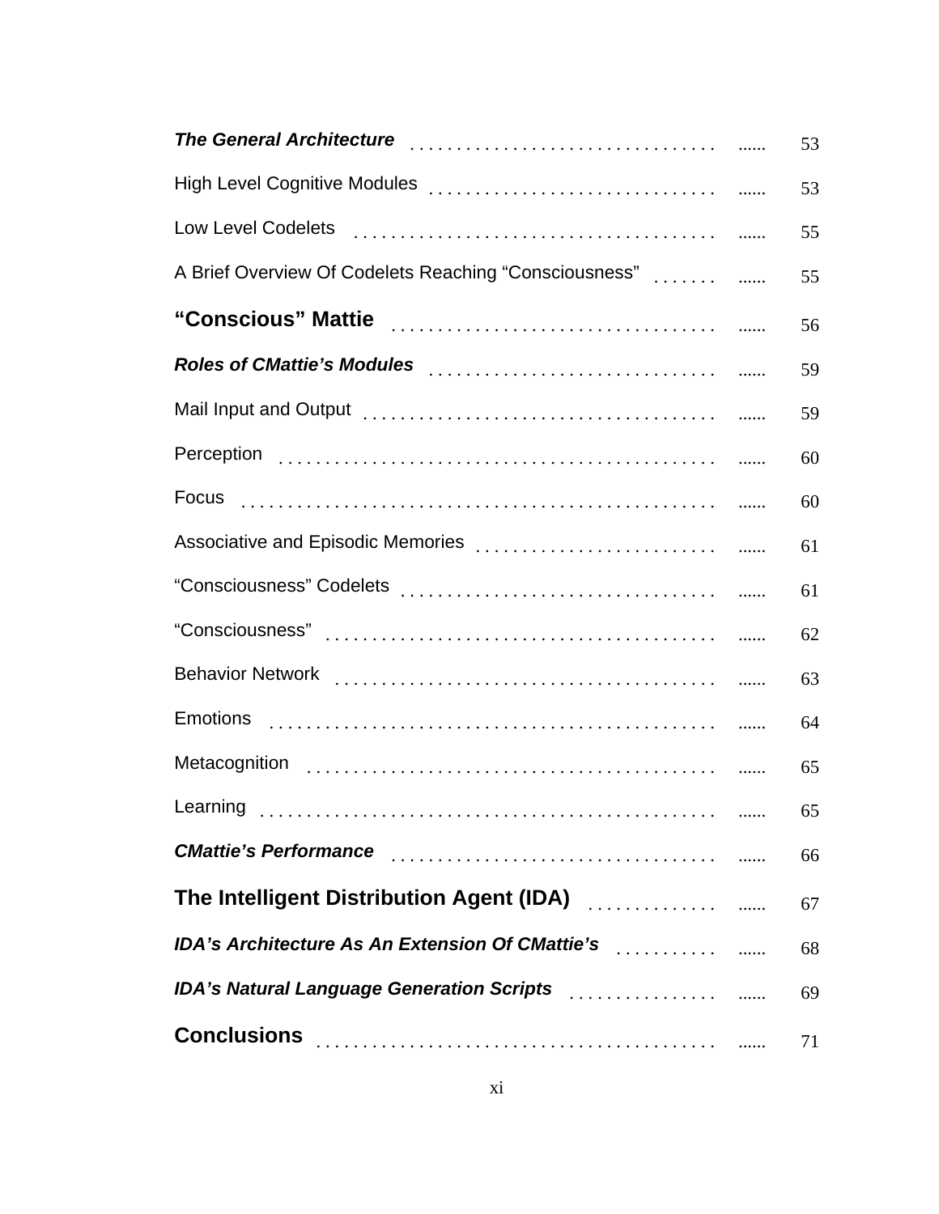*__The General Architecture__* ...... 53

High Level Cognitive Modules ...... 53

Low Level Codelets ...... 55

A Brief Overview Of Codelets Reaching “Consciousness” ...... 55

**“Conscious” Mattie** ...... 56

*__Roles of CMattie’s Modules__* ...... 59

Mail Input and Output ...... 59

Perception ...... 60

Focus ...... 60

Associative and Episodic Memories ...... 61

“Consciousness” Codelets ...... 61

“Consciousness” ...... 62

Behavior Network ...... 63

Emotions ...... 64

Metacognition ...... 65

Learning ...... 65

*__CMattie’s Performance__* ...... 66

**The Intelligent Distribution Agent (IDA)** ...... 67

*__IDA’s Architecture As An Extension Of CMattie’s__* ...... 68

*__IDA’s Natural Language Generation Scripts__* ...... 69

**Conclusions** ...... 71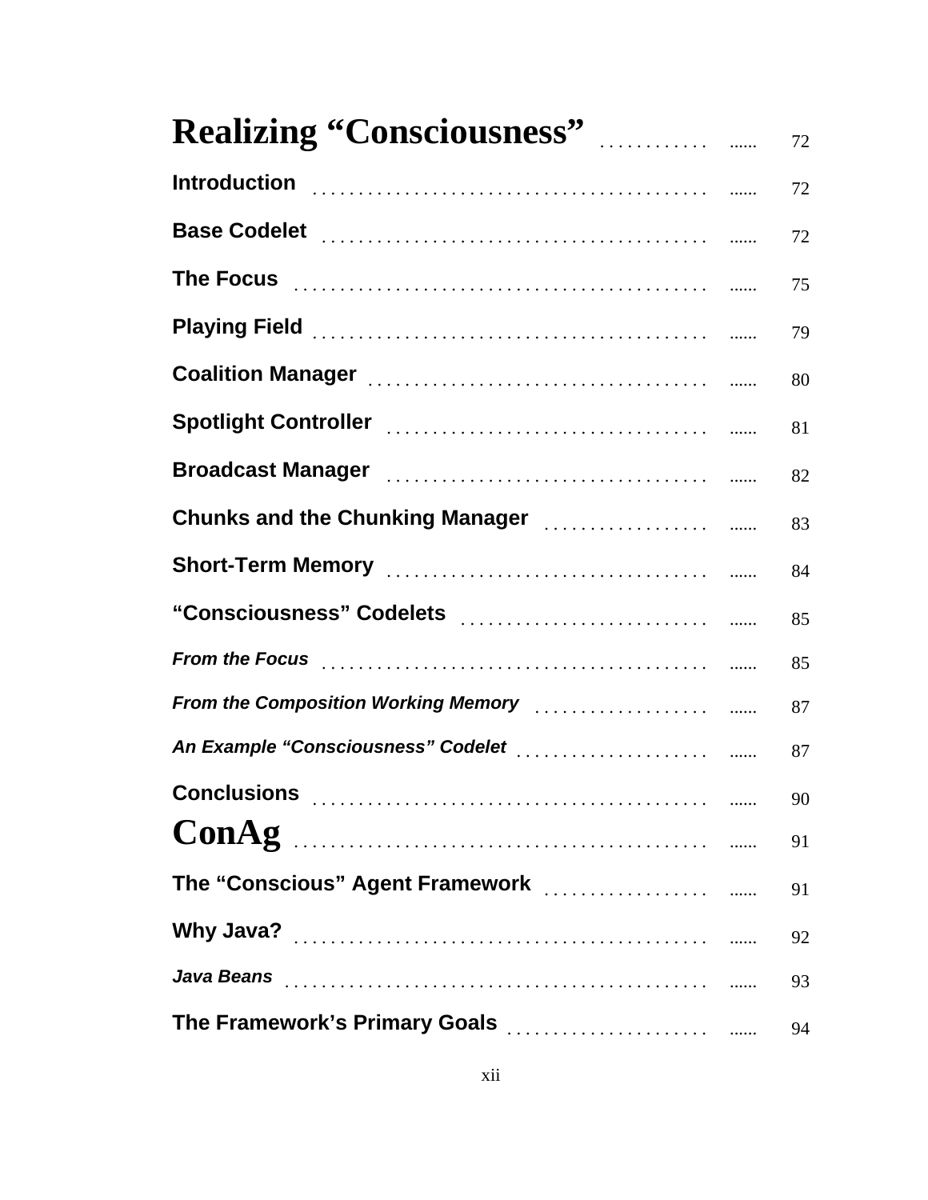**Realizing “Consciousness”** ...... 72

**Introduction** ...... 72

**Base Codelet** ...... 72

**The Focus** ...... 75

**Playing Field** ...... 79

**Coalition Manager** ...... 80

**Spotlight Controller** ...... 81

**Broadcast Manager** ...... 82

**Chunks and the Chunking Manager** ...... 83

**Short-Term Memory** ...... 84

**“Consciousness” Codelets** ...... 85

***From the Focus*** ...... 85

***From the Composition Working Memory*** ...... 87

***An Example “Consciousness” Codelet*** ...... 87

**Conclusions** ...... 90

**ConAg** ...... 91

**The “Conscious” Agent Framework** ...... 91

**Why Java?** ...... 92

***Java Beans*** ...... 93

**The Framework’s Primary Goals** ...... 94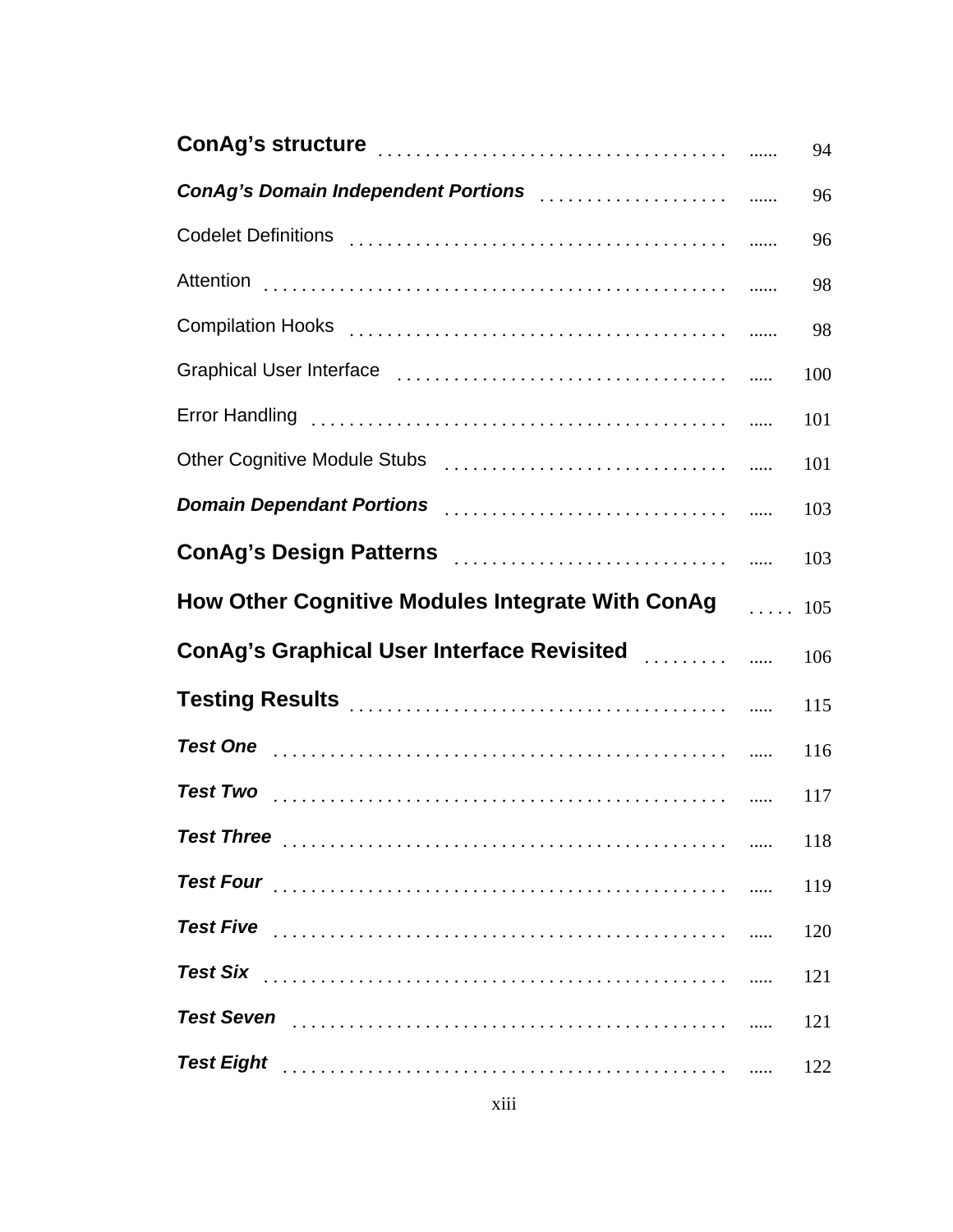**ConAg's structure** ...... 94

***ConAg's Domain Independent Portions*** ...... 96

Codelet Definitions ...... 96

Attention ...... 98

Compilation Hooks ...... 98

Graphical User Interface ..... 100

Error Handling ..... 101

Other Cognitive Module Stubs ..... 101

***Domain Dependant Portions*** ..... 103

**ConAg's Design Patterns** ..... 103

**How Other Cognitive Modules Integrate With ConAg** ..... 105

**ConAg's Graphical User Interface Revisited** ..... 106

**Testing Results** ..... 115

***Test One*** ..... 116

***Test Two*** ..... 117

***Test Three*** ..... 118

***Test Four*** ..... 119

***Test Five*** ..... 120

***Test Six*** ..... 121

***Test Seven*** ..... 121

***Test Eight*** ..... 122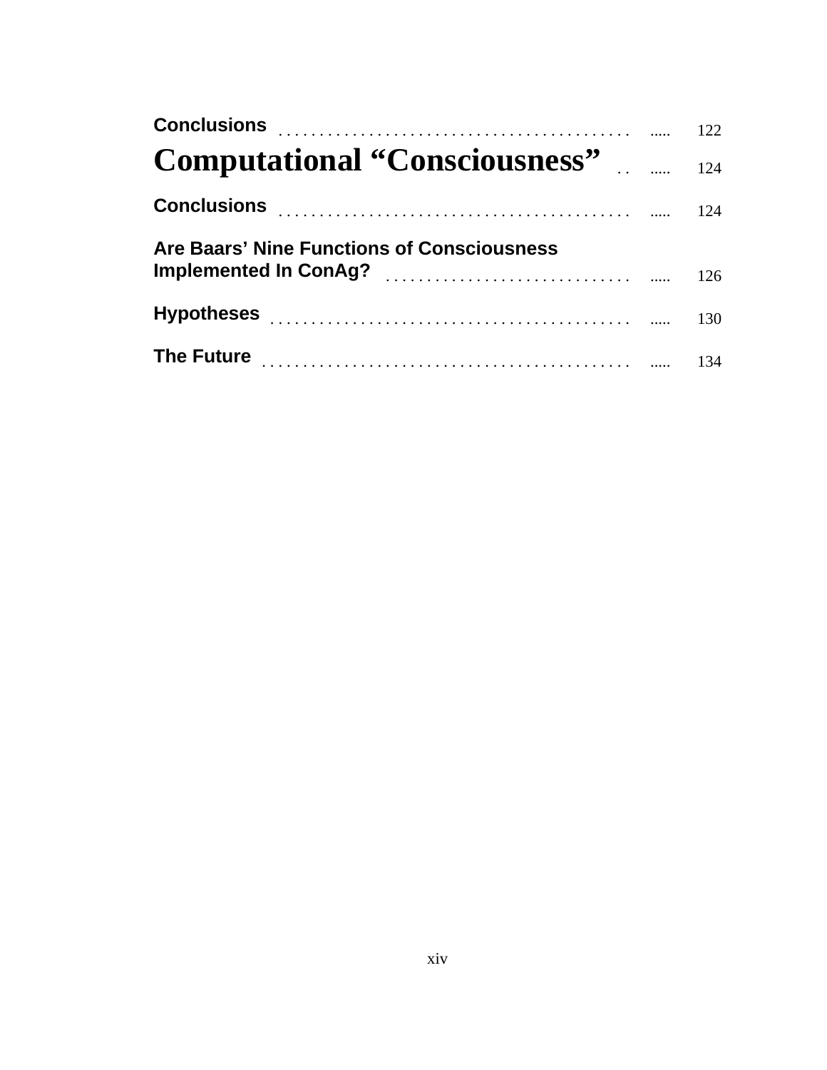| | |
|---|---|
| **Conclusions** | 122 |
| **Computational “Consciousness”** | 124 |
| **Conclusions** | 124 |
| **Are Baars’ Nine Functions of Consciousness Implemented In ConAg?** | 126 |
| **Hypotheses** | 130 |
| **The Future** | 134 |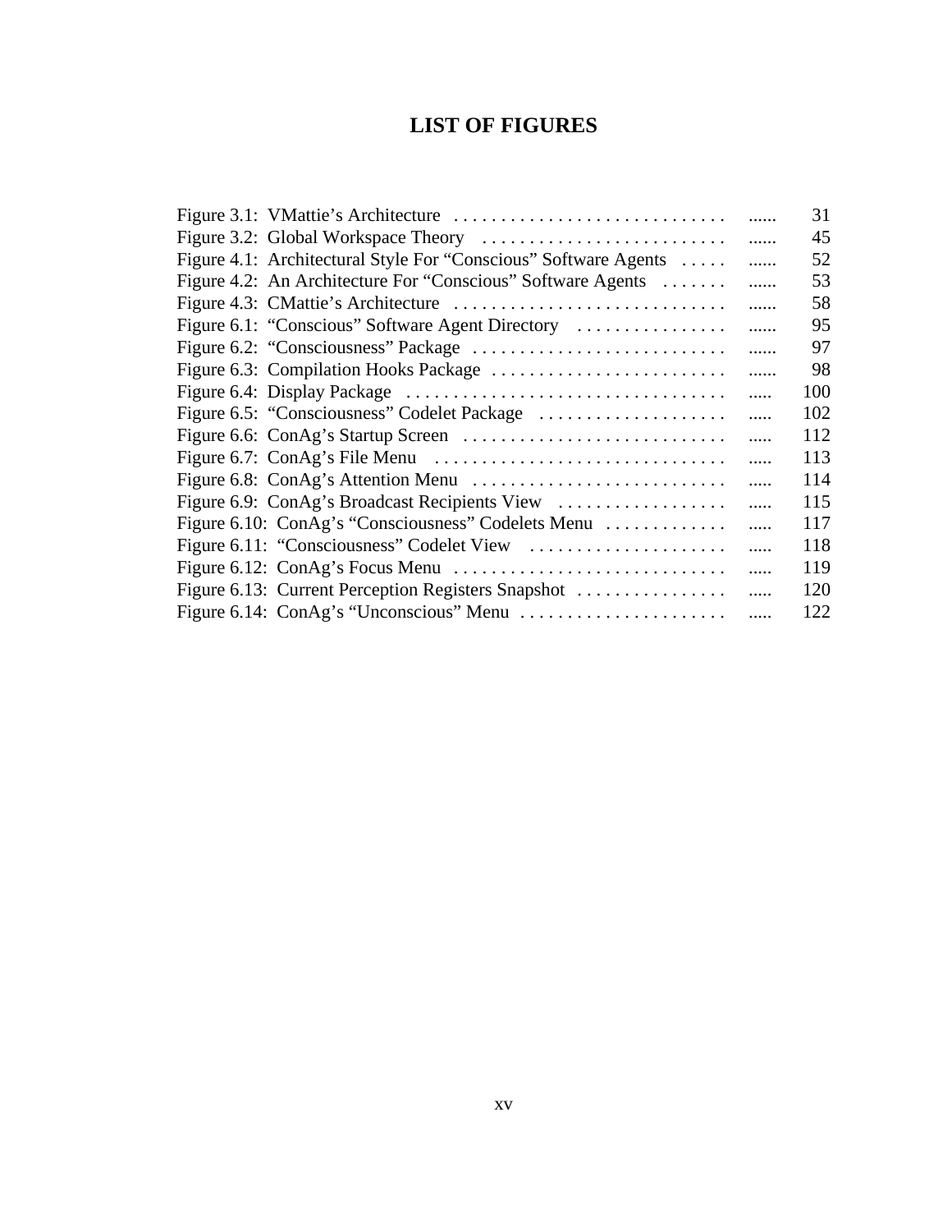# LIST OF FIGURES

| | |
|---|---|
| Figure 3.1: VMattie's Architecture | 31 |
| Figure 3.2: Global Workspace Theory | 45 |
| Figure 4.1: Architectural Style For "Conscious" Software Agents | 52 |
| Figure 4.2: An Architecture For "Conscious" Software Agents | 53 |
| Figure 4.3: CMattie's Architecture | 58 |
| Figure 6.1: "Conscious" Software Agent Directory | 95 |
| Figure 6.2: "Consciousness" Package | 97 |
| Figure 6.3: Compilation Hooks Package | 98 |
| Figure 6.4: Display Package | 100 |
| Figure 6.5: "Consciousness" Codelet Package | 102 |
| Figure 6.6: ConAg's Startup Screen | 112 |
| Figure 6.7: ConAg's File Menu | 113 |
| Figure 6.8: ConAg's Attention Menu | 114 |
| Figure 6.9: ConAg's Broadcast Recipients View | 115 |
| Figure 6.10: ConAg's "Consciousness" Codelets Menu | 117 |
| Figure 6.11: "Consciousness" Codelet View | 118 |
| Figure 6.12: ConAg's Focus Menu | 119 |
| Figure 6.13: Current Perception Registers Snapshot | 120 |
| Figure 6.14: ConAg's "Unconscious" Menu | 122 |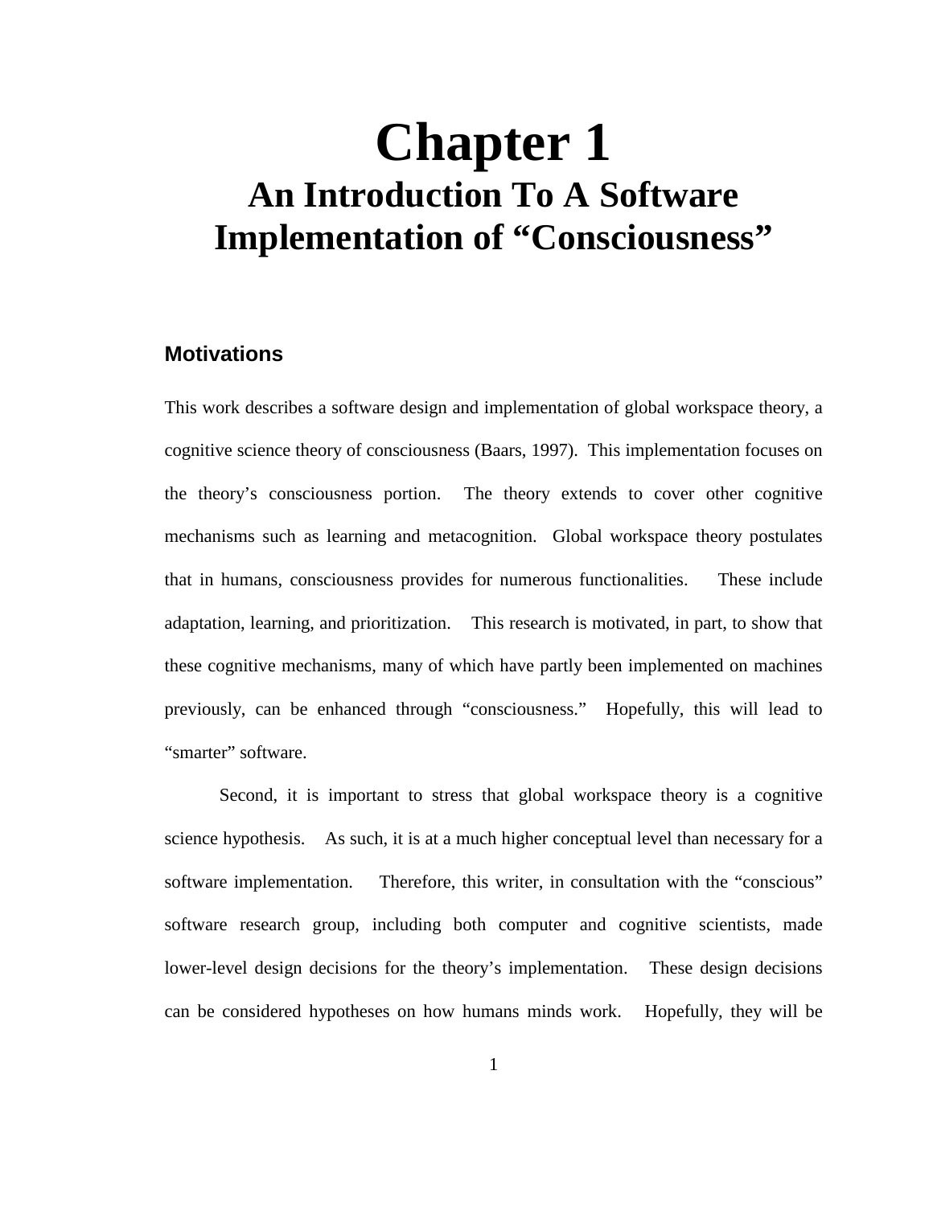# Chapter 1

## An Introduction To A Software Implementation of "Consciousness"

### Motivations

This work describes a software design and implementation of global workspace theory, a cognitive science theory of consciousness (Baars, 1997). This implementation focuses on the theory's consciousness portion. The theory extends to cover other cognitive mechanisms such as learning and metacognition. Global workspace theory postulates that in humans, consciousness provides for numerous functionalities. These include adaptation, learning, and prioritization. This research is motivated, in part, to show that these cognitive mechanisms, many of which have partly been implemented on machines previously, can be enhanced through "consciousness." Hopefully, this will lead to "smarter" software.

Second, it is important to stress that global workspace theory is a cognitive science hypothesis. As such, it is at a much higher conceptual level than necessary for a software implementation. Therefore, this writer, in consultation with the "conscious" software research group, including both computer and cognitive scientists, made lower-level design decisions for the theory's implementation. These design decisions can be considered hypotheses on how humans minds work. Hopefully, they will be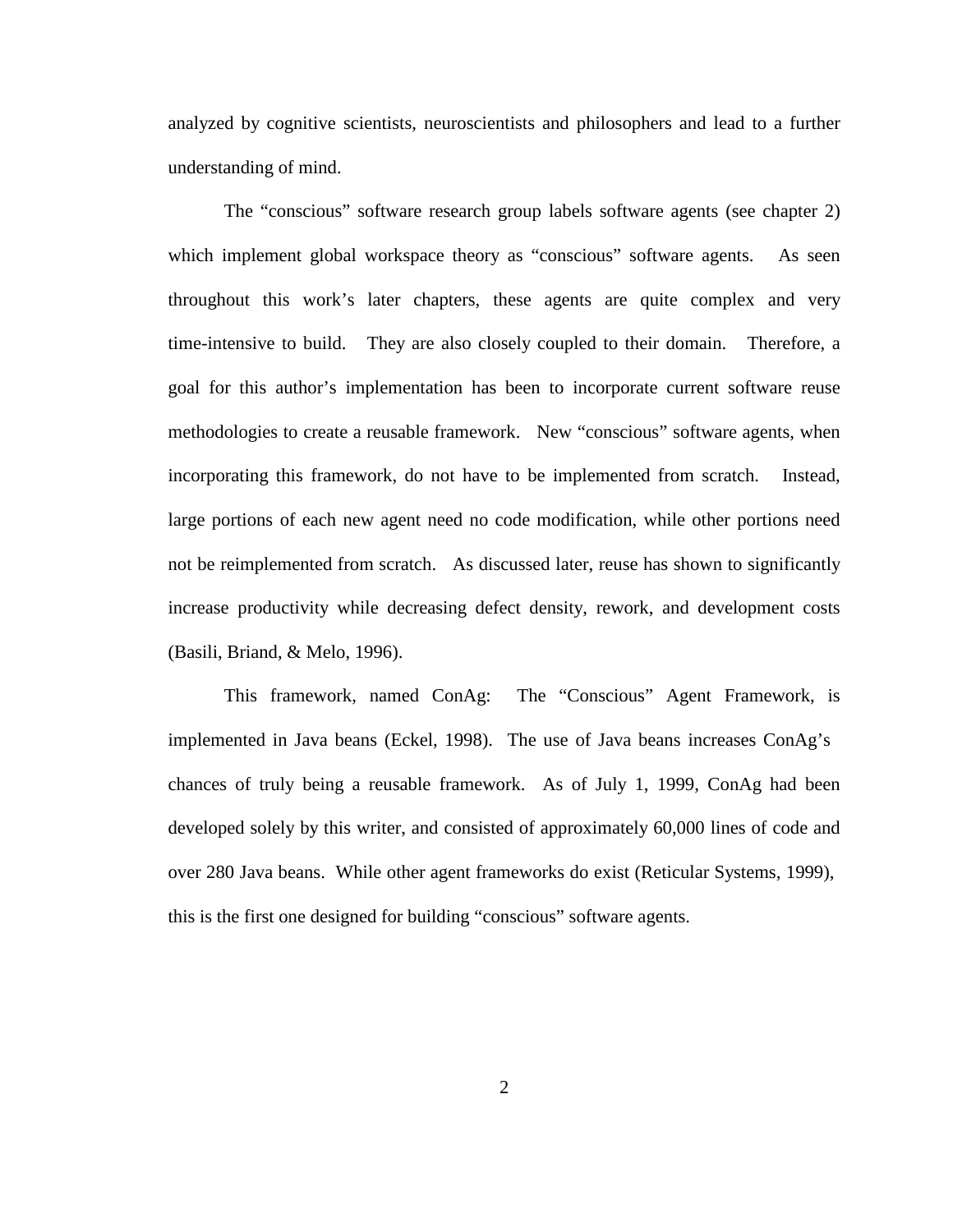analyzed by cognitive scientists, neuroscientists and philosophers and lead to a further understanding of mind.

The "conscious" software research group labels software agents (see chapter 2) which implement global workspace theory as "conscious" software agents. As seen throughout this work's later chapters, these agents are quite complex and very time-intensive to build. They are also closely coupled to their domain. Therefore, a goal for this author's implementation has been to incorporate current software reuse methodologies to create a reusable framework. New "conscious" software agents, when incorporating this framework, do not have to be implemented from scratch. Instead, large portions of each new agent need no code modification, while other portions need not be reimplemented from scratch. As discussed later, reuse has shown to significantly increase productivity while decreasing defect density, rework, and development costs (Basili, Briand, & Melo, 1996).

This framework, named ConAg: The "Conscious" Agent Framework, is implemented in Java beans (Eckel, 1998). The use of Java beans increases ConAg's chances of truly being a reusable framework. As of July 1, 1999, ConAg had been developed solely by this writer, and consisted of approximately 60,000 lines of code and over 280 Java beans. While other agent frameworks do exist (Reticular Systems, 1999), this is the first one designed for building "conscious" software agents.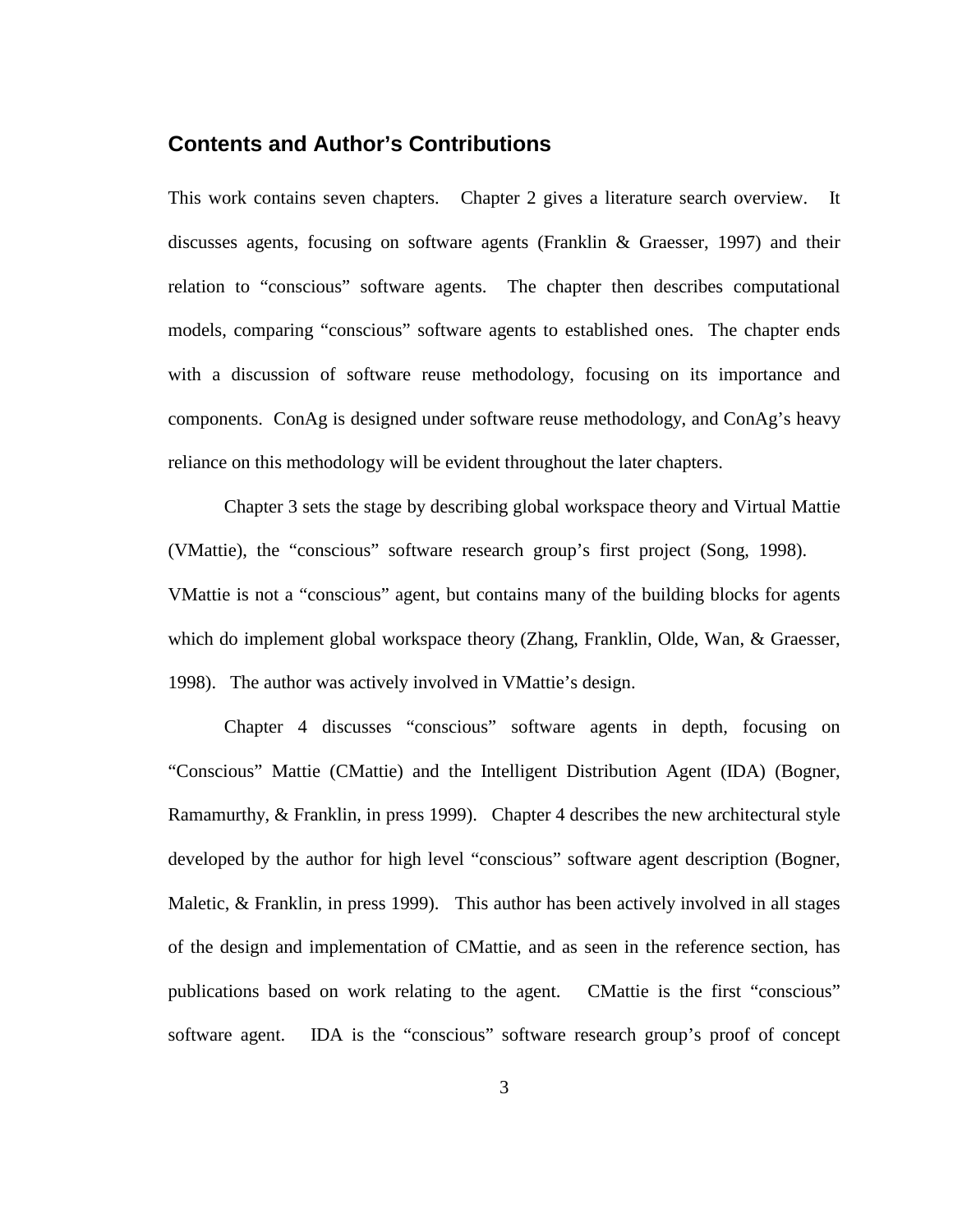## Contents and Author's Contributions

This work contains seven chapters. Chapter 2 gives a literature search overview. It discusses agents, focusing on software agents (Franklin & Graesser, 1997) and their relation to "conscious" software agents. The chapter then describes computational models, comparing "conscious" software agents to established ones. The chapter ends with a discussion of software reuse methodology, focusing on its importance and components. ConAg is designed under software reuse methodology, and ConAg's heavy reliance on this methodology will be evident throughout the later chapters.

Chapter 3 sets the stage by describing global workspace theory and Virtual Mattie (VMattie), the "conscious" software research group's first project (Song, 1998). VMattie is not a "conscious" agent, but contains many of the building blocks for agents which do implement global workspace theory (Zhang, Franklin, Olde, Wan, & Graesser, 1998). The author was actively involved in VMattie's design.

Chapter 4 discusses "conscious" software agents in depth, focusing on "Conscious" Mattie (CMattie) and the Intelligent Distribution Agent (IDA) (Bogner, Ramamurthy, & Franklin, in press 1999). Chapter 4 describes the new architectural style developed by the author for high level "conscious" software agent description (Bogner, Maletic, & Franklin, in press 1999). This author has been actively involved in all stages of the design and implementation of CMattie, and as seen in the reference section, has publications based on work relating to the agent. CMattie is the first "conscious" software agent. IDA is the "conscious" software research group's proof of concept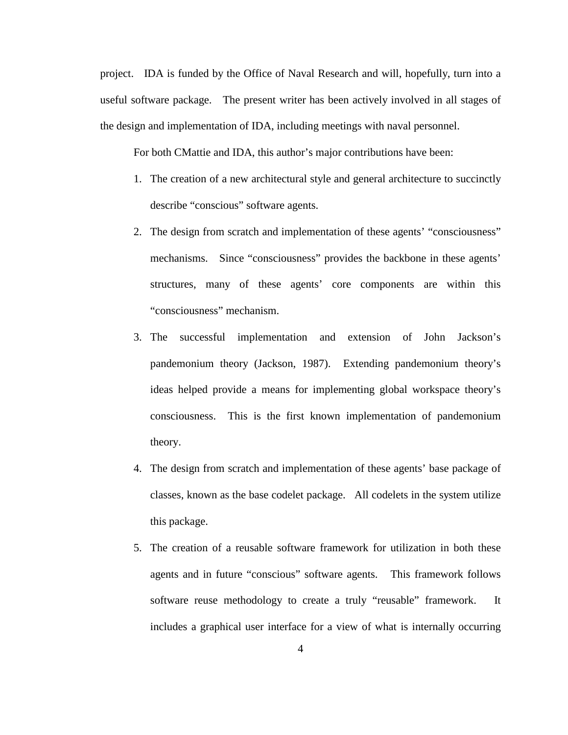project. IDA is funded by the Office of Naval Research and will, hopefully, turn into a useful software package. The present writer has been actively involved in all stages of the design and implementation of IDA, including meetings with naval personnel.

For both CMattie and IDA, this author's major contributions have been:

1. The creation of a new architectural style and general architecture to succinctly describe "conscious" software agents.
2. The design from scratch and implementation of these agents' "consciousness" mechanisms. Since "consciousness" provides the backbone in these agents' structures, many of these agents' core components are within this "consciousness" mechanism.
3. The successful implementation and extension of John Jackson's pandemonium theory (Jackson, 1987). Extending pandemonium theory's ideas helped provide a means for implementing global workspace theory's consciousness. This is the first known implementation of pandemonium theory.
4. The design from scratch and implementation of these agents' base package of classes, known as the base codelet package. All codelets in the system utilize this package.
5. The creation of a reusable software framework for utilization in both these agents and in future "conscious" software agents. This framework follows software reuse methodology to create a truly "reusable" framework. It includes a graphical user interface for a view of what is internally occurring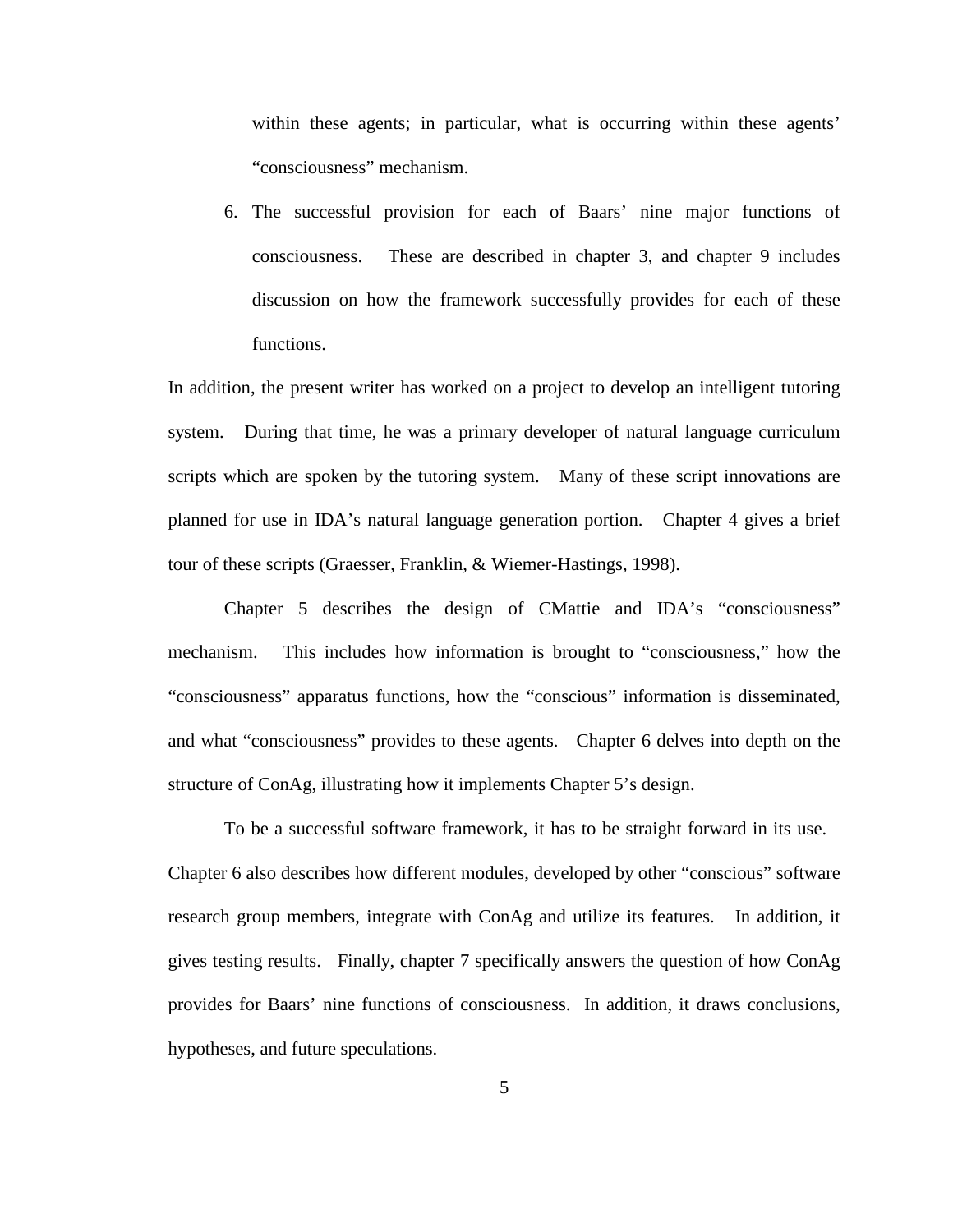within these agents; in particular, what is occurring within these agents' "consciousness" mechanism.

6. The successful provision for each of Baars' nine major functions of consciousness. These are described in chapter 3, and chapter 9 includes discussion on how the framework successfully provides for each of these functions.

In addition, the present writer has worked on a project to develop an intelligent tutoring system. During that time, he was a primary developer of natural language curriculum scripts which are spoken by the tutoring system. Many of these script innovations are planned for use in IDA's natural language generation portion. Chapter 4 gives a brief tour of these scripts (Graesser, Franklin, & Wiemer-Hastings, 1998).

Chapter 5 describes the design of CMattie and IDA's "consciousness" mechanism. This includes how information is brought to "consciousness," how the "consciousness" apparatus functions, how the "conscious" information is disseminated, and what "consciousness" provides to these agents. Chapter 6 delves into depth on the structure of ConAg, illustrating how it implements Chapter 5's design.

To be a successful software framework, it has to be straight forward in its use. Chapter 6 also describes how different modules, developed by other "conscious" software research group members, integrate with ConAg and utilize its features. In addition, it gives testing results. Finally, chapter 7 specifically answers the question of how ConAg provides for Baars' nine functions of consciousness. In addition, it draws conclusions, hypotheses, and future speculations.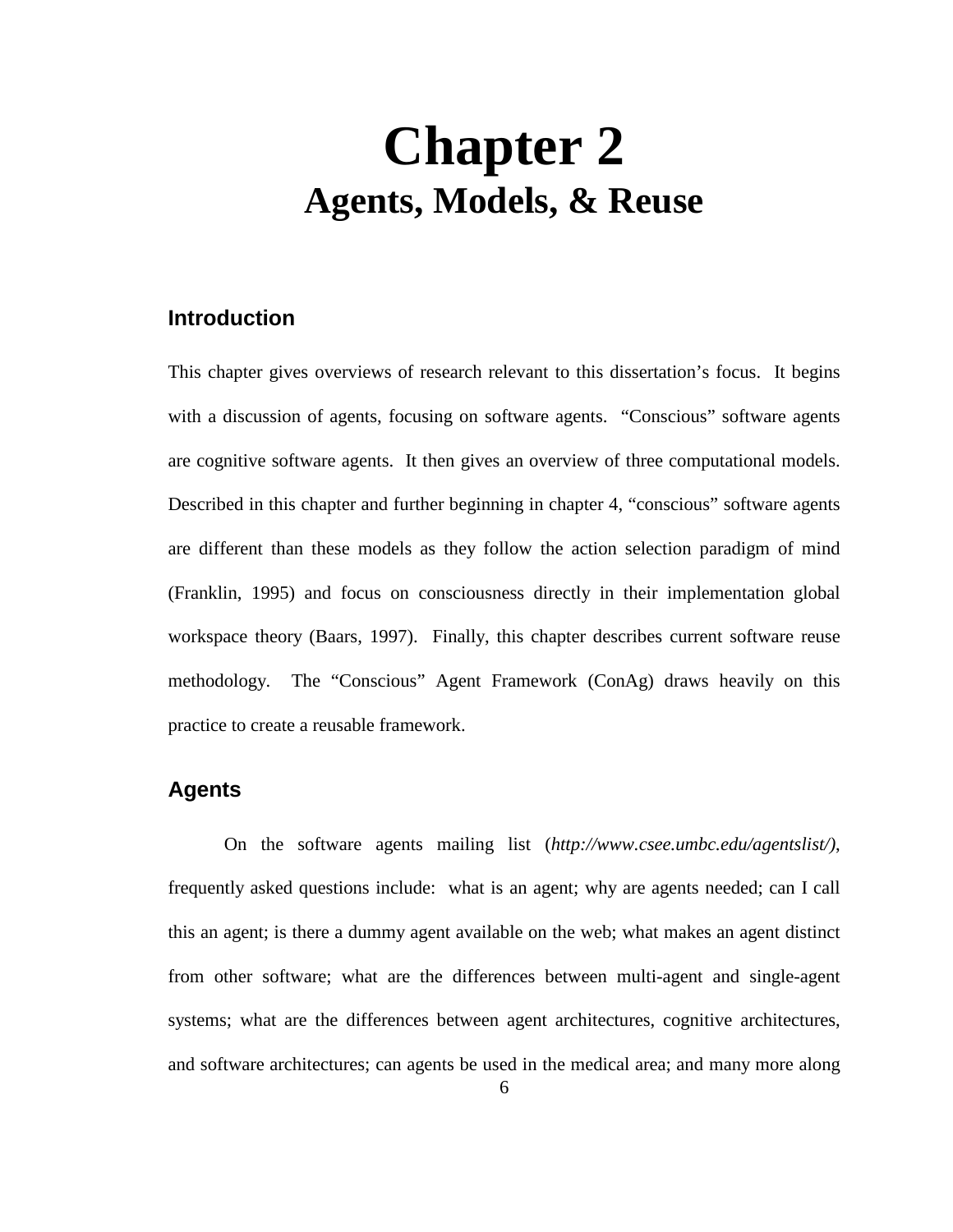# Chapter 2
## Agents, Models, & Reuse

### Introduction

This chapter gives overviews of research relevant to this dissertation's focus. It begins with a discussion of agents, focusing on software agents. "Conscious" software agents are cognitive software agents. It then gives an overview of three computational models. Described in this chapter and further beginning in chapter 4, "conscious" software agents are different than these models as they follow the action selection paradigm of mind (Franklin, 1995) and focus on consciousness directly in their implementation global workspace theory (Baars, 1997). Finally, this chapter describes current software reuse methodology. The "Conscious" Agent Framework (ConAg) draws heavily on this practice to create a reusable framework.

### Agents

On the software agents mailing list (*http://www.csee.umbc.edu/agentslist/)*, frequently asked questions include: what is an agent; why are agents needed; can I call this an agent; is there a dummy agent available on the web; what makes an agent distinct from other software; what are the differences between multi-agent and single-agent systems; what are the differences between agent architectures, cognitive architectures, and software architectures; can agents be used in the medical area; and many more along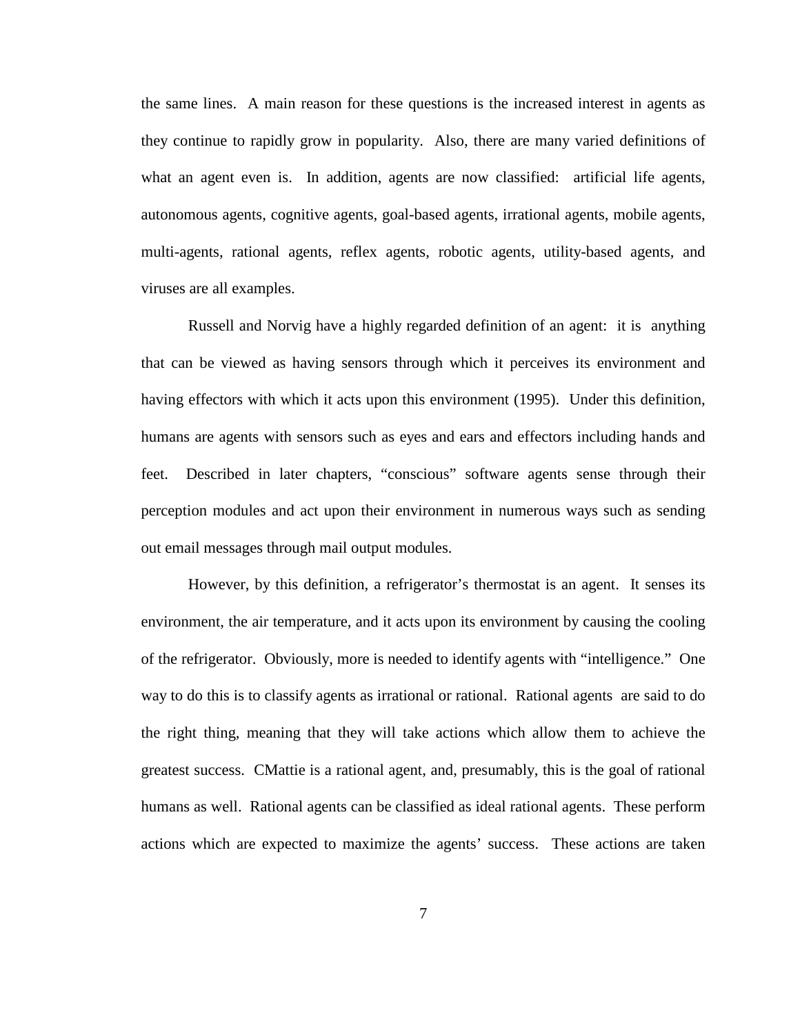the same lines. A main reason for these questions is the increased interest in agents as they continue to rapidly grow in popularity. Also, there are many varied definitions of what an agent even is. In addition, agents are now classified: artificial life agents, autonomous agents, cognitive agents, goal-based agents, irrational agents, mobile agents, multi-agents, rational agents, reflex agents, robotic agents, utility-based agents, and viruses are all examples.

Russell and Norvig have a highly regarded definition of an agent: it is anything that can be viewed as having sensors through which it perceives its environment and having effectors with which it acts upon this environment (1995). Under this definition, humans are agents with sensors such as eyes and ears and effectors including hands and feet. Described in later chapters, "conscious" software agents sense through their perception modules and act upon their environment in numerous ways such as sending out email messages through mail output modules.

However, by this definition, a refrigerator's thermostat is an agent. It senses its environment, the air temperature, and it acts upon its environment by causing the cooling of the refrigerator. Obviously, more is needed to identify agents with "intelligence." One way to do this is to classify agents as irrational or rational. Rational agents are said to do the right thing, meaning that they will take actions which allow them to achieve the greatest success. CMattie is a rational agent, and, presumably, this is the goal of rational humans as well. Rational agents can be classified as ideal rational agents. These perform actions which are expected to maximize the agents' success. These actions are taken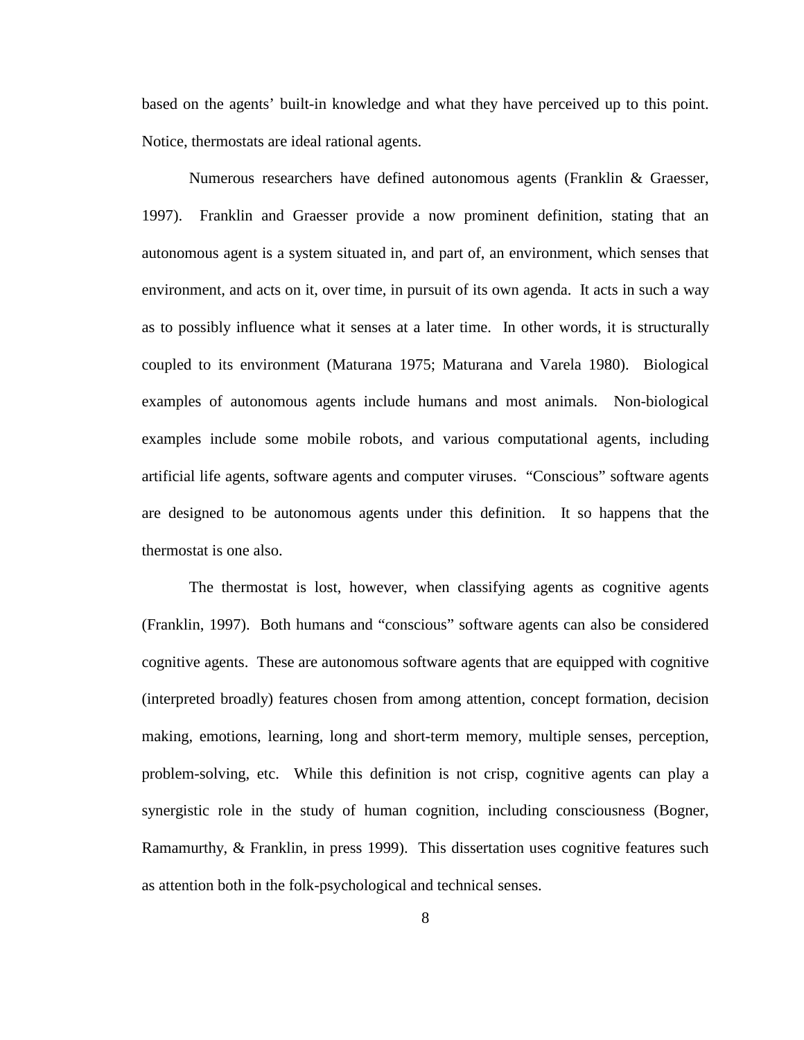based on the agents' built-in knowledge and what they have perceived up to this point. Notice, thermostats are ideal rational agents.

Numerous researchers have defined autonomous agents (Franklin & Graesser, 1997). Franklin and Graesser provide a now prominent definition, stating that an autonomous agent is a system situated in, and part of, an environment, which senses that environment, and acts on it, over time, in pursuit of its own agenda. It acts in such a way as to possibly influence what it senses at a later time. In other words, it is structurally coupled to its environment (Maturana 1975; Maturana and Varela 1980). Biological examples of autonomous agents include humans and most animals. Non-biological examples include some mobile robots, and various computational agents, including artificial life agents, software agents and computer viruses. "Conscious" software agents are designed to be autonomous agents under this definition. It so happens that the thermostat is one also.

The thermostat is lost, however, when classifying agents as cognitive agents (Franklin, 1997). Both humans and "conscious" software agents can also be considered cognitive agents. These are autonomous software agents that are equipped with cognitive (interpreted broadly) features chosen from among attention, concept formation, decision making, emotions, learning, long and short-term memory, multiple senses, perception, problem-solving, etc. While this definition is not crisp, cognitive agents can play a synergistic role in the study of human cognition, including consciousness (Bogner, Ramamurthy, & Franklin, in press 1999). This dissertation uses cognitive features such as attention both in the folk-psychological and technical senses.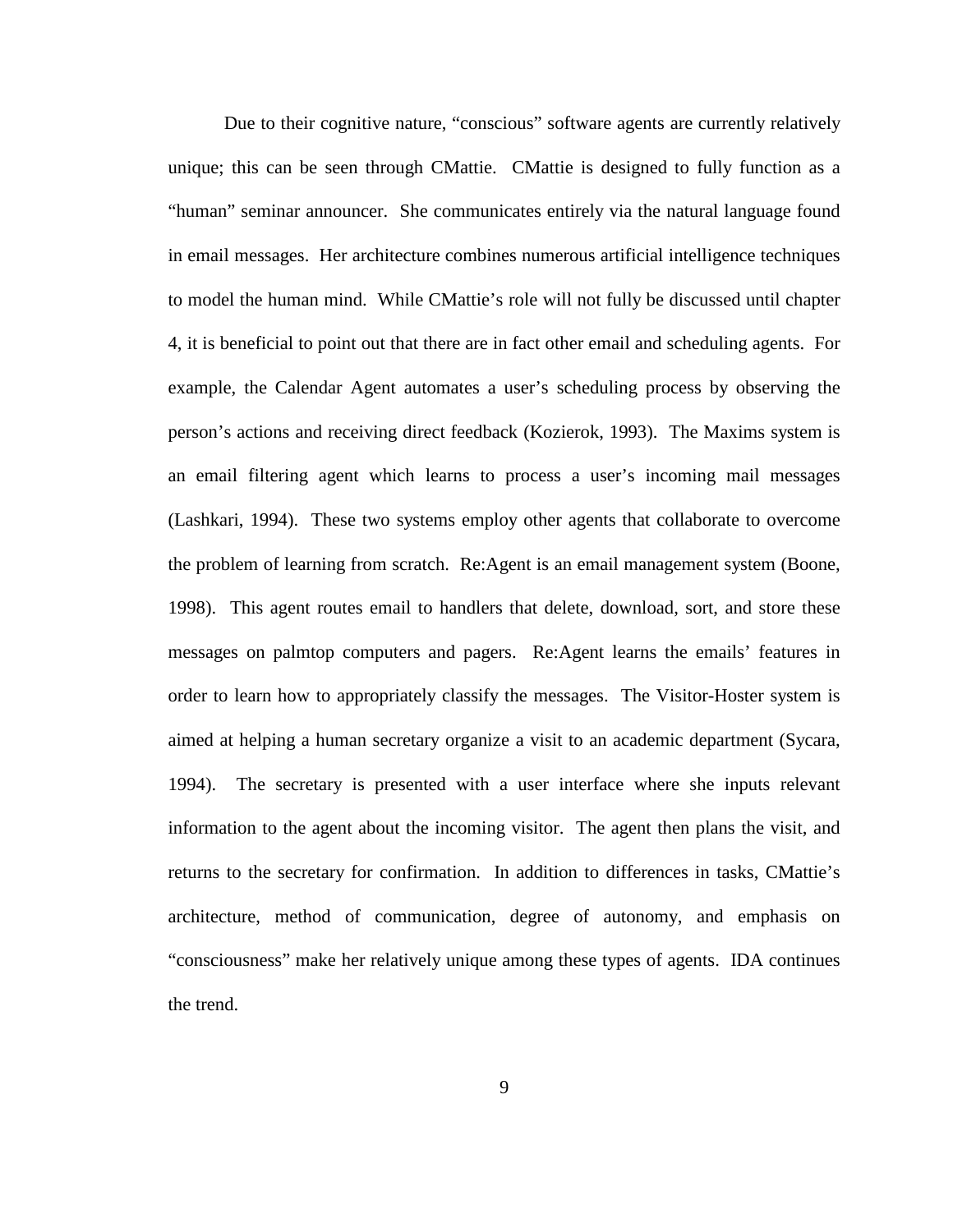Due to their cognitive nature, "conscious" software agents are currently relatively unique; this can be seen through CMattie. CMattie is designed to fully function as a "human" seminar announcer. She communicates entirely via the natural language found in email messages. Her architecture combines numerous artificial intelligence techniques to model the human mind. While CMattie's role will not fully be discussed until chapter 4, it is beneficial to point out that there are in fact other email and scheduling agents. For example, the Calendar Agent automates a user's scheduling process by observing the person's actions and receiving direct feedback (Kozierok, 1993). The Maxims system is an email filtering agent which learns to process a user's incoming mail messages (Lashkari, 1994). These two systems employ other agents that collaborate to overcome the problem of learning from scratch. Re:Agent is an email management system (Boone, 1998). This agent routes email to handlers that delete, download, sort, and store these messages on palmtop computers and pagers. Re:Agent learns the emails' features in order to learn how to appropriately classify the messages. The Visitor-Hoster system is aimed at helping a human secretary organize a visit to an academic department (Sycara, 1994). The secretary is presented with a user interface where she inputs relevant information to the agent about the incoming visitor. The agent then plans the visit, and returns to the secretary for confirmation. In addition to differences in tasks, CMattie's architecture, method of communication, degree of autonomy, and emphasis on "consciousness" make her relatively unique among these types of agents. IDA continues the trend.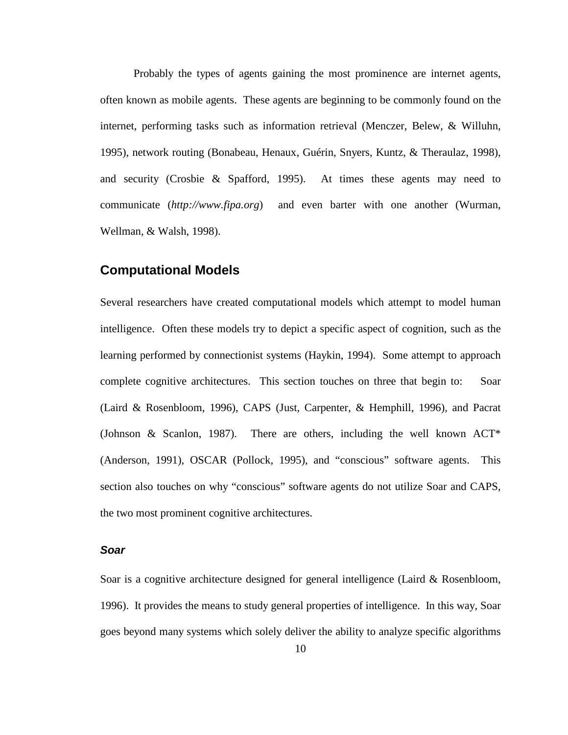Probably the types of agents gaining the most prominence are internet agents, often known as mobile agents. These agents are beginning to be commonly found on the internet, performing tasks such as information retrieval (Menczer, Belew, & Willuhn, 1995), network routing (Bonabeau, Henaux, Guérin, Snyers, Kuntz, & Theraulaz, 1998), and security (Crosbie & Spafford, 1995). At times these agents may need to communicate (*http://www.fipa.org*) and even barter with one another (Wurman, Wellman, & Walsh, 1998).

## Computational Models

Several researchers have created computational models which attempt to model human intelligence. Often these models try to depict a specific aspect of cognition, such as the learning performed by connectionist systems (Haykin, 1994). Some attempt to approach complete cognitive architectures. This section touches on three that begin to: Soar (Laird & Rosenbloom, 1996), CAPS (Just, Carpenter, & Hemphill, 1996), and Pacrat (Johnson & Scanlon, 1987). There are others, including the well known ACT* (Anderson, 1991), OSCAR (Pollock, 1995), and "conscious" software agents. This section also touches on why "conscious" software agents do not utilize Soar and CAPS, the two most prominent cognitive architectures.

### *Soar*

Soar is a cognitive architecture designed for general intelligence (Laird & Rosenbloom, 1996). It provides the means to study general properties of intelligence. In this way, Soar goes beyond many systems which solely deliver the ability to analyze specific algorithms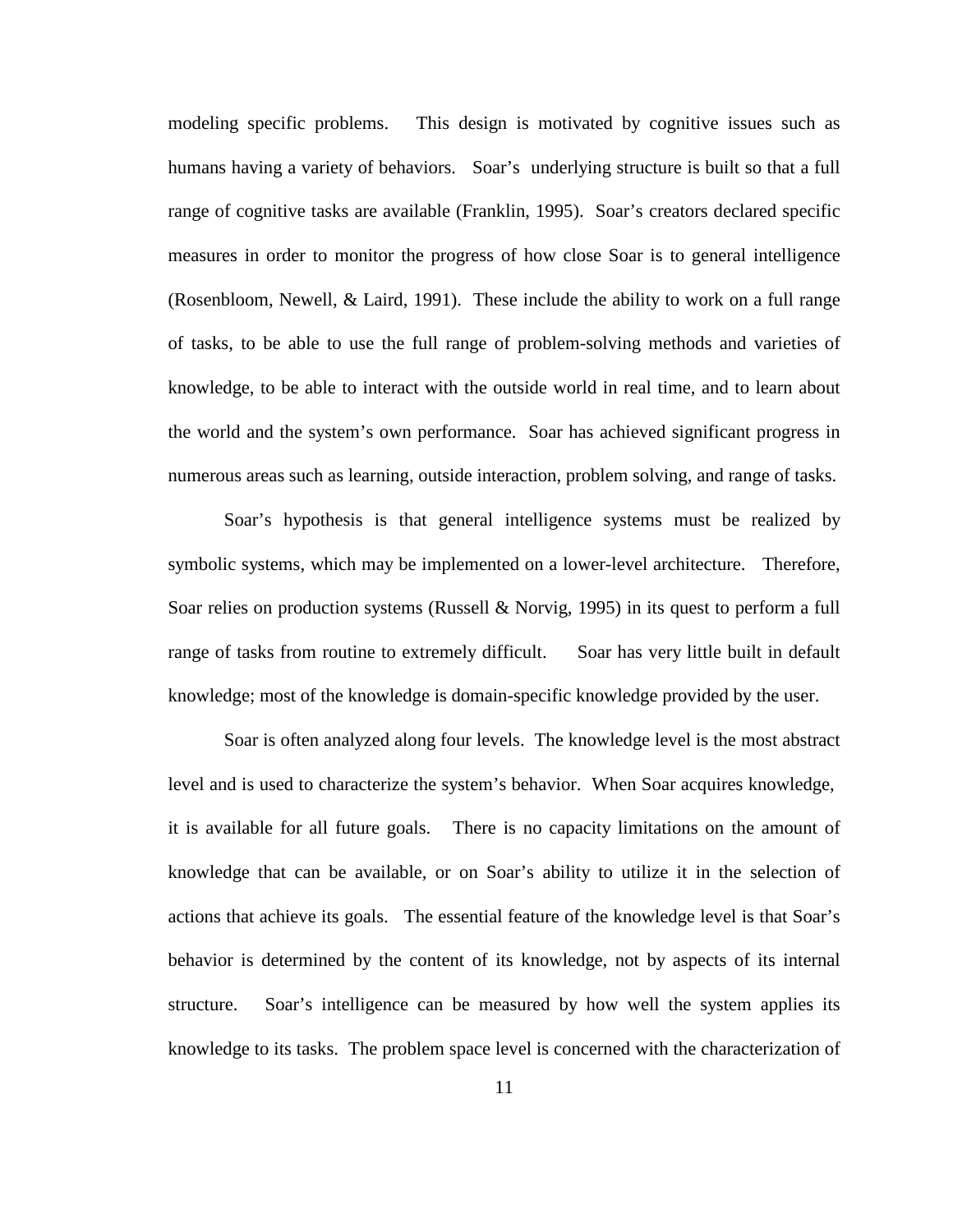modeling specific problems. This design is motivated by cognitive issues such as humans having a variety of behaviors. Soar's underlying structure is built so that a full range of cognitive tasks are available (Franklin, 1995). Soar's creators declared specific measures in order to monitor the progress of how close Soar is to general intelligence (Rosenbloom, Newell, & Laird, 1991). These include the ability to work on a full range of tasks, to be able to use the full range of problem-solving methods and varieties of knowledge, to be able to interact with the outside world in real time, and to learn about the world and the system's own performance. Soar has achieved significant progress in numerous areas such as learning, outside interaction, problem solving, and range of tasks.

Soar's hypothesis is that general intelligence systems must be realized by symbolic systems, which may be implemented on a lower-level architecture. Therefore, Soar relies on production systems (Russell & Norvig, 1995) in its quest to perform a full range of tasks from routine to extremely difficult. Soar has very little built in default knowledge; most of the knowledge is domain-specific knowledge provided by the user.

Soar is often analyzed along four levels. The knowledge level is the most abstract level and is used to characterize the system's behavior. When Soar acquires knowledge, it is available for all future goals. There is no capacity limitations on the amount of knowledge that can be available, or on Soar's ability to utilize it in the selection of actions that achieve its goals. The essential feature of the knowledge level is that Soar's behavior is determined by the content of its knowledge, not by aspects of its internal structure. Soar's intelligence can be measured by how well the system applies its knowledge to its tasks. The problem space level is concerned with the characterization of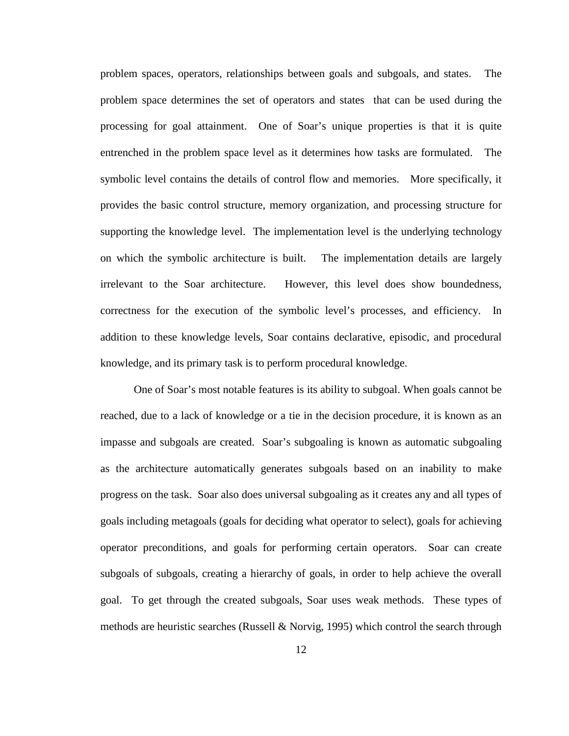problem spaces, operators, relationships between goals and subgoals, and states. The problem space determines the set of operators and states that can be used during the processing for goal attainment. One of Soar's unique properties is that it is quite entrenched in the problem space level as it determines how tasks are formulated. The symbolic level contains the details of control flow and memories. More specifically, it provides the basic control structure, memory organization, and processing structure for supporting the knowledge level. The implementation level is the underlying technology on which the symbolic architecture is built. The implementation details are largely irrelevant to the Soar architecture. However, this level does show boundedness, correctness for the execution of the symbolic level's processes, and efficiency. In addition to these knowledge levels, Soar contains declarative, episodic, and procedural knowledge, and its primary task is to perform procedural knowledge.

One of Soar's most notable features is its ability to subgoal. When goals cannot be reached, due to a lack of knowledge or a tie in the decision procedure, it is known as an impasse and subgoals are created. Soar's subgoaling is known as automatic subgoaling as the architecture automatically generates subgoals based on an inability to make progress on the task. Soar also does universal subgoaling as it creates any and all types of goals including metagoals (goals for deciding what operator to select), goals for achieving operator preconditions, and goals for performing certain operators. Soar can create subgoals of subgoals, creating a hierarchy of goals, in order to help achieve the overall goal. To get through the created subgoals, Soar uses weak methods. These types of methods are heuristic searches (Russell & Norvig, 1995) which control the search through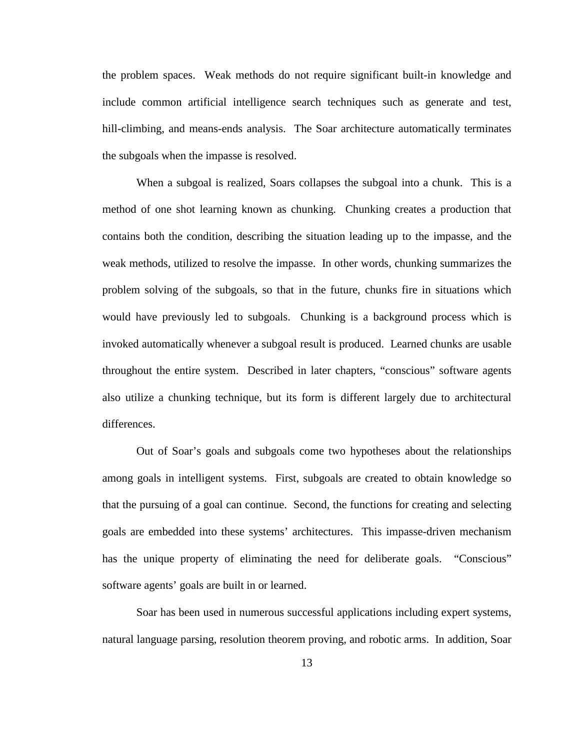the problem spaces. Weak methods do not require significant built-in knowledge and include common artificial intelligence search techniques such as generate and test, hill-climbing, and means-ends analysis. The Soar architecture automatically terminates the subgoals when the impasse is resolved.

When a subgoal is realized, Soars collapses the subgoal into a chunk. This is a method of one shot learning known as chunking. Chunking creates a production that contains both the condition, describing the situation leading up to the impasse, and the weak methods, utilized to resolve the impasse. In other words, chunking summarizes the problem solving of the subgoals, so that in the future, chunks fire in situations which would have previously led to subgoals. Chunking is a background process which is invoked automatically whenever a subgoal result is produced. Learned chunks are usable throughout the entire system. Described in later chapters, "conscious" software agents also utilize a chunking technique, but its form is different largely due to architectural differences.

Out of Soar's goals and subgoals come two hypotheses about the relationships among goals in intelligent systems. First, subgoals are created to obtain knowledge so that the pursuing of a goal can continue. Second, the functions for creating and selecting goals are embedded into these systems' architectures. This impasse-driven mechanism has the unique property of eliminating the need for deliberate goals. "Conscious" software agents' goals are built in or learned.

Soar has been used in numerous successful applications including expert systems, natural language parsing, resolution theorem proving, and robotic arms. In addition, Soar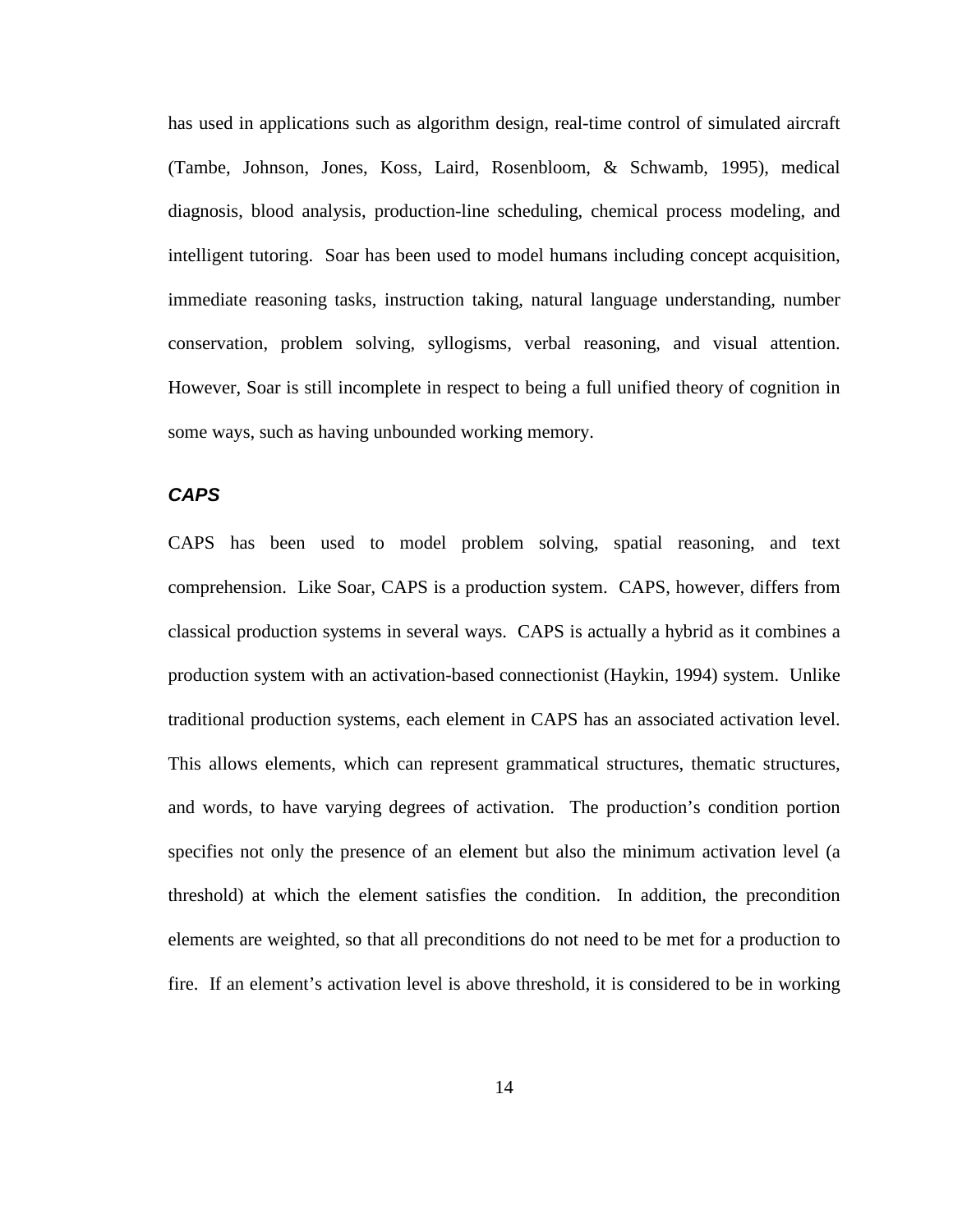has used in applications such as algorithm design, real-time control of simulated aircraft (Tambe, Johnson, Jones, Koss, Laird, Rosenbloom, & Schwamb, 1995), medical diagnosis, blood analysis, production-line scheduling, chemical process modeling, and intelligent tutoring. Soar has been used to model humans including concept acquisition, immediate reasoning tasks, instruction taking, natural language understanding, number conservation, problem solving, syllogisms, verbal reasoning, and visual attention. However, Soar is still incomplete in respect to being a full unified theory of cognition in some ways, such as having unbounded working memory.

### ***CAPS***

CAPS has been used to model problem solving, spatial reasoning, and text comprehension. Like Soar, CAPS is a production system. CAPS, however, differs from classical production systems in several ways. CAPS is actually a hybrid as it combines a production system with an activation-based connectionist (Haykin, 1994) system. Unlike traditional production systems, each element in CAPS has an associated activation level. This allows elements, which can represent grammatical structures, thematic structures, and words, to have varying degrees of activation. The production's condition portion specifies not only the presence of an element but also the minimum activation level (a threshold) at which the element satisfies the condition. In addition, the precondition elements are weighted, so that all preconditions do not need to be met for a production to fire. If an element's activation level is above threshold, it is considered to be in working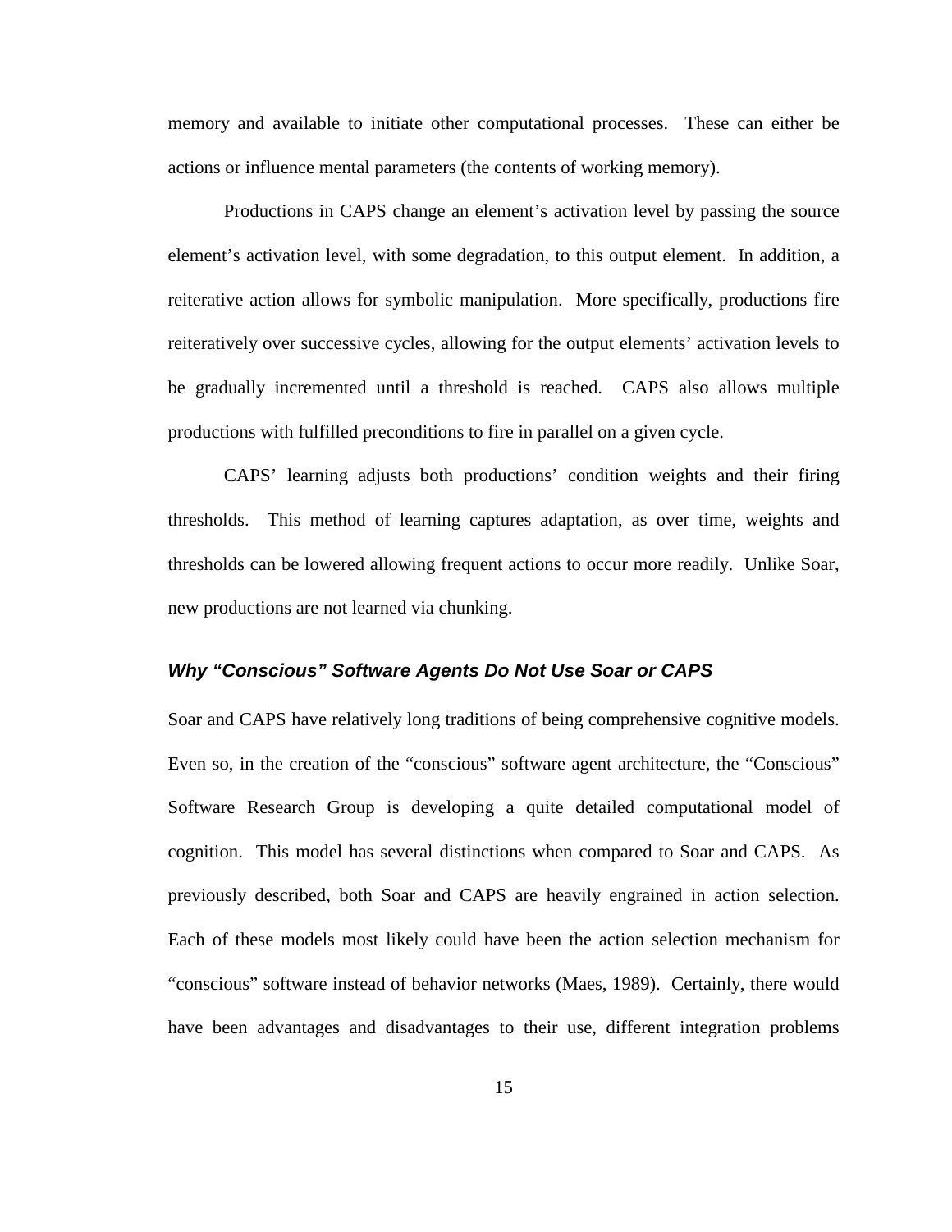memory and available to initiate other computational processes. These can either be actions or influence mental parameters (the contents of working memory).

Productions in CAPS change an element's activation level by passing the source element's activation level, with some degradation, to this output element. In addition, a reiterative action allows for symbolic manipulation. More specifically, productions fire reiteratively over successive cycles, allowing for the output elements' activation levels to be gradually incremented until a threshold is reached. CAPS also allows multiple productions with fulfilled preconditions to fire in parallel on a given cycle.

CAPS' learning adjusts both productions' condition weights and their firing thresholds. This method of learning captures adaptation, as over time, weights and thresholds can be lowered allowing frequent actions to occur more readily. Unlike Soar, new productions are not learned via chunking.

### *Why "Conscious" Software Agents Do Not Use Soar or CAPS*

Soar and CAPS have relatively long traditions of being comprehensive cognitive models. Even so, in the creation of the "conscious" software agent architecture, the "Conscious" Software Research Group is developing a quite detailed computational model of cognition. This model has several distinctions when compared to Soar and CAPS. As previously described, both Soar and CAPS are heavily engrained in action selection. Each of these models most likely could have been the action selection mechanism for "conscious" software instead of behavior networks (Maes, 1989). Certainly, there would have been advantages and disadvantages to their use, different integration problems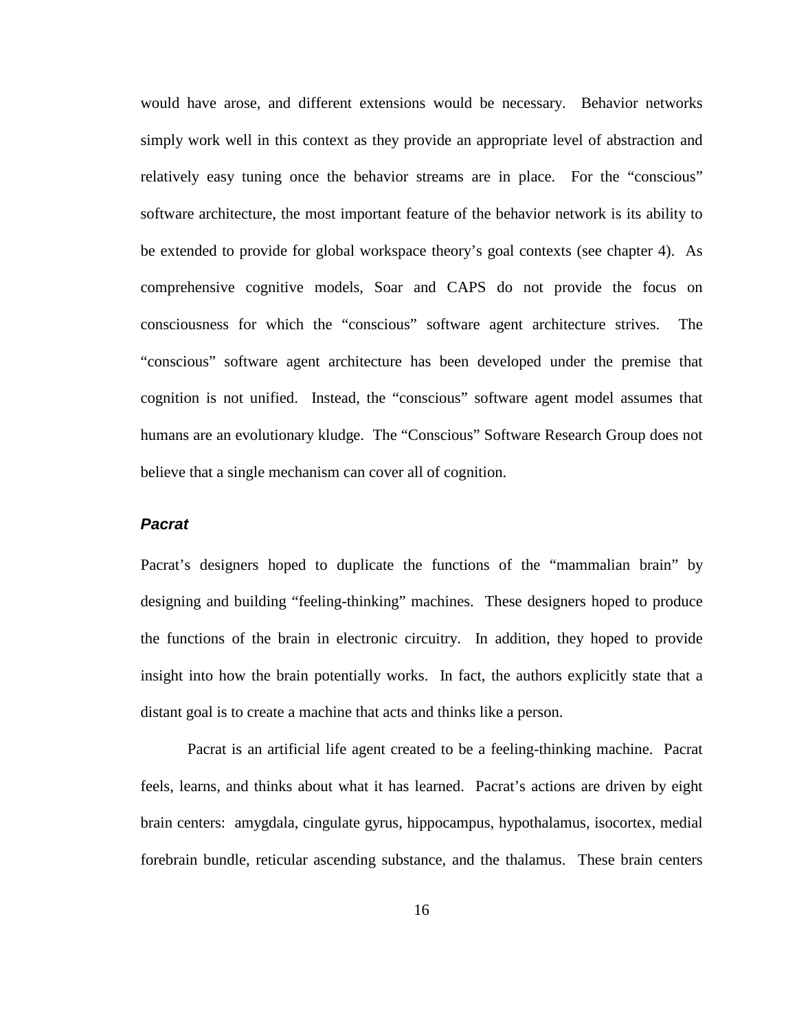would have arose, and different extensions would be necessary. Behavior networks simply work well in this context as they provide an appropriate level of abstraction and relatively easy tuning once the behavior streams are in place. For the "conscious" software architecture, the most important feature of the behavior network is its ability to be extended to provide for global workspace theory's goal contexts (see chapter 4). As comprehensive cognitive models, Soar and CAPS do not provide the focus on consciousness for which the "conscious" software agent architecture strives. The "conscious" software agent architecture has been developed under the premise that cognition is not unified. Instead, the "conscious" software agent model assumes that humans are an evolutionary kludge. The "Conscious" Software Research Group does not believe that a single mechanism can cover all of cognition.

### *Pacrat*

Pacrat's designers hoped to duplicate the functions of the "mammalian brain" by designing and building "feeling-thinking" machines. These designers hoped to produce the functions of the brain in electronic circuitry. In addition, they hoped to provide insight into how the brain potentially works. In fact, the authors explicitly state that a distant goal is to create a machine that acts and thinks like a person.

Pacrat is an artificial life agent created to be a feeling-thinking machine. Pacrat feels, learns, and thinks about what it has learned. Pacrat's actions are driven by eight brain centers: amygdala, cingulate gyrus, hippocampus, hypothalamus, isocortex, medial forebrain bundle, reticular ascending substance, and the thalamus. These brain centers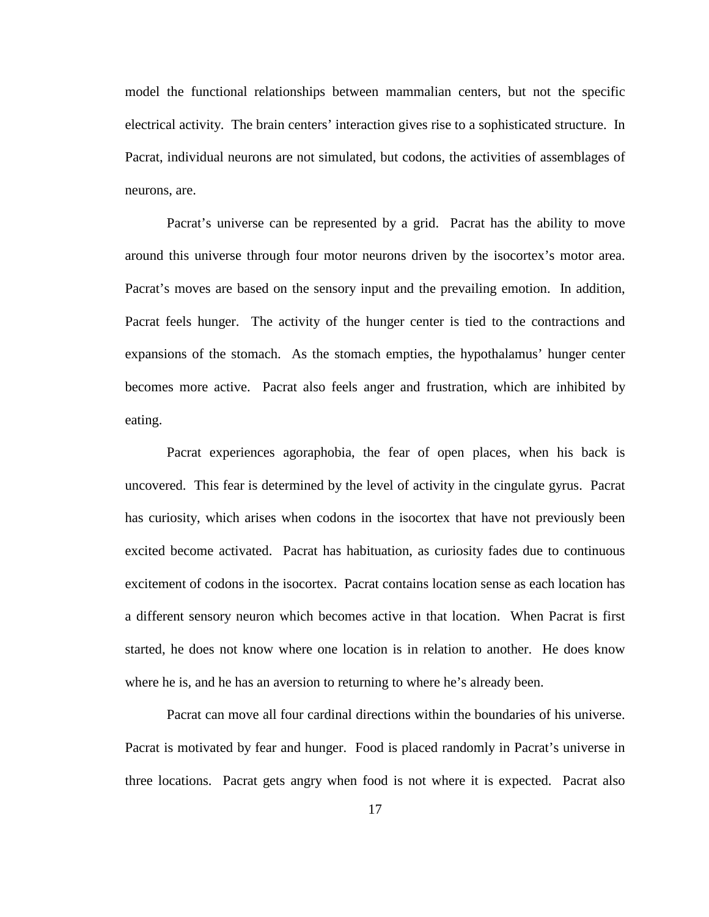model the functional relationships between mammalian centers, but not the specific electrical activity. The brain centers' interaction gives rise to a sophisticated structure. In Pacrat, individual neurons are not simulated, but codons, the activities of assemblages of neurons, are.

Pacrat's universe can be represented by a grid. Pacrat has the ability to move around this universe through four motor neurons driven by the isocortex's motor area. Pacrat's moves are based on the sensory input and the prevailing emotion. In addition, Pacrat feels hunger. The activity of the hunger center is tied to the contractions and expansions of the stomach. As the stomach empties, the hypothalamus' hunger center becomes more active. Pacrat also feels anger and frustration, which are inhibited by eating.

Pacrat experiences agoraphobia, the fear of open places, when his back is uncovered. This fear is determined by the level of activity in the cingulate gyrus. Pacrat has curiosity, which arises when codons in the isocortex that have not previously been excited become activated. Pacrat has habituation, as curiosity fades due to continuous excitement of codons in the isocortex. Pacrat contains location sense as each location has a different sensory neuron which becomes active in that location. When Pacrat is first started, he does not know where one location is in relation to another. He does know where he is, and he has an aversion to returning to where he's already been.

Pacrat can move all four cardinal directions within the boundaries of his universe. Pacrat is motivated by fear and hunger. Food is placed randomly in Pacrat's universe in three locations. Pacrat gets angry when food is not where it is expected. Pacrat also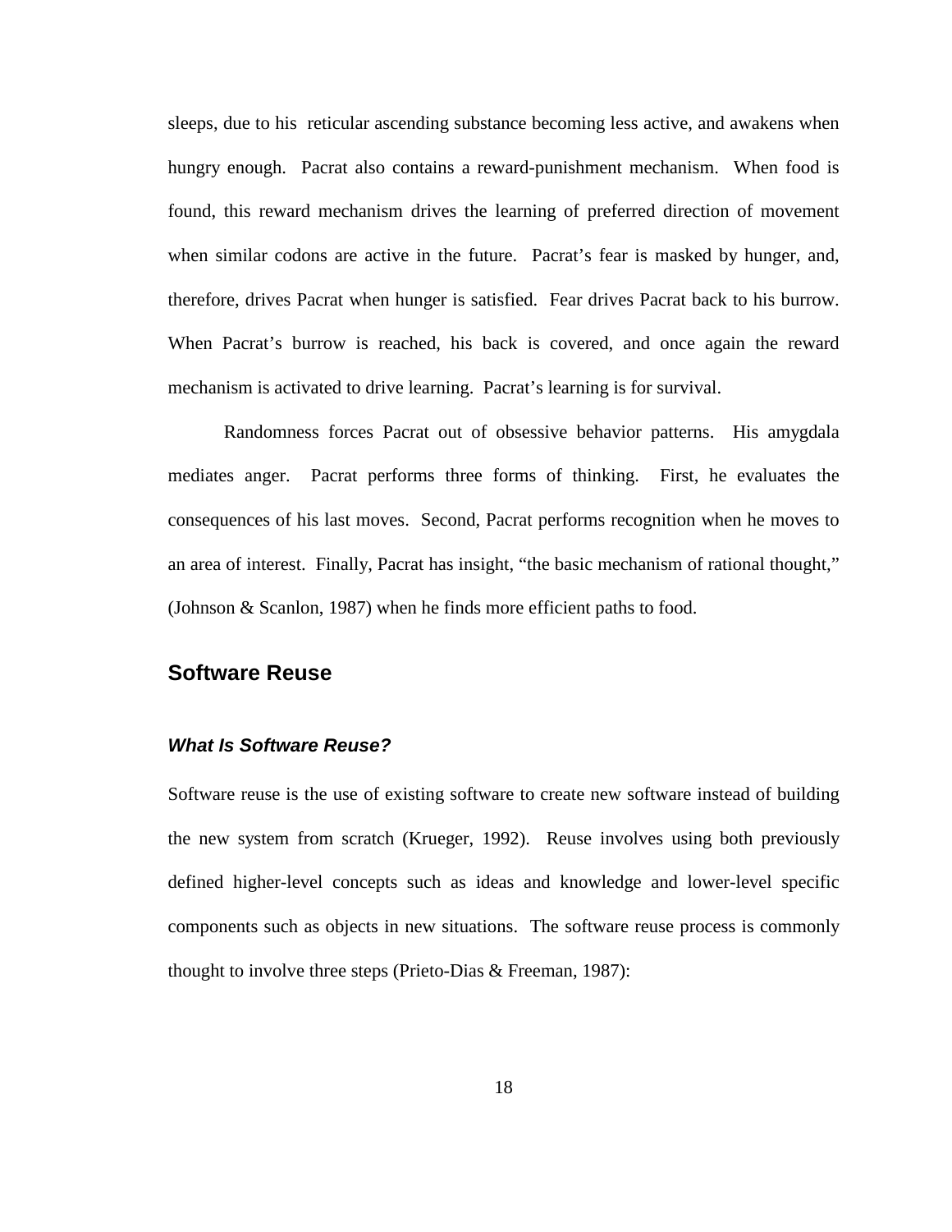sleeps, due to his reticular ascending substance becoming less active, and awakens when hungry enough. Pacrat also contains a reward-punishment mechanism. When food is found, this reward mechanism drives the learning of preferred direction of movement when similar codons are active in the future. Pacrat's fear is masked by hunger, and, therefore, drives Pacrat when hunger is satisfied. Fear drives Pacrat back to his burrow. When Pacrat's burrow is reached, his back is covered, and once again the reward mechanism is activated to drive learning. Pacrat's learning is for survival.

Randomness forces Pacrat out of obsessive behavior patterns. His amygdala mediates anger. Pacrat performs three forms of thinking. First, he evaluates the consequences of his last moves. Second, Pacrat performs recognition when he moves to an area of interest. Finally, Pacrat has insight, "the basic mechanism of rational thought," (Johnson & Scanlon, 1987) when he finds more efficient paths to food.

## Software Reuse

### *What Is Software Reuse?*

Software reuse is the use of existing software to create new software instead of building the new system from scratch (Krueger, 1992). Reuse involves using both previously defined higher-level concepts such as ideas and knowledge and lower-level specific components such as objects in new situations. The software reuse process is commonly thought to involve three steps (Prieto-Dias & Freeman, 1987):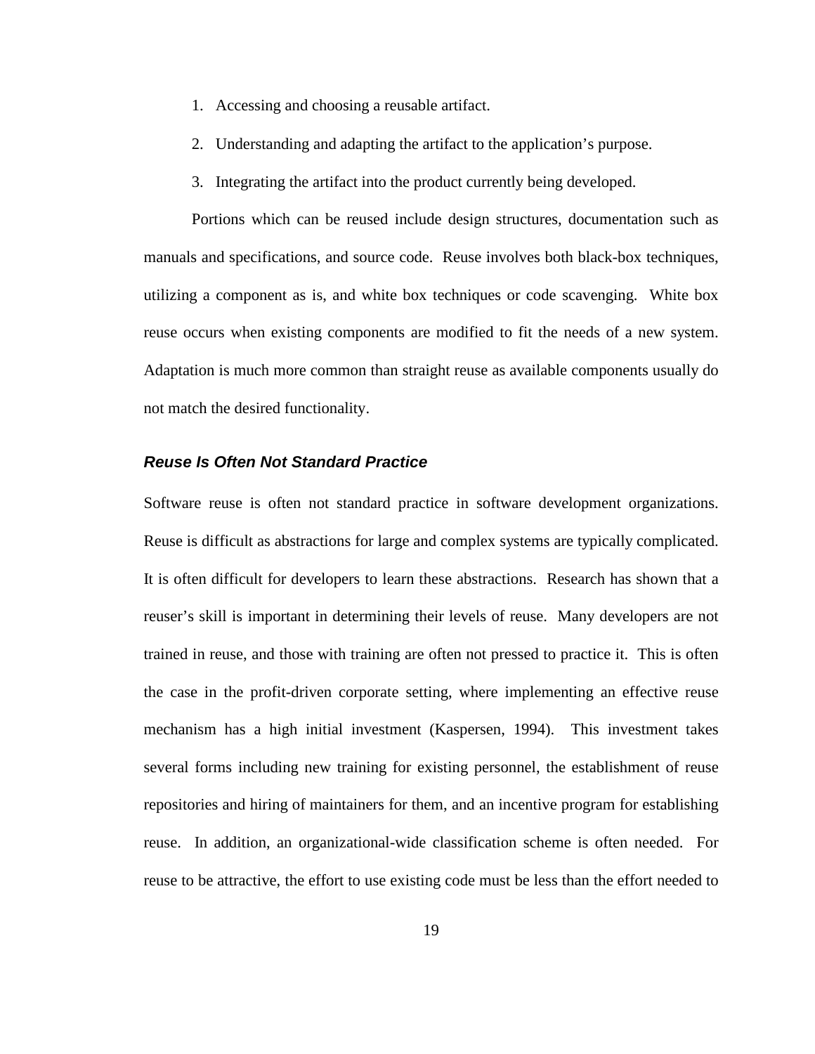1. Accessing and choosing a reusable artifact.
2. Understanding and adapting the artifact to the application's purpose.
3. Integrating the artifact into the product currently being developed.

Portions which can be reused include design structures, documentation such as manuals and specifications, and source code. Reuse involves both black-box techniques, utilizing a component as is, and white box techniques or code scavenging. White box reuse occurs when existing components are modified to fit the needs of a new system. Adaptation is much more common than straight reuse as available components usually do not match the desired functionality.

### *Reuse Is Often Not Standard Practice*

Software reuse is often not standard practice in software development organizations. Reuse is difficult as abstractions for large and complex systems are typically complicated. It is often difficult for developers to learn these abstractions. Research has shown that a reuser's skill is important in determining their levels of reuse. Many developers are not trained in reuse, and those with training are often not pressed to practice it. This is often the case in the profit-driven corporate setting, where implementing an effective reuse mechanism has a high initial investment (Kaspersen, 1994). This investment takes several forms including new training for existing personnel, the establishment of reuse repositories and hiring of maintainers for them, and an incentive program for establishing reuse. In addition, an organizational-wide classification scheme is often needed. For reuse to be attractive, the effort to use existing code must be less than the effort needed to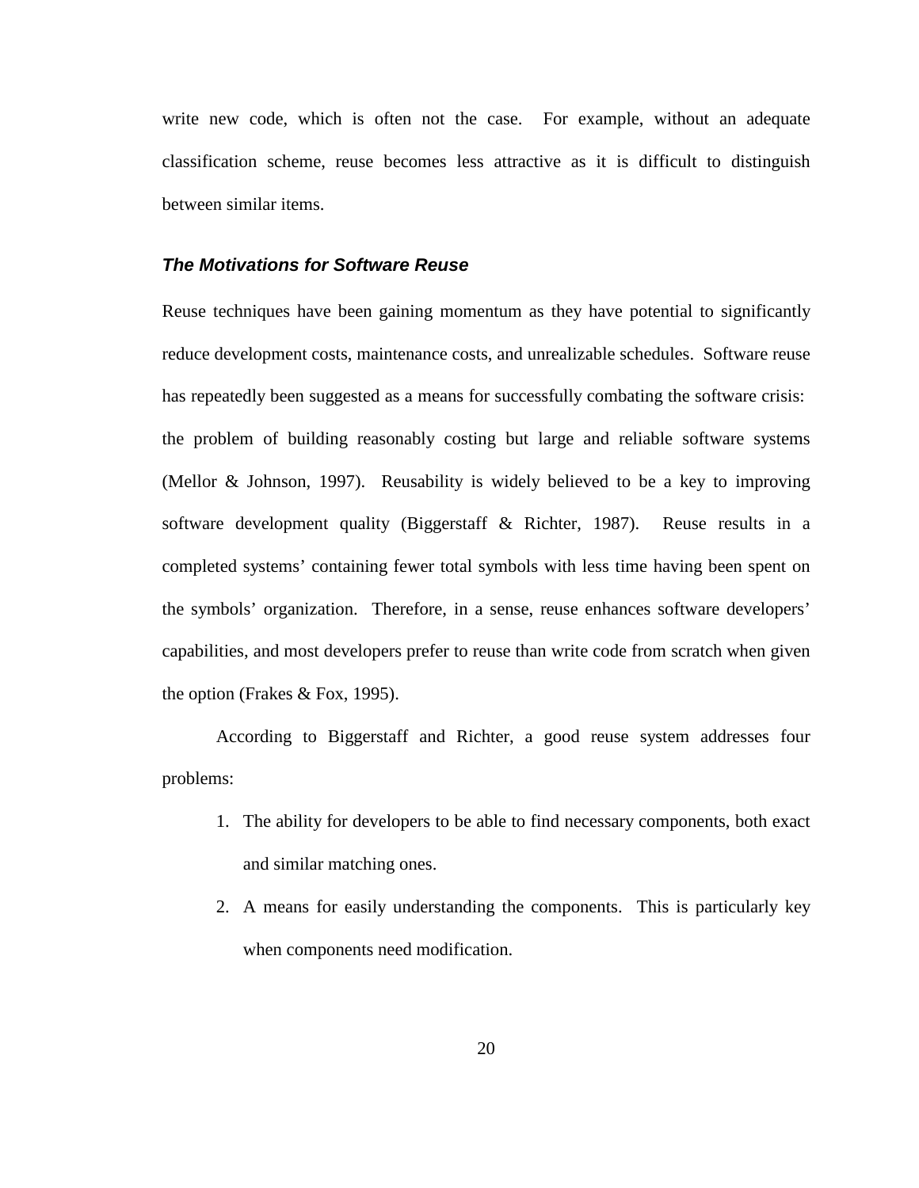write new code, which is often not the case. For example, without an adequate classification scheme, reuse becomes less attractive as it is difficult to distinguish between similar items.

### *The Motivations for Software Reuse*

Reuse techniques have been gaining momentum as they have potential to significantly reduce development costs, maintenance costs, and unrealizable schedules. Software reuse has repeatedly been suggested as a means for successfully combating the software crisis: the problem of building reasonably costing but large and reliable software systems (Mellor & Johnson, 1997). Reusability is widely believed to be a key to improving software development quality (Biggerstaff & Richter, 1987). Reuse results in a completed systems' containing fewer total symbols with less time having been spent on the symbols' organization. Therefore, in a sense, reuse enhances software developers' capabilities, and most developers prefer to reuse than write code from scratch when given the option (Frakes & Fox, 1995).

According to Biggerstaff and Richter, a good reuse system addresses four problems:

1. The ability for developers to be able to find necessary components, both exact and similar matching ones.
2. A means for easily understanding the components. This is particularly key when components need modification.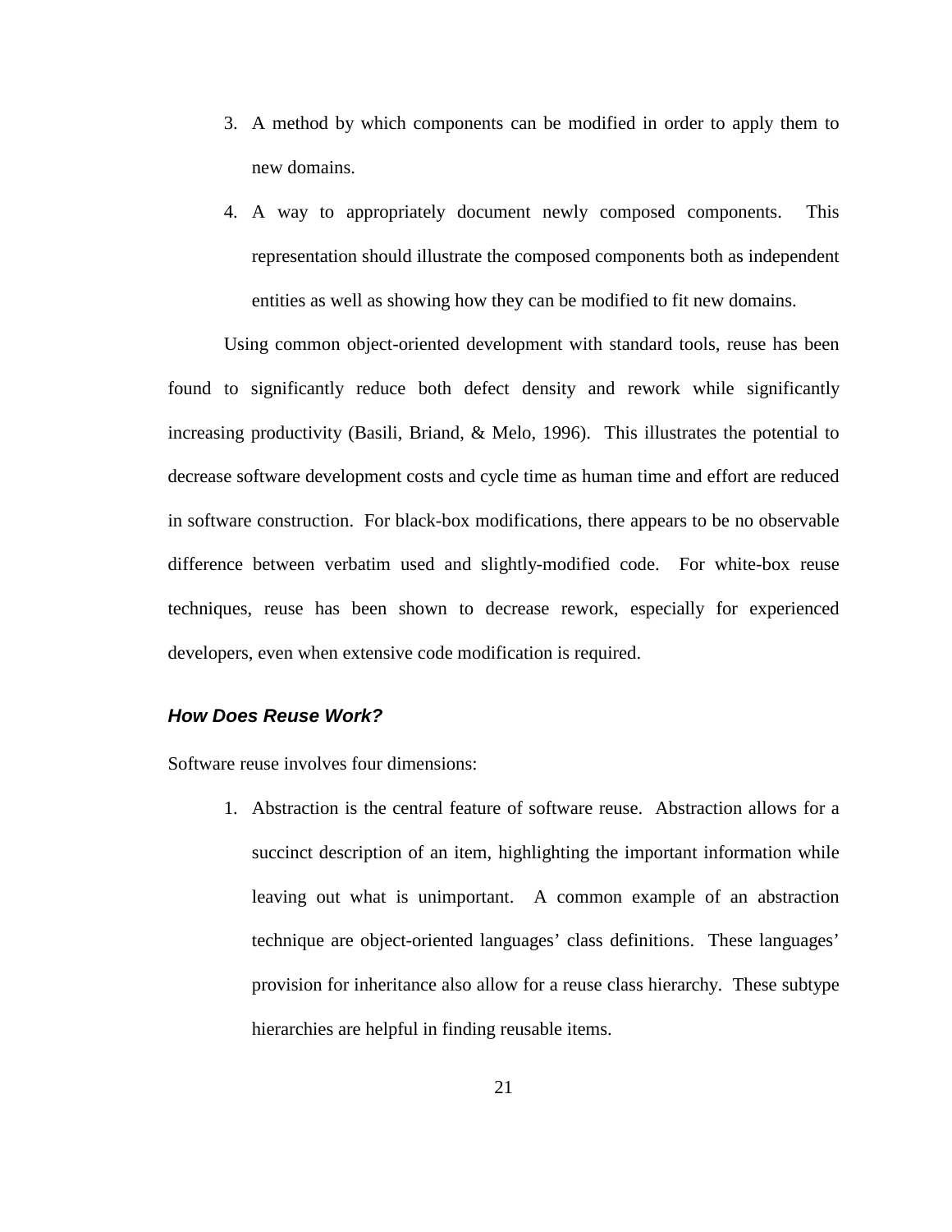3. A method by which components can be modified in order to apply them to new domains.
4. A way to appropriately document newly composed components. This representation should illustrate the composed components both as independent entities as well as showing how they can be modified to fit new domains.

Using common object-oriented development with standard tools, reuse has been found to significantly reduce both defect density and rework while significantly increasing productivity (Basili, Briand, & Melo, 1996). This illustrates the potential to decrease software development costs and cycle time as human time and effort are reduced in software construction. For black-box modifications, there appears to be no observable difference between verbatim used and slightly-modified code. For white-box reuse techniques, reuse has been shown to decrease rework, especially for experienced developers, even when extensive code modification is required.

### ***How Does Reuse Work?***

Software reuse involves four dimensions:

1. Abstraction is the central feature of software reuse. Abstraction allows for a succinct description of an item, highlighting the important information while leaving out what is unimportant. A common example of an abstraction technique are object-oriented languages' class definitions. These languages' provision for inheritance also allow for a reuse class hierarchy. These subtype hierarchies are helpful in finding reusable items.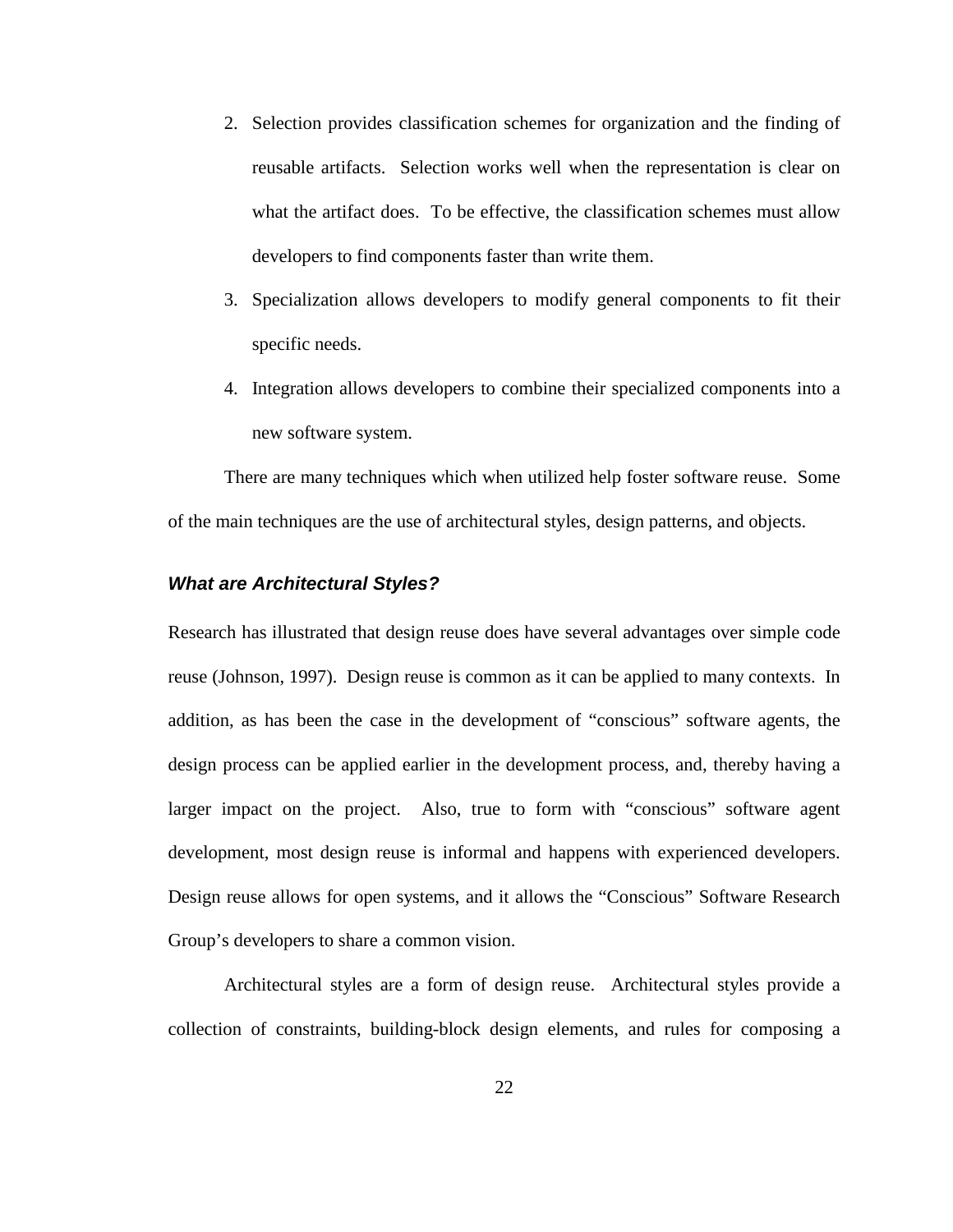2. Selection provides classification schemes for organization and the finding of reusable artifacts. Selection works well when the representation is clear on what the artifact does. To be effective, the classification schemes must allow developers to find components faster than write them.
3. Specialization allows developers to modify general components to fit their specific needs.
4. Integration allows developers to combine their specialized components into a new software system.

There are many techniques which when utilized help foster software reuse. Some of the main techniques are the use of architectural styles, design patterns, and objects.

### *What are Architectural Styles?*

Research has illustrated that design reuse does have several advantages over simple code reuse (Johnson, 1997). Design reuse is common as it can be applied to many contexts. In addition, as has been the case in the development of "conscious" software agents, the design process can be applied earlier in the development process, and, thereby having a larger impact on the project. Also, true to form with "conscious" software agent development, most design reuse is informal and happens with experienced developers. Design reuse allows for open systems, and it allows the "Conscious" Software Research Group's developers to share a common vision.

Architectural styles are a form of design reuse. Architectural styles provide a collection of constraints, building-block design elements, and rules for composing a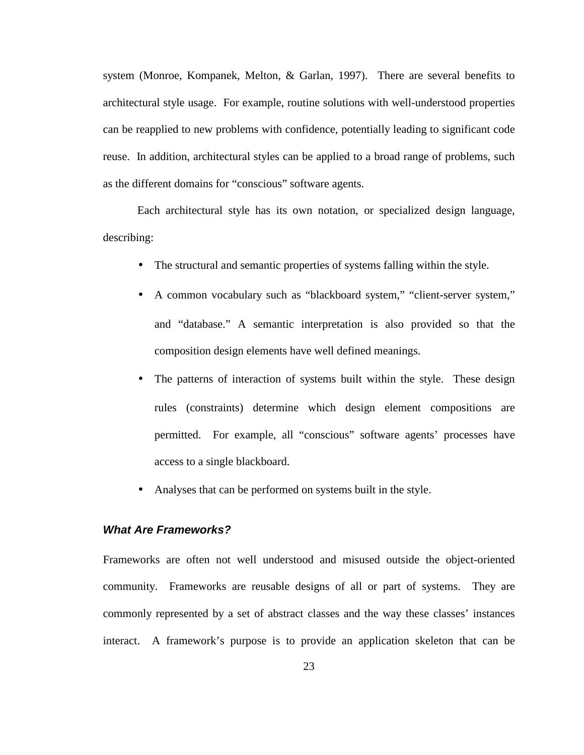system (Monroe, Kompanek, Melton, & Garlan, 1997). There are several benefits to architectural style usage. For example, routine solutions with well-understood properties can be reapplied to new problems with confidence, potentially leading to significant code reuse. In addition, architectural styles can be applied to a broad range of problems, such as the different domains for "conscious" software agents.

Each architectural style has its own notation, or specialized design language, describing:

- The structural and semantic properties of systems falling within the style.
- A common vocabulary such as "blackboard system," "client-server system," and "database." A semantic interpretation is also provided so that the composition design elements have well defined meanings.
- The patterns of interaction of systems built within the style. These design rules (constraints) determine which design element compositions are permitted. For example, all "conscious" software agents' processes have access to a single blackboard.
- Analyses that can be performed on systems built in the style.

### *What Are Frameworks?*

Frameworks are often not well understood and misused outside the object-oriented community. Frameworks are reusable designs of all or part of systems. They are commonly represented by a set of abstract classes and the way these classes' instances interact. A framework's purpose is to provide an application skeleton that can be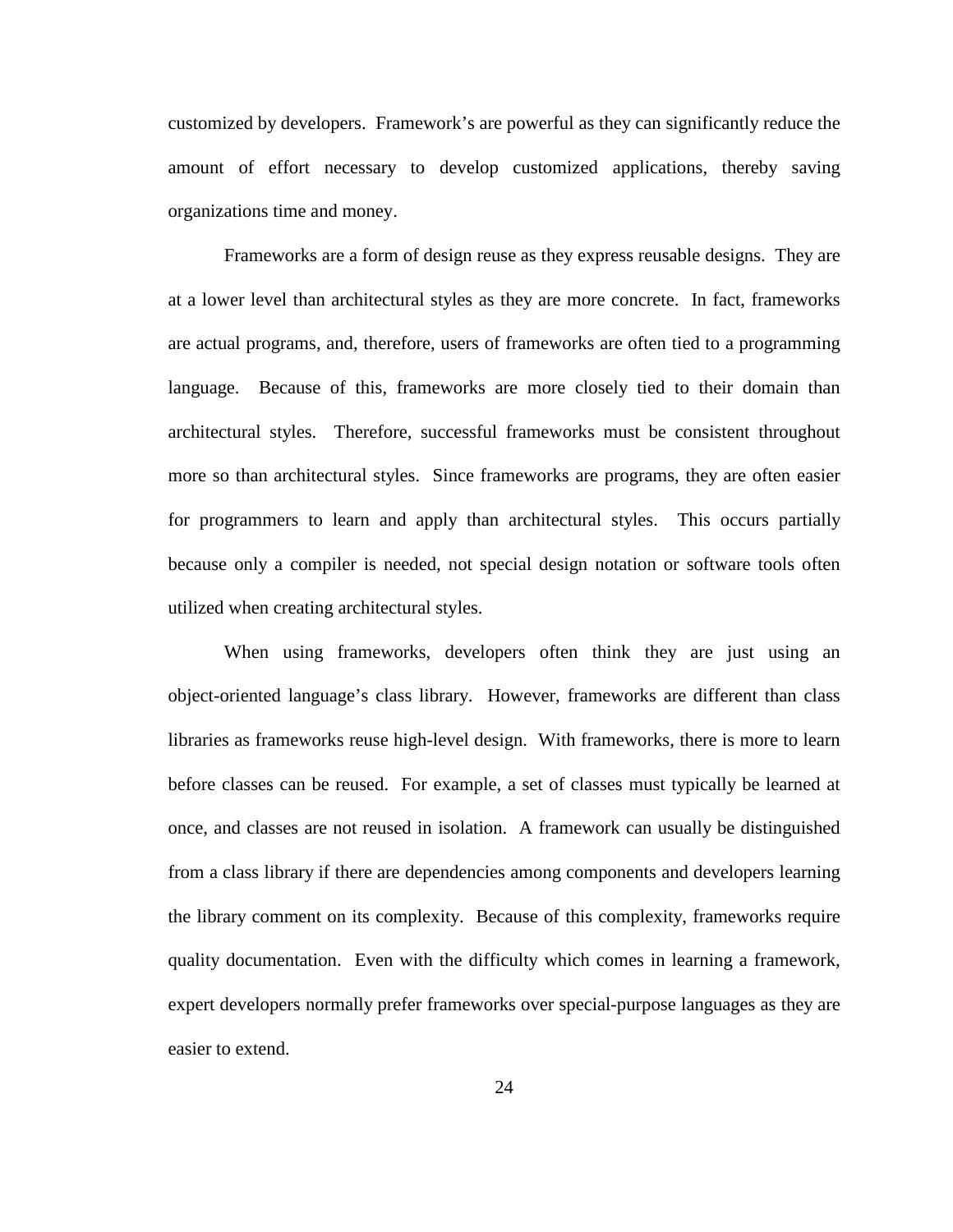customized by developers. Framework's are powerful as they can significantly reduce the amount of effort necessary to develop customized applications, thereby saving organizations time and money.

Frameworks are a form of design reuse as they express reusable designs. They are at a lower level than architectural styles as they are more concrete. In fact, frameworks are actual programs, and, therefore, users of frameworks are often tied to a programming language. Because of this, frameworks are more closely tied to their domain than architectural styles. Therefore, successful frameworks must be consistent throughout more so than architectural styles. Since frameworks are programs, they are often easier for programmers to learn and apply than architectural styles. This occurs partially because only a compiler is needed, not special design notation or software tools often utilized when creating architectural styles.

When using frameworks, developers often think they are just using an object-oriented language's class library. However, frameworks are different than class libraries as frameworks reuse high-level design. With frameworks, there is more to learn before classes can be reused. For example, a set of classes must typically be learned at once, and classes are not reused in isolation. A framework can usually be distinguished from a class library if there are dependencies among components and developers learning the library comment on its complexity. Because of this complexity, frameworks require quality documentation. Even with the difficulty which comes in learning a framework, expert developers normally prefer frameworks over special-purpose languages as they are easier to extend.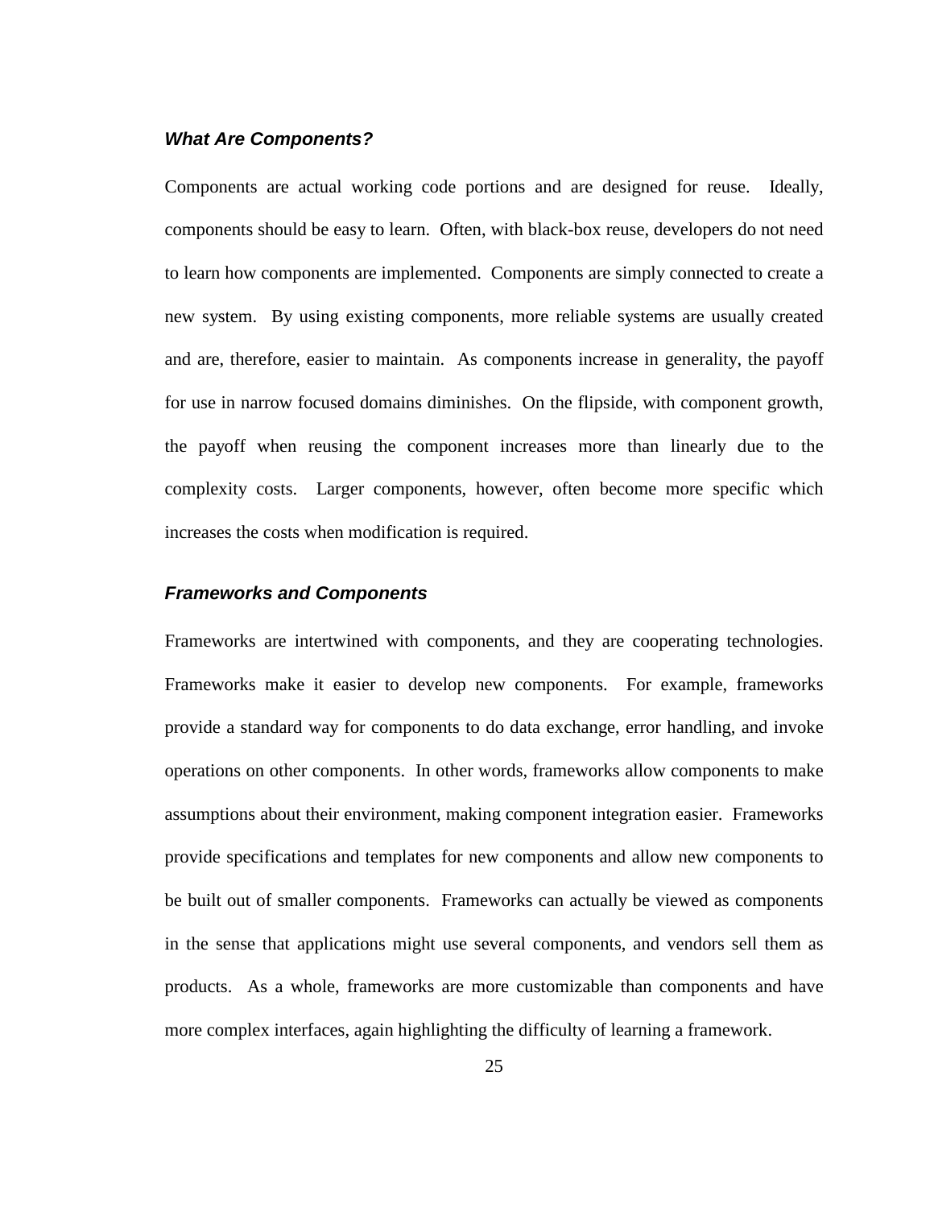### *What Are Components?*

Components are actual working code portions and are designed for reuse. Ideally, components should be easy to learn. Often, with black-box reuse, developers do not need to learn how components are implemented. Components are simply connected to create a new system. By using existing components, more reliable systems are usually created and are, therefore, easier to maintain. As components increase in generality, the payoff for use in narrow focused domains diminishes. On the flipside, with component growth, the payoff when reusing the component increases more than linearly due to the complexity costs. Larger components, however, often become more specific which increases the costs when modification is required.

### *Frameworks and Components*

Frameworks are intertwined with components, and they are cooperating technologies. Frameworks make it easier to develop new components. For example, frameworks provide a standard way for components to do data exchange, error handling, and invoke operations on other components. In other words, frameworks allow components to make assumptions about their environment, making component integration easier. Frameworks provide specifications and templates for new components and allow new components to be built out of smaller components. Frameworks can actually be viewed as components in the sense that applications might use several components, and vendors sell them as products. As a whole, frameworks are more customizable than components and have more complex interfaces, again highlighting the difficulty of learning a framework.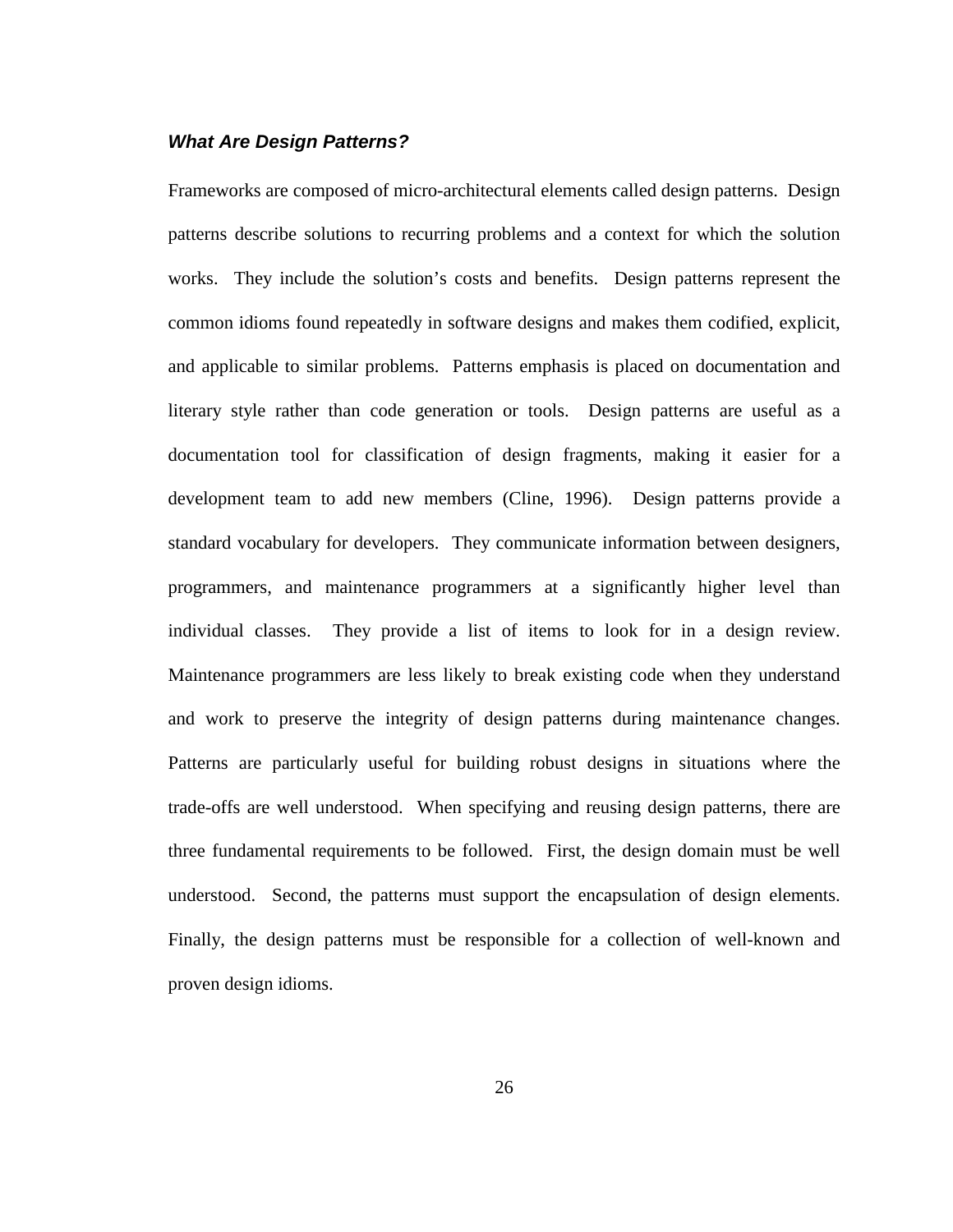### ***What Are Design Patterns?***

Frameworks are composed of micro-architectural elements called design patterns. Design patterns describe solutions to recurring problems and a context for which the solution works. They include the solution's costs and benefits. Design patterns represent the common idioms found repeatedly in software designs and makes them codified, explicit, and applicable to similar problems. Patterns emphasis is placed on documentation and literary style rather than code generation or tools. Design patterns are useful as a documentation tool for classification of design fragments, making it easier for a development team to add new members (Cline, 1996). Design patterns provide a standard vocabulary for developers. They communicate information between designers, programmers, and maintenance programmers at a significantly higher level than individual classes. They provide a list of items to look for in a design review. Maintenance programmers are less likely to break existing code when they understand and work to preserve the integrity of design patterns during maintenance changes. Patterns are particularly useful for building robust designs in situations where the trade-offs are well understood. When specifying and reusing design patterns, there are three fundamental requirements to be followed. First, the design domain must be well understood. Second, the patterns must support the encapsulation of design elements. Finally, the design patterns must be responsible for a collection of well-known and proven design idioms.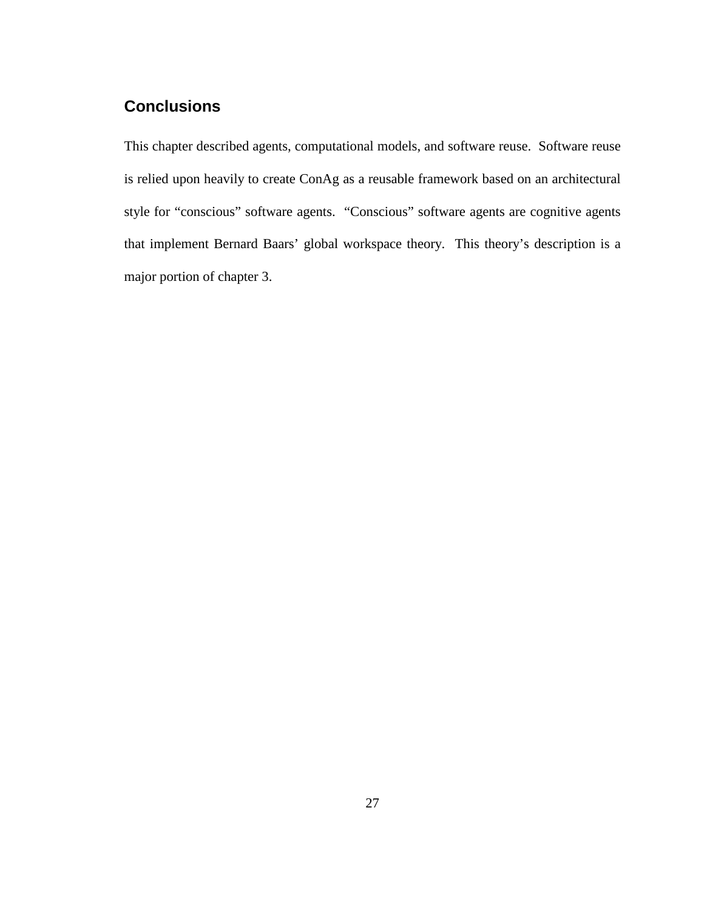## Conclusions

This chapter described agents, computational models, and software reuse. Software reuse is relied upon heavily to create ConAg as a reusable framework based on an architectural style for “conscious” software agents. “Conscious” software agents are cognitive agents that implement Bernard Baars’ global workspace theory. This theory’s description is a major portion of chapter 3.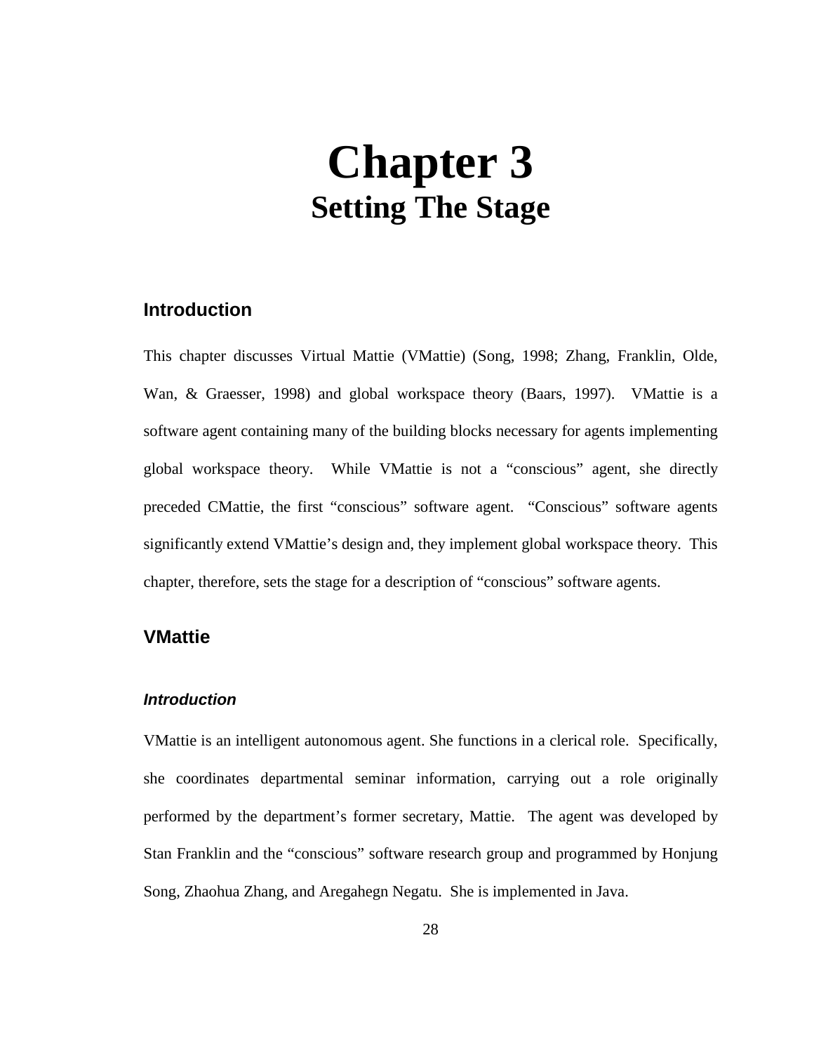# Chapter 3
## Setting The Stage

### Introduction

This chapter discusses Virtual Mattie (VMattie) (Song, 1998; Zhang, Franklin, Olde, Wan, & Graesser, 1998) and global workspace theory (Baars, 1997). VMattie is a software agent containing many of the building blocks necessary for agents implementing global workspace theory. While VMattie is not a "conscious" agent, she directly preceded CMattie, the first "conscious" software agent. "Conscious" software agents significantly extend VMattie's design and, they implement global workspace theory. This chapter, therefore, sets the stage for a description of "conscious" software agents.

### VMattie

#### *Introduction*

VMattie is an intelligent autonomous agent. She functions in a clerical role. Specifically, she coordinates departmental seminar information, carrying out a role originally performed by the department's former secretary, Mattie. The agent was developed by Stan Franklin and the "conscious" software research group and programmed by Honjung Song, Zhaohua Zhang, and Aregahegn Negatu. She is implemented in Java.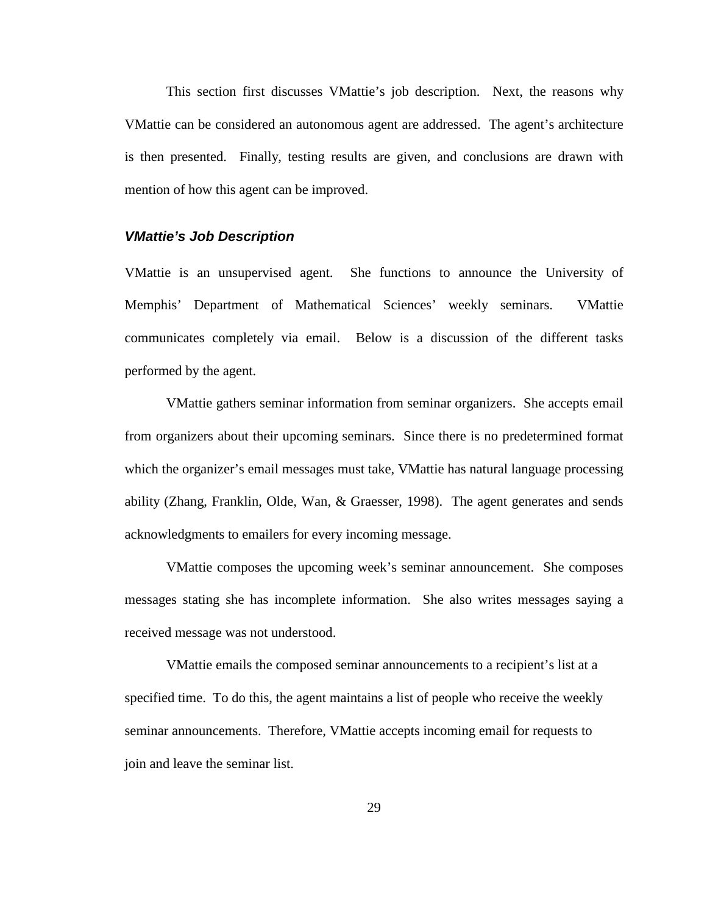This section first discusses VMattie's job description. Next, the reasons why VMattie can be considered an autonomous agent are addressed. The agent's architecture is then presented. Finally, testing results are given, and conclusions are drawn with mention of how this agent can be improved.

### *VMattie's Job Description*

VMattie is an unsupervised agent. She functions to announce the University of Memphis' Department of Mathematical Sciences' weekly seminars. VMattie communicates completely via email. Below is a discussion of the different tasks performed by the agent.

VMattie gathers seminar information from seminar organizers. She accepts email from organizers about their upcoming seminars. Since there is no predetermined format which the organizer's email messages must take, VMattie has natural language processing ability (Zhang, Franklin, Olde, Wan, & Graesser, 1998). The agent generates and sends acknowledgments to emailers for every incoming message.

VMattie composes the upcoming week's seminar announcement. She composes messages stating she has incomplete information. She also writes messages saying a received message was not understood.

VMattie emails the composed seminar announcements to a recipient's list at a specified time. To do this, the agent maintains a list of people who receive the weekly seminar announcements. Therefore, VMattie accepts incoming email for requests to join and leave the seminar list.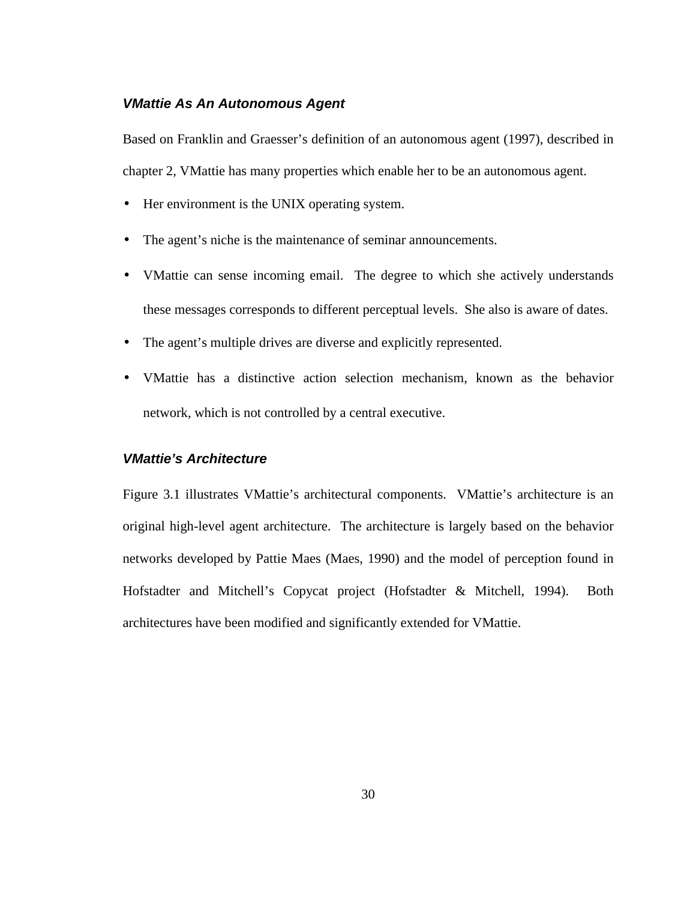### *VMattie As An Autonomous Agent*

Based on Franklin and Graesser’s definition of an autonomous agent (1997), described in chapter 2, VMattie has many properties which enable her to be an autonomous agent.

- Her environment is the UNIX operating system.
- The agent’s niche is the maintenance of seminar announcements.
- VMattie can sense incoming email. The degree to which she actively understands these messages corresponds to different perceptual levels. She also is aware of dates.
- The agent’s multiple drives are diverse and explicitly represented.
- VMattie has a distinctive action selection mechanism, known as the behavior network, which is not controlled by a central executive.

### *VMattie’s Architecture*

Figure 3.1 illustrates VMattie’s architectural components. VMattie’s architecture is an original high-level agent architecture. The architecture is largely based on the behavior networks developed by Pattie Maes (Maes, 1990) and the model of perception found in Hofstadter and Mitchell’s Copycat project (Hofstadter & Mitchell, 1994). Both architectures have been modified and significantly extended for VMattie.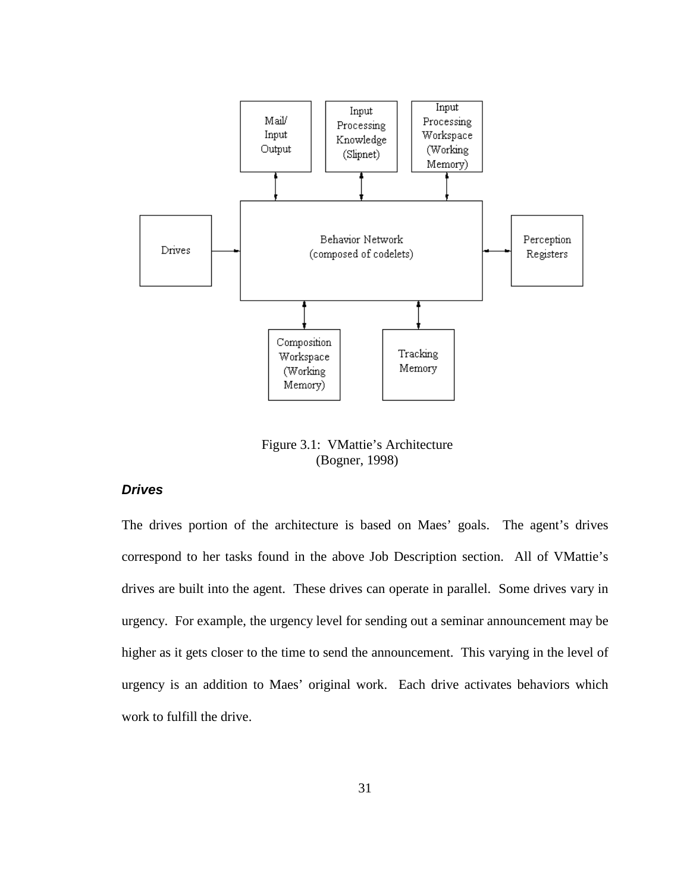Figure 3.1: VMattie's Architecture
(Bogner, 1998)

### *Drives*

The drives portion of the architecture is based on Maes' goals. The agent's drives correspond to her tasks found in the above Job Description section. All of VMattie's drives are built into the agent. These drives can operate in parallel. Some drives vary in urgency. For example, the urgency level for sending out a seminar announcement may be higher as it gets closer to the time to send the announcement. This varying in the level of urgency is an addition to Maes' original work. Each drive activates behaviors which work to fulfill the drive.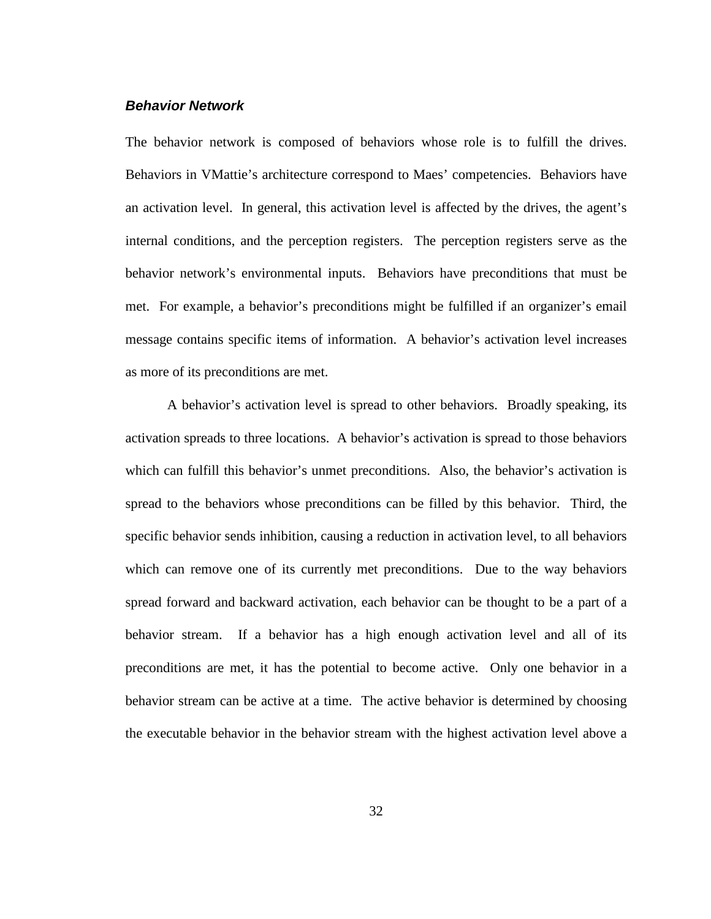#### ***Behavior Network***

The behavior network is composed of behaviors whose role is to fulfill the drives. Behaviors in VMattie's architecture correspond to Maes' competencies. Behaviors have an activation level. In general, this activation level is affected by the drives, the agent's internal conditions, and the perception registers. The perception registers serve as the behavior network's environmental inputs. Behaviors have preconditions that must be met. For example, a behavior's preconditions might be fulfilled if an organizer's email message contains specific items of information. A behavior's activation level increases as more of its preconditions are met.

A behavior's activation level is spread to other behaviors. Broadly speaking, its activation spreads to three locations. A behavior's activation is spread to those behaviors which can fulfill this behavior's unmet preconditions. Also, the behavior's activation is spread to the behaviors whose preconditions can be filled by this behavior. Third, the specific behavior sends inhibition, causing a reduction in activation level, to all behaviors which can remove one of its currently met preconditions. Due to the way behaviors spread forward and backward activation, each behavior can be thought to be a part of a behavior stream. If a behavior has a high enough activation level and all of its preconditions are met, it has the potential to become active. Only one behavior in a behavior stream can be active at a time. The active behavior is determined by choosing the executable behavior in the behavior stream with the highest activation level above a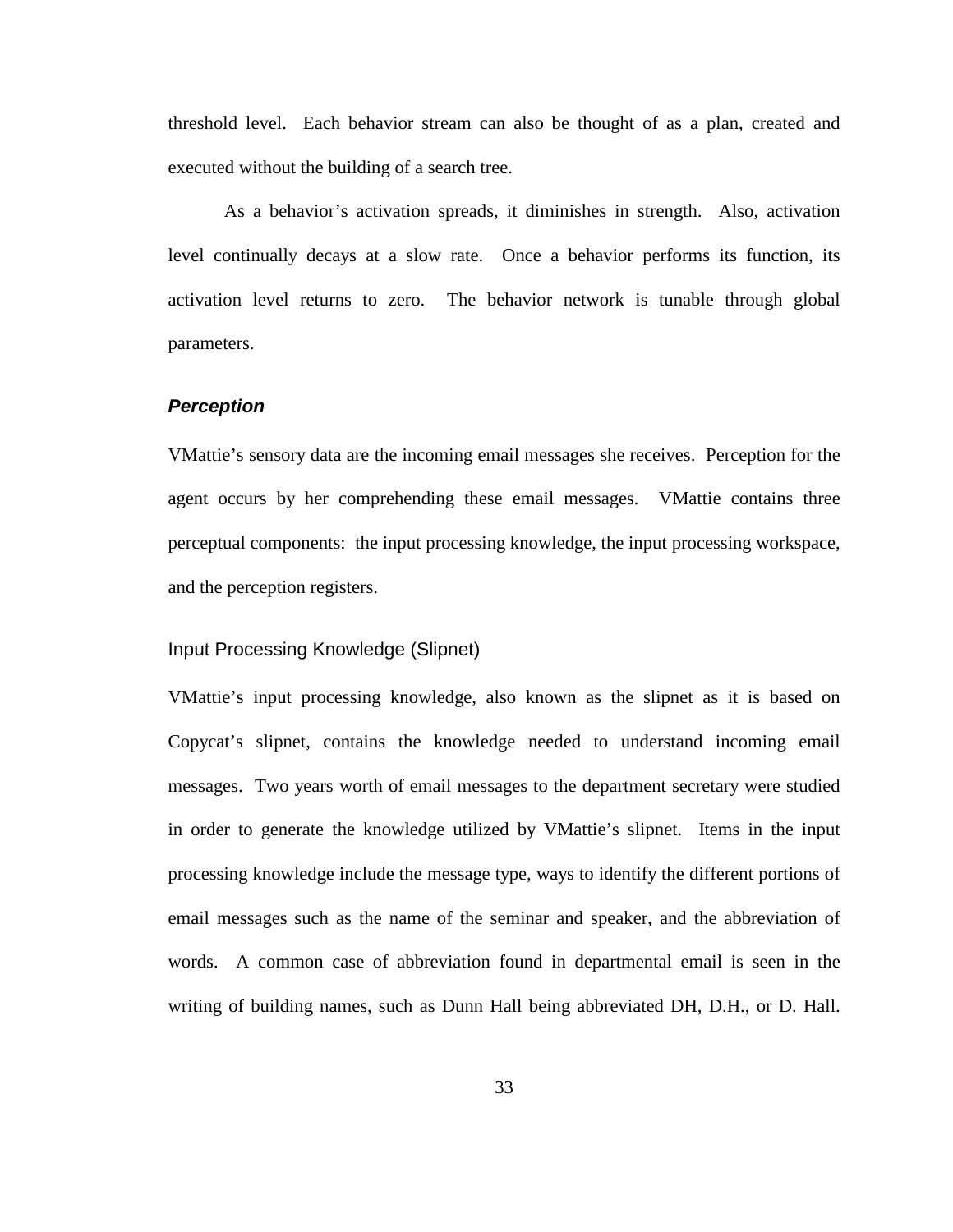threshold level. Each behavior stream can also be thought of as a plan, created and executed without the building of a search tree.

As a behavior's activation spreads, it diminishes in strength. Also, activation level continually decays at a slow rate. Once a behavior performs its function, its activation level returns to zero. The behavior network is tunable through global parameters.

### *Perception*

VMattie's sensory data are the incoming email messages she receives. Perception for the agent occurs by her comprehending these email messages. VMattie contains three perceptual components: the input processing knowledge, the input processing workspace, and the perception registers.

#### Input Processing Knowledge (Slipnet)

VMattie's input processing knowledge, also known as the slipnet as it is based on Copycat's slipnet, contains the knowledge needed to understand incoming email messages. Two years worth of email messages to the department secretary were studied in order to generate the knowledge utilized by VMattie's slipnet. Items in the input processing knowledge include the message type, ways to identify the different portions of email messages such as the name of the seminar and speaker, and the abbreviation of words. A common case of abbreviation found in departmental email is seen in the writing of building names, such as Dunn Hall being abbreviated DH, D.H., or D. Hall.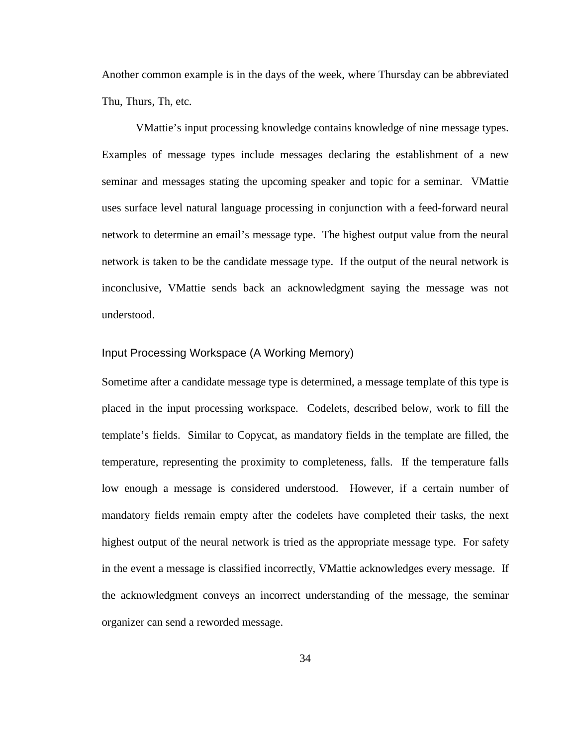Another common example is in the days of the week, where Thursday can be abbreviated Thu, Thurs, Th, etc.

VMattie's input processing knowledge contains knowledge of nine message types. Examples of message types include messages declaring the establishment of a new seminar and messages stating the upcoming speaker and topic for a seminar. VMattie uses surface level natural language processing in conjunction with a feed-forward neural network to determine an email's message type. The highest output value from the neural network is taken to be the candidate message type. If the output of the neural network is inconclusive, VMattie sends back an acknowledgment saying the message was not understood.

### Input Processing Workspace (A Working Memory)

Sometime after a candidate message type is determined, a message template of this type is placed in the input processing workspace. Codelets, described below, work to fill the template's fields. Similar to Copycat, as mandatory fields in the template are filled, the temperature, representing the proximity to completeness, falls. If the temperature falls low enough a message is considered understood. However, if a certain number of mandatory fields remain empty after the codelets have completed their tasks, the next highest output of the neural network is tried as the appropriate message type. For safety in the event a message is classified incorrectly, VMattie acknowledges every message. If the acknowledgment conveys an incorrect understanding of the message, the seminar organizer can send a reworded message.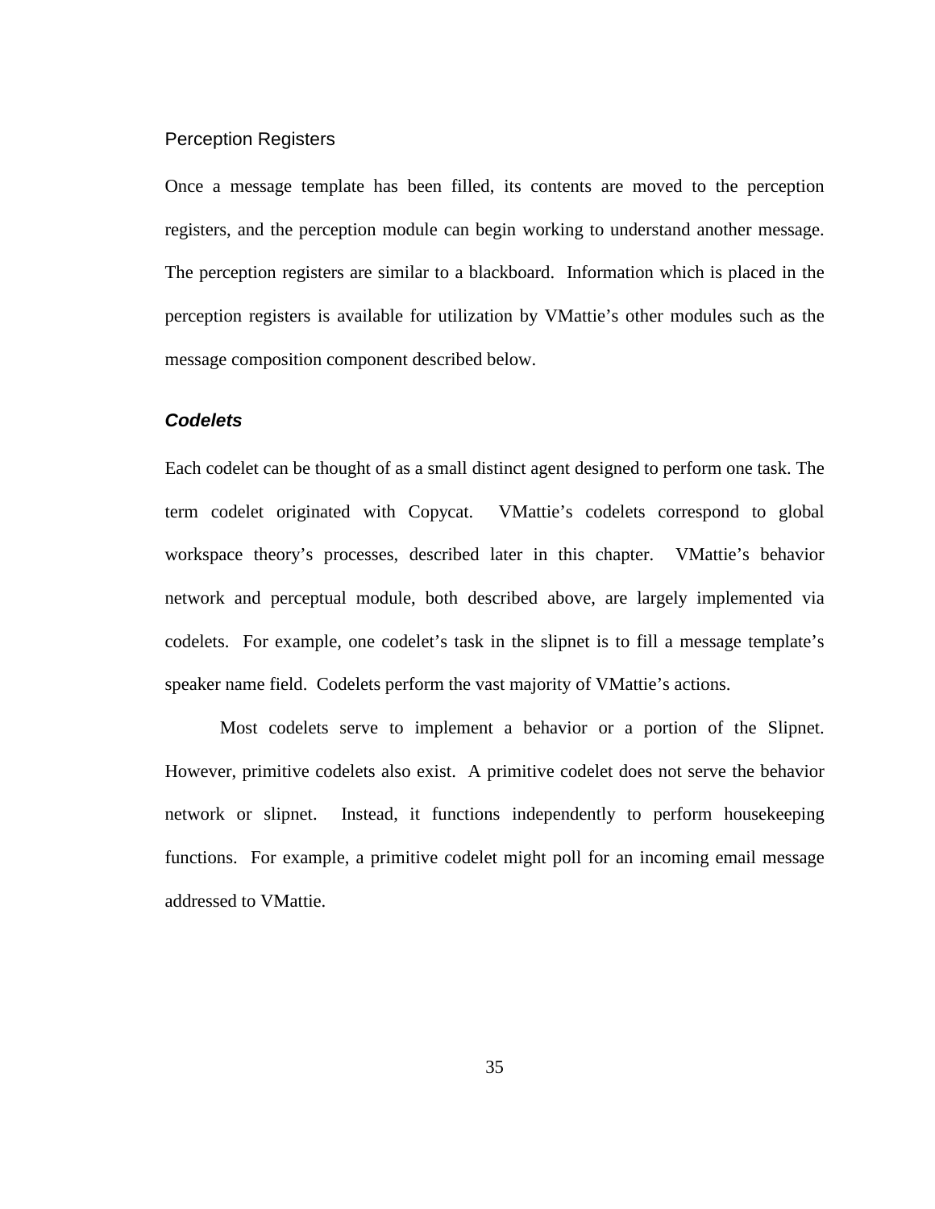### Perception Registers

Once a message template has been filled, its contents are moved to the perception registers, and the perception module can begin working to understand another message. The perception registers are similar to a blackboard. Information which is placed in the perception registers is available for utilization by VMattie's other modules such as the message composition component described below.

### *Codelets*

Each codelet can be thought of as a small distinct agent designed to perform one task. The term codelet originated with Copycat. VMattie's codelets correspond to global workspace theory's processes, described later in this chapter. VMattie's behavior network and perceptual module, both described above, are largely implemented via codelets. For example, one codelet's task in the slipnet is to fill a message template's speaker name field. Codelets perform the vast majority of VMattie's actions.

Most codelets serve to implement a behavior or a portion of the Slipnet. However, primitive codelets also exist. A primitive codelet does not serve the behavior network or slipnet. Instead, it functions independently to perform housekeeping functions. For example, a primitive codelet might poll for an incoming email message addressed to VMattie.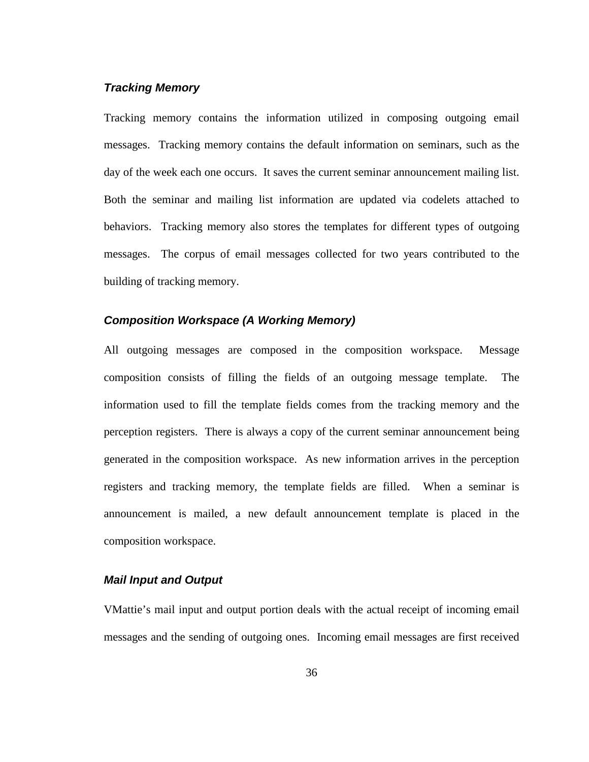### *Tracking Memory*

Tracking memory contains the information utilized in composing outgoing email messages. Tracking memory contains the default information on seminars, such as the day of the week each one occurs. It saves the current seminar announcement mailing list. Both the seminar and mailing list information are updated via codelets attached to behaviors. Tracking memory also stores the templates for different types of outgoing messages. The corpus of email messages collected for two years contributed to the building of tracking memory.

### *Composition Workspace (A Working Memory)*

All outgoing messages are composed in the composition workspace. Message composition consists of filling the fields of an outgoing message template. The information used to fill the template fields comes from the tracking memory and the perception registers. There is always a copy of the current seminar announcement being generated in the composition workspace. As new information arrives in the perception registers and tracking memory, the template fields are filled. When a seminar is announcement is mailed, a new default announcement template is placed in the composition workspace.

### *Mail Input and Output*

VMattie's mail input and output portion deals with the actual receipt of incoming email messages and the sending of outgoing ones. Incoming email messages are first received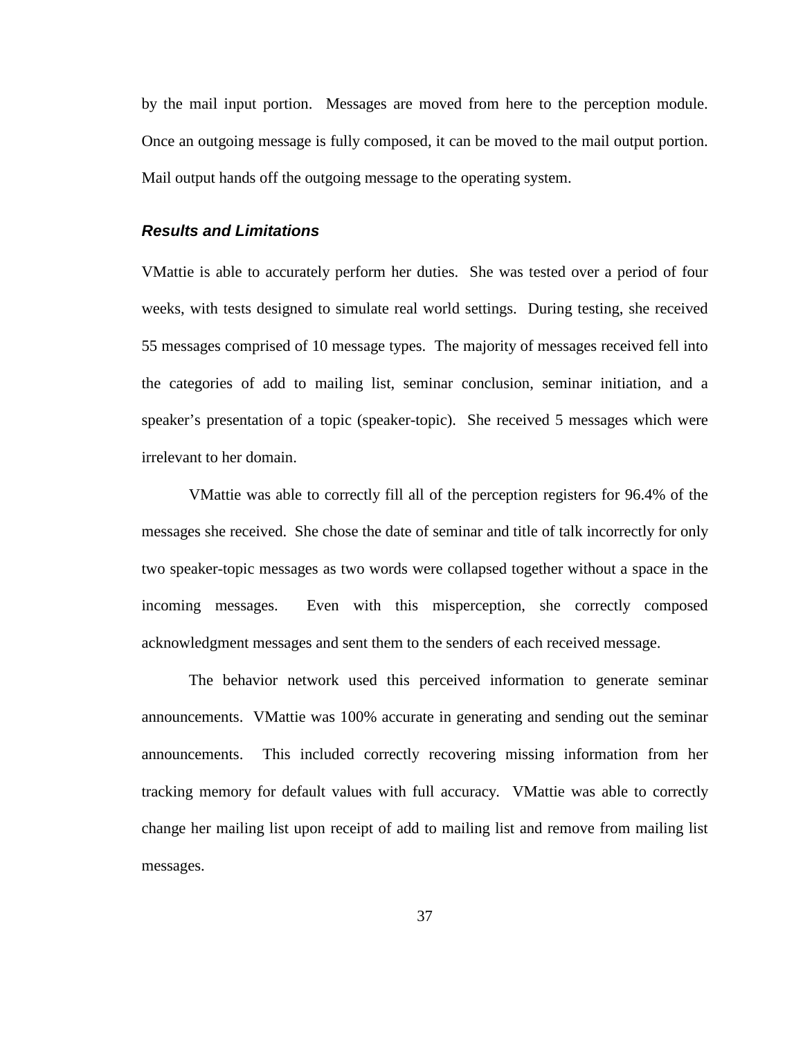by the mail input portion. Messages are moved from here to the perception module. Once an outgoing message is fully composed, it can be moved to the mail output portion. Mail output hands off the outgoing message to the operating system.

### *Results and Limitations*

VMattie is able to accurately perform her duties. She was tested over a period of four weeks, with tests designed to simulate real world settings. During testing, she received 55 messages comprised of 10 message types. The majority of messages received fell into the categories of add to mailing list, seminar conclusion, seminar initiation, and a speaker's presentation of a topic (speaker-topic). She received 5 messages which were irrelevant to her domain.

VMattie was able to correctly fill all of the perception registers for 96.4% of the messages she received. She chose the date of seminar and title of talk incorrectly for only two speaker-topic messages as two words were collapsed together without a space in the incoming messages. Even with this misperception, she correctly composed acknowledgment messages and sent them to the senders of each received message.

The behavior network used this perceived information to generate seminar announcements. VMattie was 100% accurate in generating and sending out the seminar announcements. This included correctly recovering missing information from her tracking memory for default values with full accuracy. VMattie was able to correctly change her mailing list upon receipt of add to mailing list and remove from mailing list messages.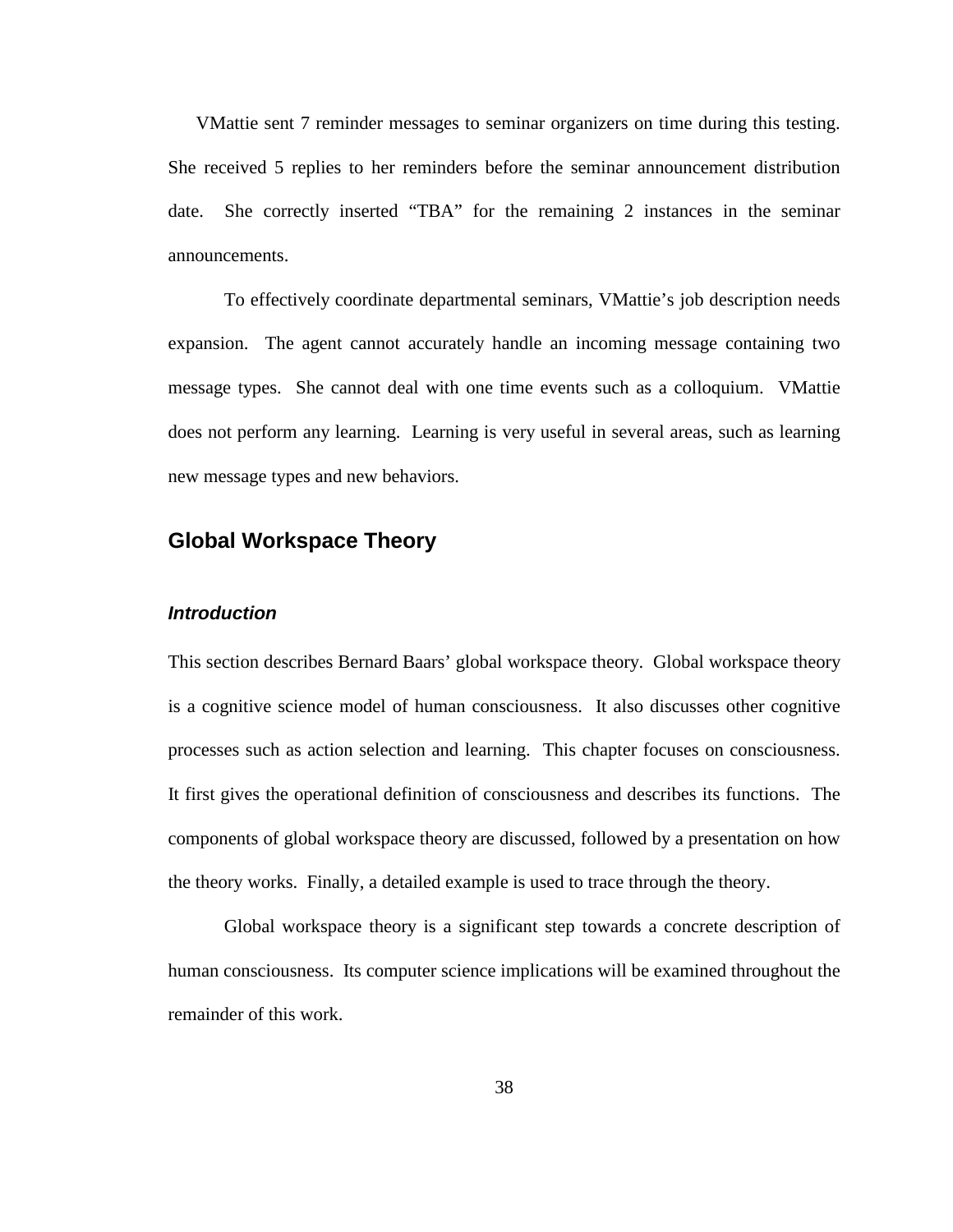VMattie sent 7 reminder messages to seminar organizers on time during this testing. She received 5 replies to her reminders before the seminar announcement distribution date. She correctly inserted "TBA" for the remaining 2 instances in the seminar announcements.

To effectively coordinate departmental seminars, VMattie's job description needs expansion. The agent cannot accurately handle an incoming message containing two message types. She cannot deal with one time events such as a colloquium. VMattie does not perform any learning. Learning is very useful in several areas, such as learning new message types and new behaviors.

## Global Workspace Theory

### *Introduction*

This section describes Bernard Baars' global workspace theory. Global workspace theory is a cognitive science model of human consciousness. It also discusses other cognitive processes such as action selection and learning. This chapter focuses on consciousness. It first gives the operational definition of consciousness and describes its functions. The components of global workspace theory are discussed, followed by a presentation on how the theory works. Finally, a detailed example is used to trace through the theory.

Global workspace theory is a significant step towards a concrete description of human consciousness. Its computer science implications will be examined throughout the remainder of this work.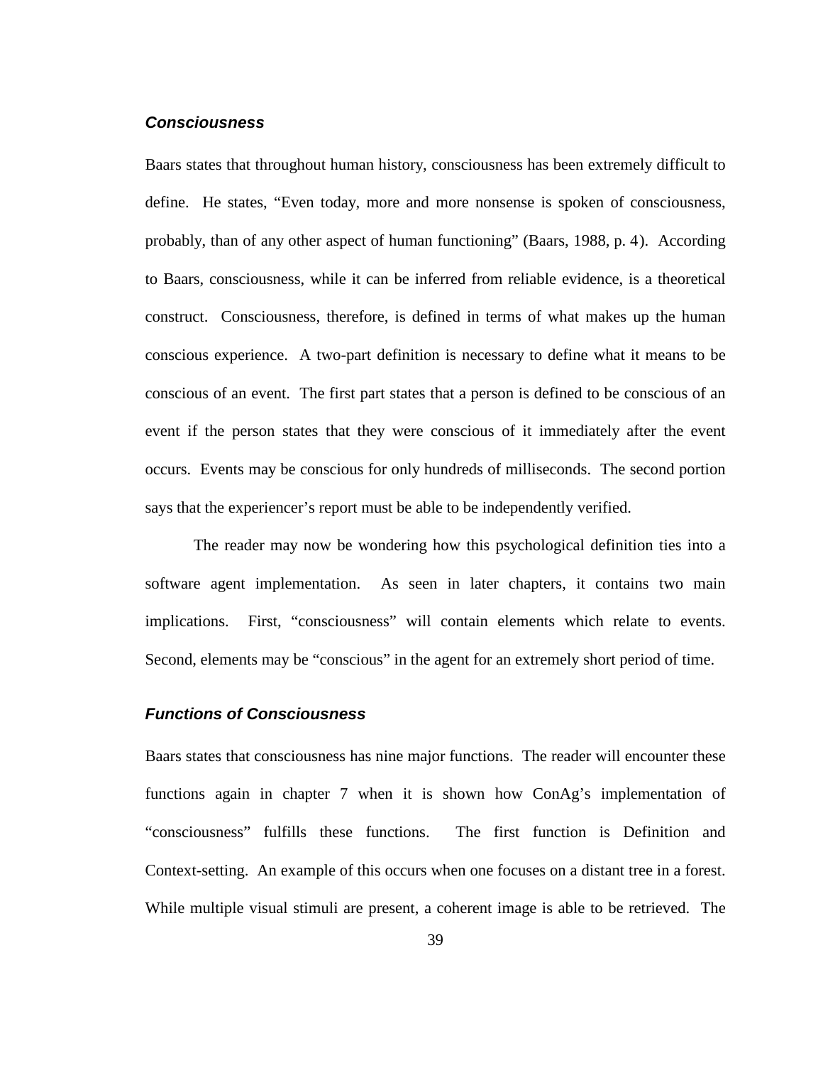### *Consciousness*

Baars states that throughout human history, consciousness has been extremely difficult to define. He states, "Even today, more and more nonsense is spoken of consciousness, probably, than of any other aspect of human functioning" (Baars, 1988, p. 4). According to Baars, consciousness, while it can be inferred from reliable evidence, is a theoretical construct. Consciousness, therefore, is defined in terms of what makes up the human conscious experience. A two-part definition is necessary to define what it means to be conscious of an event. The first part states that a person is defined to be conscious of an event if the person states that they were conscious of it immediately after the event occurs. Events may be conscious for only hundreds of milliseconds. The second portion says that the experiencer's report must be able to be independently verified.

The reader may now be wondering how this psychological definition ties into a software agent implementation. As seen in later chapters, it contains two main implications. First, "consciousness" will contain elements which relate to events. Second, elements may be "conscious" in the agent for an extremely short period of time.

### *Functions of Consciousness*

Baars states that consciousness has nine major functions. The reader will encounter these functions again in chapter 7 when it is shown how ConAg's implementation of "consciousness" fulfills these functions. The first function is Definition and Context-setting. An example of this occurs when one focuses on a distant tree in a forest. While multiple visual stimuli are present, a coherent image is able to be retrieved. The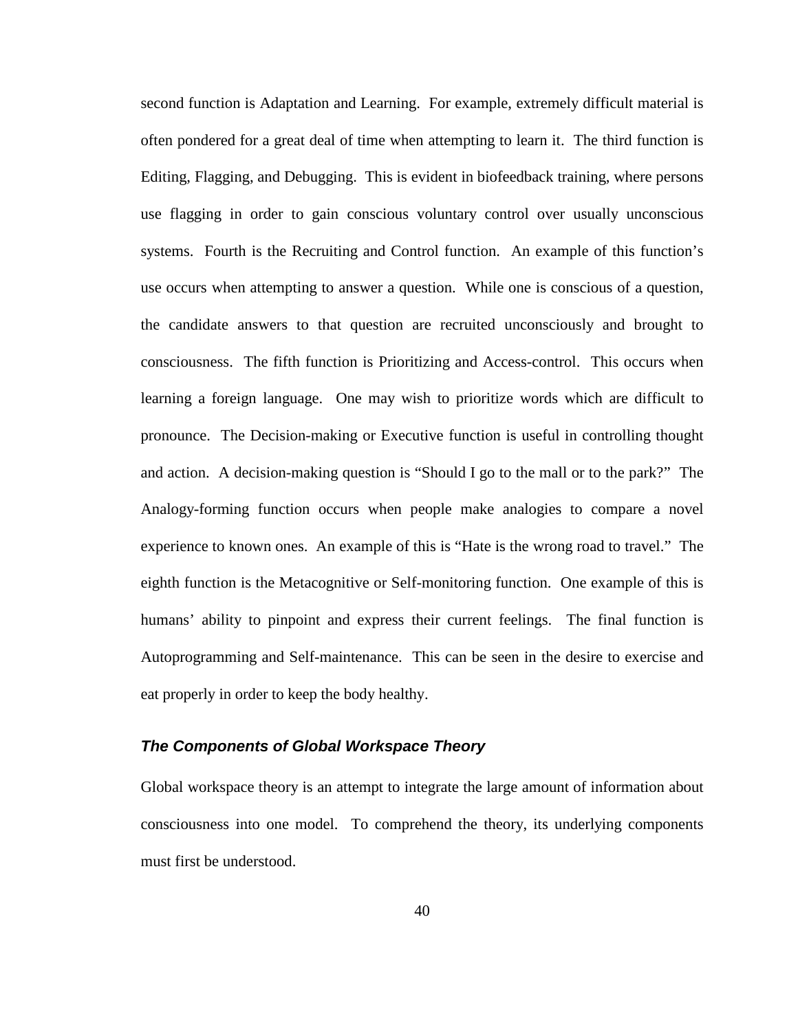second function is Adaptation and Learning. For example, extremely difficult material is often pondered for a great deal of time when attempting to learn it. The third function is Editing, Flagging, and Debugging. This is evident in biofeedback training, where persons use flagging in order to gain conscious voluntary control over usually unconscious systems. Fourth is the Recruiting and Control function. An example of this function's use occurs when attempting to answer a question. While one is conscious of a question, the candidate answers to that question are recruited unconsciously and brought to consciousness. The fifth function is Prioritizing and Access-control. This occurs when learning a foreign language. One may wish to prioritize words which are difficult to pronounce. The Decision-making or Executive function is useful in controlling thought and action. A decision-making question is "Should I go to the mall or to the park?" The Analogy-forming function occurs when people make analogies to compare a novel experience to known ones. An example of this is "Hate is the wrong road to travel." The eighth function is the Metacognitive or Self-monitoring function. One example of this is humans' ability to pinpoint and express their current feelings. The final function is Autoprogramming and Self-maintenance. This can be seen in the desire to exercise and eat properly in order to keep the body healthy.

### *The Components of Global Workspace Theory*

Global workspace theory is an attempt to integrate the large amount of information about consciousness into one model. To comprehend the theory, its underlying components must first be understood.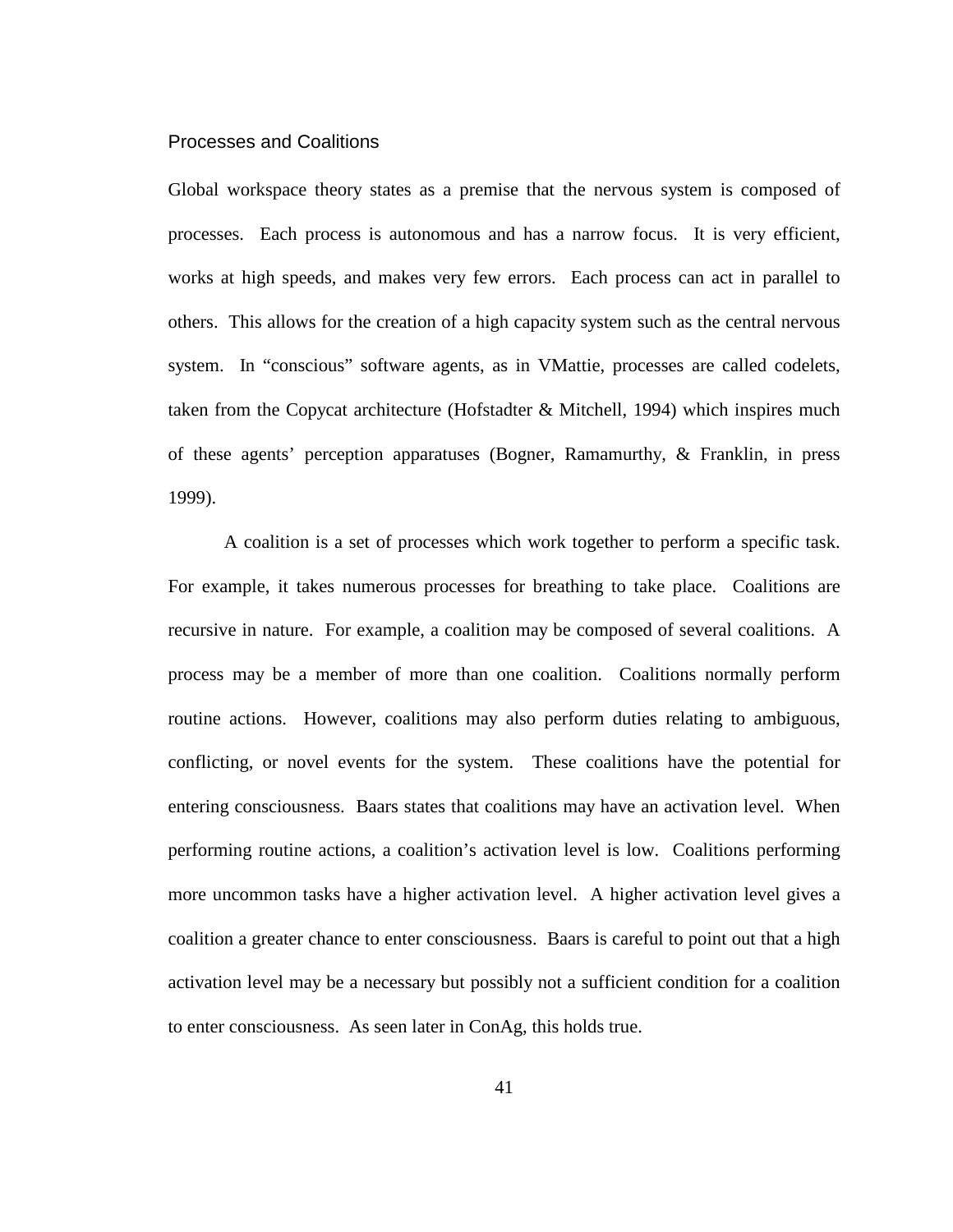### Processes and Coalitions

Global workspace theory states as a premise that the nervous system is composed of processes. Each process is autonomous and has a narrow focus. It is very efficient, works at high speeds, and makes very few errors. Each process can act in parallel to others. This allows for the creation of a high capacity system such as the central nervous system. In "conscious" software agents, as in VMattie, processes are called codelets, taken from the Copycat architecture (Hofstadter & Mitchell, 1994) which inspires much of these agents' perception apparatuses (Bogner, Ramamurthy, & Franklin, in press 1999).

A coalition is a set of processes which work together to perform a specific task. For example, it takes numerous processes for breathing to take place. Coalitions are recursive in nature. For example, a coalition may be composed of several coalitions. A process may be a member of more than one coalition. Coalitions normally perform routine actions. However, coalitions may also perform duties relating to ambiguous, conflicting, or novel events for the system. These coalitions have the potential for entering consciousness. Baars states that coalitions may have an activation level. When performing routine actions, a coalition's activation level is low. Coalitions performing more uncommon tasks have a higher activation level. A higher activation level gives a coalition a greater chance to enter consciousness. Baars is careful to point out that a high activation level may be a necessary but possibly not a sufficient condition for a coalition to enter consciousness. As seen later in ConAg, this holds true.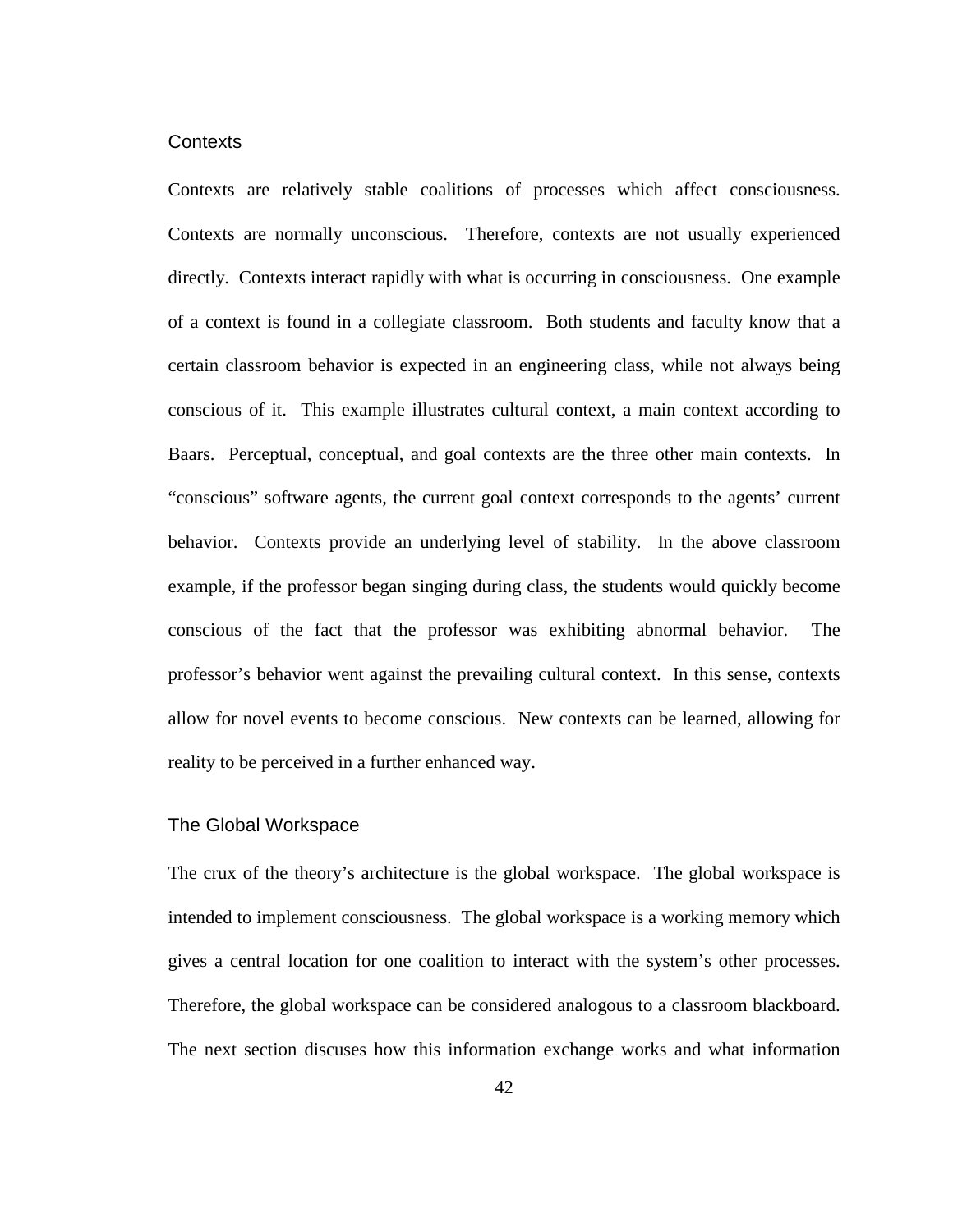### Contexts

Contexts are relatively stable coalitions of processes which affect consciousness. Contexts are normally unconscious. Therefore, contexts are not usually experienced directly. Contexts interact rapidly with what is occurring in consciousness. One example of a context is found in a collegiate classroom. Both students and faculty know that a certain classroom behavior is expected in an engineering class, while not always being conscious of it. This example illustrates cultural context, a main context according to Baars. Perceptual, conceptual, and goal contexts are the three other main contexts. In “conscious” software agents, the current goal context corresponds to the agents’ current behavior. Contexts provide an underlying level of stability. In the above classroom example, if the professor began singing during class, the students would quickly become conscious of the fact that the professor was exhibiting abnormal behavior. The professor’s behavior went against the prevailing cultural context. In this sense, contexts allow for novel events to become conscious. New contexts can be learned, allowing for reality to be perceived in a further enhanced way.

### The Global Workspace

The crux of the theory’s architecture is the global workspace. The global workspace is intended to implement consciousness. The global workspace is a working memory which gives a central location for one coalition to interact with the system’s other processes. Therefore, the global workspace can be considered analogous to a classroom blackboard. The next section discuses how this information exchange works and what information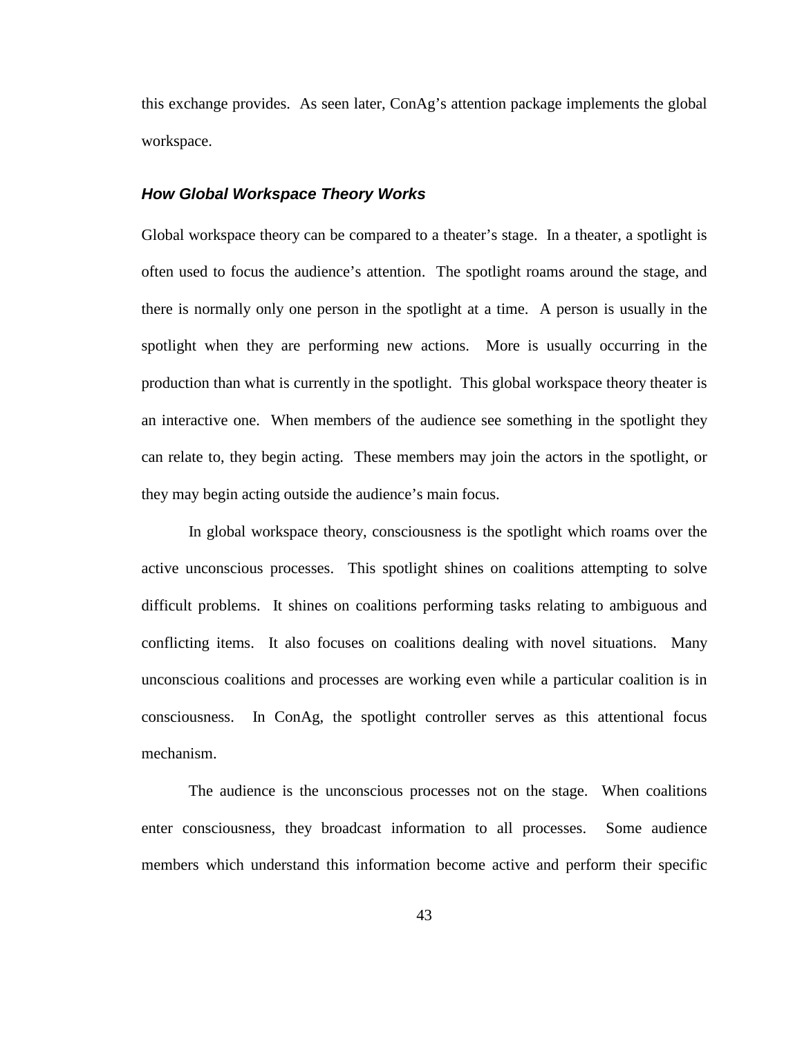this exchange provides. As seen later, ConAg's attention package implements the global workspace.

### *How Global Workspace Theory Works*

Global workspace theory can be compared to a theater's stage. In a theater, a spotlight is often used to focus the audience's attention. The spotlight roams around the stage, and there is normally only one person in the spotlight at a time. A person is usually in the spotlight when they are performing new actions. More is usually occurring in the production than what is currently in the spotlight. This global workspace theory theater is an interactive one. When members of the audience see something in the spotlight they can relate to, they begin acting. These members may join the actors in the spotlight, or they may begin acting outside the audience's main focus.

In global workspace theory, consciousness is the spotlight which roams over the active unconscious processes. This spotlight shines on coalitions attempting to solve difficult problems. It shines on coalitions performing tasks relating to ambiguous and conflicting items. It also focuses on coalitions dealing with novel situations. Many unconscious coalitions and processes are working even while a particular coalition is in consciousness. In ConAg, the spotlight controller serves as this attentional focus mechanism.

The audience is the unconscious processes not on the stage. When coalitions enter consciousness, they broadcast information to all processes. Some audience members which understand this information become active and perform their specific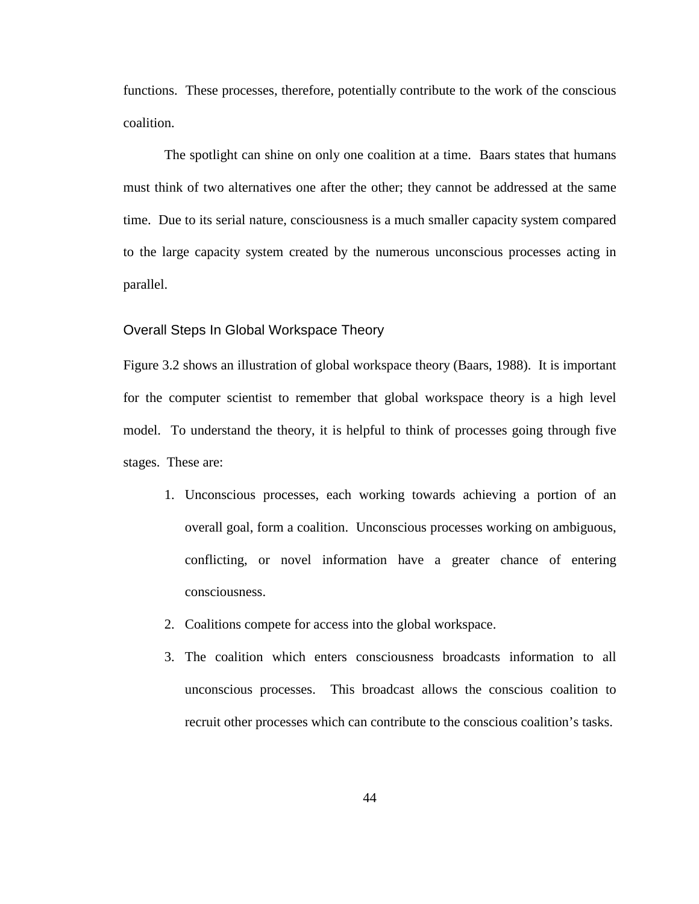functions. These processes, therefore, potentially contribute to the work of the conscious coalition.

The spotlight can shine on only one coalition at a time. Baars states that humans must think of two alternatives one after the other; they cannot be addressed at the same time. Due to its serial nature, consciousness is a much smaller capacity system compared to the large capacity system created by the numerous unconscious processes acting in parallel.

### Overall Steps In Global Workspace Theory

Figure 3.2 shows an illustration of global workspace theory (Baars, 1988). It is important for the computer scientist to remember that global workspace theory is a high level model. To understand the theory, it is helpful to think of processes going through five stages. These are:

1. Unconscious processes, each working towards achieving a portion of an overall goal, form a coalition. Unconscious processes working on ambiguous, conflicting, or novel information have a greater chance of entering consciousness.
2. Coalitions compete for access into the global workspace.
3. The coalition which enters consciousness broadcasts information to all unconscious processes. This broadcast allows the conscious coalition to recruit other processes which can contribute to the conscious coalition’s tasks.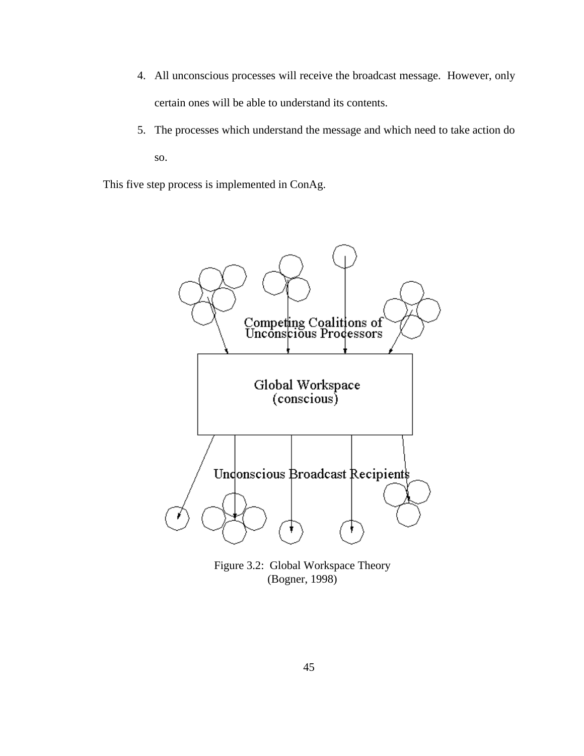4. All unconscious processes will receive the broadcast message. However, only certain ones will be able to understand its contents.
5. The processes which understand the message and which need to take action do so.

This five step process is implemented in ConAg.

Figure 3.2: Global Workspace Theory
(Bogner, 1998)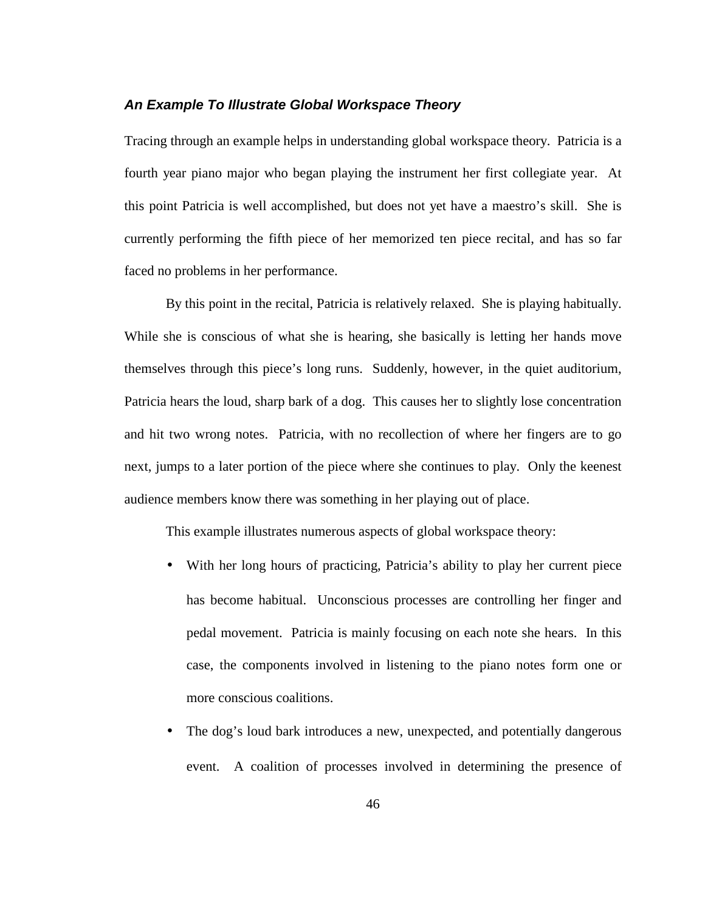### *An Example To Illustrate Global Workspace Theory*

Tracing through an example helps in understanding global workspace theory. Patricia is a fourth year piano major who began playing the instrument her first collegiate year. At this point Patricia is well accomplished, but does not yet have a maestro's skill. She is currently performing the fifth piece of her memorized ten piece recital, and has so far faced no problems in her performance.

By this point in the recital, Patricia is relatively relaxed. She is playing habitually. While she is conscious of what she is hearing, she basically is letting her hands move themselves through this piece's long runs. Suddenly, however, in the quiet auditorium, Patricia hears the loud, sharp bark of a dog. This causes her to slightly lose concentration and hit two wrong notes. Patricia, with no recollection of where her fingers are to go next, jumps to a later portion of the piece where she continues to play. Only the keenest audience members know there was something in her playing out of place.

This example illustrates numerous aspects of global workspace theory:

- With her long hours of practicing, Patricia's ability to play her current piece has become habitual. Unconscious processes are controlling her finger and pedal movement. Patricia is mainly focusing on each note she hears. In this case, the components involved in listening to the piano notes form one or more conscious coalitions.
- The dog's loud bark introduces a new, unexpected, and potentially dangerous event. A coalition of processes involved in determining the presence of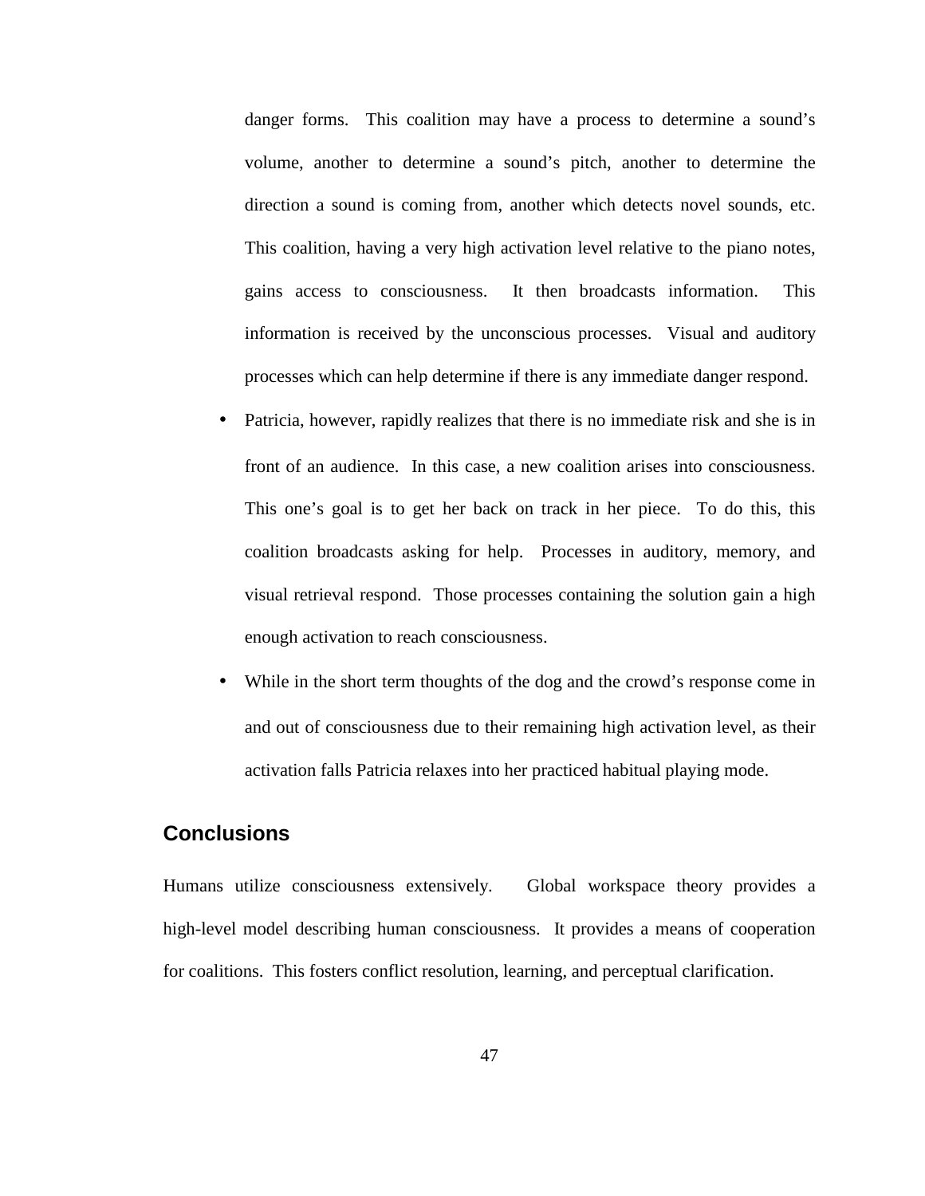danger forms. This coalition may have a process to determine a sound's volume, another to determine a sound's pitch, another to determine the direction a sound is coming from, another which detects novel sounds, etc. This coalition, having a very high activation level relative to the piano notes, gains access to consciousness. It then broadcasts information. This information is received by the unconscious processes. Visual and auditory processes which can help determine if there is any immediate danger respond.

- Patricia, however, rapidly realizes that there is no immediate risk and she is in front of an audience. In this case, a new coalition arises into consciousness. This one's goal is to get her back on track in her piece. To do this, this coalition broadcasts asking for help. Processes in auditory, memory, and visual retrieval respond. Those processes containing the solution gain a high enough activation to reach consciousness.
- While in the short term thoughts of the dog and the crowd's response come in and out of consciousness due to their remaining high activation level, as their activation falls Patricia relaxes into her practiced habitual playing mode.

## Conclusions

Humans utilize consciousness extensively. Global workspace theory provides a high-level model describing human consciousness. It provides a means of cooperation for coalitions. This fosters conflict resolution, learning, and perceptual clarification.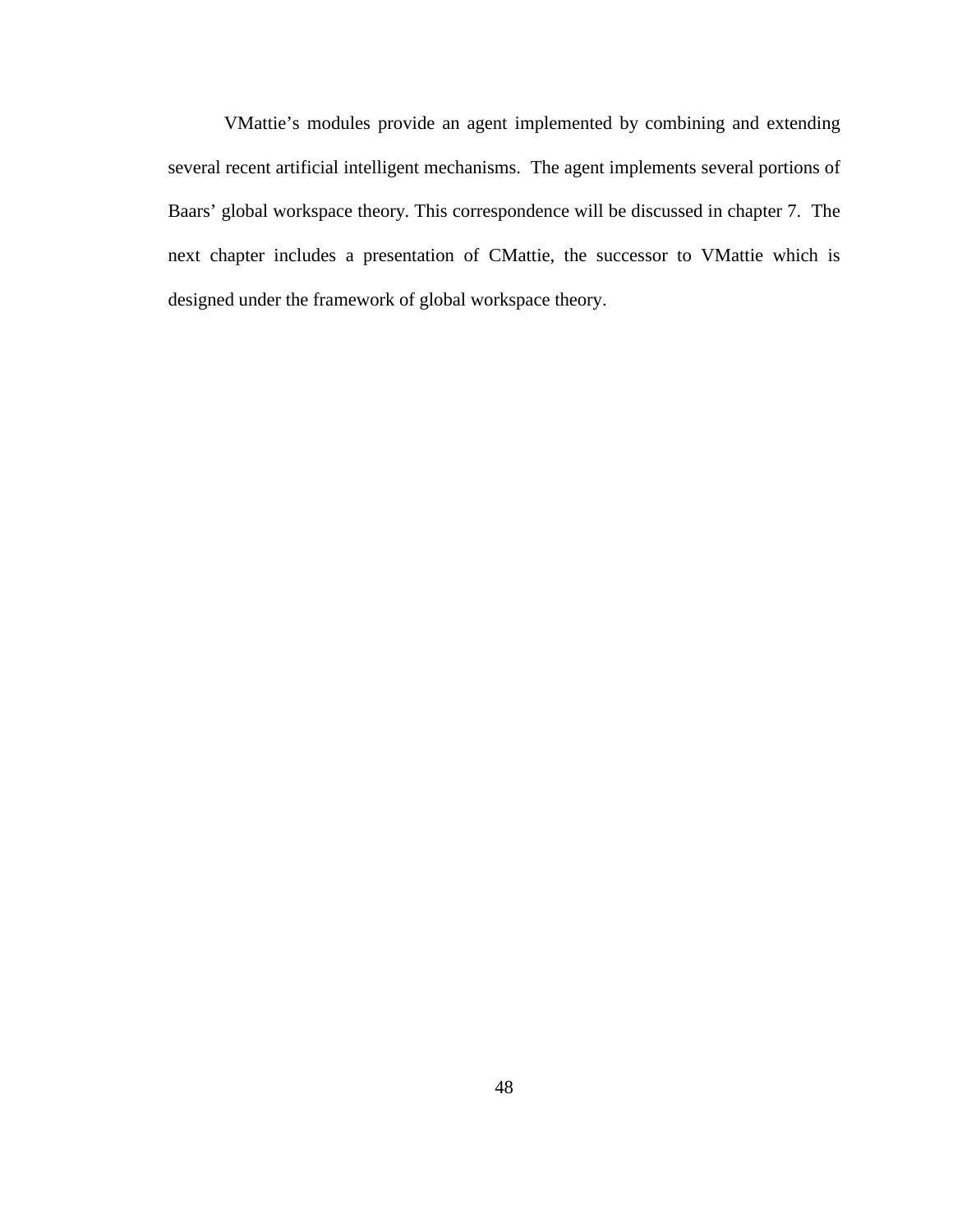VMattie's modules provide an agent implemented by combining and extending several recent artificial intelligent mechanisms. The agent implements several portions of Baars' global workspace theory. This correspondence will be discussed in chapter 7. The next chapter includes a presentation of CMattie, the successor to VMattie which is designed under the framework of global workspace theory.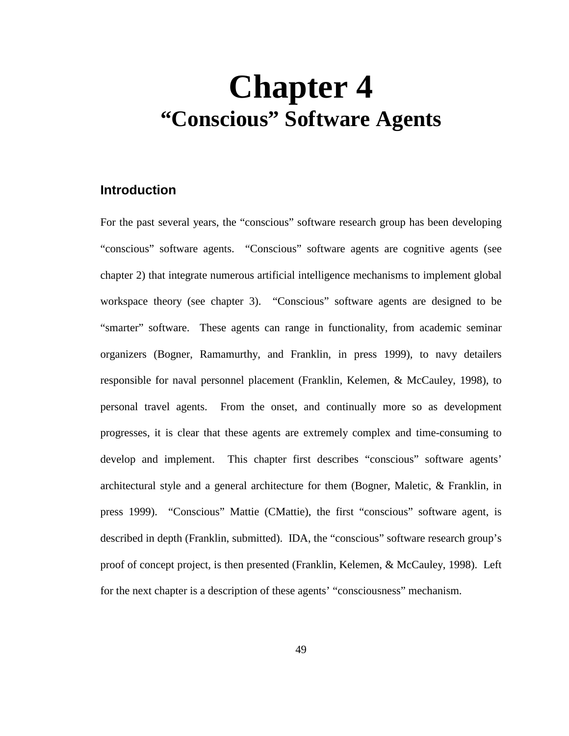# Chapter 4
## “Conscious” Software Agents

### Introduction

For the past several years, the “conscious” software research group has been developing “conscious” software agents. “Conscious” software agents are cognitive agents (see chapter 2) that integrate numerous artificial intelligence mechanisms to implement global workspace theory (see chapter 3). “Conscious” software agents are designed to be “smarter” software. These agents can range in functionality, from academic seminar organizers (Bogner, Ramamurthy, and Franklin, in press 1999), to navy detailers responsible for naval personnel placement (Franklin, Kelemen, & McCauley, 1998), to personal travel agents. From the onset, and continually more so as development progresses, it is clear that these agents are extremely complex and time-consuming to develop and implement. This chapter first describes “conscious” software agents’ architectural style and a general architecture for them (Bogner, Maletic, & Franklin, in press 1999). “Conscious” Mattie (CMattie), the first “conscious” software agent, is described in depth (Franklin, submitted). IDA, the “conscious” software research group’s proof of concept project, is then presented (Franklin, Kelemen, & McCauley, 1998). Left for the next chapter is a description of these agents’ “consciousness” mechanism.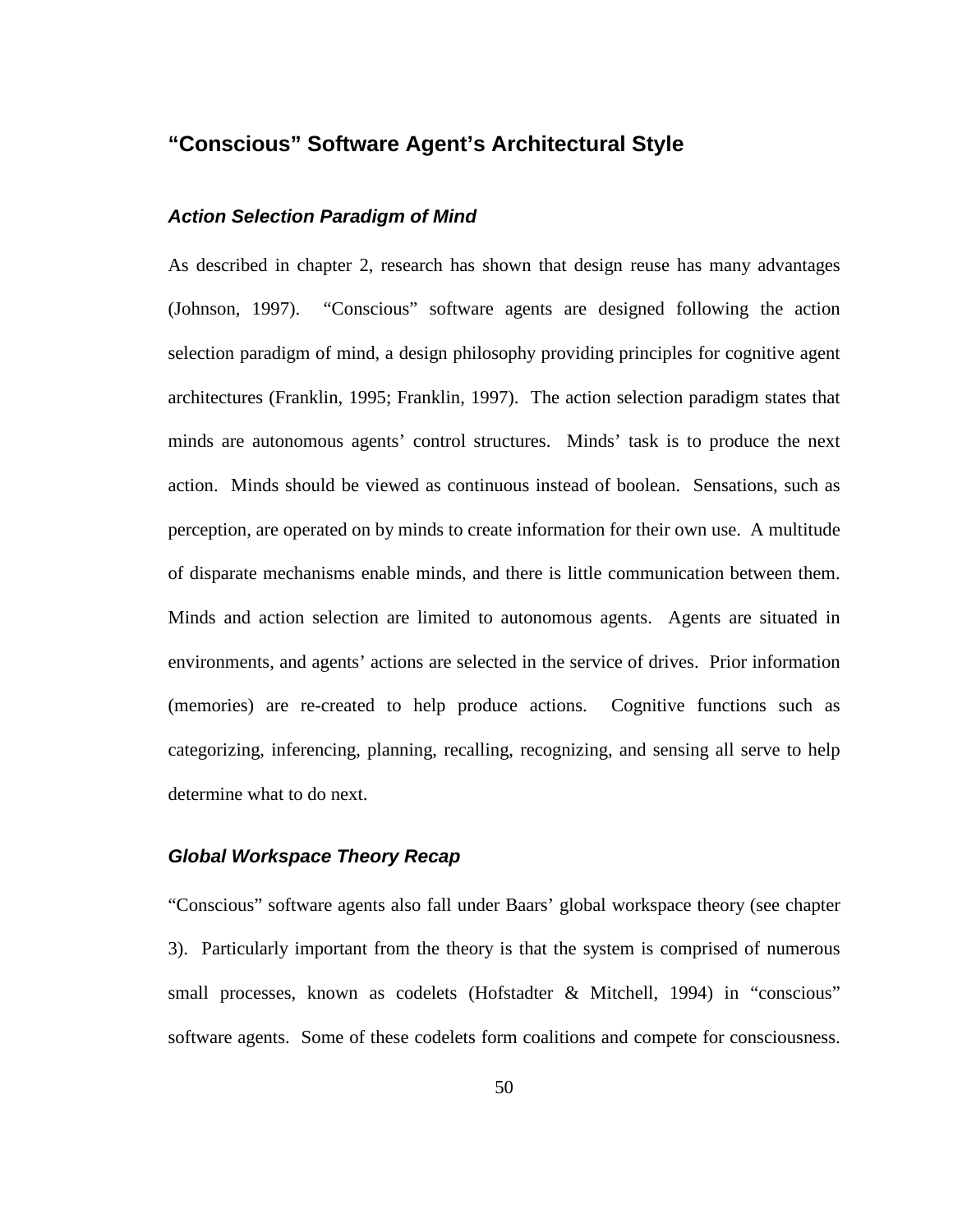## "Conscious" Software Agent's Architectural Style

### *Action Selection Paradigm of Mind*

As described in chapter 2, research has shown that design reuse has many advantages (Johnson, 1997). "Conscious" software agents are designed following the action selection paradigm of mind, a design philosophy providing principles for cognitive agent architectures (Franklin, 1995; Franklin, 1997). The action selection paradigm states that minds are autonomous agents' control structures. Minds' task is to produce the next action. Minds should be viewed as continuous instead of boolean. Sensations, such as perception, are operated on by minds to create information for their own use. A multitude of disparate mechanisms enable minds, and there is little communication between them. Minds and action selection are limited to autonomous agents. Agents are situated in environments, and agents' actions are selected in the service of drives. Prior information (memories) are re-created to help produce actions. Cognitive functions such as categorizing, inferencing, planning, recalling, recognizing, and sensing all serve to help determine what to do next.

### *Global Workspace Theory Recap*

"Conscious" software agents also fall under Baars' global workspace theory (see chapter 3). Particularly important from the theory is that the system is comprised of numerous small processes, known as codelets (Hofstadter & Mitchell, 1994) in "conscious" software agents. Some of these codelets form coalitions and compete for consciousness.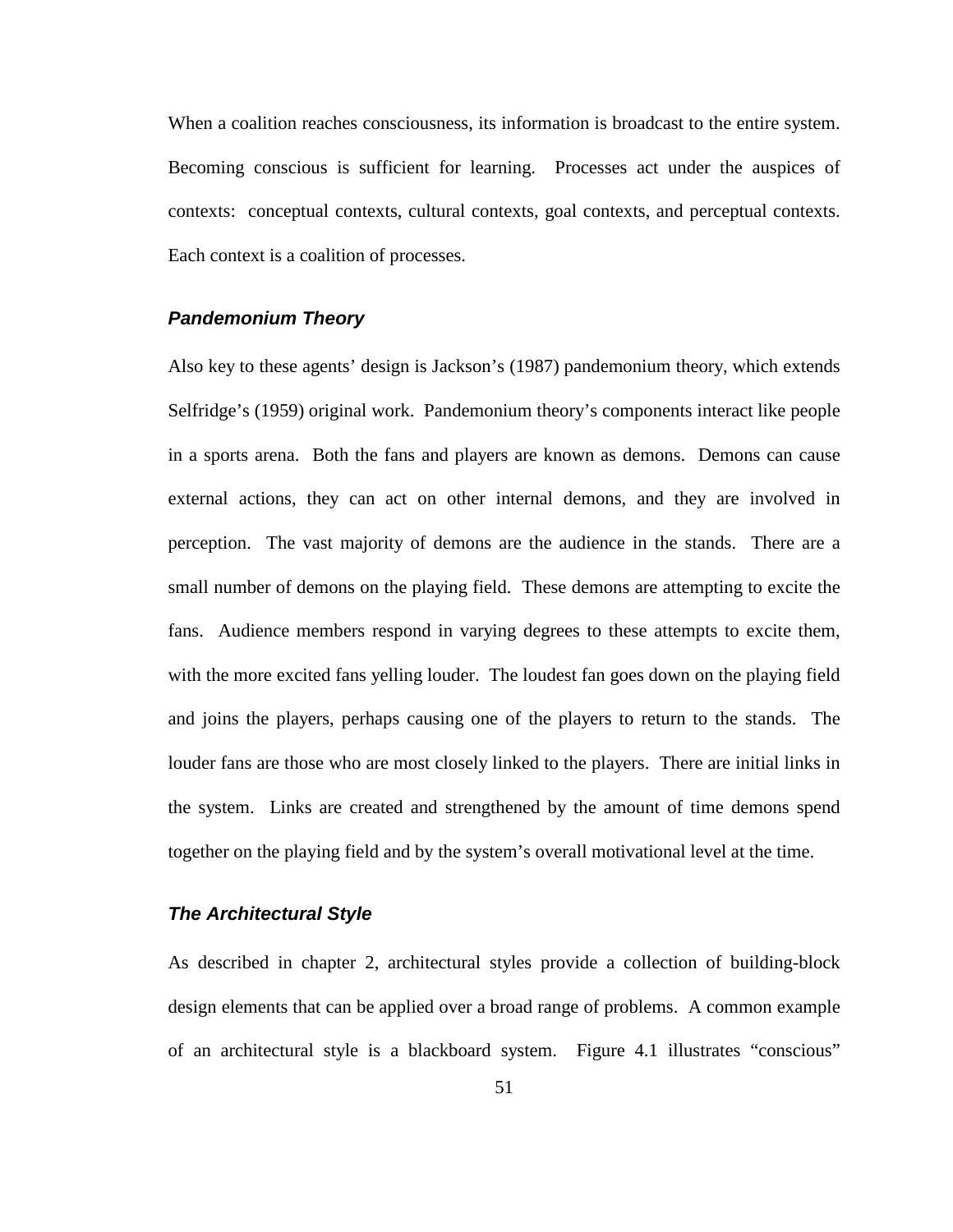When a coalition reaches consciousness, its information is broadcast to the entire system. Becoming conscious is sufficient for learning. Processes act under the auspices of contexts: conceptual contexts, cultural contexts, goal contexts, and perceptual contexts. Each context is a coalition of processes.

### *Pandemonium Theory*

Also key to these agents' design is Jackson's (1987) pandemonium theory, which extends Selfridge's (1959) original work. Pandemonium theory's components interact like people in a sports arena. Both the fans and players are known as demons. Demons can cause external actions, they can act on other internal demons, and they are involved in perception. The vast majority of demons are the audience in the stands. There are a small number of demons on the playing field. These demons are attempting to excite the fans. Audience members respond in varying degrees to these attempts to excite them, with the more excited fans yelling louder. The loudest fan goes down on the playing field and joins the players, perhaps causing one of the players to return to the stands. The louder fans are those who are most closely linked to the players. There are initial links in the system. Links are created and strengthened by the amount of time demons spend together on the playing field and by the system's overall motivational level at the time.

### *The Architectural Style*

As described in chapter 2, architectural styles provide a collection of building-block design elements that can be applied over a broad range of problems. A common example of an architectural style is a blackboard system. Figure 4.1 illustrates "conscious"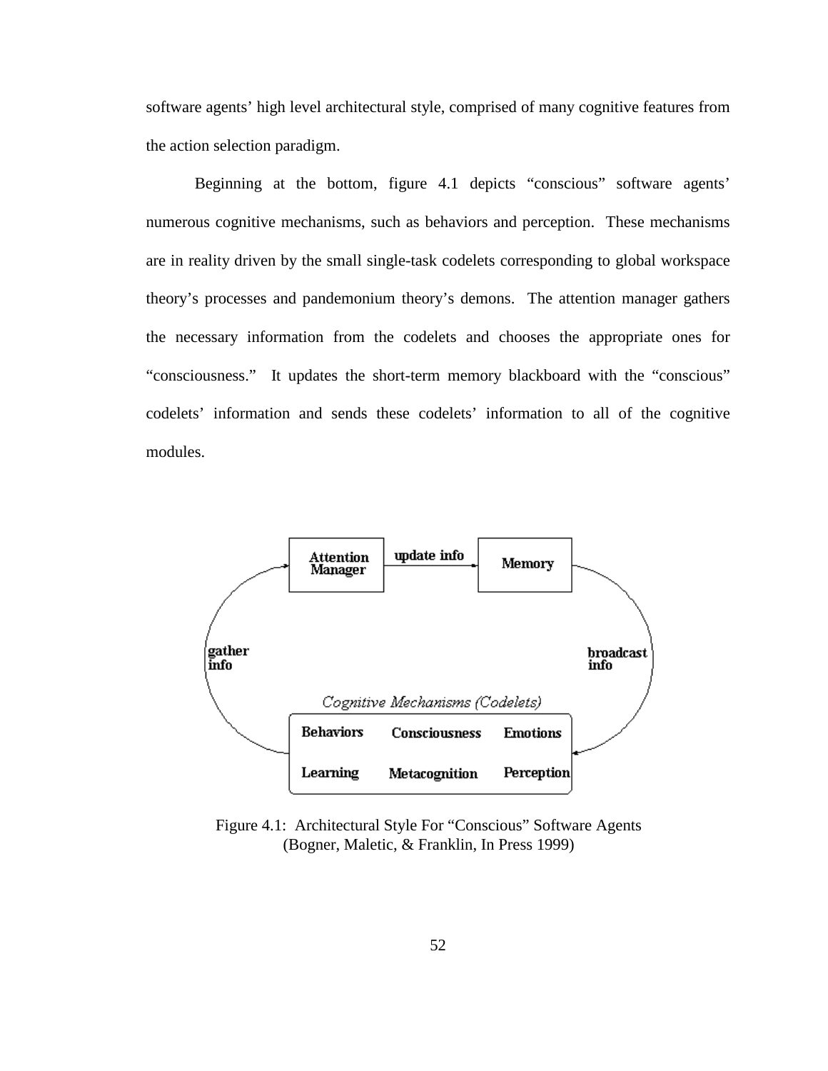software agents' high level architectural style, comprised of many cognitive features from the action selection paradigm.

Beginning at the bottom, figure 4.1 depicts "conscious" software agents' numerous cognitive mechanisms, such as behaviors and perception. These mechanisms are in reality driven by the small single-task codelets corresponding to global workspace theory's processes and pandemonium theory's demons. The attention manager gathers the necessary information from the codelets and chooses the appropriate ones for "consciousness." It updates the short-term memory blackboard with the "conscious" codelets' information and sends these codelets' information to all of the cognitive modules.

Attention Manager — update info → Memory

gather info

broadcast info

*Cognitive Mechanisms (Codelets)*

| Behaviors | Consciousness | Emotions |
| --- | --- | --- |
| Learning | Metacognition | Perception |

Figure 4.1: Architectural Style For "Conscious" Software Agents (Bogner, Maletic, & Franklin, In Press 1999)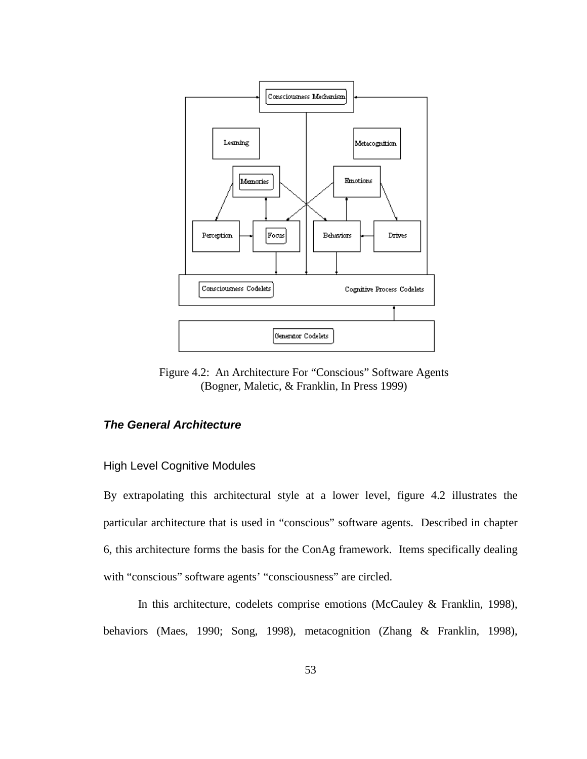Figure 4.2: An Architecture For "Conscious" Software Agents (Bogner, Maletic, & Franklin, In Press 1999)

### *The General Architecture*

#### High Level Cognitive Modules

By extrapolating this architectural style at a lower level, figure 4.2 illustrates the particular architecture that is used in "conscious" software agents. Described in chapter 6, this architecture forms the basis for the ConAg framework. Items specifically dealing with "conscious" software agents' "consciousness" are circled.

In this architecture, codelets comprise emotions (McCauley & Franklin, 1998), behaviors (Maes, 1990; Song, 1998), metacognition (Zhang & Franklin, 1998),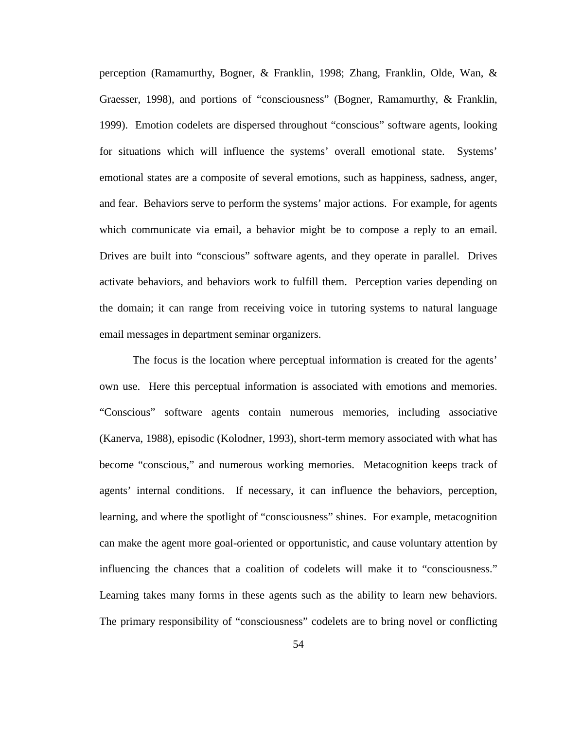perception (Ramamurthy, Bogner, & Franklin, 1998; Zhang, Franklin, Olde, Wan, & Graesser, 1998), and portions of "consciousness" (Bogner, Ramamurthy, & Franklin, 1999). Emotion codelets are dispersed throughout "conscious" software agents, looking for situations which will influence the systems' overall emotional state. Systems' emotional states are a composite of several emotions, such as happiness, sadness, anger, and fear. Behaviors serve to perform the systems' major actions. For example, for agents which communicate via email, a behavior might be to compose a reply to an email. Drives are built into "conscious" software agents, and they operate in parallel. Drives activate behaviors, and behaviors work to fulfill them. Perception varies depending on the domain; it can range from receiving voice in tutoring systems to natural language email messages in department seminar organizers.

The focus is the location where perceptual information is created for the agents' own use. Here this perceptual information is associated with emotions and memories. "Conscious" software agents contain numerous memories, including associative (Kanerva, 1988), episodic (Kolodner, 1993), short-term memory associated with what has become "conscious," and numerous working memories. Metacognition keeps track of agents' internal conditions. If necessary, it can influence the behaviors, perception, learning, and where the spotlight of "consciousness" shines. For example, metacognition can make the agent more goal-oriented or opportunistic, and cause voluntary attention by influencing the chances that a coalition of codelets will make it to "consciousness." Learning takes many forms in these agents such as the ability to learn new behaviors. The primary responsibility of "consciousness" codelets are to bring novel or conflicting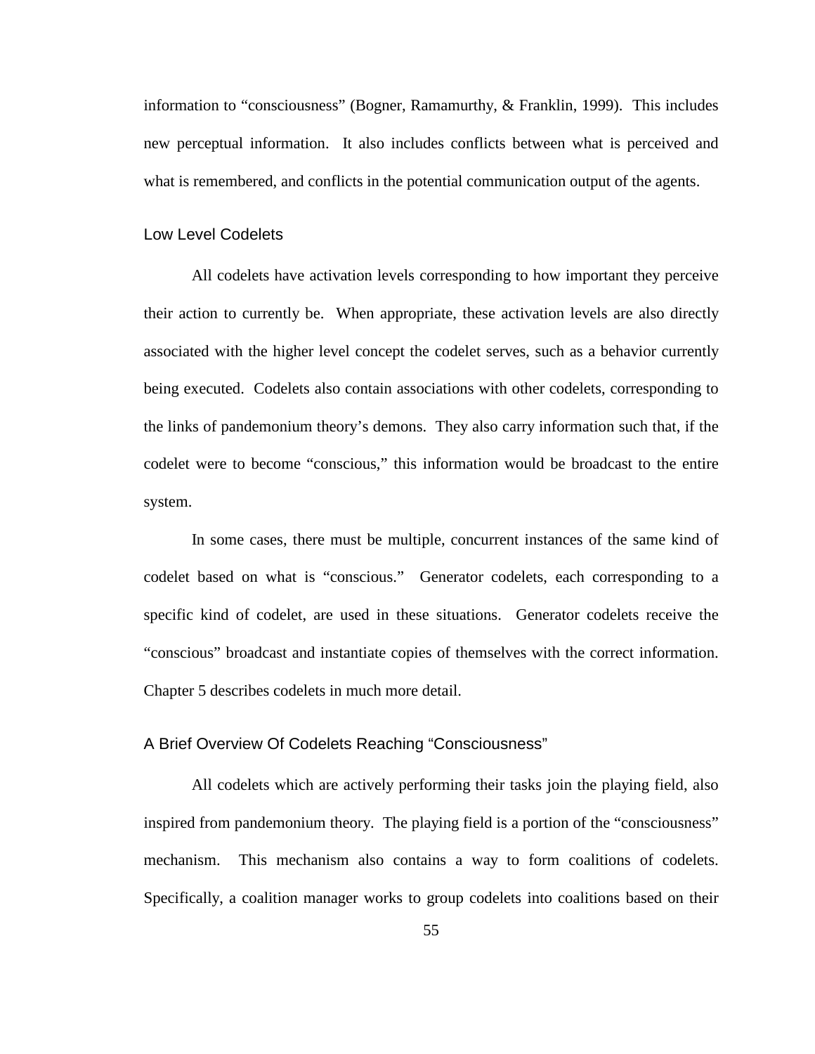information to “consciousness” (Bogner, Ramamurthy, & Franklin, 1999). This includes new perceptual information. It also includes conflicts between what is perceived and what is remembered, and conflicts in the potential communication output of the agents.

### Low Level Codelets

All codelets have activation levels corresponding to how important they perceive their action to currently be. When appropriate, these activation levels are also directly associated with the higher level concept the codelet serves, such as a behavior currently being executed. Codelets also contain associations with other codelets, corresponding to the links of pandemonium theory’s demons. They also carry information such that, if the codelet were to become “conscious,” this information would be broadcast to the entire system.

In some cases, there must be multiple, concurrent instances of the same kind of codelet based on what is “conscious.” Generator codelets, each corresponding to a specific kind of codelet, are used in these situations. Generator codelets receive the “conscious” broadcast and instantiate copies of themselves with the correct information. Chapter 5 describes codelets in much more detail.

### A Brief Overview Of Codelets Reaching “Consciousness”

All codelets which are actively performing their tasks join the playing field, also inspired from pandemonium theory. The playing field is a portion of the “consciousness” mechanism. This mechanism also contains a way to form coalitions of codelets. Specifically, a coalition manager works to group codelets into coalitions based on their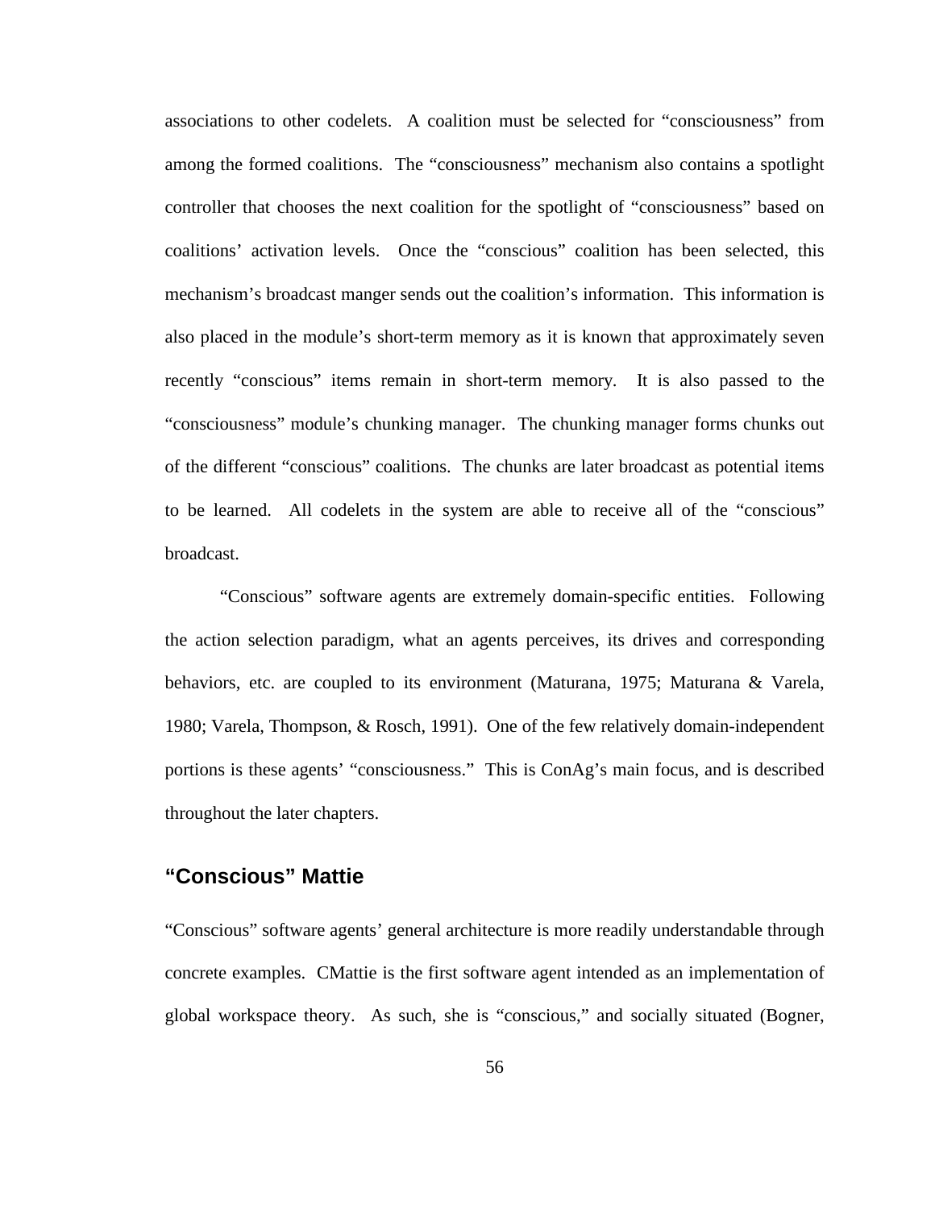associations to other codelets. A coalition must be selected for "consciousness" from among the formed coalitions. The "consciousness" mechanism also contains a spotlight controller that chooses the next coalition for the spotlight of "consciousness" based on coalitions' activation levels. Once the "conscious" coalition has been selected, this mechanism's broadcast manger sends out the coalition's information. This information is also placed in the module's short-term memory as it is known that approximately seven recently "conscious" items remain in short-term memory. It is also passed to the "consciousness" module's chunking manager. The chunking manager forms chunks out of the different "conscious" coalitions. The chunks are later broadcast as potential items to be learned. All codelets in the system are able to receive all of the "conscious" broadcast.

"Conscious" software agents are extremely domain-specific entities. Following the action selection paradigm, what an agents perceives, its drives and corresponding behaviors, etc. are coupled to its environment (Maturana, 1975; Maturana & Varela, 1980; Varela, Thompson, & Rosch, 1991). One of the few relatively domain-independent portions is these agents' "consciousness." This is ConAg's main focus, and is described throughout the later chapters.

## "Conscious" Mattie

"Conscious" software agents' general architecture is more readily understandable through concrete examples. CMattie is the first software agent intended as an implementation of global workspace theory. As such, she is "conscious," and socially situated (Bogner,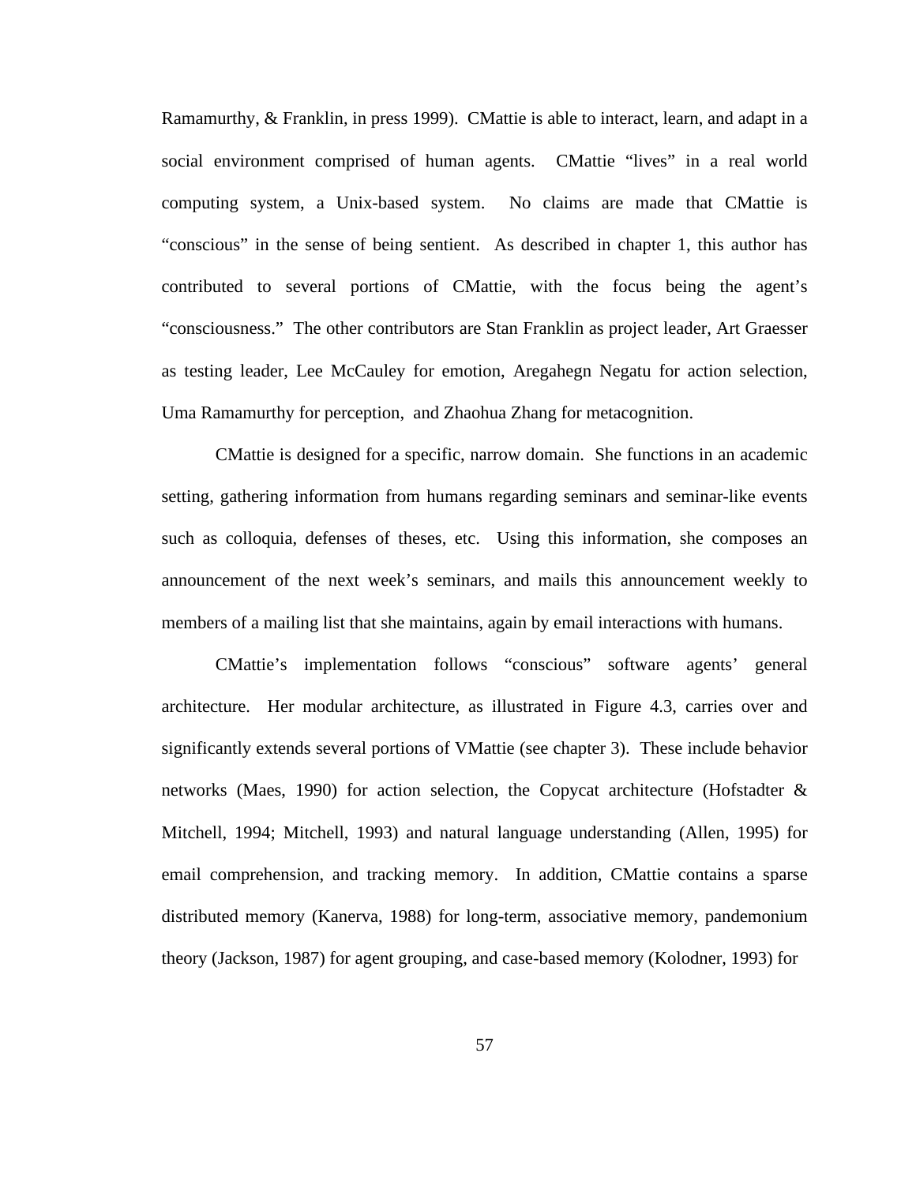Ramamurthy, & Franklin, in press 1999). CMattie is able to interact, learn, and adapt in a social environment comprised of human agents. CMattie "lives" in a real world computing system, a Unix-based system. No claims are made that CMattie is "conscious" in the sense of being sentient. As described in chapter 1, this author has contributed to several portions of CMattie, with the focus being the agent's "consciousness." The other contributors are Stan Franklin as project leader, Art Graesser as testing leader, Lee McCauley for emotion, Aregahegn Negatu for action selection, Uma Ramamurthy for perception, and Zhaohua Zhang for metacognition.

CMattie is designed for a specific, narrow domain. She functions in an academic setting, gathering information from humans regarding seminars and seminar-like events such as colloquia, defenses of theses, etc. Using this information, she composes an announcement of the next week's seminars, and mails this announcement weekly to members of a mailing list that she maintains, again by email interactions with humans.

CMattie's implementation follows "conscious" software agents' general architecture. Her modular architecture, as illustrated in Figure 4.3, carries over and significantly extends several portions of VMattie (see chapter 3). These include behavior networks (Maes, 1990) for action selection, the Copycat architecture (Hofstadter & Mitchell, 1994; Mitchell, 1993) and natural language understanding (Allen, 1995) for email comprehension, and tracking memory. In addition, CMattie contains a sparse distributed memory (Kanerva, 1988) for long-term, associative memory, pandemonium theory (Jackson, 1987) for agent grouping, and case-based memory (Kolodner, 1993) for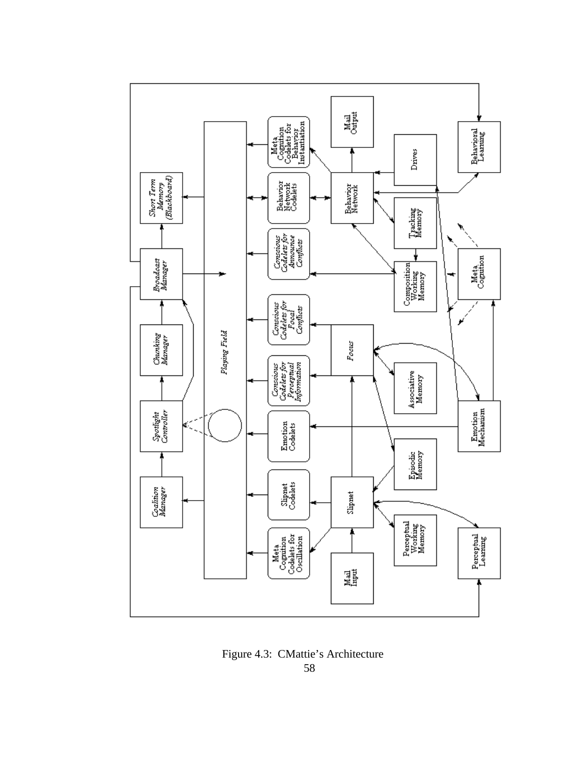Figure 4.3: CMattie's Architecture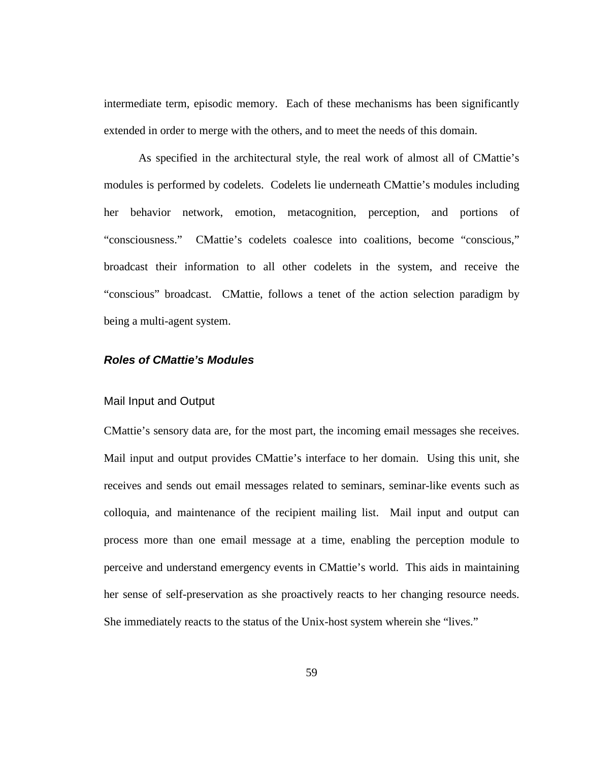intermediate term, episodic memory. Each of these mechanisms has been significantly extended in order to merge with the others, and to meet the needs of this domain.

As specified in the architectural style, the real work of almost all of CMattie's modules is performed by codelets. Codelets lie underneath CMattie's modules including her behavior network, emotion, metacognition, perception, and portions of "consciousness." CMattie's codelets coalesce into coalitions, become "conscious," broadcast their information to all other codelets in the system, and receive the "conscious" broadcast. CMattie, follows a tenet of the action selection paradigm by being a multi-agent system.

### *Roles of CMattie's Modules*

#### Mail Input and Output

CMattie's sensory data are, for the most part, the incoming email messages she receives. Mail input and output provides CMattie's interface to her domain. Using this unit, she receives and sends out email messages related to seminars, seminar-like events such as colloquia, and maintenance of the recipient mailing list. Mail input and output can process more than one email message at a time, enabling the perception module to perceive and understand emergency events in CMattie's world. This aids in maintaining her sense of self-preservation as she proactively reacts to her changing resource needs. She immediately reacts to the status of the Unix-host system wherein she "lives."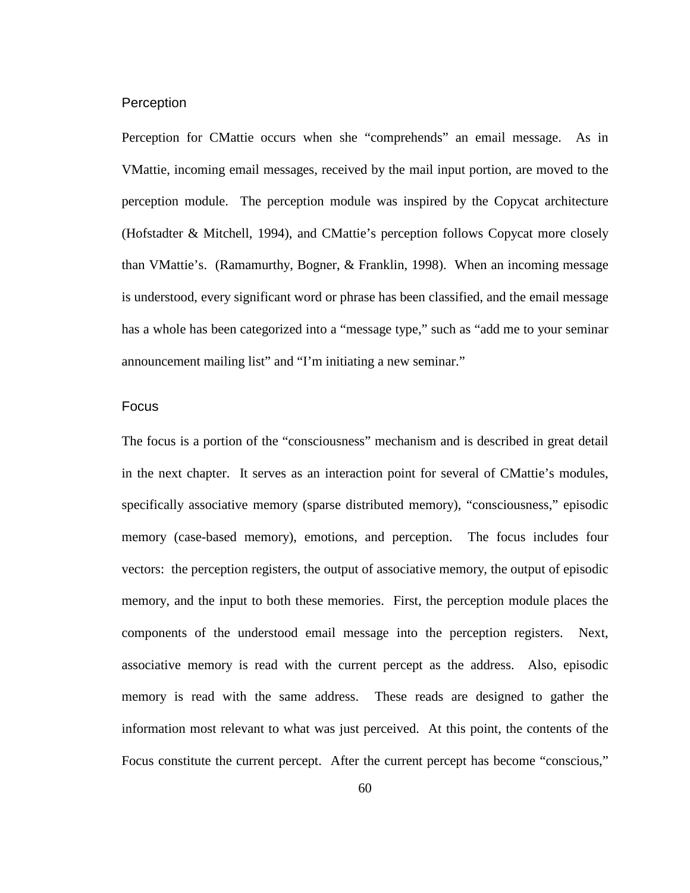### Perception

Perception for CMattie occurs when she “comprehends” an email message. As in VMattie, incoming email messages, received by the mail input portion, are moved to the perception module. The perception module was inspired by the Copycat architecture (Hofstadter & Mitchell, 1994), and CMattie’s perception follows Copycat more closely than VMattie’s. (Ramamurthy, Bogner, & Franklin, 1998). When an incoming message is understood, every significant word or phrase has been classified, and the email message has a whole has been categorized into a “message type,” such as “add me to your seminar announcement mailing list” and “I’m initiating a new seminar.”

### Focus

The focus is a portion of the “consciousness” mechanism and is described in great detail in the next chapter. It serves as an interaction point for several of CMattie’s modules, specifically associative memory (sparse distributed memory), “consciousness,” episodic memory (case-based memory), emotions, and perception. The focus includes four vectors: the perception registers, the output of associative memory, the output of episodic memory, and the input to both these memories. First, the perception module places the components of the understood email message into the perception registers. Next, associative memory is read with the current percept as the address. Also, episodic memory is read with the same address. These reads are designed to gather the information most relevant to what was just perceived. At this point, the contents of the Focus constitute the current percept. After the current percept has become “conscious,”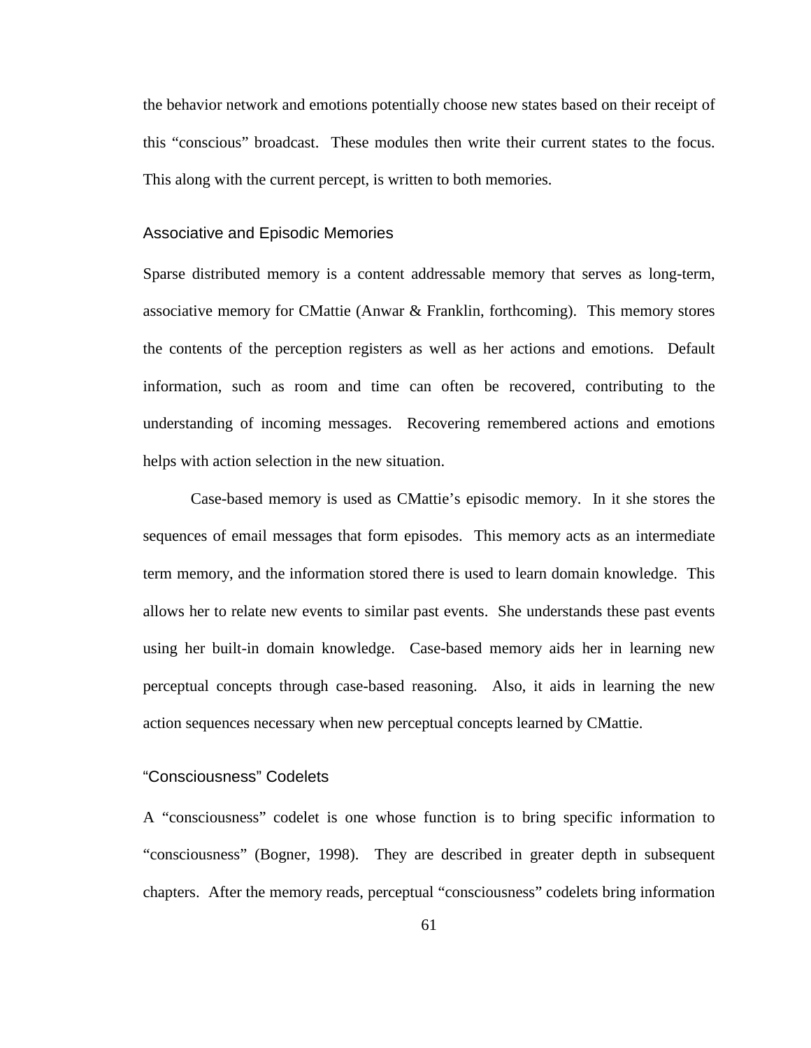the behavior network and emotions potentially choose new states based on their receipt of this "conscious" broadcast. These modules then write their current states to the focus. This along with the current percept, is written to both memories.

### Associative and Episodic Memories

Sparse distributed memory is a content addressable memory that serves as long-term, associative memory for CMattie (Anwar & Franklin, forthcoming). This memory stores the contents of the perception registers as well as her actions and emotions. Default information, such as room and time can often be recovered, contributing to the understanding of incoming messages. Recovering remembered actions and emotions helps with action selection in the new situation.

Case-based memory is used as CMattie's episodic memory. In it she stores the sequences of email messages that form episodes. This memory acts as an intermediate term memory, and the information stored there is used to learn domain knowledge. This allows her to relate new events to similar past events. She understands these past events using her built-in domain knowledge. Case-based memory aids her in learning new perceptual concepts through case-based reasoning. Also, it aids in learning the new action sequences necessary when new perceptual concepts learned by CMattie.

### "Consciousness" Codelets

A "consciousness" codelet is one whose function is to bring specific information to "consciousness" (Bogner, 1998). They are described in greater depth in subsequent chapters. After the memory reads, perceptual "consciousness" codelets bring information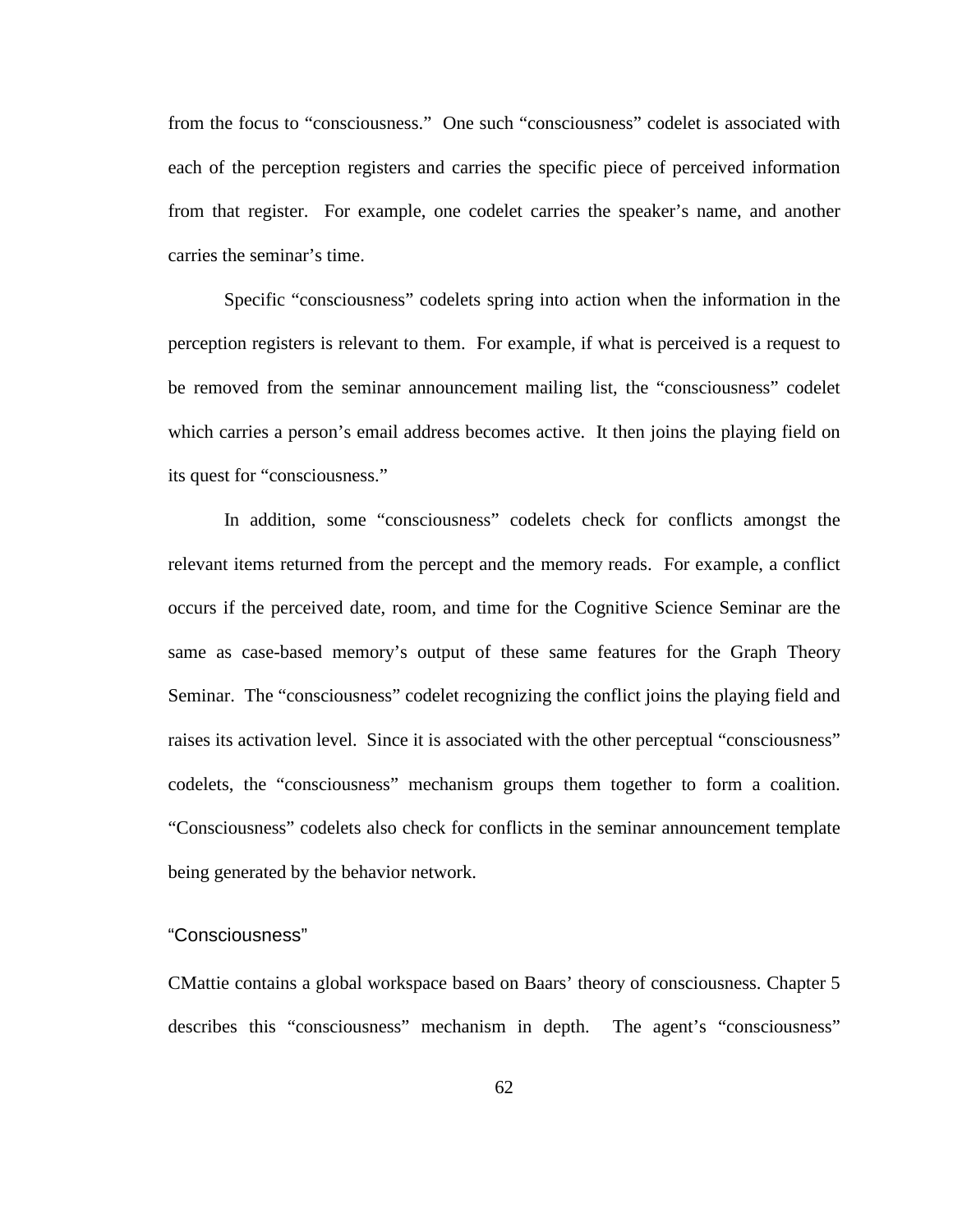from the focus to “consciousness.” One such “consciousness” codelet is associated with each of the perception registers and carries the specific piece of perceived information from that register. For example, one codelet carries the speaker’s name, and another carries the seminar’s time.

Specific “consciousness” codelets spring into action when the information in the perception registers is relevant to them. For example, if what is perceived is a request to be removed from the seminar announcement mailing list, the “consciousness” codelet which carries a person’s email address becomes active. It then joins the playing field on its quest for “consciousness.”

In addition, some “consciousness” codelets check for conflicts amongst the relevant items returned from the percept and the memory reads. For example, a conflict occurs if the perceived date, room, and time for the Cognitive Science Seminar are the same as case-based memory’s output of these same features for the Graph Theory Seminar. The “consciousness” codelet recognizing the conflict joins the playing field and raises its activation level. Since it is associated with the other perceptual “consciousness” codelets, the “consciousness” mechanism groups them together to form a coalition. “Consciousness” codelets also check for conflicts in the seminar announcement template being generated by the behavior network.

### “Consciousness”

CMattie contains a global workspace based on Baars’ theory of consciousness. Chapter 5 describes this “consciousness” mechanism in depth. The agent’s “consciousness”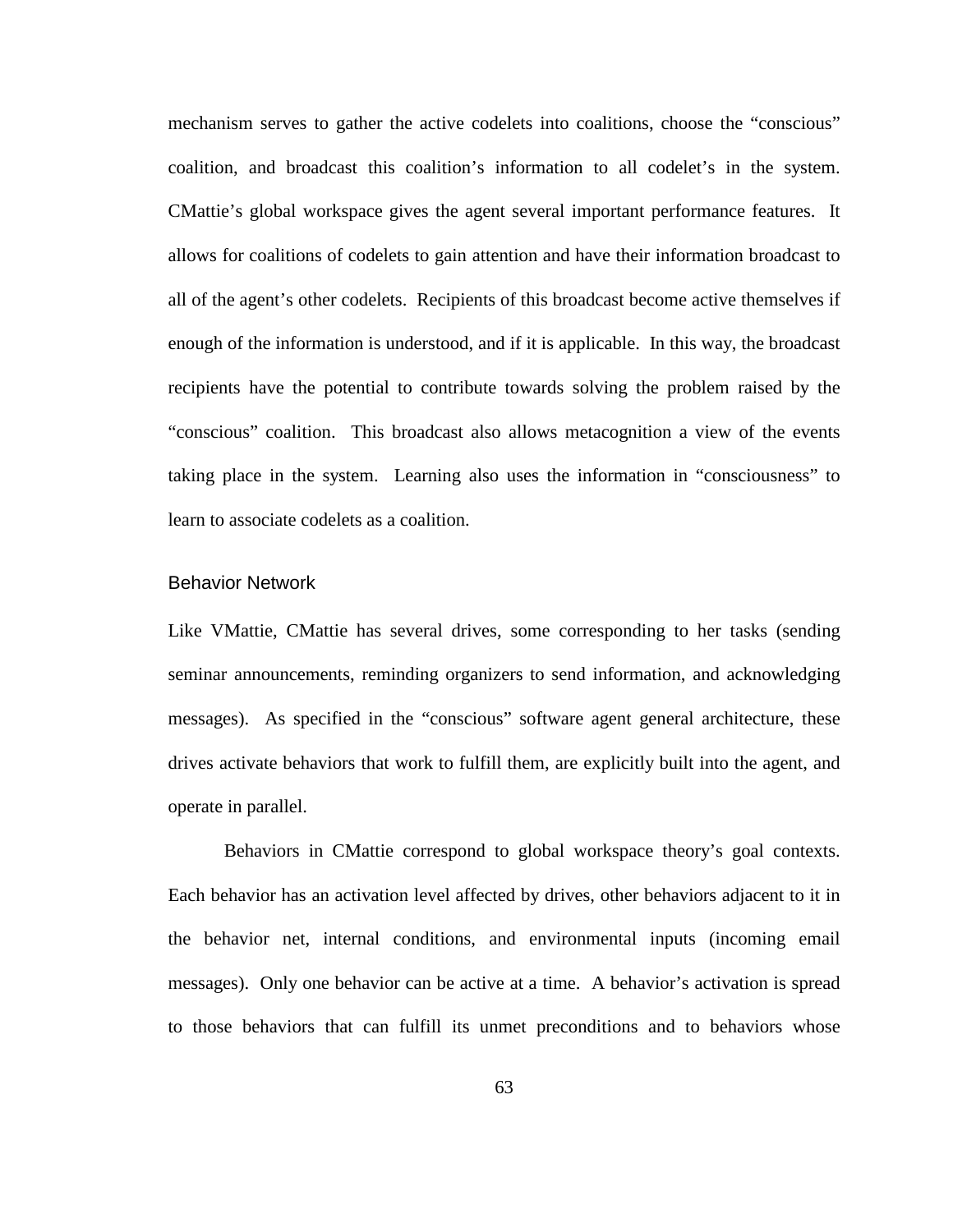mechanism serves to gather the active codelets into coalitions, choose the "conscious" coalition, and broadcast this coalition's information to all codelet's in the system. CMattie's global workspace gives the agent several important performance features. It allows for coalitions of codelets to gain attention and have their information broadcast to all of the agent's other codelets. Recipients of this broadcast become active themselves if enough of the information is understood, and if it is applicable. In this way, the broadcast recipients have the potential to contribute towards solving the problem raised by the "conscious" coalition. This broadcast also allows metacognition a view of the events taking place in the system. Learning also uses the information in "consciousness" to learn to associate codelets as a coalition.

### Behavior Network

Like VMattie, CMattie has several drives, some corresponding to her tasks (sending seminar announcements, reminding organizers to send information, and acknowledging messages). As specified in the "conscious" software agent general architecture, these drives activate behaviors that work to fulfill them, are explicitly built into the agent, and operate in parallel.

Behaviors in CMattie correspond to global workspace theory's goal contexts. Each behavior has an activation level affected by drives, other behaviors adjacent to it in the behavior net, internal conditions, and environmental inputs (incoming email messages). Only one behavior can be active at a time. A behavior's activation is spread to those behaviors that can fulfill its unmet preconditions and to behaviors whose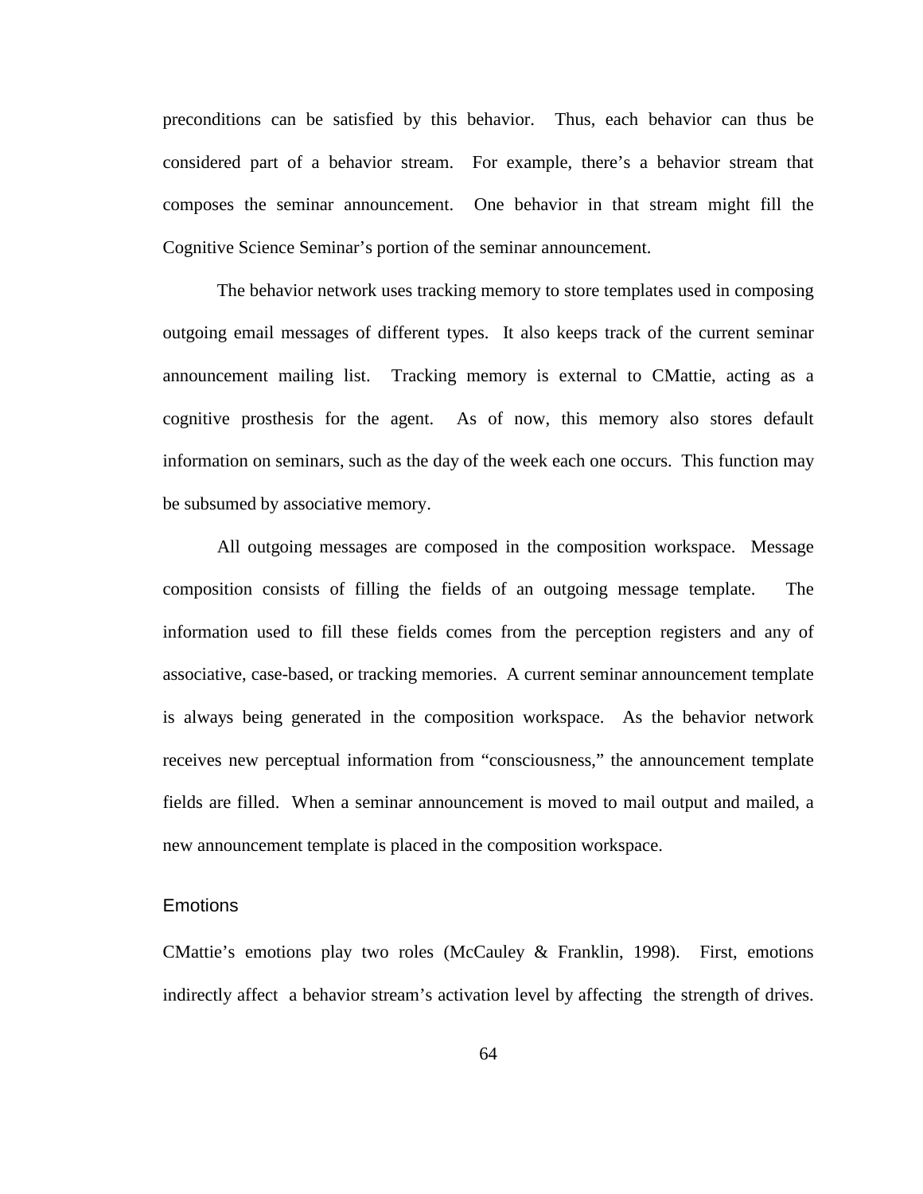preconditions can be satisfied by this behavior. Thus, each behavior can thus be considered part of a behavior stream. For example, there's a behavior stream that composes the seminar announcement. One behavior in that stream might fill the Cognitive Science Seminar's portion of the seminar announcement.

The behavior network uses tracking memory to store templates used in composing outgoing email messages of different types. It also keeps track of the current seminar announcement mailing list. Tracking memory is external to CMattie, acting as a cognitive prosthesis for the agent. As of now, this memory also stores default information on seminars, such as the day of the week each one occurs. This function may be subsumed by associative memory.

All outgoing messages are composed in the composition workspace. Message composition consists of filling the fields of an outgoing message template. The information used to fill these fields comes from the perception registers and any of associative, case-based, or tracking memories. A current seminar announcement template is always being generated in the composition workspace. As the behavior network receives new perceptual information from "consciousness," the announcement template fields are filled. When a seminar announcement is moved to mail output and mailed, a new announcement template is placed in the composition workspace.

## Emotions

CMattie's emotions play two roles (McCauley & Franklin, 1998). First, emotions indirectly affect a behavior stream's activation level by affecting the strength of drives.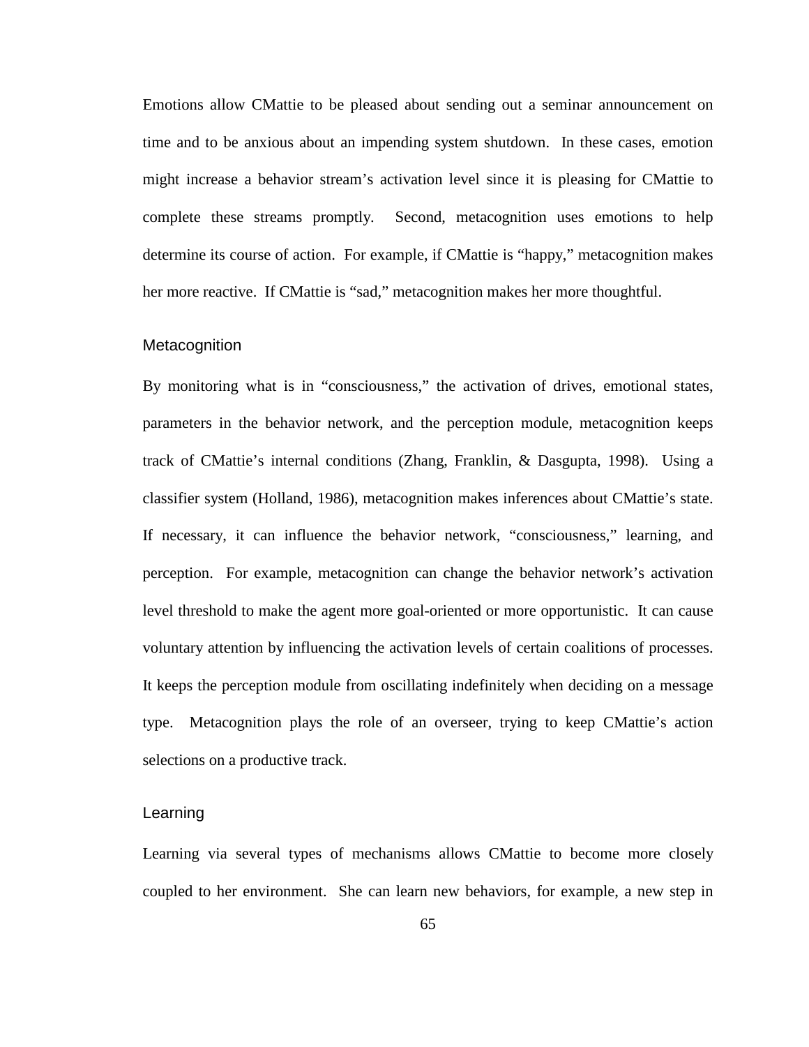Emotions allow CMattie to be pleased about sending out a seminar announcement on time and to be anxious about an impending system shutdown. In these cases, emotion might increase a behavior stream's activation level since it is pleasing for CMattie to complete these streams promptly. Second, metacognition uses emotions to help determine its course of action. For example, if CMattie is "happy," metacognition makes her more reactive. If CMattie is "sad," metacognition makes her more thoughtful.

### Metacognition

By monitoring what is in "consciousness," the activation of drives, emotional states, parameters in the behavior network, and the perception module, metacognition keeps track of CMattie's internal conditions (Zhang, Franklin, & Dasgupta, 1998). Using a classifier system (Holland, 1986), metacognition makes inferences about CMattie's state. If necessary, it can influence the behavior network, "consciousness," learning, and perception. For example, metacognition can change the behavior network's activation level threshold to make the agent more goal-oriented or more opportunistic. It can cause voluntary attention by influencing the activation levels of certain coalitions of processes. It keeps the perception module from oscillating indefinitely when deciding on a message type. Metacognition plays the role of an overseer, trying to keep CMattie's action selections on a productive track.

### Learning

Learning via several types of mechanisms allows CMattie to become more closely coupled to her environment. She can learn new behaviors, for example, a new step in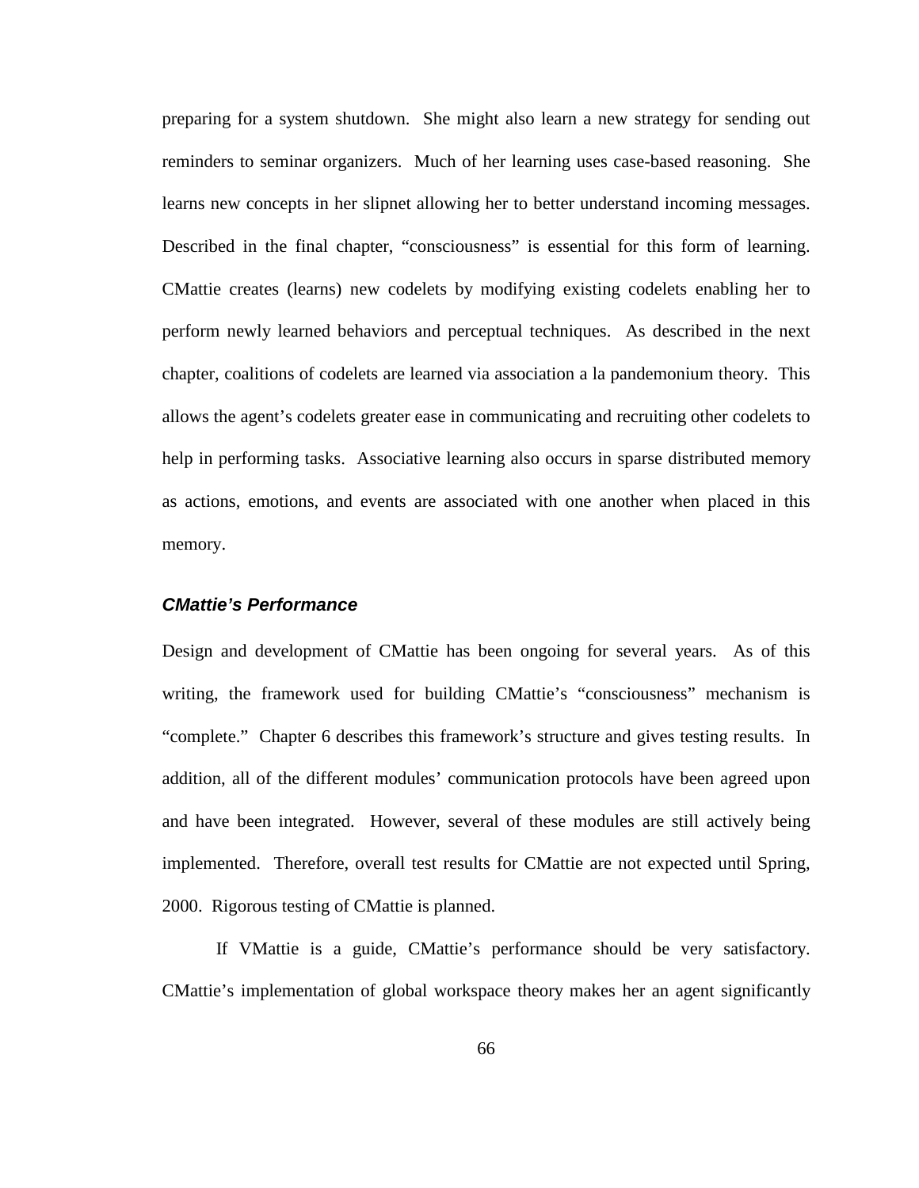preparing for a system shutdown. She might also learn a new strategy for sending out reminders to seminar organizers. Much of her learning uses case-based reasoning. She learns new concepts in her slipnet allowing her to better understand incoming messages. Described in the final chapter, "consciousness" is essential for this form of learning. CMattie creates (learns) new codelets by modifying existing codelets enabling her to perform newly learned behaviors and perceptual techniques. As described in the next chapter, coalitions of codelets are learned via association a la pandemonium theory. This allows the agent's codelets greater ease in communicating and recruiting other codelets to help in performing tasks. Associative learning also occurs in sparse distributed memory as actions, emotions, and events are associated with one another when placed in this memory.

### *CMattie's Performance*

Design and development of CMattie has been ongoing for several years. As of this writing, the framework used for building CMattie's "consciousness" mechanism is "complete." Chapter 6 describes this framework's structure and gives testing results. In addition, all of the different modules' communication protocols have been agreed upon and have been integrated. However, several of these modules are still actively being implemented. Therefore, overall test results for CMattie are not expected until Spring, 2000. Rigorous testing of CMattie is planned.

If VMattie is a guide, CMattie's performance should be very satisfactory. CMattie's implementation of global workspace theory makes her an agent significantly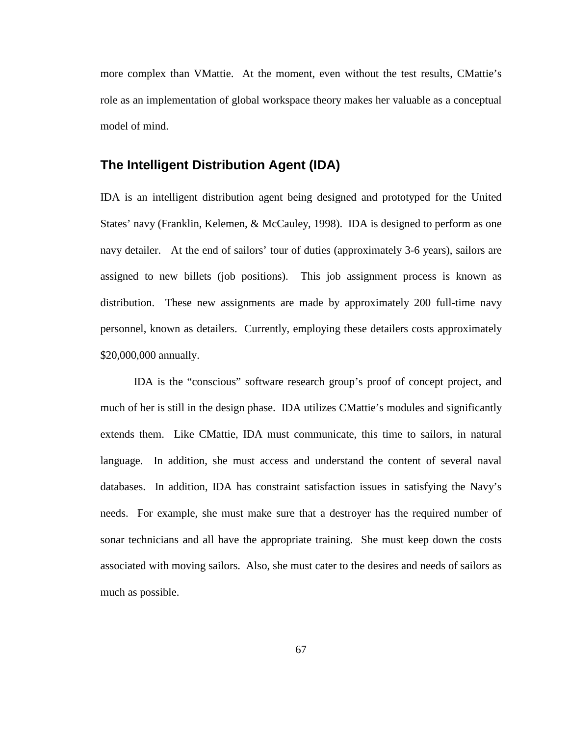more complex than VMattie. At the moment, even without the test results, CMattie's role as an implementation of global workspace theory makes her valuable as a conceptual model of mind.

## The Intelligent Distribution Agent (IDA)

IDA is an intelligent distribution agent being designed and prototyped for the United States' navy (Franklin, Kelemen, & McCauley, 1998). IDA is designed to perform as one navy detailer. At the end of sailors' tour of duties (approximately 3-6 years), sailors are assigned to new billets (job positions). This job assignment process is known as distribution. These new assignments are made by approximately 200 full-time navy personnel, known as detailers. Currently, employing these detailers costs approximately $20,000,000 annually.

IDA is the "conscious" software research group's proof of concept project, and much of her is still in the design phase. IDA utilizes CMattie's modules and significantly extends them. Like CMattie, IDA must communicate, this time to sailors, in natural language. In addition, she must access and understand the content of several naval databases. In addition, IDA has constraint satisfaction issues in satisfying the Navy's needs. For example, she must make sure that a destroyer has the required number of sonar technicians and all have the appropriate training. She must keep down the costs associated with moving sailors. Also, she must cater to the desires and needs of sailors as much as possible.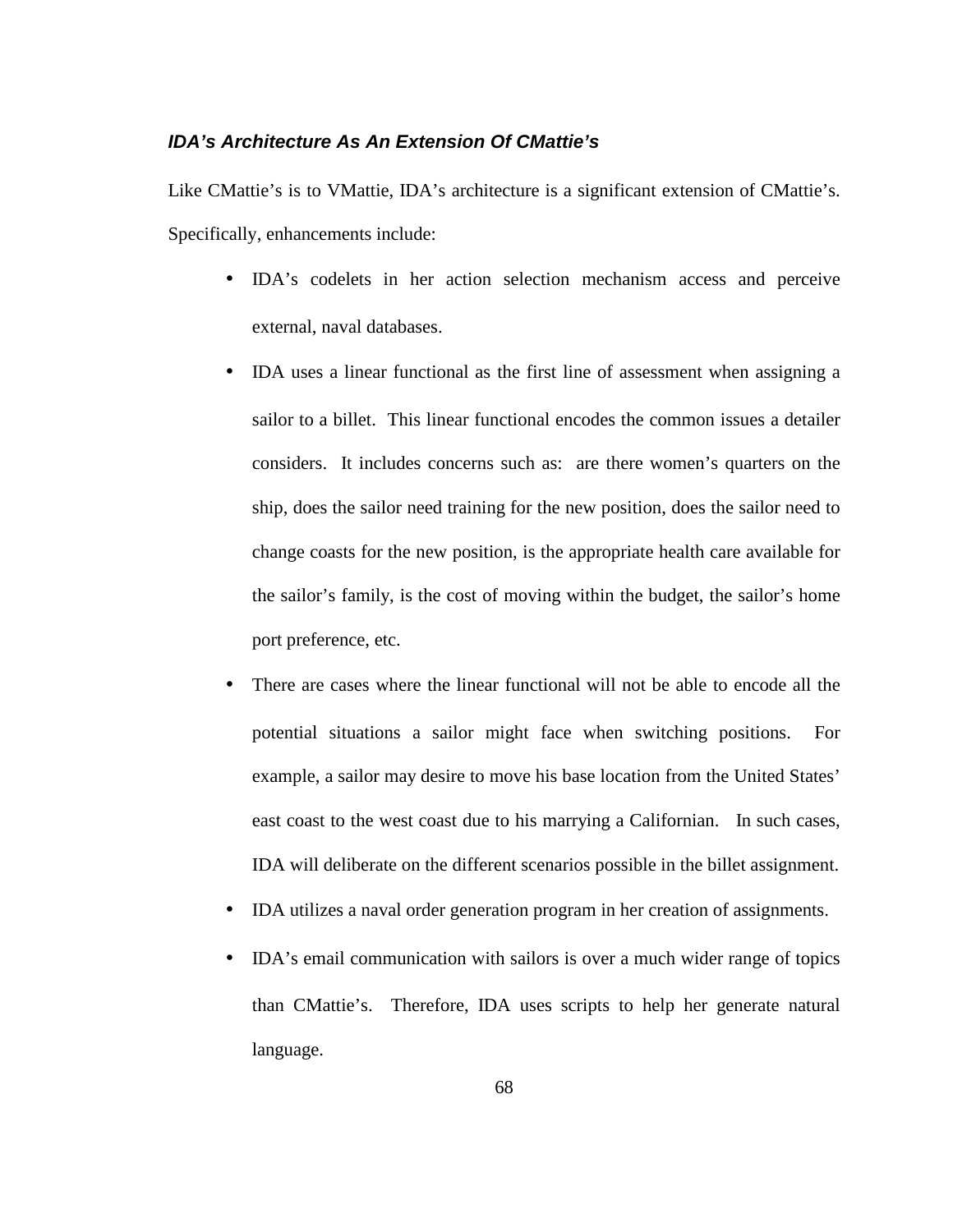### ***IDA's Architecture As An Extension Of CMattie's***

Like CMattie's is to VMattie, IDA's architecture is a significant extension of CMattie's. Specifically, enhancements include:

- IDA's codelets in her action selection mechanism access and perceive external, naval databases.
- IDA uses a linear functional as the first line of assessment when assigning a sailor to a billet. This linear functional encodes the common issues a detailer considers. It includes concerns such as: are there women's quarters on the ship, does the sailor need training for the new position, does the sailor need to change coasts for the new position, is the appropriate health care available for the sailor's family, is the cost of moving within the budget, the sailor's home port preference, etc.
- There are cases where the linear functional will not be able to encode all the potential situations a sailor might face when switching positions. For example, a sailor may desire to move his base location from the United States' east coast to the west coast due to his marrying a Californian. In such cases, IDA will deliberate on the different scenarios possible in the billet assignment.
- IDA utilizes a naval order generation program in her creation of assignments.
- IDA's email communication with sailors is over a much wider range of topics than CMattie's. Therefore, IDA uses scripts to help her generate natural language.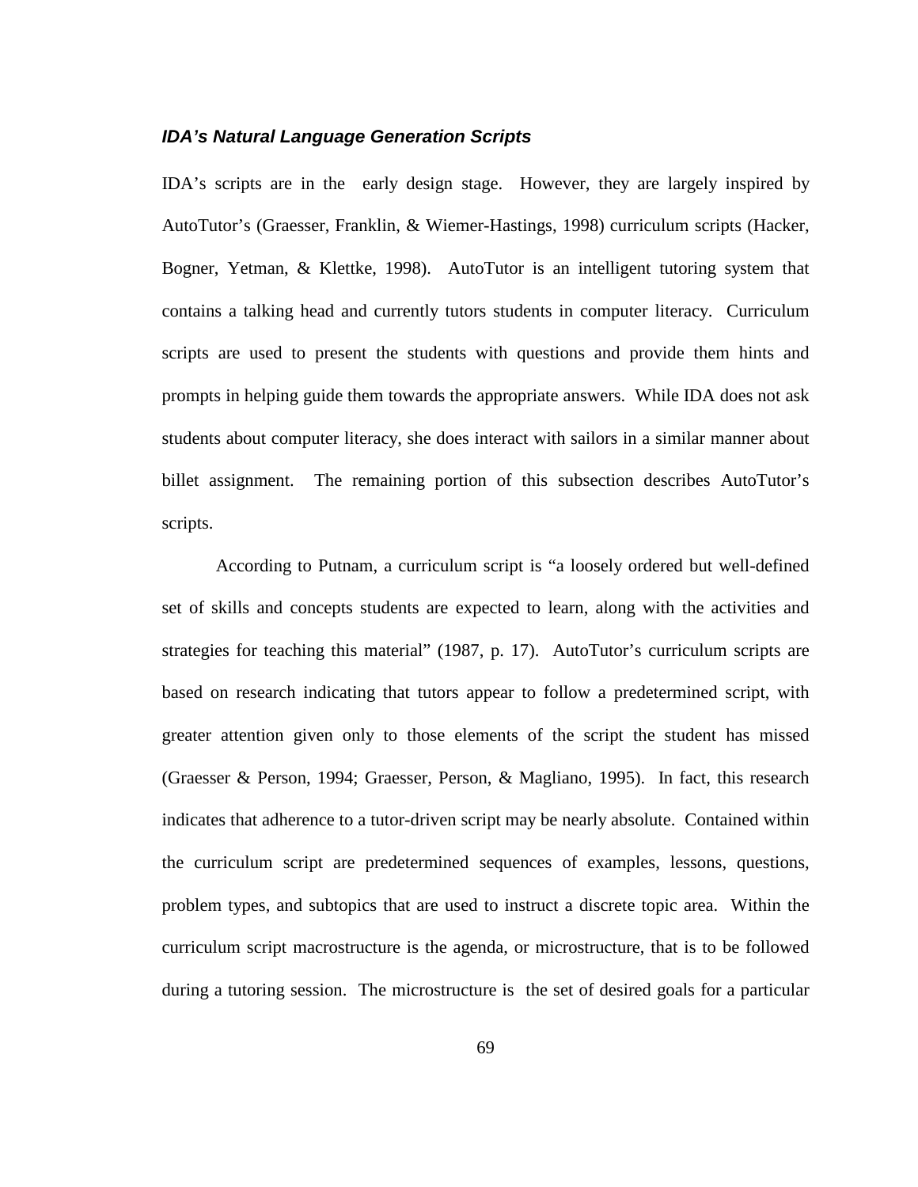### *IDA's Natural Language Generation Scripts*

IDA's scripts are in the early design stage. However, they are largely inspired by AutoTutor's (Graesser, Franklin, & Wiemer-Hastings, 1998) curriculum scripts (Hacker, Bogner, Yetman, & Klettke, 1998). AutoTutor is an intelligent tutoring system that contains a talking head and currently tutors students in computer literacy. Curriculum scripts are used to present the students with questions and provide them hints and prompts in helping guide them towards the appropriate answers. While IDA does not ask students about computer literacy, she does interact with sailors in a similar manner about billet assignment. The remaining portion of this subsection describes AutoTutor's scripts.

According to Putnam, a curriculum script is "a loosely ordered but well-defined set of skills and concepts students are expected to learn, along with the activities and strategies for teaching this material" (1987, p. 17). AutoTutor's curriculum scripts are based on research indicating that tutors appear to follow a predetermined script, with greater attention given only to those elements of the script the student has missed (Graesser & Person, 1994; Graesser, Person, & Magliano, 1995). In fact, this research indicates that adherence to a tutor-driven script may be nearly absolute. Contained within the curriculum script are predetermined sequences of examples, lessons, questions, problem types, and subtopics that are used to instruct a discrete topic area. Within the curriculum script macrostructure is the agenda, or microstructure, that is to be followed during a tutoring session. The microstructure is the set of desired goals for a particular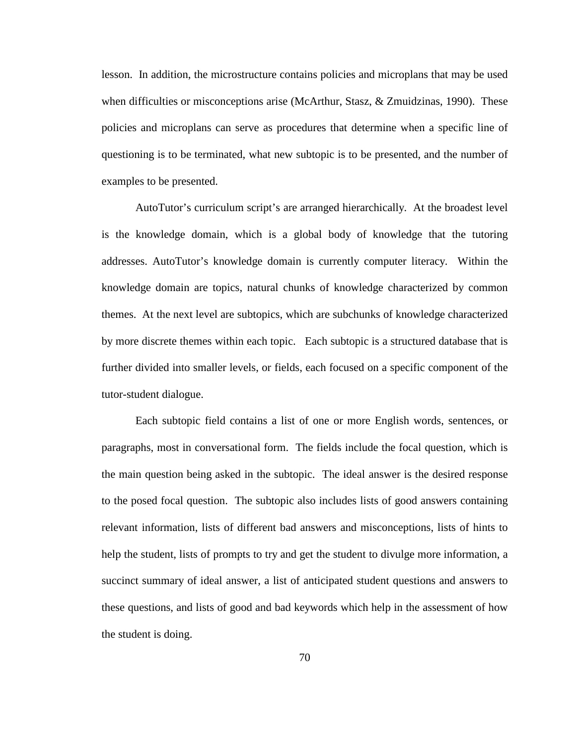lesson. In addition, the microstructure contains policies and microplans that may be used when difficulties or misconceptions arise (McArthur, Stasz, & Zmuidzinas, 1990). These policies and microplans can serve as procedures that determine when a specific line of questioning is to be terminated, what new subtopic is to be presented, and the number of examples to be presented.

AutoTutor's curriculum script's are arranged hierarchically. At the broadest level is the knowledge domain, which is a global body of knowledge that the tutoring addresses. AutoTutor's knowledge domain is currently computer literacy. Within the knowledge domain are topics, natural chunks of knowledge characterized by common themes. At the next level are subtopics, which are subchunks of knowledge characterized by more discrete themes within each topic. Each subtopic is a structured database that is further divided into smaller levels, or fields, each focused on a specific component of the tutor-student dialogue.

Each subtopic field contains a list of one or more English words, sentences, or paragraphs, most in conversational form. The fields include the focal question, which is the main question being asked in the subtopic. The ideal answer is the desired response to the posed focal question. The subtopic also includes lists of good answers containing relevant information, lists of different bad answers and misconceptions, lists of hints to help the student, lists of prompts to try and get the student to divulge more information, a succinct summary of ideal answer, a list of anticipated student questions and answers to these questions, and lists of good and bad keywords which help in the assessment of how the student is doing.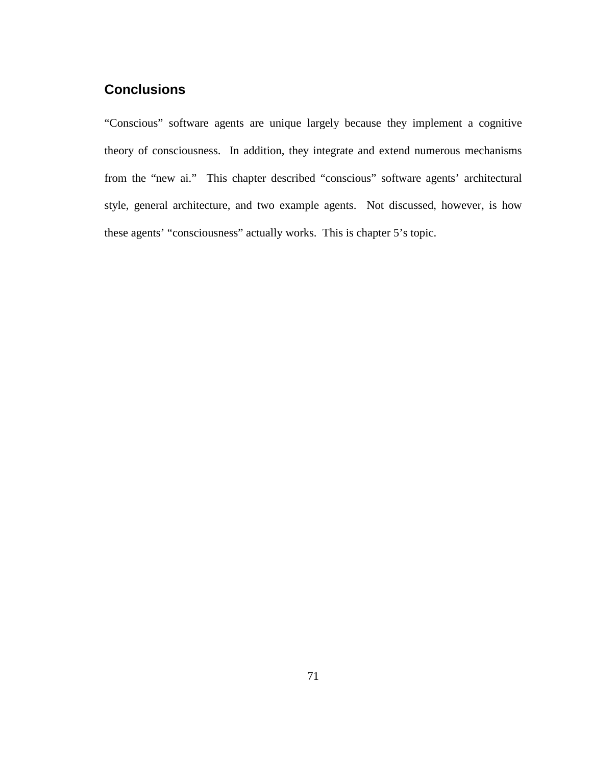## Conclusions

“Conscious” software agents are unique largely because they implement a cognitive theory of consciousness. In addition, they integrate and extend numerous mechanisms from the “new ai.” This chapter described “conscious” software agents’ architectural style, general architecture, and two example agents. Not discussed, however, is how these agents’ “consciousness” actually works. This is chapter 5’s topic.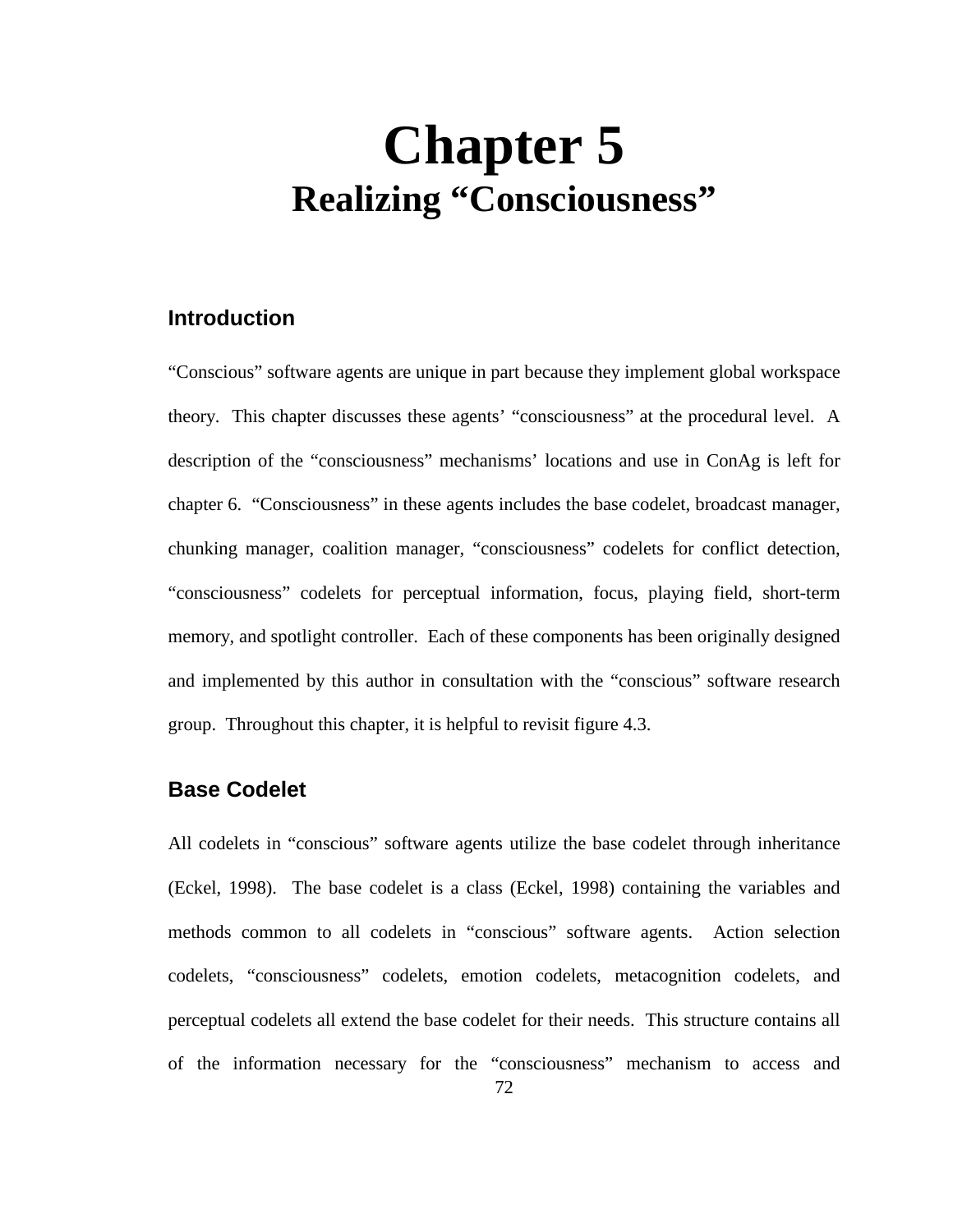# Chapter 5
## Realizing “Consciousness”

### Introduction

“Conscious” software agents are unique in part because they implement global workspace theory. This chapter discusses these agents’ “consciousness” at the procedural level. A description of the “consciousness” mechanisms’ locations and use in ConAg is left for chapter 6. “Consciousness” in these agents includes the base codelet, broadcast manager, chunking manager, coalition manager, “consciousness” codelets for conflict detection, “consciousness” codelets for perceptual information, focus, playing field, short-term memory, and spotlight controller. Each of these components has been originally designed and implemented by this author in consultation with the “conscious” software research group. Throughout this chapter, it is helpful to revisit figure 4.3.

### Base Codelet

All codelets in “conscious” software agents utilize the base codelet through inheritance (Eckel, 1998). The base codelet is a class (Eckel, 1998) containing the variables and methods common to all codelets in “conscious” software agents. Action selection codelets, “consciousness” codelets, emotion codelets, metacognition codelets, and perceptual codelets all extend the base codelet for their needs. This structure contains all of the information necessary for the “consciousness” mechanism to access and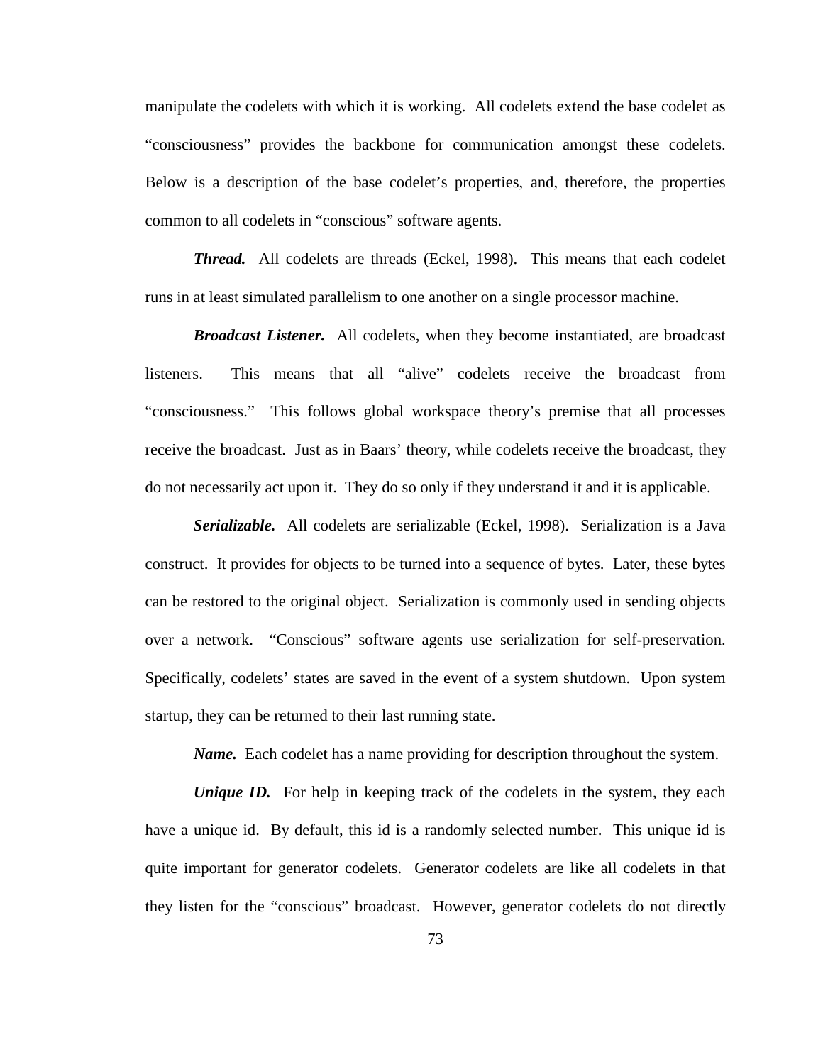manipulate the codelets with which it is working. All codelets extend the base codelet as "consciousness" provides the backbone for communication amongst these codelets. Below is a description of the base codelet's properties, and, therefore, the properties common to all codelets in "conscious" software agents.

***Thread.*** All codelets are threads (Eckel, 1998). This means that each codelet runs in at least simulated parallelism to one another on a single processor machine.

***Broadcast Listener.*** All codelets, when they become instantiated, are broadcast listeners. This means that all "alive" codelets receive the broadcast from "consciousness." This follows global workspace theory's premise that all processes receive the broadcast. Just as in Baars' theory, while codelets receive the broadcast, they do not necessarily act upon it. They do so only if they understand it and it is applicable.

***Serializable.*** All codelets are serializable (Eckel, 1998). Serialization is a Java construct. It provides for objects to be turned into a sequence of bytes. Later, these bytes can be restored to the original object. Serialization is commonly used in sending objects over a network. "Conscious" software agents use serialization for self-preservation. Specifically, codelets' states are saved in the event of a system shutdown. Upon system startup, they can be returned to their last running state.

***Name.*** Each codelet has a name providing for description throughout the system.

***Unique ID.*** For help in keeping track of the codelets in the system, they each have a unique id. By default, this id is a randomly selected number. This unique id is quite important for generator codelets. Generator codelets are like all codelets in that they listen for the "conscious" broadcast. However, generator codelets do not directly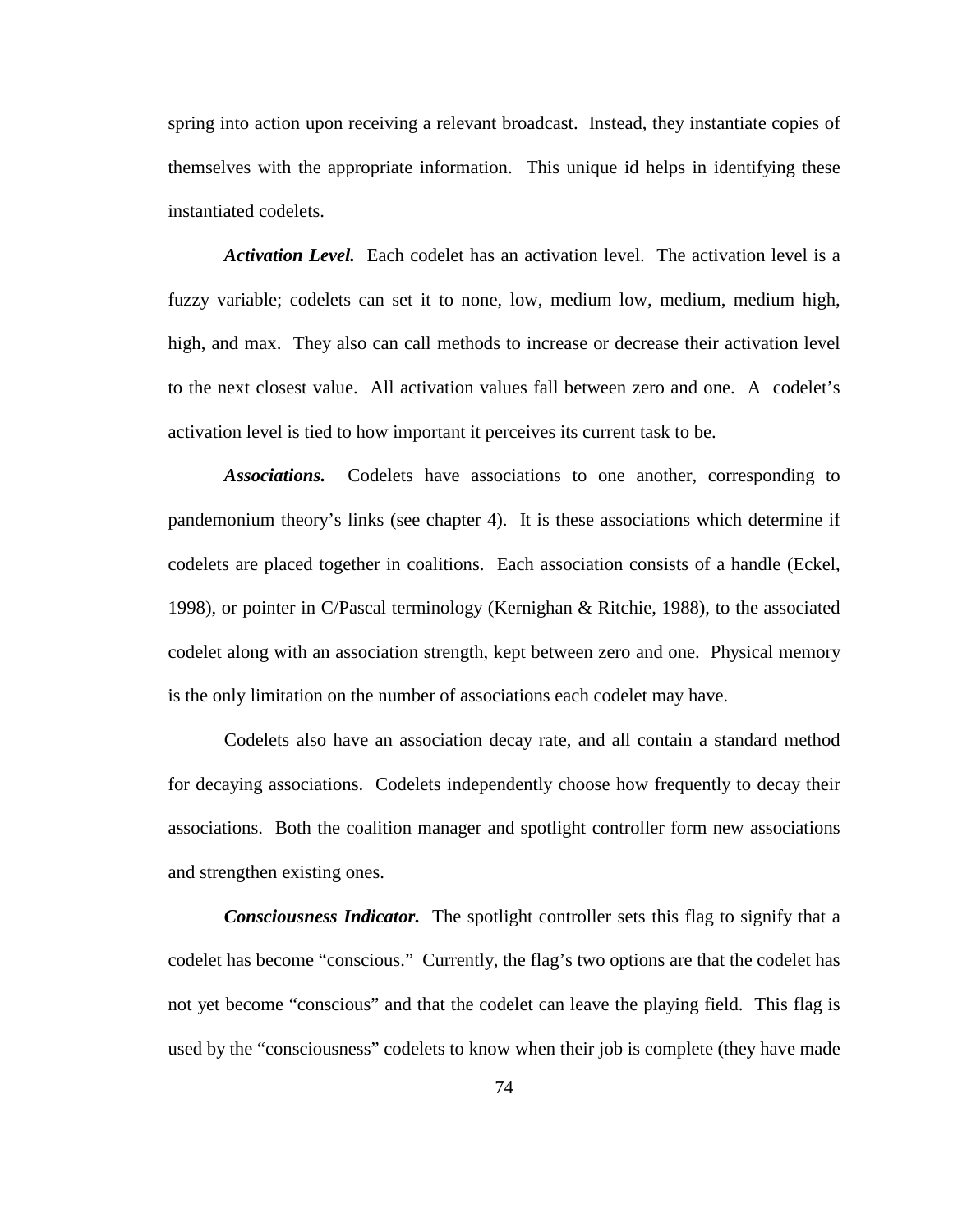spring into action upon receiving a relevant broadcast. Instead, they instantiate copies of themselves with the appropriate information. This unique id helps in identifying these instantiated codelets.

***Activation Level.*** Each codelet has an activation level. The activation level is a fuzzy variable; codelets can set it to none, low, medium low, medium, medium high, high, and max. They also can call methods to increase or decrease their activation level to the next closest value. All activation values fall between zero and one. A codelet's activation level is tied to how important it perceives its current task to be.

***Associations.*** Codelets have associations to one another, corresponding to pandemonium theory's links (see chapter 4). It is these associations which determine if codelets are placed together in coalitions. Each association consists of a handle (Eckel, 1998), or pointer in C/Pascal terminology (Kernighan & Ritchie, 1988), to the associated codelet along with an association strength, kept between zero and one. Physical memory is the only limitation on the number of associations each codelet may have.

Codelets also have an association decay rate, and all contain a standard method for decaying associations. Codelets independently choose how frequently to decay their associations. Both the coalition manager and spotlight controller form new associations and strengthen existing ones.

***Consciousness Indicator.*** The spotlight controller sets this flag to signify that a codelet has become "conscious." Currently, the flag's two options are that the codelet has not yet become "conscious" and that the codelet can leave the playing field. This flag is used by the "consciousness" codelets to know when their job is complete (they have made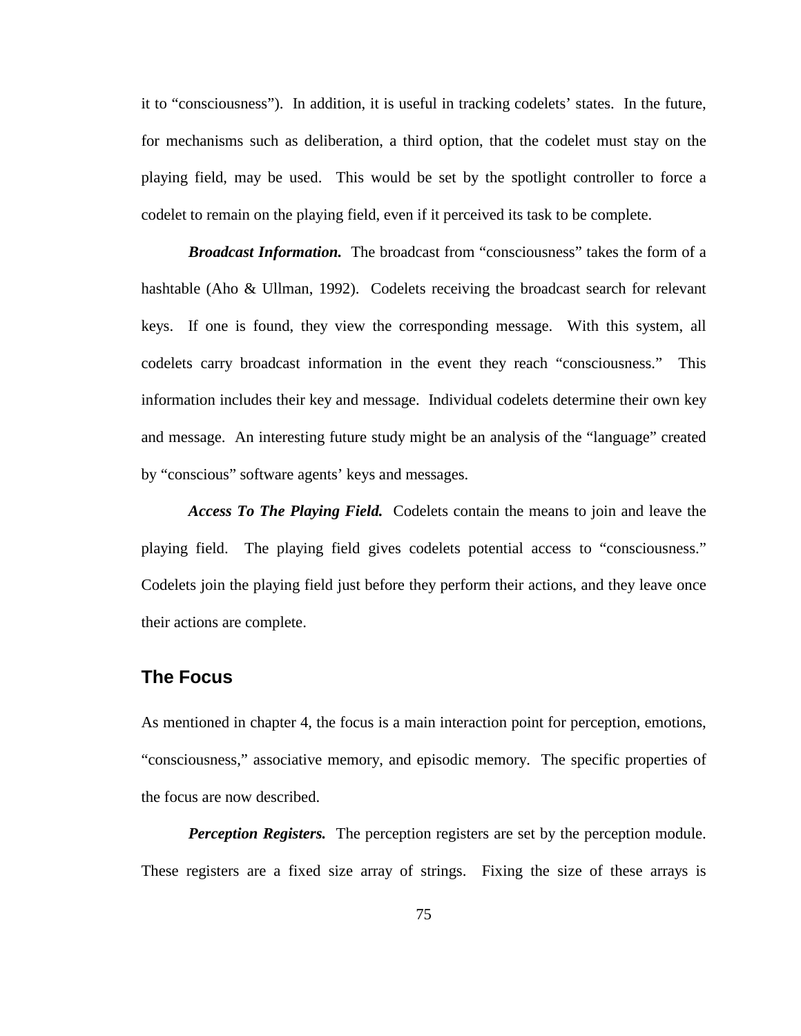it to “consciousness”). In addition, it is useful in tracking codelets’ states. In the future, for mechanisms such as deliberation, a third option, that the codelet must stay on the playing field, may be used. This would be set by the spotlight controller to force a codelet to remain on the playing field, even if it perceived its task to be complete.

***Broadcast Information.*** The broadcast from “consciousness” takes the form of a hashtable (Aho & Ullman, 1992). Codelets receiving the broadcast search for relevant keys. If one is found, they view the corresponding message. With this system, all codelets carry broadcast information in the event they reach “consciousness.” This information includes their key and message. Individual codelets determine their own key and message. An interesting future study might be an analysis of the “language” created by “conscious” software agents’ keys and messages.

***Access To The Playing Field.*** Codelets contain the means to join and leave the playing field. The playing field gives codelets potential access to “consciousness.” Codelets join the playing field just before they perform their actions, and they leave once their actions are complete.

## The Focus

As mentioned in chapter 4, the focus is a main interaction point for perception, emotions, “consciousness,” associative memory, and episodic memory. The specific properties of the focus are now described.

***Perception Registers.*** The perception registers are set by the perception module. These registers are a fixed size array of strings. Fixing the size of these arrays is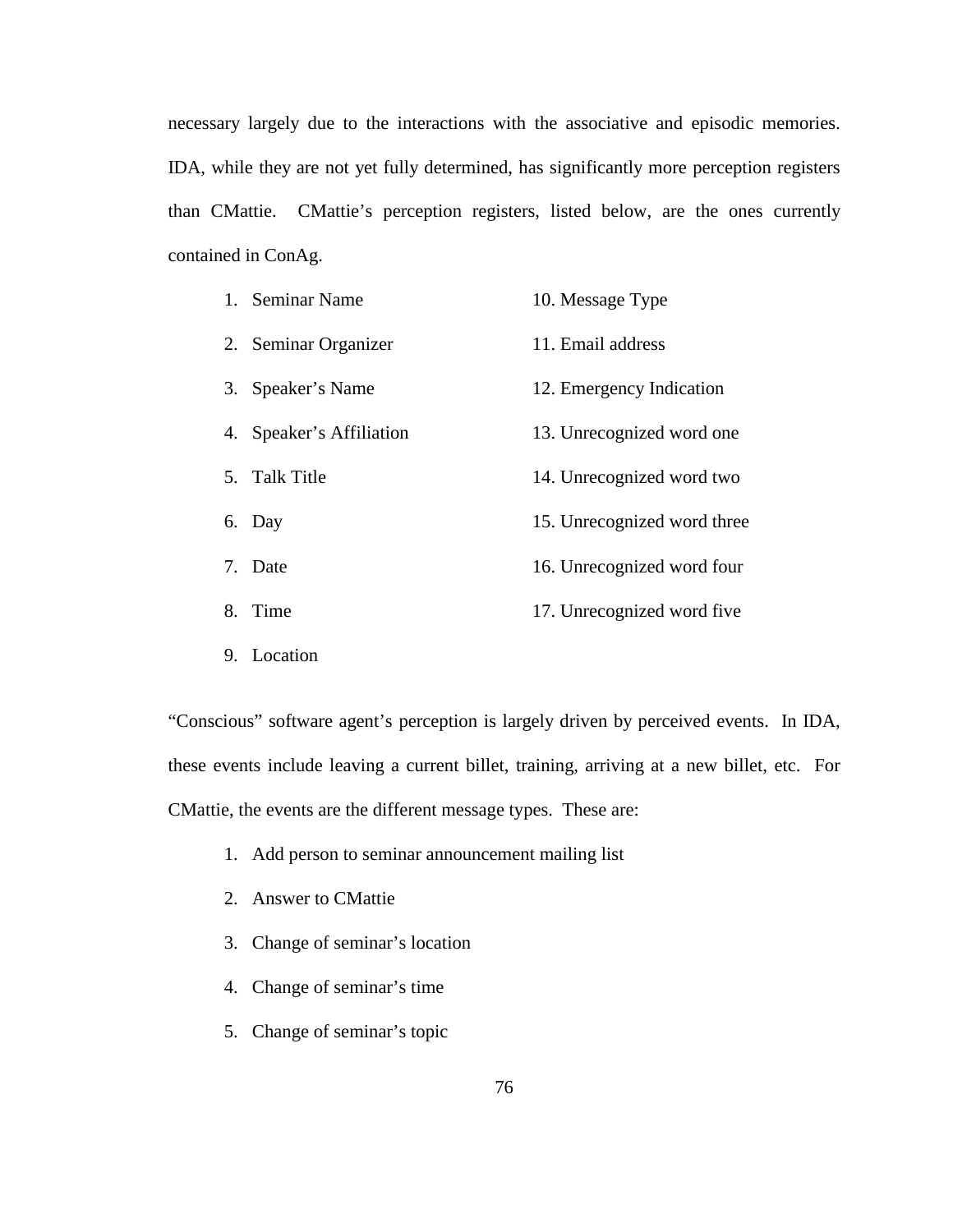necessary largely due to the interactions with the associative and episodic memories. IDA, while they are not yet fully determined, has significantly more perception registers than CMattie. CMattie's perception registers, listed below, are the ones currently contained in ConAg.

1. Seminar Name
2. Seminar Organizer
3. Speaker's Name
4. Speaker's Affiliation
5. Talk Title
6. Day
7. Date
8. Time
9. Location
10. Message Type
11. Email address
12. Emergency Indication
13. Unrecognized word one
14. Unrecognized word two
15. Unrecognized word three
16. Unrecognized word four
17. Unrecognized word five

"Conscious" software agent's perception is largely driven by perceived events. In IDA, these events include leaving a current billet, training, arriving at a new billet, etc. For CMattie, the events are the different message types. These are:

1. Add person to seminar announcement mailing list
2. Answer to CMattie
3. Change of seminar's location
4. Change of seminar's time
5. Change of seminar's topic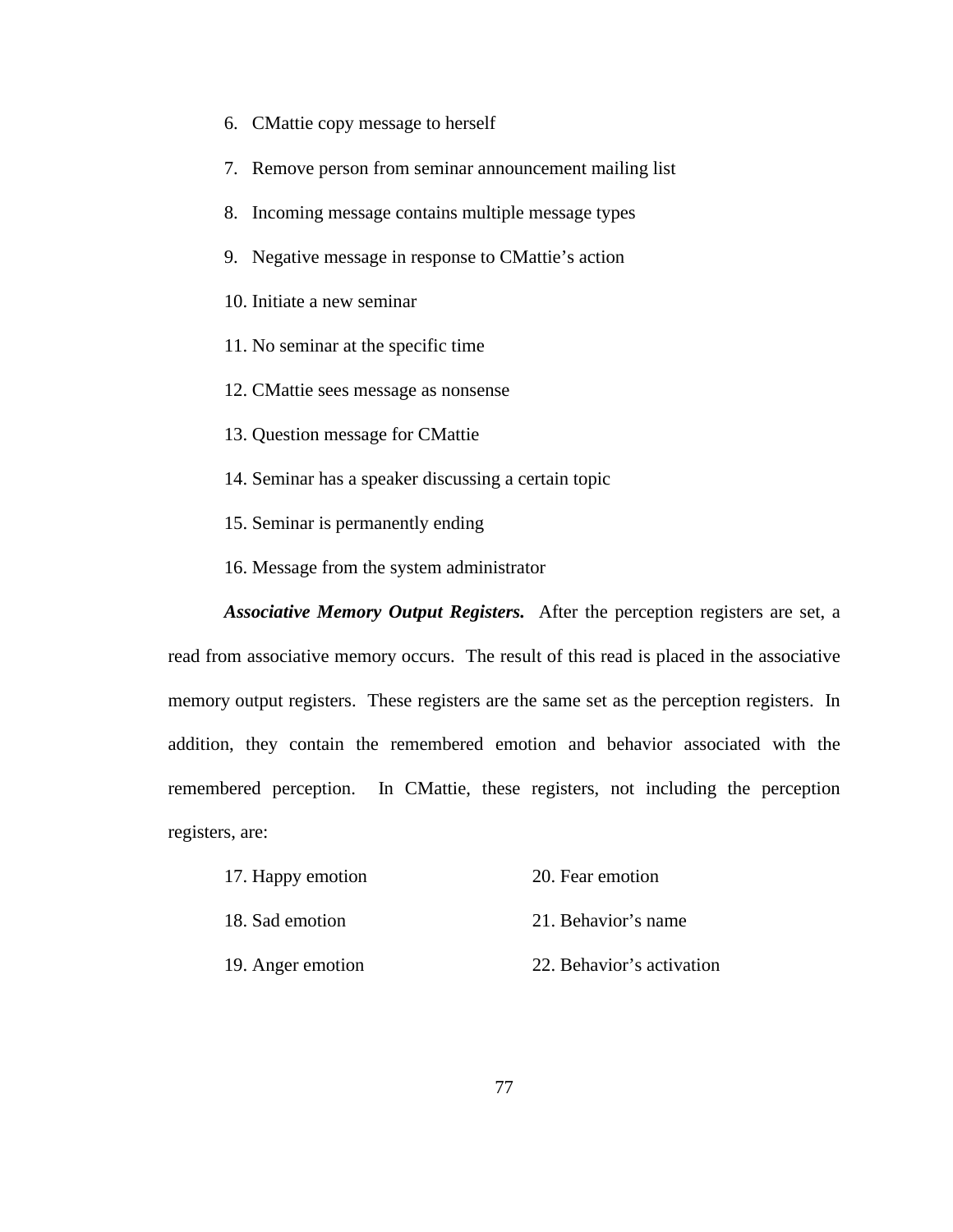6. CMattie copy message to herself
7. Remove person from seminar announcement mailing list
8. Incoming message contains multiple message types
9. Negative message in response to CMattie's action
10. Initiate a new seminar
11. No seminar at the specific time
12. CMattie sees message as nonsense
13. Question message for CMattie
14. Seminar has a speaker discussing a certain topic
15. Seminar is permanently ending
16. Message from the system administrator

***Associative Memory Output Registers.*** After the perception registers are set, a read from associative memory occurs. The result of this read is placed in the associative memory output registers. These registers are the same set as the perception registers. In addition, they contain the remembered emotion and behavior associated with the remembered perception. In CMattie, these registers, not including the perception registers, are:

17. Happy emotion
18. Sad emotion
19. Anger emotion
20. Fear emotion
21. Behavior's name
22. Behavior's activation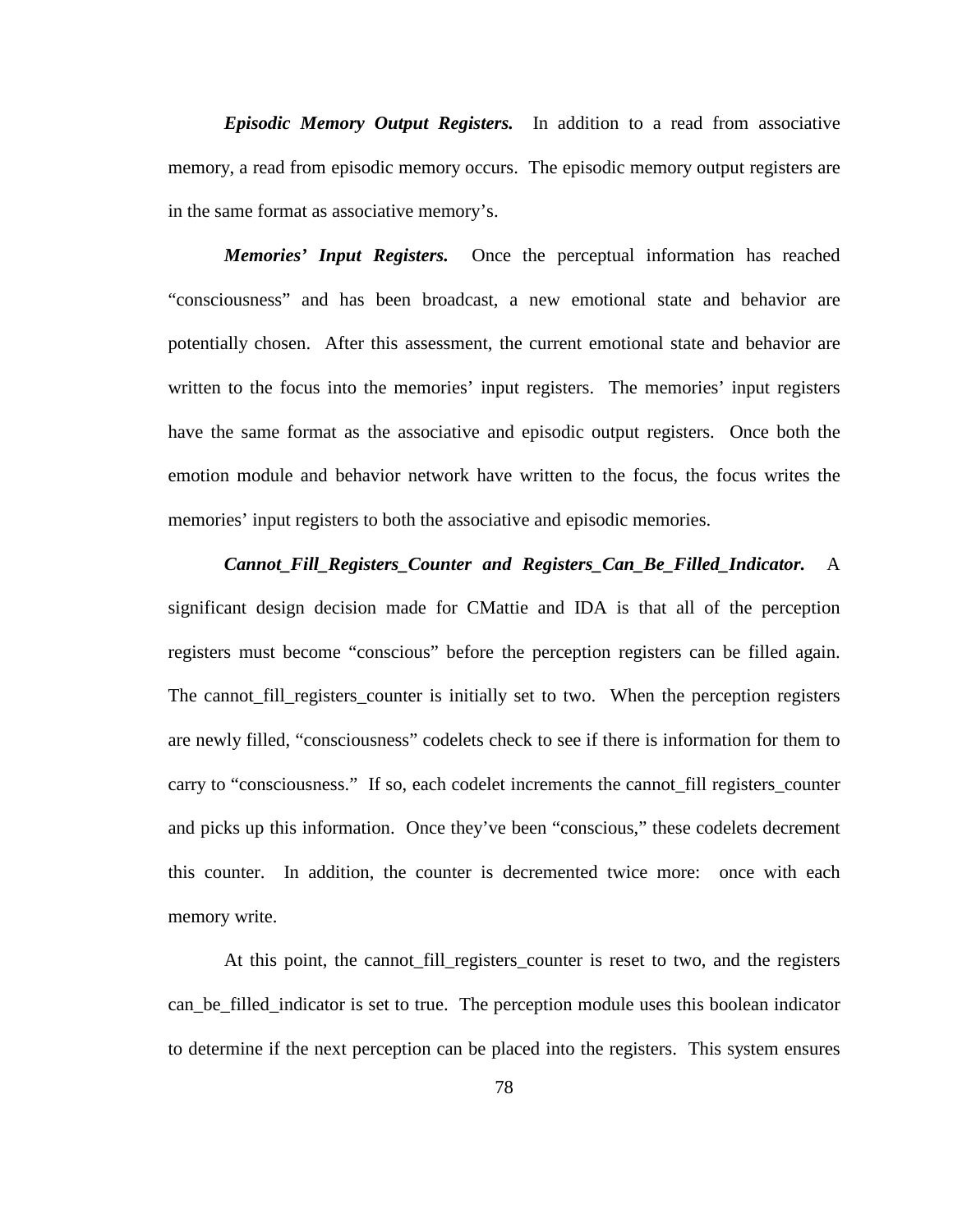***Episodic Memory Output Registers.*** In addition to a read from associative memory, a read from episodic memory occurs. The episodic memory output registers are in the same format as associative memory's.

***Memories' Input Registers.*** Once the perceptual information has reached "consciousness" and has been broadcast, a new emotional state and behavior are potentially chosen. After this assessment, the current emotional state and behavior are written to the focus into the memories' input registers. The memories' input registers have the same format as the associative and episodic output registers. Once both the emotion module and behavior network have written to the focus, the focus writes the memories' input registers to both the associative and episodic memories.

***Cannot_Fill_Registers_Counter and Registers_Can_Be_Filled_Indicator.*** A significant design decision made for CMattie and IDA is that all of the perception registers must become "conscious" before the perception registers can be filled again. The cannot_fill_registers_counter is initially set to two. When the perception registers are newly filled, "consciousness" codelets check to see if there is information for them to carry to "consciousness." If so, each codelet increments the cannot_fill registers_counter and picks up this information. Once they've been "conscious," these codelets decrement this counter. In addition, the counter is decremented twice more: once with each memory write.

At this point, the cannot_fill_registers_counter is reset to two, and the registers can_be_filled_indicator is set to true. The perception module uses this boolean indicator to determine if the next perception can be placed into the registers. This system ensures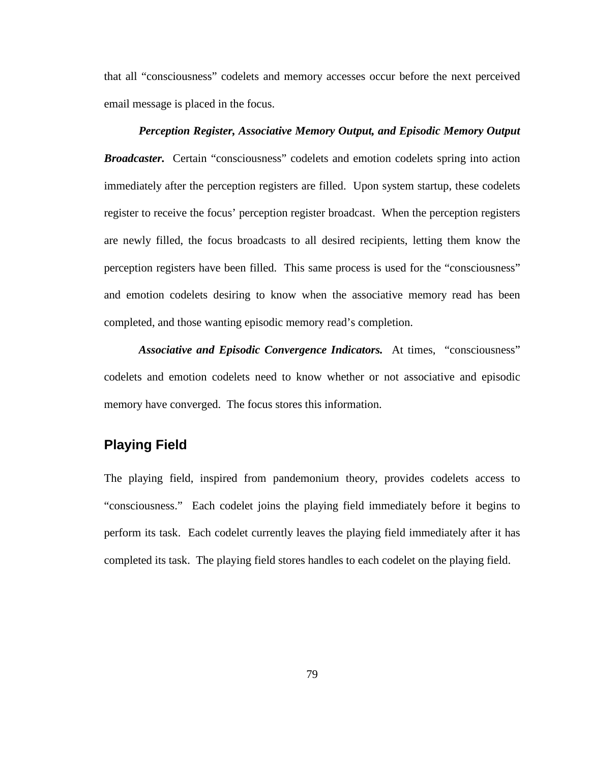that all "consciousness" codelets and memory accesses occur before the next perceived email message is placed in the focus.

***Perception Register, Associative Memory Output, and Episodic Memory Output Broadcaster.*** Certain "consciousness" codelets and emotion codelets spring into action immediately after the perception registers are filled. Upon system startup, these codelets register to receive the focus' perception register broadcast. When the perception registers are newly filled, the focus broadcasts to all desired recipients, letting them know the perception registers have been filled. This same process is used for the "consciousness" and emotion codelets desiring to know when the associative memory read has been completed, and those wanting episodic memory read's completion.

***Associative and Episodic Convergence Indicators.*** At times, "consciousness" codelets and emotion codelets need to know whether or not associative and episodic memory have converged. The focus stores this information.

## Playing Field

The playing field, inspired from pandemonium theory, provides codelets access to "consciousness." Each codelet joins the playing field immediately before it begins to perform its task. Each codelet currently leaves the playing field immediately after it has completed its task. The playing field stores handles to each codelet on the playing field.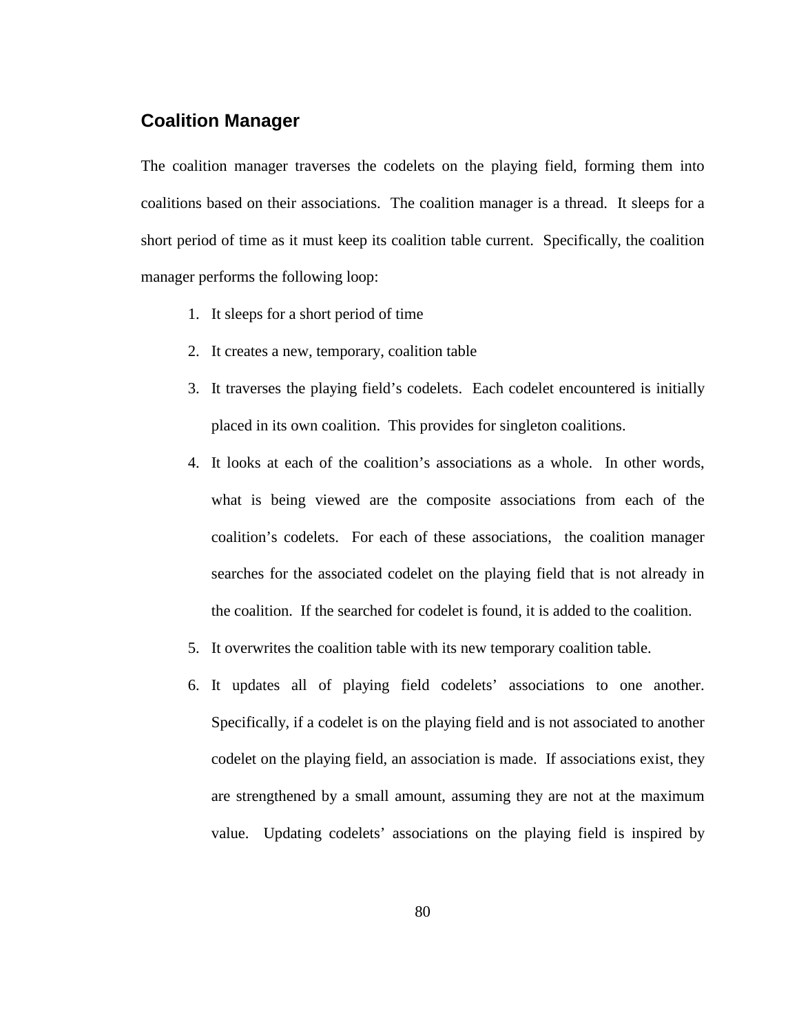## Coalition Manager

The coalition manager traverses the codelets on the playing field, forming them into coalitions based on their associations. The coalition manager is a thread. It sleeps for a short period of time as it must keep its coalition table current. Specifically, the coalition manager performs the following loop:

1. It sleeps for a short period of time
2. It creates a new, temporary, coalition table
3. It traverses the playing field's codelets. Each codelet encountered is initially placed in its own coalition. This provides for singleton coalitions.
4. It looks at each of the coalition's associations as a whole. In other words, what is being viewed are the composite associations from each of the coalition's codelets. For each of these associations, the coalition manager searches for the associated codelet on the playing field that is not already in the coalition. If the searched for codelet is found, it is added to the coalition.
5. It overwrites the coalition table with its new temporary coalition table.
6. It updates all of playing field codelets' associations to one another. Specifically, if a codelet is on the playing field and is not associated to another codelet on the playing field, an association is made. If associations exist, they are strengthened by a small amount, assuming they are not at the maximum value. Updating codelets' associations on the playing field is inspired by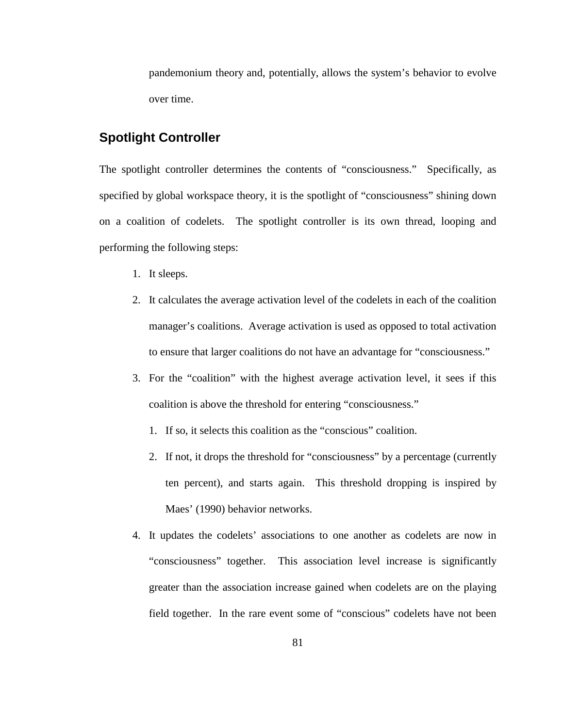pandemonium theory and, potentially, allows the system's behavior to evolve over time.

## Spotlight Controller

The spotlight controller determines the contents of "consciousness." Specifically, as specified by global workspace theory, it is the spotlight of "consciousness" shining down on a coalition of codelets. The spotlight controller is its own thread, looping and performing the following steps:

1. It sleeps.
2. It calculates the average activation level of the codelets in each of the coalition manager's coalitions. Average activation is used as opposed to total activation to ensure that larger coalitions do not have an advantage for "consciousness."
3. For the "coalition" with the highest average activation level, it sees if this coalition is above the threshold for entering "consciousness."
   1. If so, it selects this coalition as the "conscious" coalition.
   2. If not, it drops the threshold for "consciousness" by a percentage (currently ten percent), and starts again. This threshold dropping is inspired by Maes' (1990) behavior networks.
4. It updates the codelets' associations to one another as codelets are now in "consciousness" together. This association level increase is significantly greater than the association increase gained when codelets are on the playing field together. In the rare event some of "conscious" codelets have not been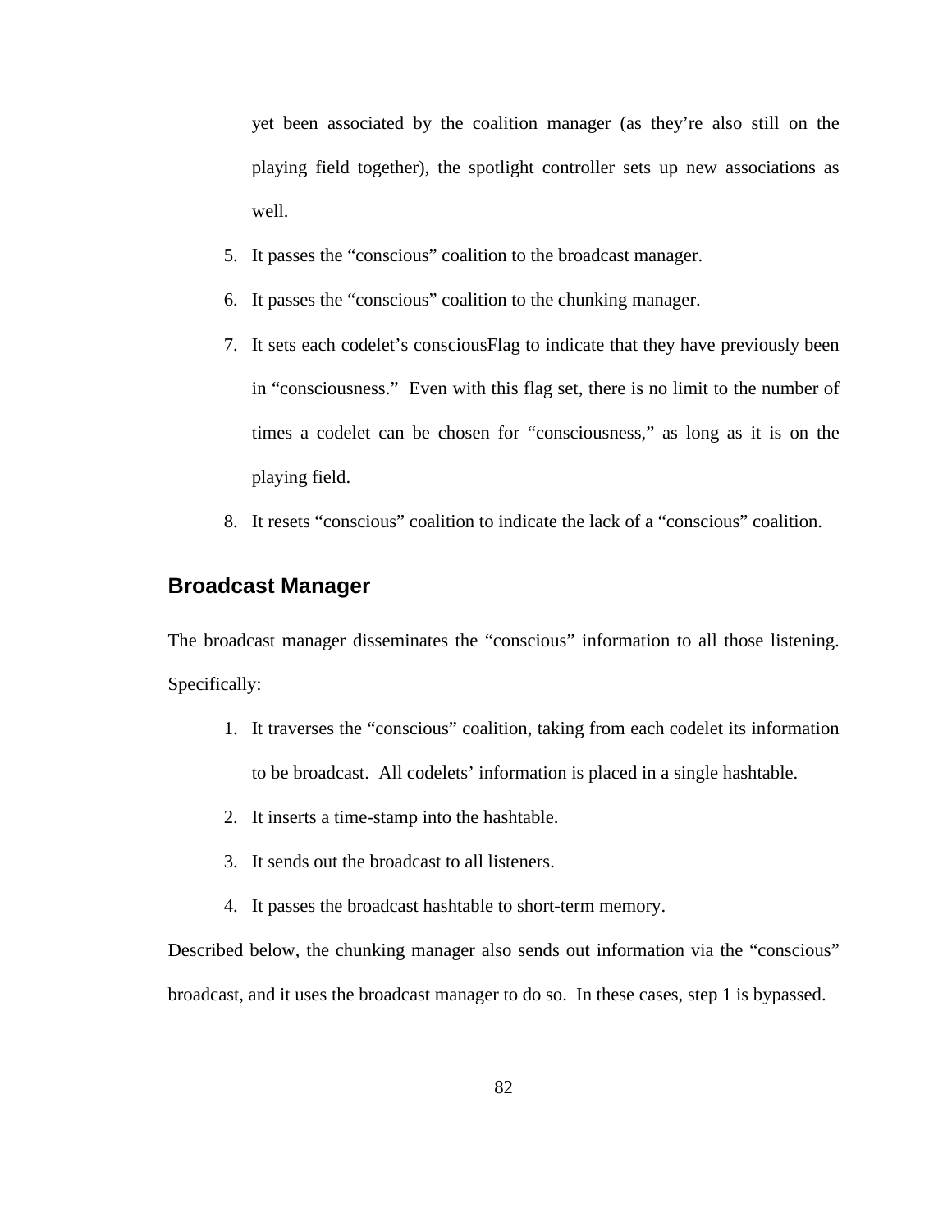yet been associated by the coalition manager (as they're also still on the playing field together), the spotlight controller sets up new associations as well.

5. It passes the "conscious" coalition to the broadcast manager.
6. It passes the "conscious" coalition to the chunking manager.
7. It sets each codelet's consciousFlag to indicate that they have previously been in "consciousness." Even with this flag set, there is no limit to the number of times a codelet can be chosen for "consciousness," as long as it is on the playing field.
8. It resets "conscious" coalition to indicate the lack of a "conscious" coalition.

## Broadcast Manager

The broadcast manager disseminates the "conscious" information to all those listening. Specifically:

1. It traverses the "conscious" coalition, taking from each codelet its information to be broadcast. All codelets' information is placed in a single hashtable.
2. It inserts a time-stamp into the hashtable.
3. It sends out the broadcast to all listeners.
4. It passes the broadcast hashtable to short-term memory.

Described below, the chunking manager also sends out information via the "conscious" broadcast, and it uses the broadcast manager to do so. In these cases, step 1 is bypassed.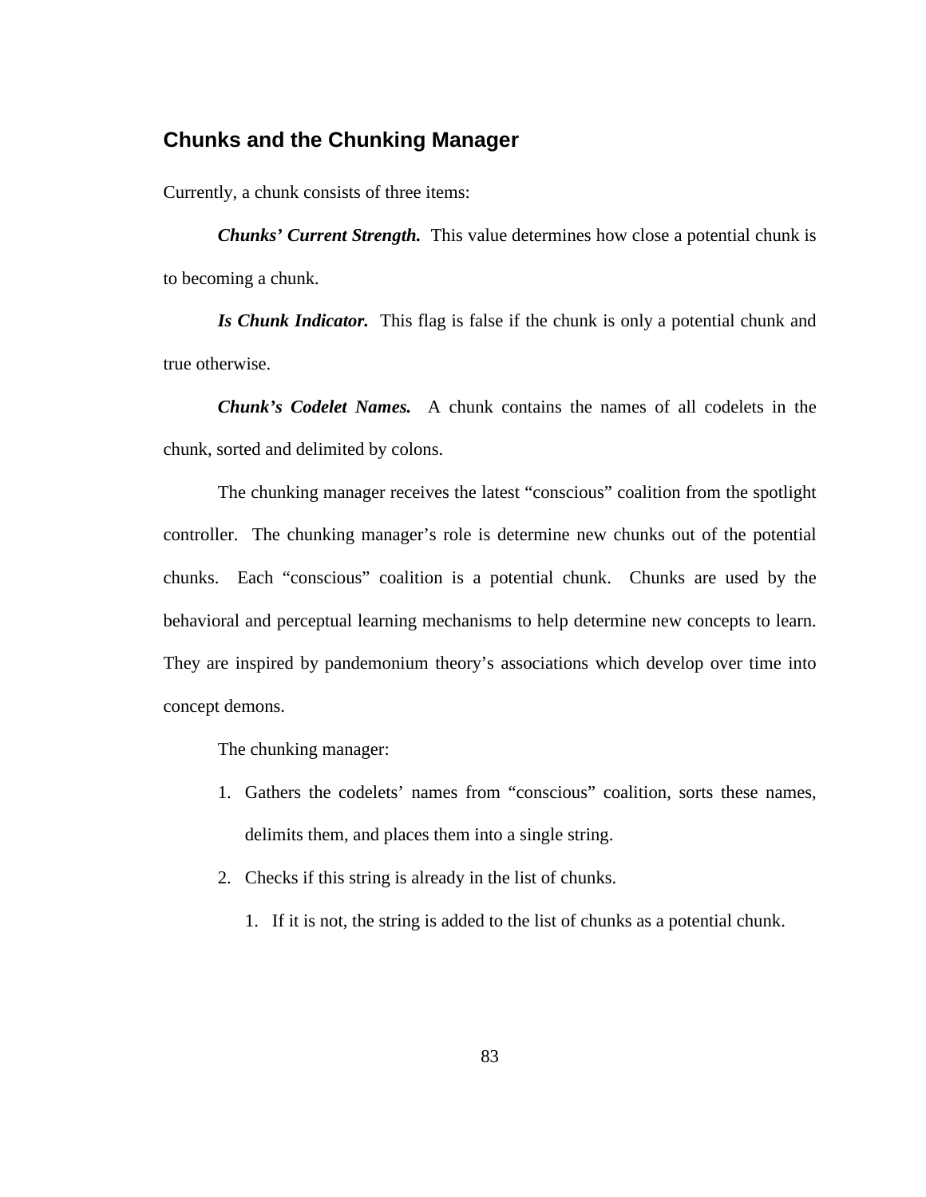## Chunks and the Chunking Manager

Currently, a chunk consists of three items:

***Chunks' Current Strength.*** This value determines how close a potential chunk is to becoming a chunk.

***Is Chunk Indicator.*** This flag is false if the chunk is only a potential chunk and true otherwise.

***Chunk's Codelet Names.*** A chunk contains the names of all codelets in the chunk, sorted and delimited by colons.

The chunking manager receives the latest "conscious" coalition from the spotlight controller. The chunking manager's role is determine new chunks out of the potential chunks. Each "conscious" coalition is a potential chunk. Chunks are used by the behavioral and perceptual learning mechanisms to help determine new concepts to learn. They are inspired by pandemonium theory's associations which develop over time into concept demons.

The chunking manager:

1. Gathers the codelets' names from "conscious" coalition, sorts these names, delimits them, and places them into a single string.
2. Checks if this string is already in the list of chunks.
    1. If it is not, the string is added to the list of chunks as a potential chunk.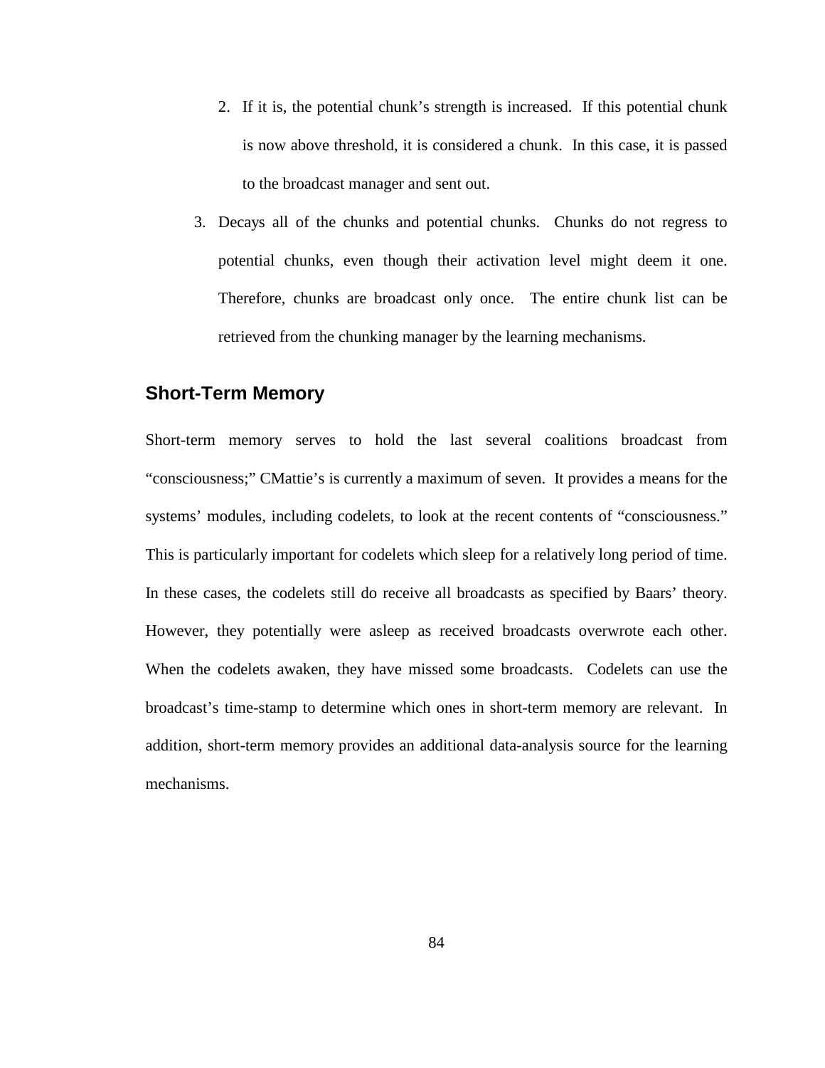2. If it is, the potential chunk's strength is increased. If this potential chunk is now above threshold, it is considered a chunk. In this case, it is passed to the broadcast manager and sent out.

3. Decays all of the chunks and potential chunks. Chunks do not regress to potential chunks, even though their activation level might deem it one. Therefore, chunks are broadcast only once. The entire chunk list can be retrieved from the chunking manager by the learning mechanisms.

## Short-Term Memory

Short-term memory serves to hold the last several coalitions broadcast from "consciousness;" CMattie's is currently a maximum of seven. It provides a means for the systems' modules, including codelets, to look at the recent contents of "consciousness." This is particularly important for codelets which sleep for a relatively long period of time. In these cases, the codelets still do receive all broadcasts as specified by Baars' theory. However, they potentially were asleep as received broadcasts overwrote each other. When the codelets awaken, they have missed some broadcasts. Codelets can use the broadcast's time-stamp to determine which ones in short-term memory are relevant. In addition, short-term memory provides an additional data-analysis source for the learning mechanisms.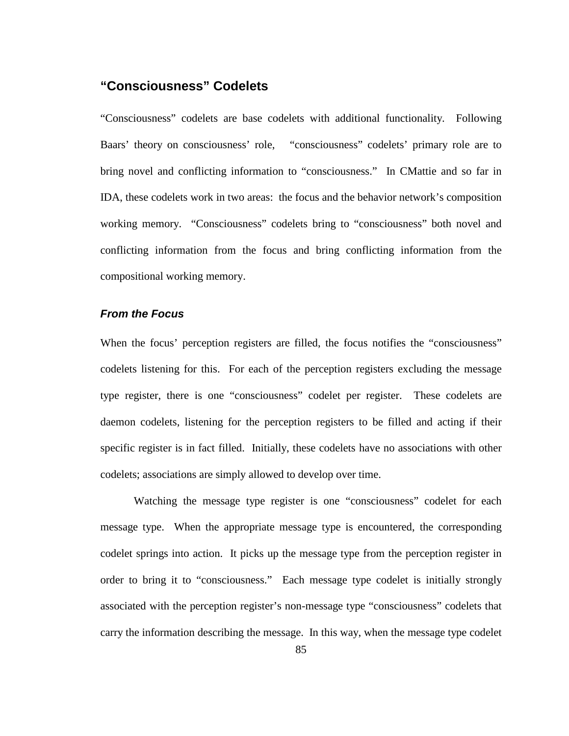## "Consciousness" Codelets

"Consciousness" codelets are base codelets with additional functionality. Following Baars' theory on consciousness' role, "consciousness" codelets' primary role are to bring novel and conflicting information to "consciousness." In CMattie and so far in IDA, these codelets work in two areas: the focus and the behavior network's composition working memory. "Consciousness" codelets bring to "consciousness" both novel and conflicting information from the focus and bring conflicting information from the compositional working memory.

### *From the Focus*

When the focus' perception registers are filled, the focus notifies the "consciousness" codelets listening for this. For each of the perception registers excluding the message type register, there is one "consciousness" codelet per register. These codelets are daemon codelets, listening for the perception registers to be filled and acting if their specific register is in fact filled. Initially, these codelets have no associations with other codelets; associations are simply allowed to develop over time.

Watching the message type register is one "consciousness" codelet for each message type. When the appropriate message type is encountered, the corresponding codelet springs into action. It picks up the message type from the perception register in order to bring it to "consciousness." Each message type codelet is initially strongly associated with the perception register's non-message type "consciousness" codelets that carry the information describing the message. In this way, when the message type codelet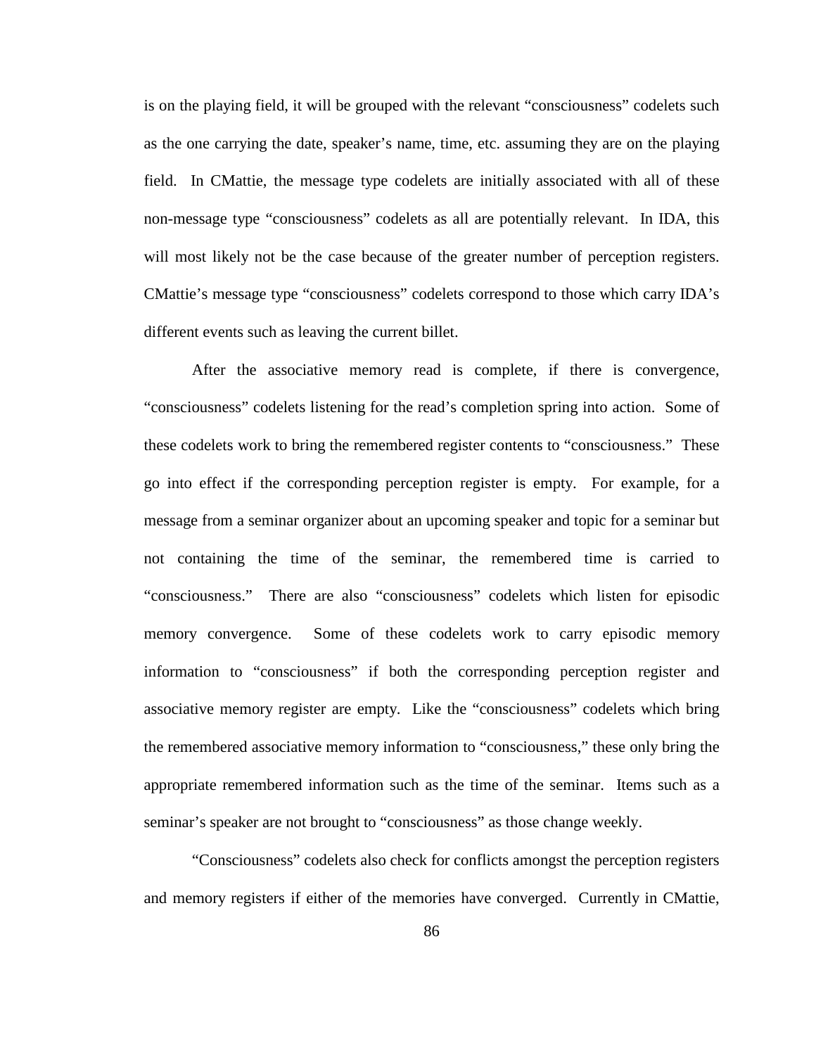is on the playing field, it will be grouped with the relevant “consciousness” codelets such as the one carrying the date, speaker’s name, time, etc. assuming they are on the playing field. In CMattie, the message type codelets are initially associated with all of these non-message type “consciousness” codelets as all are potentially relevant. In IDA, this will most likely not be the case because of the greater number of perception registers. CMattie’s message type “consciousness” codelets correspond to those which carry IDA’s different events such as leaving the current billet.

After the associative memory read is complete, if there is convergence, “consciousness” codelets listening for the read’s completion spring into action. Some of these codelets work to bring the remembered register contents to “consciousness.” These go into effect if the corresponding perception register is empty. For example, for a message from a seminar organizer about an upcoming speaker and topic for a seminar but not containing the time of the seminar, the remembered time is carried to “consciousness.” There are also “consciousness” codelets which listen for episodic memory convergence. Some of these codelets work to carry episodic memory information to “consciousness” if both the corresponding perception register and associative memory register are empty. Like the “consciousness” codelets which bring the remembered associative memory information to “consciousness,” these only bring the appropriate remembered information such as the time of the seminar. Items such as a seminar’s speaker are not brought to “consciousness” as those change weekly.

“Consciousness” codelets also check for conflicts amongst the perception registers and memory registers if either of the memories have converged. Currently in CMattie,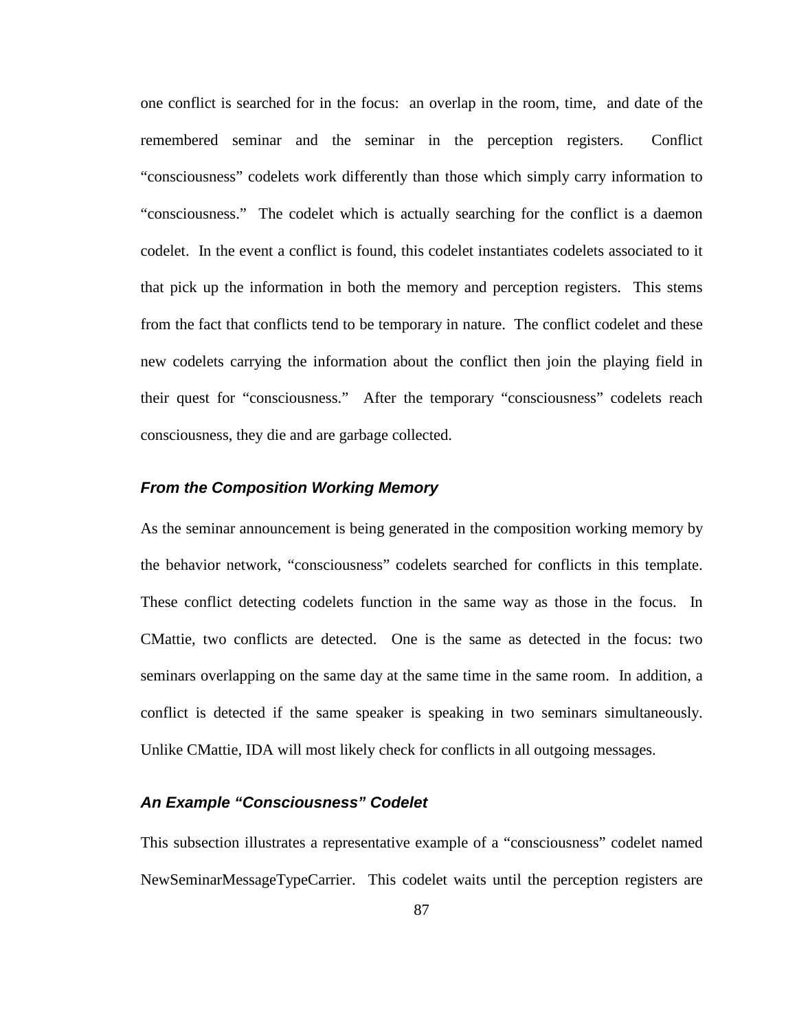one conflict is searched for in the focus: an overlap in the room, time, and date of the remembered seminar and the seminar in the perception registers. Conflict "consciousness" codelets work differently than those which simply carry information to "consciousness." The codelet which is actually searching for the conflict is a daemon codelet. In the event a conflict is found, this codelet instantiates codelets associated to it that pick up the information in both the memory and perception registers. This stems from the fact that conflicts tend to be temporary in nature. The conflict codelet and these new codelets carrying the information about the conflict then join the playing field in their quest for "consciousness." After the temporary "consciousness" codelets reach consciousness, they die and are garbage collected.

### *From the Composition Working Memory*

As the seminar announcement is being generated in the composition working memory by the behavior network, "consciousness" codelets searched for conflicts in this template. These conflict detecting codelets function in the same way as those in the focus. In CMattie, two conflicts are detected. One is the same as detected in the focus: two seminars overlapping on the same day at the same time in the same room. In addition, a conflict is detected if the same speaker is speaking in two seminars simultaneously. Unlike CMattie, IDA will most likely check for conflicts in all outgoing messages.

### *An Example "Consciousness" Codelet*

This subsection illustrates a representative example of a "consciousness" codelet named NewSeminarMessageTypeCarrier. This codelet waits until the perception registers are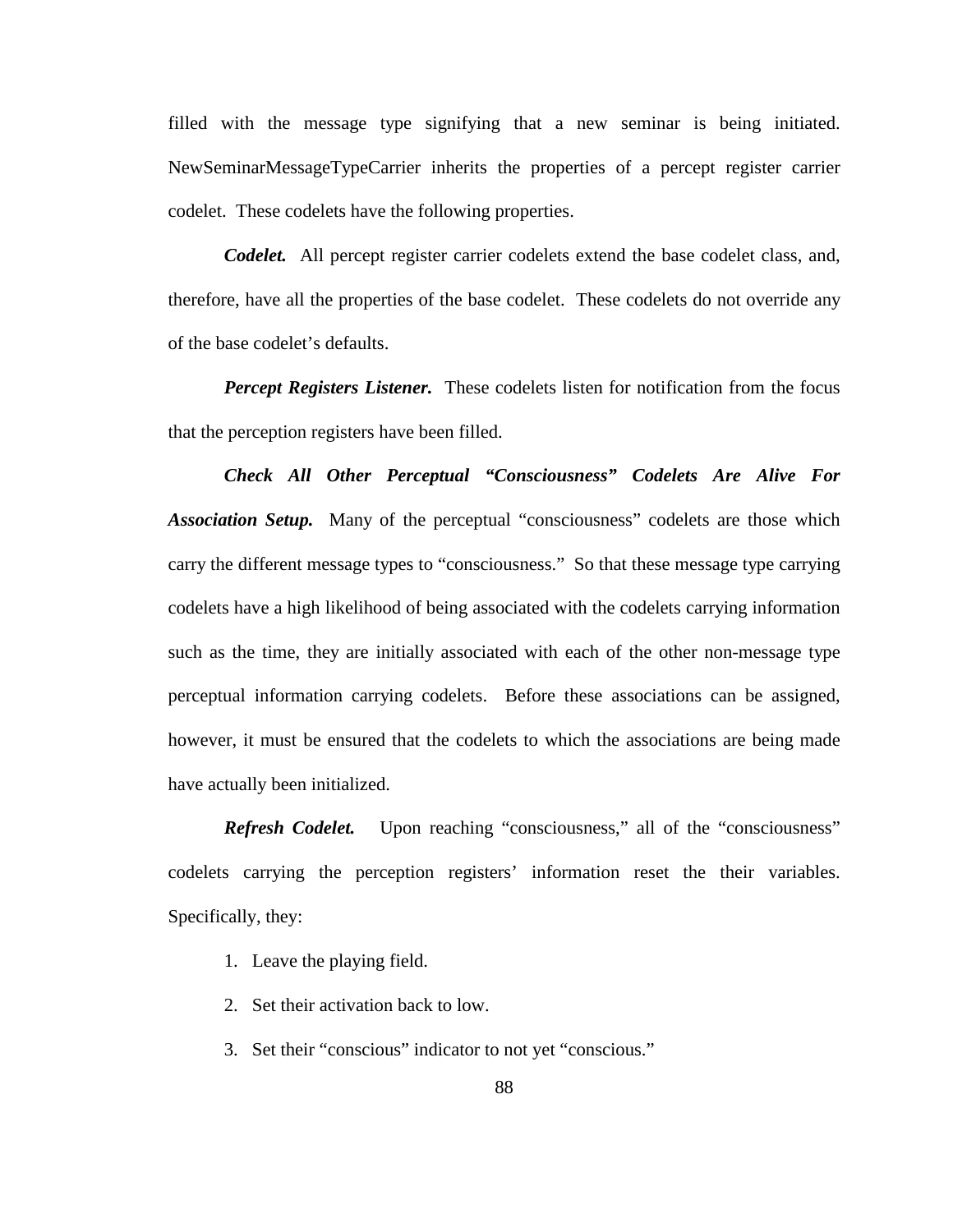filled with the message type signifying that a new seminar is being initiated. NewSeminarMessageTypeCarrier inherits the properties of a percept register carrier codelet. These codelets have the following properties.

***Codelet.*** All percept register carrier codelets extend the base codelet class, and, therefore, have all the properties of the base codelet. These codelets do not override any of the base codelet's defaults.

***Percept Registers Listener.*** These codelets listen for notification from the focus that the perception registers have been filled.

***Check All Other Perceptual "Consciousness" Codelets Are Alive For Association Setup.*** Many of the perceptual "consciousness" codelets are those which carry the different message types to "consciousness." So that these message type carrying codelets have a high likelihood of being associated with the codelets carrying information such as the time, they are initially associated with each of the other non-message type perceptual information carrying codelets. Before these associations can be assigned, however, it must be ensured that the codelets to which the associations are being made have actually been initialized.

***Refresh Codelet.*** Upon reaching "consciousness," all of the "consciousness" codelets carrying the perception registers' information reset the their variables. Specifically, they:

1. Leave the playing field.
2. Set their activation back to low.
3. Set their "conscious" indicator to not yet "conscious."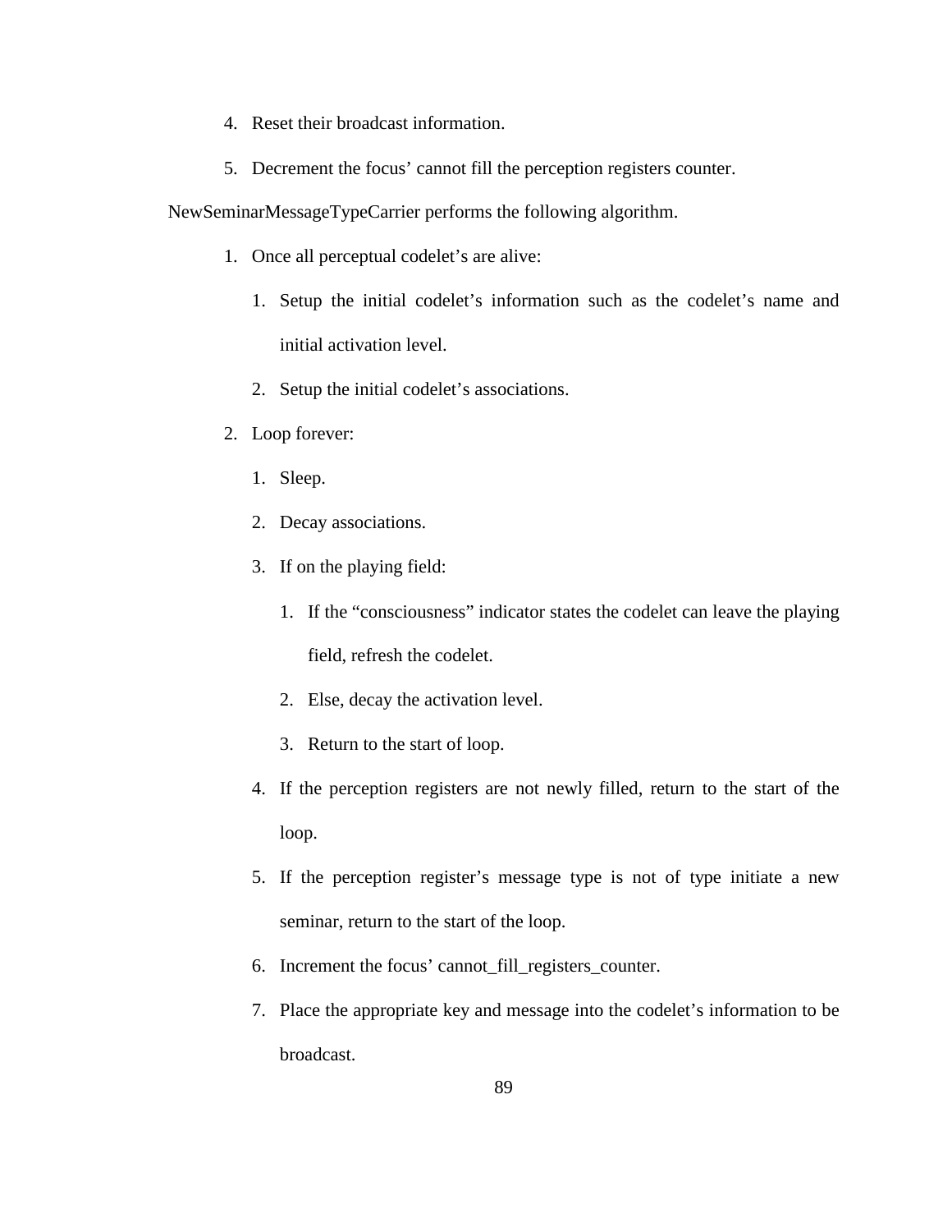4. Reset their broadcast information.
5. Decrement the focus' cannot fill the perception registers counter.

NewSeminarMessageTypeCarrier performs the following algorithm.

1. Once all perceptual codelet's are alive:
    1. Setup the initial codelet's information such as the codelet's name and initial activation level.
    2. Setup the initial codelet's associations.
2. Loop forever:
    1. Sleep.
    2. Decay associations.
    3. If on the playing field:
        1. If the "consciousness" indicator states the codelet can leave the playing field, refresh the codelet.
        2. Else, decay the activation level.
        3. Return to the start of loop.
    4. If the perception registers are not newly filled, return to the start of the loop.
    5. If the perception register's message type is not of type initiate a new seminar, return to the start of the loop.
    6. Increment the focus' cannot_fill_registers_counter.
    7. Place the appropriate key and message into the codelet's information to be broadcast.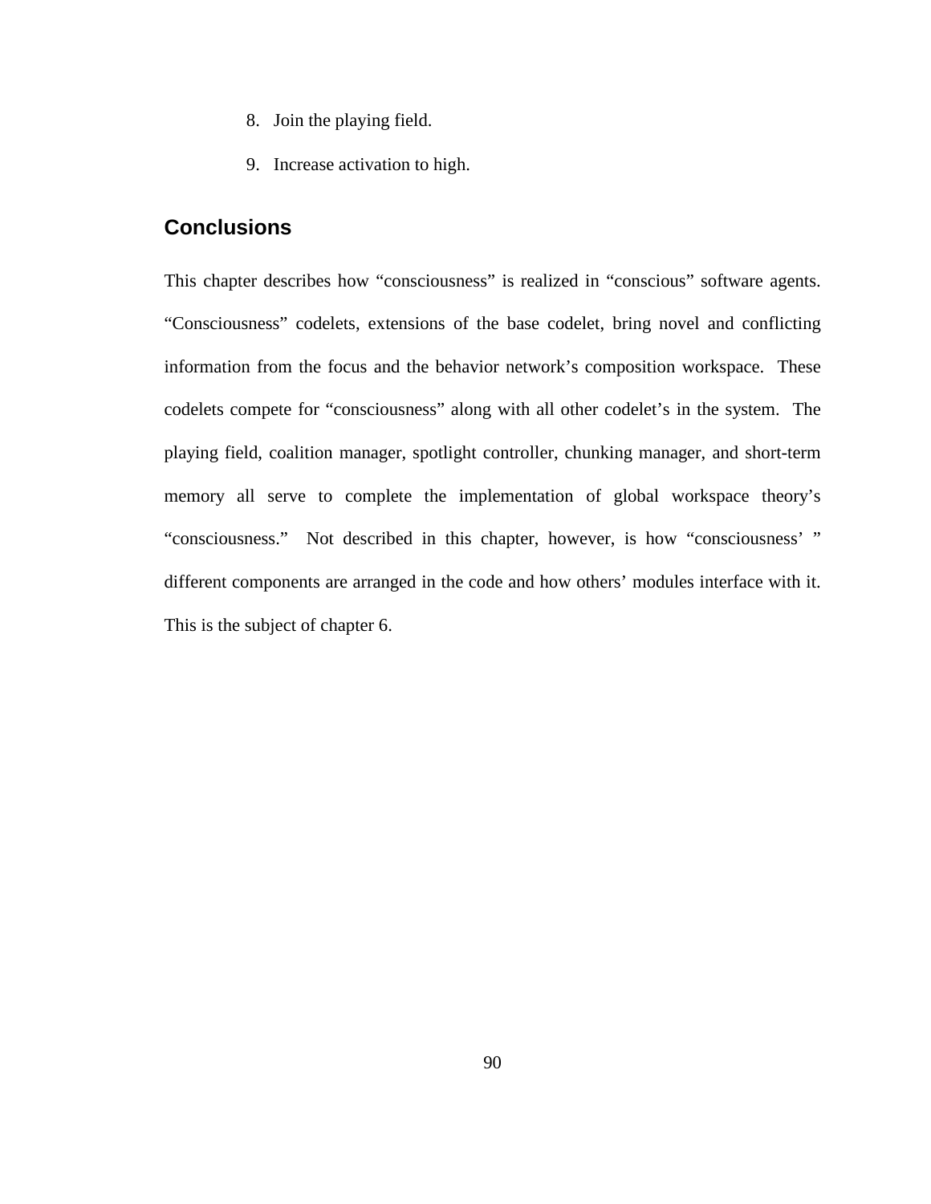8. Join the playing field.
9. Increase activation to high.

## Conclusions

This chapter describes how “consciousness” is realized in “conscious” software agents. “Consciousness” codelets, extensions of the base codelet, bring novel and conflicting information from the focus and the behavior network’s composition workspace. These codelets compete for “consciousness” along with all other codelet’s in the system. The playing field, coalition manager, spotlight controller, chunking manager, and short-term memory all serve to complete the implementation of global workspace theory’s “consciousness.” Not described in this chapter, however, is how “consciousness’ ” different components are arranged in the code and how others’ modules interface with it. This is the subject of chapter 6.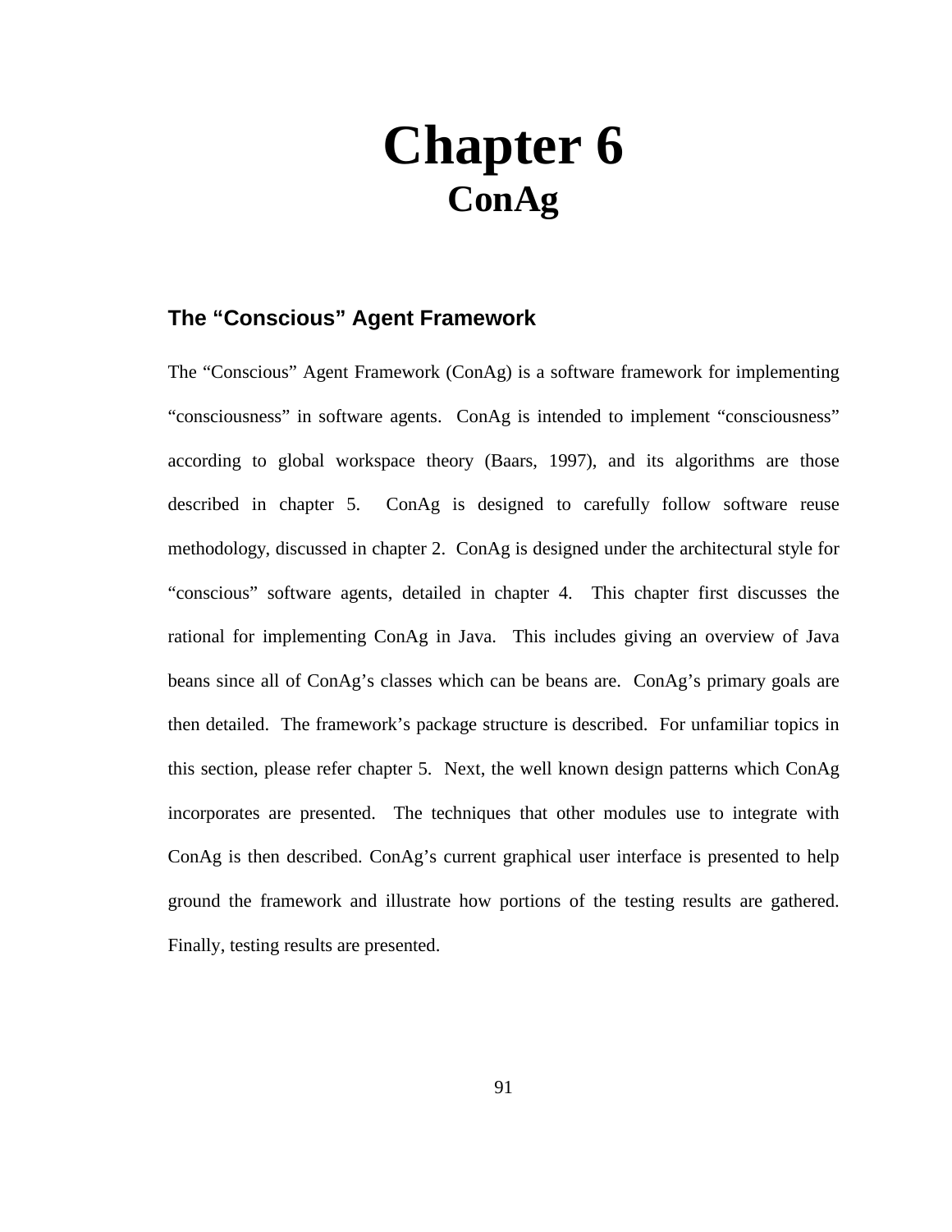# Chapter 6
# ConAg

## The "Conscious" Agent Framework

The "Conscious" Agent Framework (ConAg) is a software framework for implementing "consciousness" in software agents. ConAg is intended to implement "consciousness" according to global workspace theory (Baars, 1997), and its algorithms are those described in chapter 5. ConAg is designed to carefully follow software reuse methodology, discussed in chapter 2. ConAg is designed under the architectural style for "conscious" software agents, detailed in chapter 4. This chapter first discusses the rational for implementing ConAg in Java. This includes giving an overview of Java beans since all of ConAg's classes which can be beans are. ConAg's primary goals are then detailed. The framework's package structure is described. For unfamiliar topics in this section, please refer chapter 5. Next, the well known design patterns which ConAg incorporates are presented. The techniques that other modules use to integrate with ConAg is then described. ConAg's current graphical user interface is presented to help ground the framework and illustrate how portions of the testing results are gathered. Finally, testing results are presented.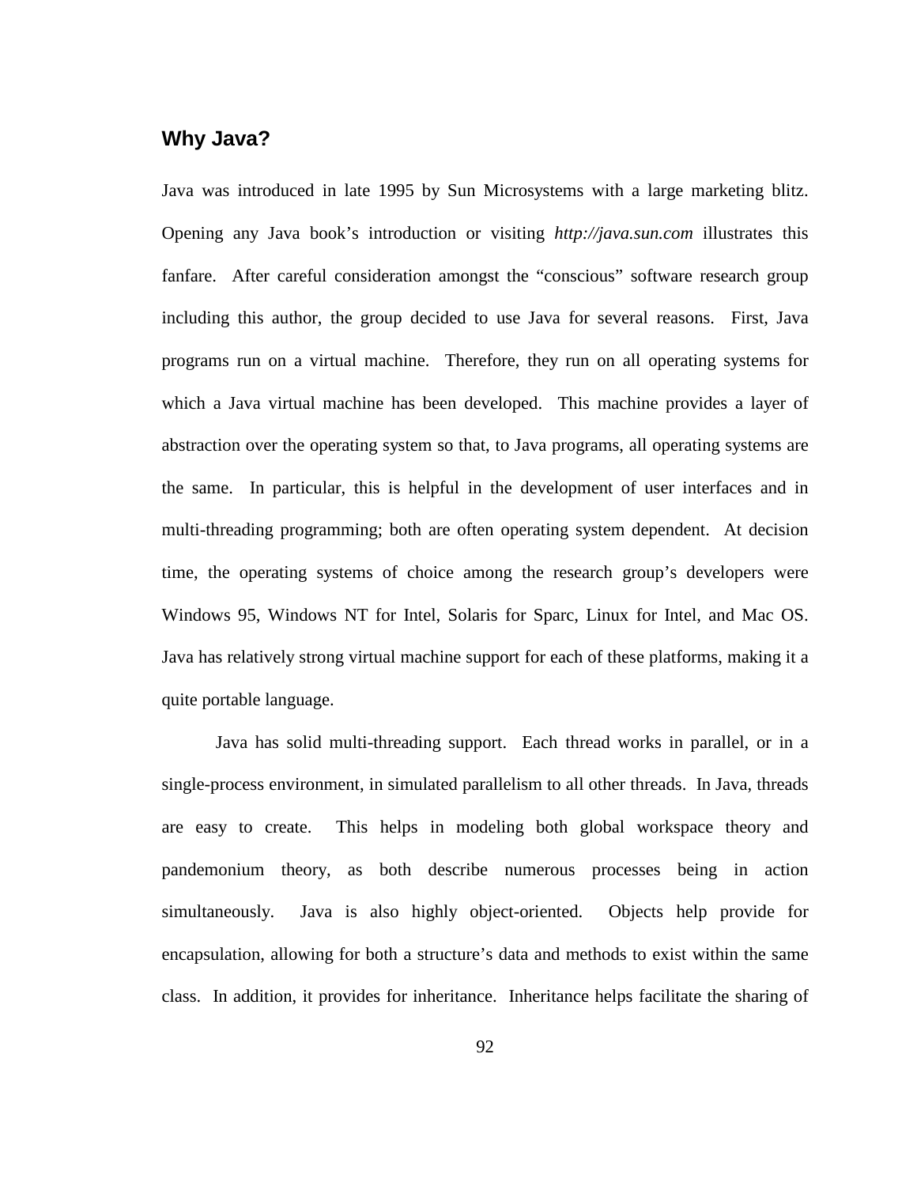## Why Java?

Java was introduced in late 1995 by Sun Microsystems with a large marketing blitz. Opening any Java book's introduction or visiting *http://java.sun.com* illustrates this fanfare. After careful consideration amongst the "conscious" software research group including this author, the group decided to use Java for several reasons. First, Java programs run on a virtual machine. Therefore, they run on all operating systems for which a Java virtual machine has been developed. This machine provides a layer of abstraction over the operating system so that, to Java programs, all operating systems are the same. In particular, this is helpful in the development of user interfaces and in multi-threading programming; both are often operating system dependent. At decision time, the operating systems of choice among the research group's developers were Windows 95, Windows NT for Intel, Solaris for Sparc, Linux for Intel, and Mac OS. Java has relatively strong virtual machine support for each of these platforms, making it a quite portable language.

Java has solid multi-threading support. Each thread works in parallel, or in a single-process environment, in simulated parallelism to all other threads. In Java, threads are easy to create. This helps in modeling both global workspace theory and pandemonium theory, as both describe numerous processes being in action simultaneously. Java is also highly object-oriented. Objects help provide for encapsulation, allowing for both a structure's data and methods to exist within the same class. In addition, it provides for inheritance. Inheritance helps facilitate the sharing of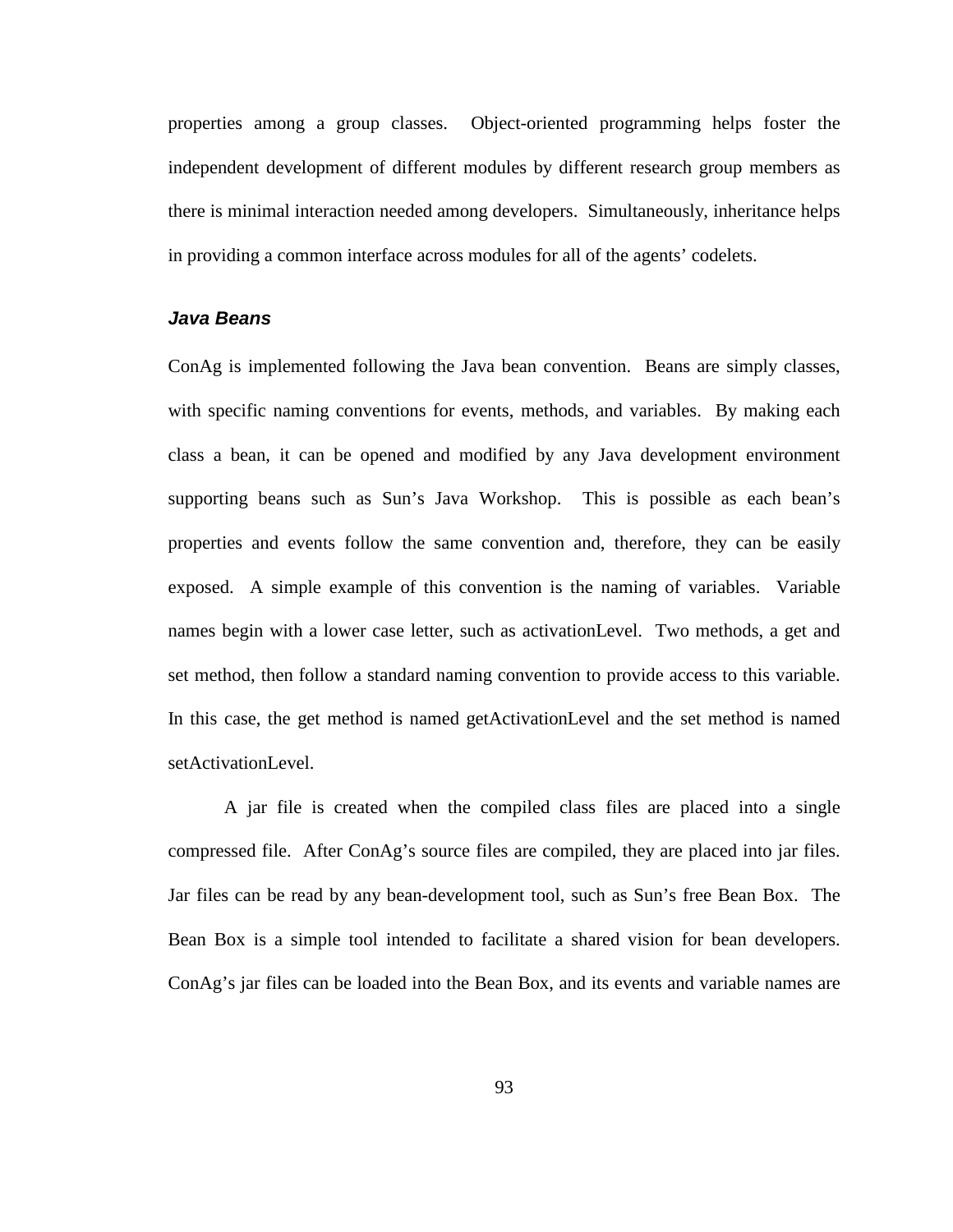properties among a group classes. Object-oriented programming helps foster the independent development of different modules by different research group members as there is minimal interaction needed among developers. Simultaneously, inheritance helps in providing a common interface across modules for all of the agents' codelets.

### *Java Beans*

ConAg is implemented following the Java bean convention. Beans are simply classes, with specific naming conventions for events, methods, and variables. By making each class a bean, it can be opened and modified by any Java development environment supporting beans such as Sun's Java Workshop. This is possible as each bean's properties and events follow the same convention and, therefore, they can be easily exposed. A simple example of this convention is the naming of variables. Variable names begin with a lower case letter, such as activationLevel. Two methods, a get and set method, then follow a standard naming convention to provide access to this variable. In this case, the get method is named getActivationLevel and the set method is named setActivationLevel.

A jar file is created when the compiled class files are placed into a single compressed file. After ConAg's source files are compiled, they are placed into jar files. Jar files can be read by any bean-development tool, such as Sun's free Bean Box. The Bean Box is a simple tool intended to facilitate a shared vision for bean developers. ConAg's jar files can be loaded into the Bean Box, and its events and variable names are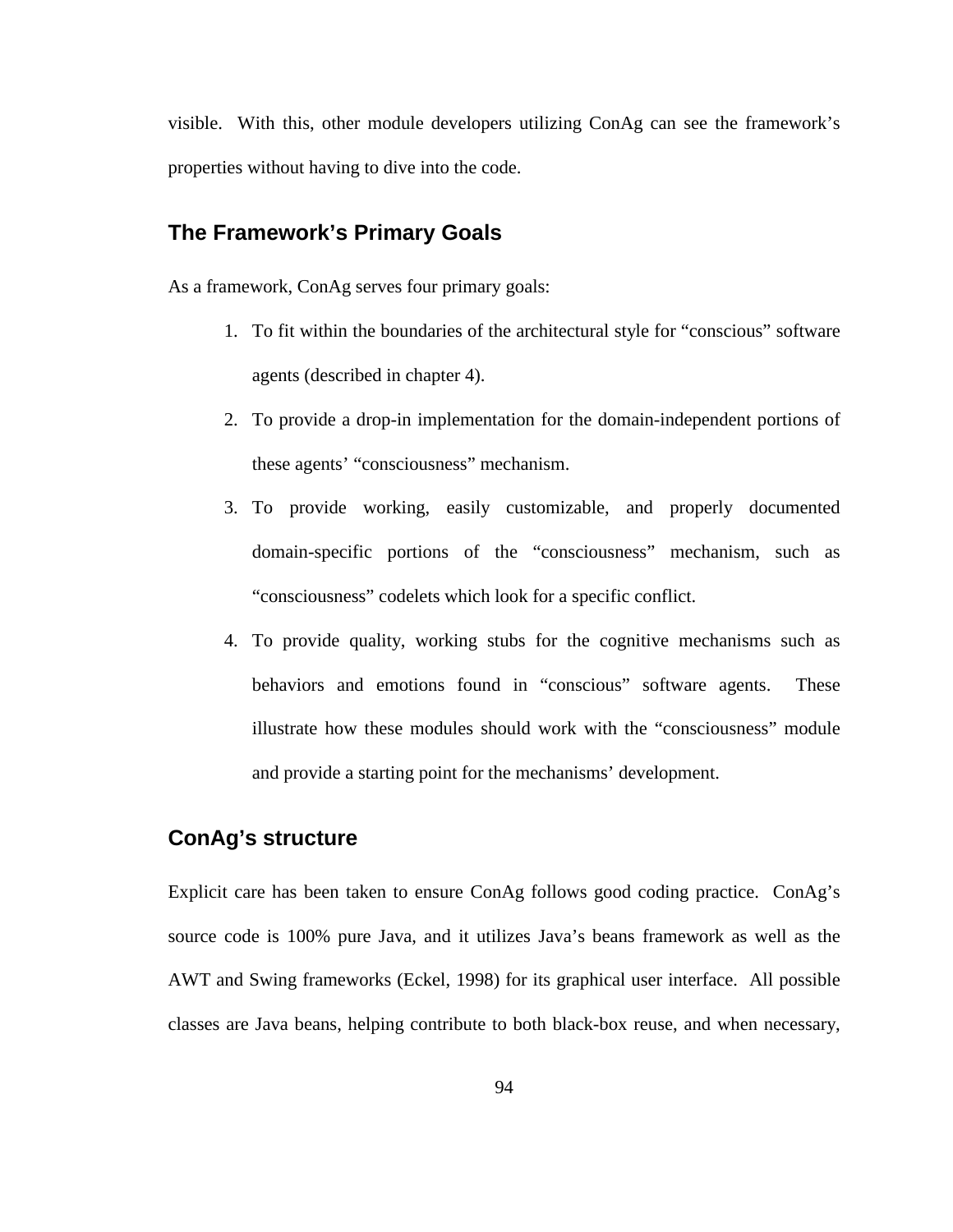visible. With this, other module developers utilizing ConAg can see the framework's properties without having to dive into the code.

## The Framework's Primary Goals

As a framework, ConAg serves four primary goals:

1. To fit within the boundaries of the architectural style for "conscious" software agents (described in chapter 4).
2. To provide a drop-in implementation for the domain-independent portions of these agents' "consciousness" mechanism.
3. To provide working, easily customizable, and properly documented domain-specific portions of the "consciousness" mechanism, such as "consciousness" codelets which look for a specific conflict.
4. To provide quality, working stubs for the cognitive mechanisms such as behaviors and emotions found in "conscious" software agents. These illustrate how these modules should work with the "consciousness" module and provide a starting point for the mechanisms' development.

## ConAg's structure

Explicit care has been taken to ensure ConAg follows good coding practice. ConAg's source code is 100% pure Java, and it utilizes Java's beans framework as well as the AWT and Swing frameworks (Eckel, 1998) for its graphical user interface. All possible classes are Java beans, helping contribute to both black-box reuse, and when necessary,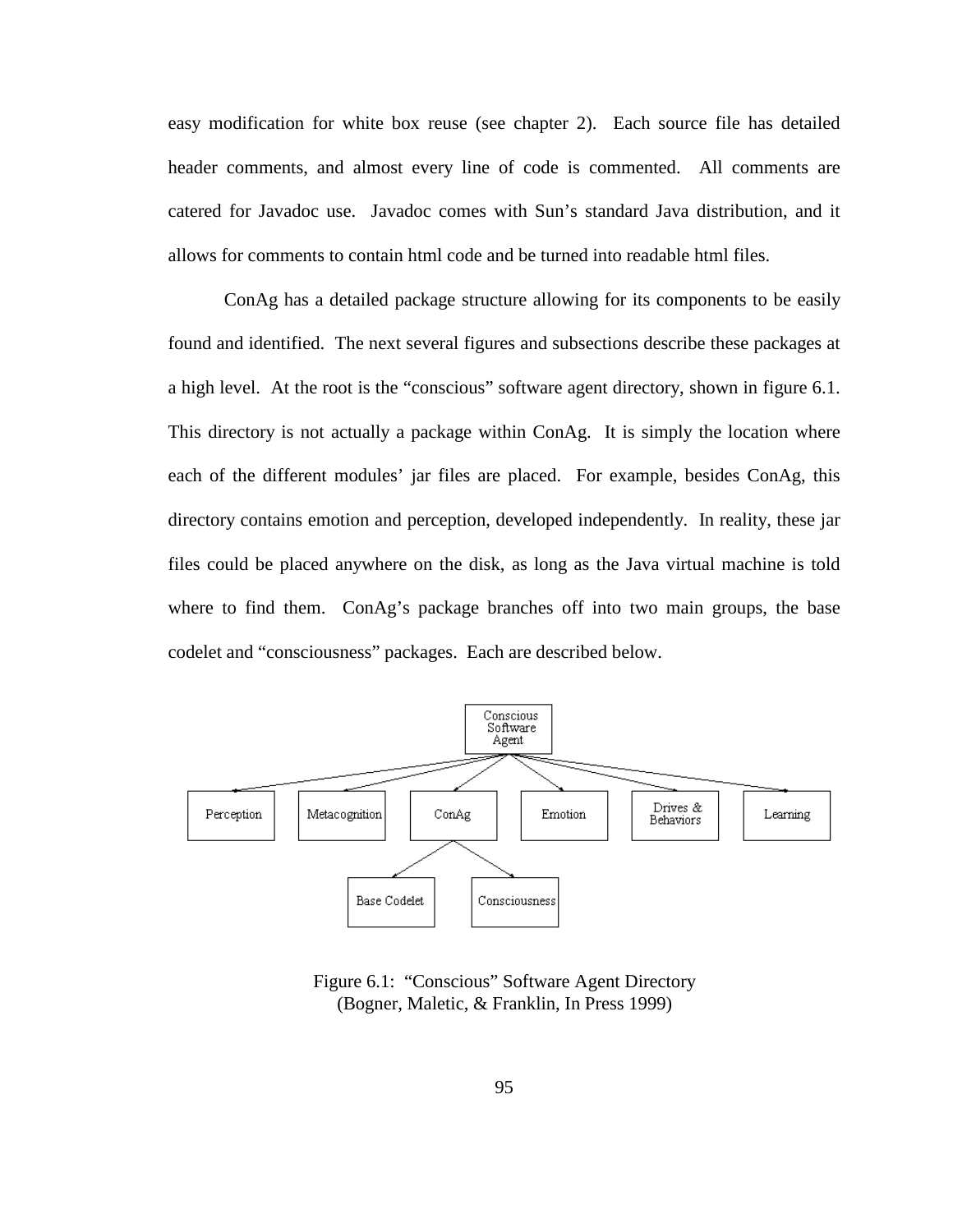easy modification for white box reuse (see chapter 2). Each source file has detailed header comments, and almost every line of code is commented. All comments are catered for Javadoc use. Javadoc comes with Sun's standard Java distribution, and it allows for comments to contain html code and be turned into readable html files.

ConAg has a detailed package structure allowing for its components to be easily found and identified. The next several figures and subsections describe these packages at a high level. At the root is the "conscious" software agent directory, shown in figure 6.1. This directory is not actually a package within ConAg. It is simply the location where each of the different modules' jar files are placed. For example, besides ConAg, this directory contains emotion and perception, developed independently. In reality, these jar files could be placed anywhere on the disk, as long as the Java virtual machine is told where to find them. ConAg's package branches off into two main groups, the base codelet and "consciousness" packages. Each are described below.

Conscious Software Agent

Perception | Metacognition | ConAg | Emotion | Drives & Behaviors | Learning

Base Codelet | Consciousness

Figure 6.1: "Conscious" Software Agent Directory
(Bogner, Maletic, & Franklin, In Press 1999)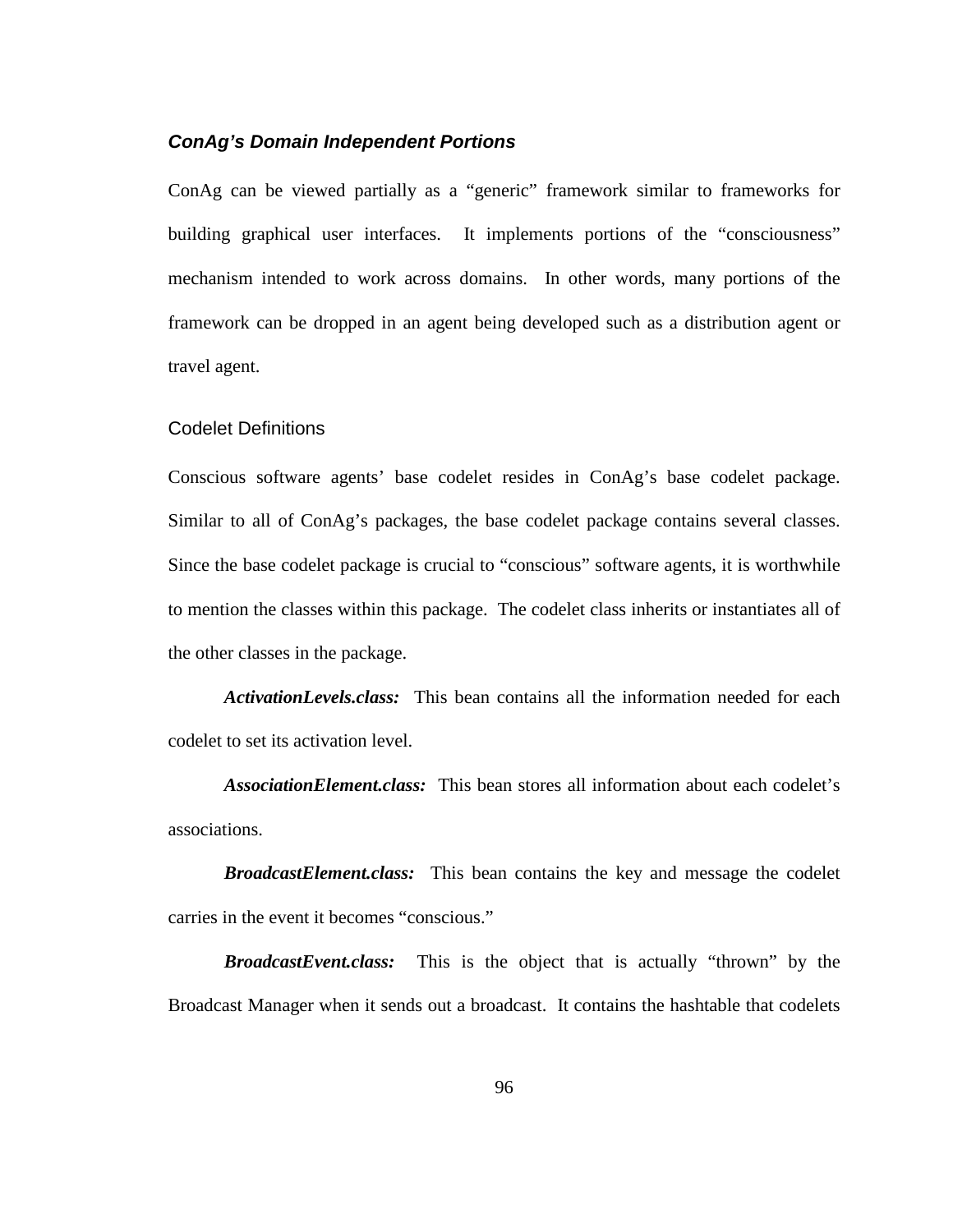### *ConAg's Domain Independent Portions*

ConAg can be viewed partially as a "generic" framework similar to frameworks for building graphical user interfaces. It implements portions of the "consciousness" mechanism intended to work across domains. In other words, many portions of the framework can be dropped in an agent being developed such as a distribution agent or travel agent.

#### Codelet Definitions

Conscious software agents' base codelet resides in ConAg's base codelet package. Similar to all of ConAg's packages, the base codelet package contains several classes. Since the base codelet package is crucial to "conscious" software agents, it is worthwhile to mention the classes within this package. The codelet class inherits or instantiates all of the other classes in the package.

***ActivationLevels.class:*** This bean contains all the information needed for each codelet to set its activation level.

***AssociationElement.class:*** This bean stores all information about each codelet's associations.

***BroadcastElement.class:*** This bean contains the key and message the codelet carries in the event it becomes "conscious."

***BroadcastEvent.class:*** This is the object that is actually "thrown" by the Broadcast Manager when it sends out a broadcast. It contains the hashtable that codelets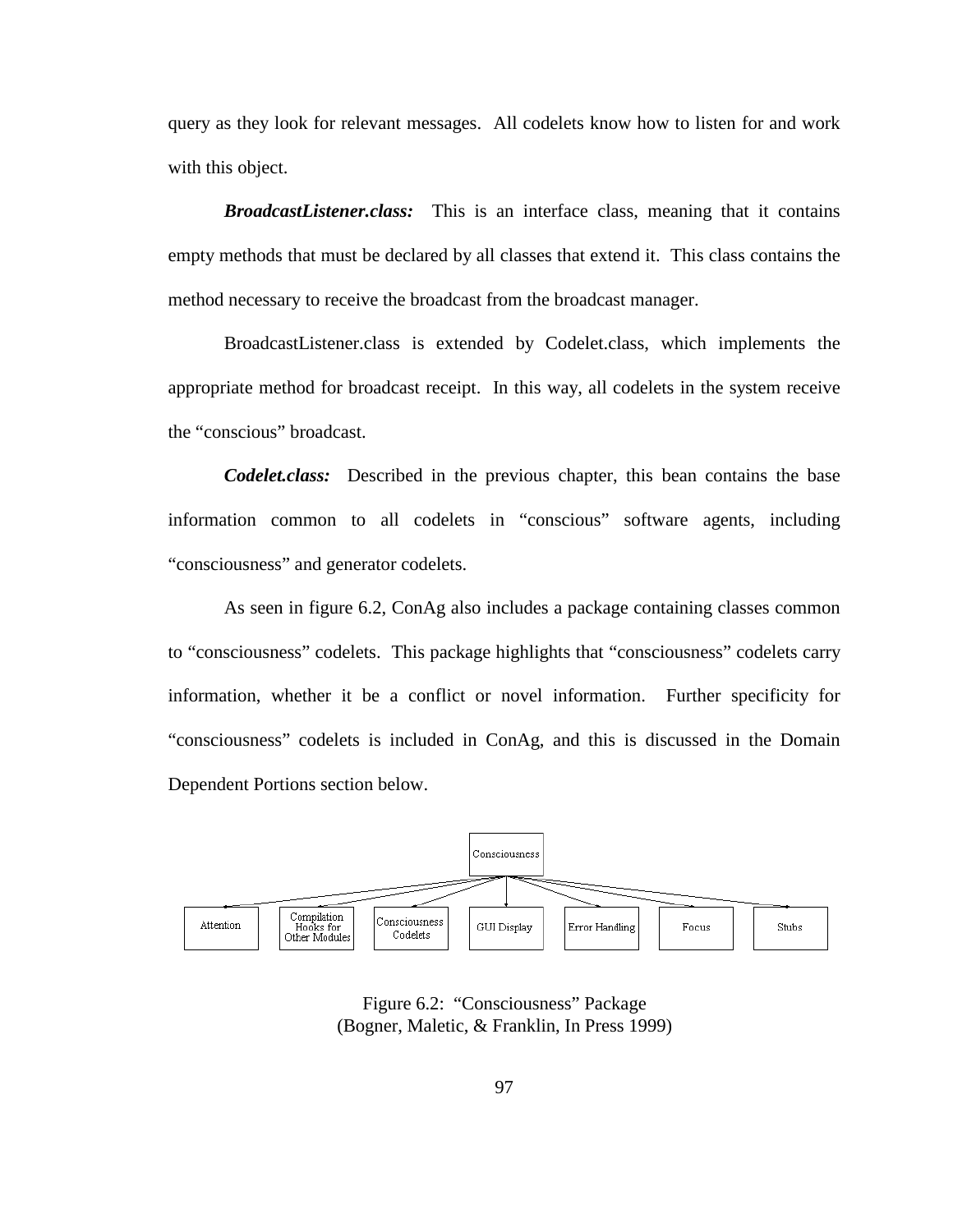query as they look for relevant messages. All codelets know how to listen for and work with this object.

***BroadcastListener.class:*** This is an interface class, meaning that it contains empty methods that must be declared by all classes that extend it. This class contains the method necessary to receive the broadcast from the broadcast manager.

BroadcastListener.class is extended by Codelet.class, which implements the appropriate method for broadcast receipt. In this way, all codelets in the system receive the "conscious" broadcast.

***Codelet.class:*** Described in the previous chapter, this bean contains the base information common to all codelets in "conscious" software agents, including "consciousness" and generator codelets.

As seen in figure 6.2, ConAg also includes a package containing classes common to "consciousness" codelets. This package highlights that "consciousness" codelets carry information, whether it be a conflict or novel information. Further specificity for "consciousness" codelets is included in ConAg, and this is discussed in the Domain Dependent Portions section below.

Consciousness

Attention | Compilation Hooks for Other Modules | Consciousness Codelets | GUI Display | Error Handling | Focus | Stubs

Figure 6.2: "Consciousness" Package
(Bogner, Maletic, & Franklin, In Press 1999)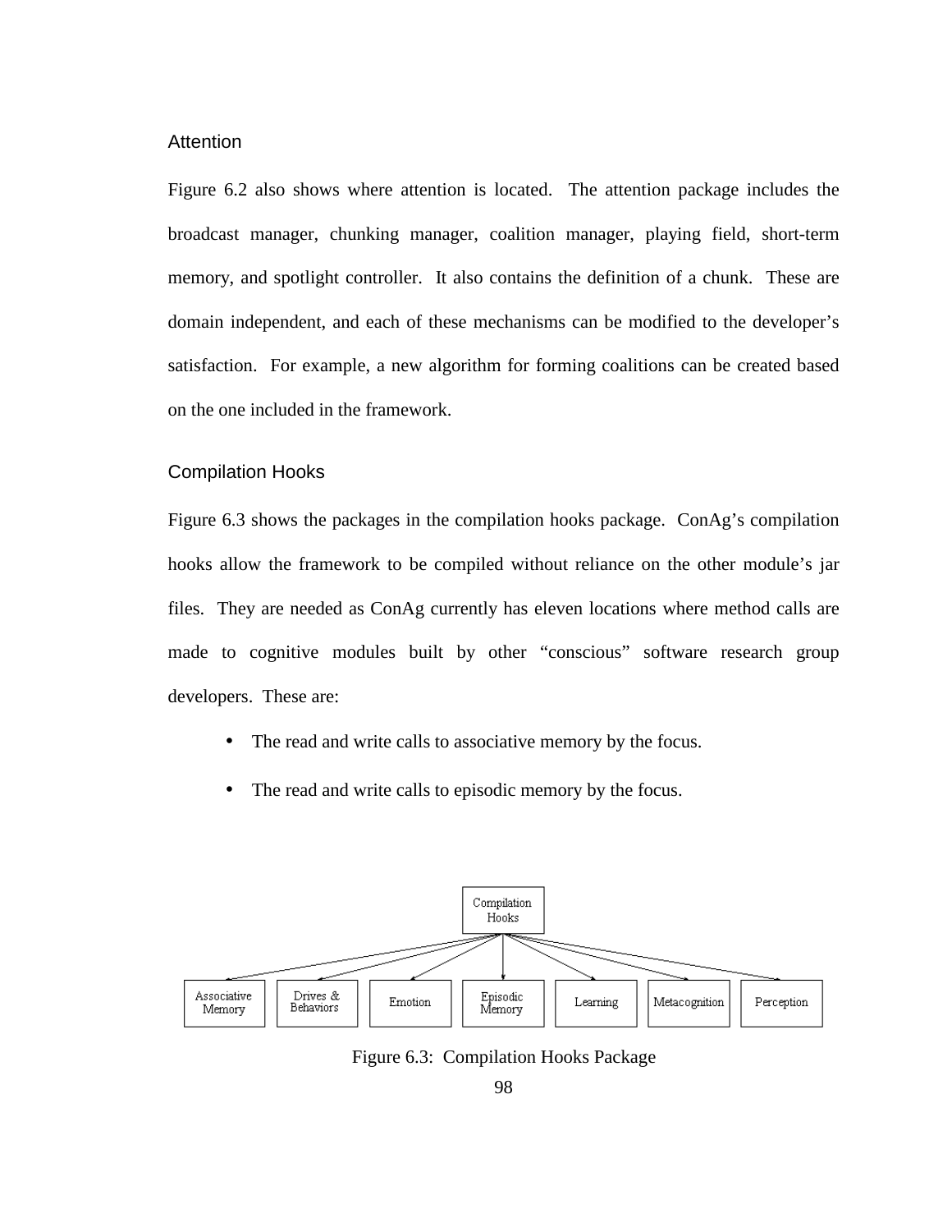### Attention

Figure 6.2 also shows where attention is located. The attention package includes the broadcast manager, chunking manager, coalition manager, playing field, short-term memory, and spotlight controller. It also contains the definition of a chunk. These are domain independent, and each of these mechanisms can be modified to the developer's satisfaction. For example, a new algorithm for forming coalitions can be created based on the one included in the framework.

### Compilation Hooks

Figure 6.3 shows the packages in the compilation hooks package. ConAg's compilation hooks allow the framework to be compiled without reliance on the other module's jar files. They are needed as ConAg currently has eleven locations where method calls are made to cognitive modules built by other "conscious" software research group developers. These are:

- The read and write calls to associative memory by the focus.
- The read and write calls to episodic memory by the focus.

Figure 6.3: Compilation Hooks Package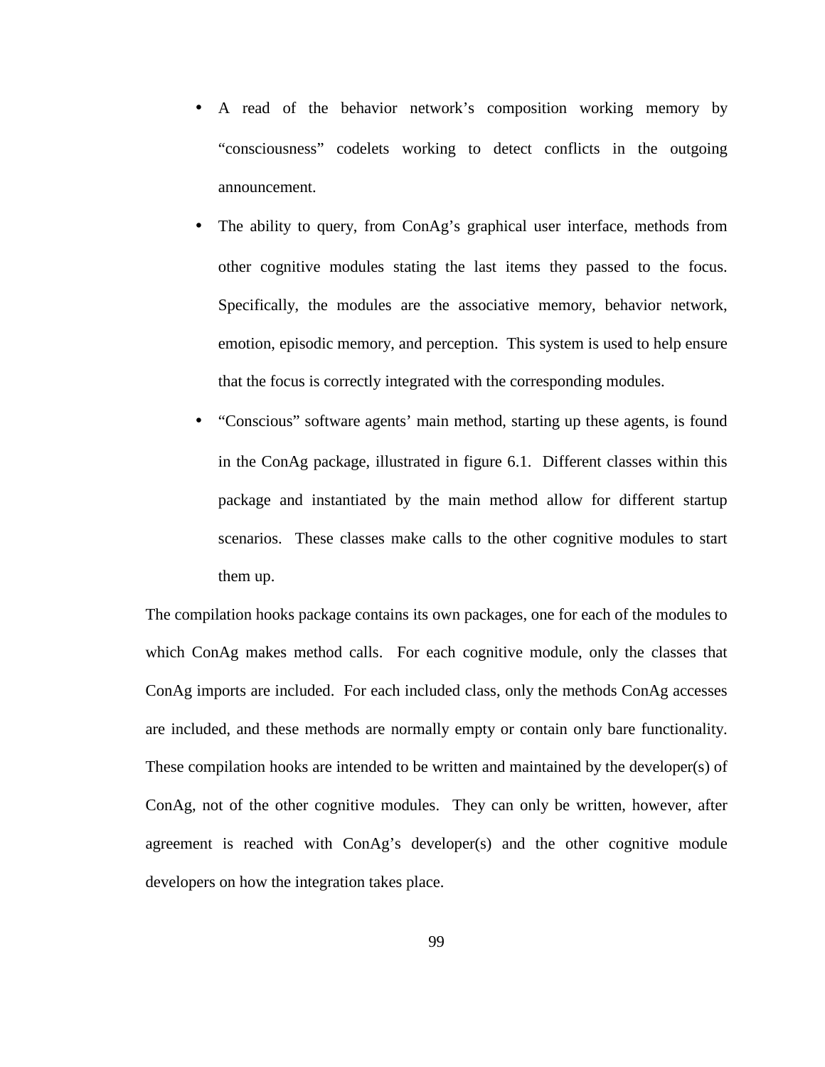- A read of the behavior network's composition working memory by "consciousness" codelets working to detect conflicts in the outgoing announcement.
- The ability to query, from ConAg's graphical user interface, methods from other cognitive modules stating the last items they passed to the focus. Specifically, the modules are the associative memory, behavior network, emotion, episodic memory, and perception. This system is used to help ensure that the focus is correctly integrated with the corresponding modules.
- "Conscious" software agents' main method, starting up these agents, is found in the ConAg package, illustrated in figure 6.1. Different classes within this package and instantiated by the main method allow for different startup scenarios. These classes make calls to the other cognitive modules to start them up.

The compilation hooks package contains its own packages, one for each of the modules to which ConAg makes method calls. For each cognitive module, only the classes that ConAg imports are included. For each included class, only the methods ConAg accesses are included, and these methods are normally empty or contain only bare functionality. These compilation hooks are intended to be written and maintained by the developer(s) of ConAg, not of the other cognitive modules. They can only be written, however, after agreement is reached with ConAg's developer(s) and the other cognitive module developers on how the integration takes place.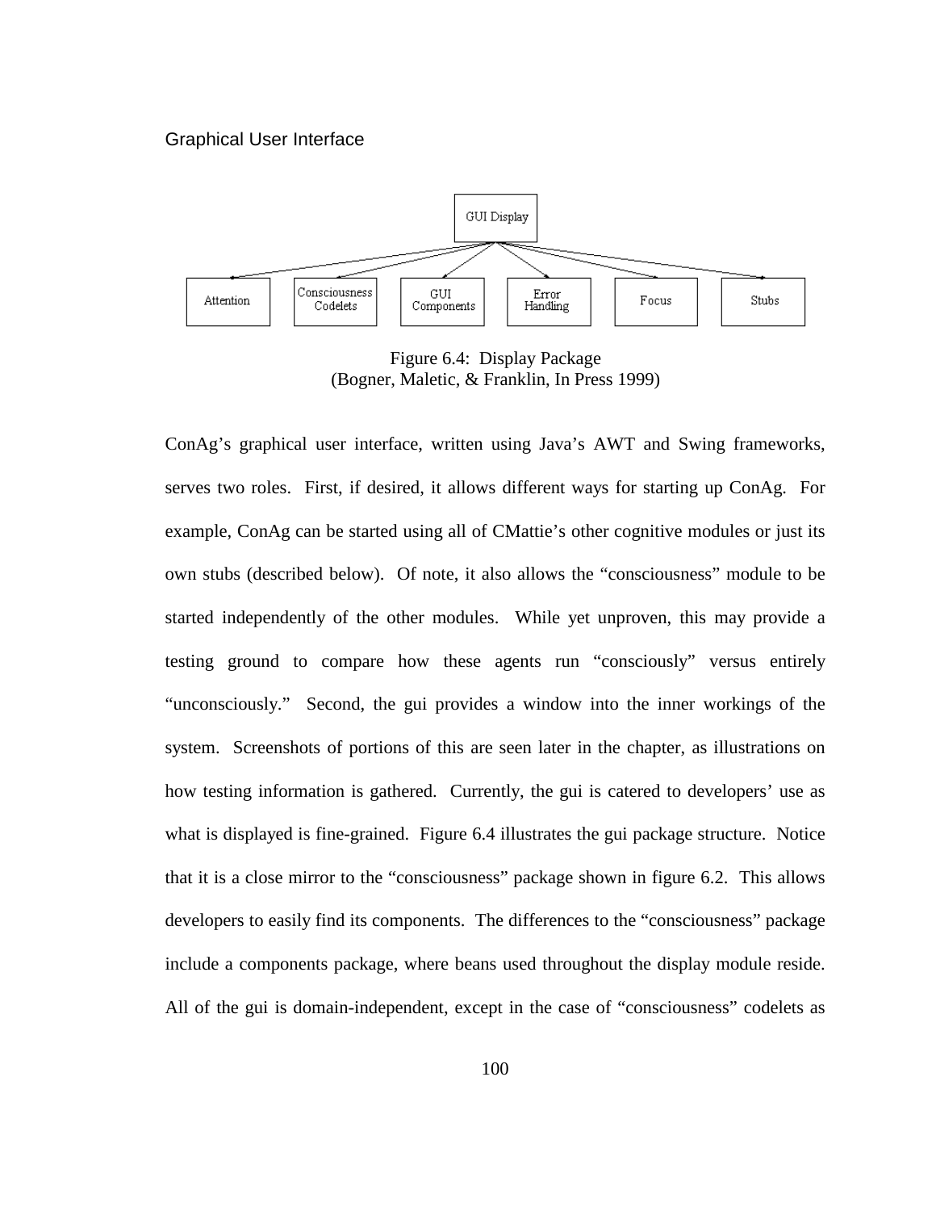### Graphical User Interface

Figure 6.4: Display Package
(Bogner, Maletic, & Franklin, In Press 1999)

ConAg's graphical user interface, written using Java's AWT and Swing frameworks, serves two roles. First, if desired, it allows different ways for starting up ConAg. For example, ConAg can be started using all of CMattie's other cognitive modules or just its own stubs (described below). Of note, it also allows the "consciousness" module to be started independently of the other modules. While yet unproven, this may provide a testing ground to compare how these agents run "consciously" versus entirely "unconsciously." Second, the gui provides a window into the inner workings of the system. Screenshots of portions of this are seen later in the chapter, as illustrations on how testing information is gathered. Currently, the gui is catered to developers' use as what is displayed is fine-grained. Figure 6.4 illustrates the gui package structure. Notice that it is a close mirror to the "consciousness" package shown in figure 6.2. This allows developers to easily find its components. The differences to the "consciousness" package include a components package, where beans used throughout the display module reside. All of the gui is domain-independent, except in the case of "consciousness" codelets as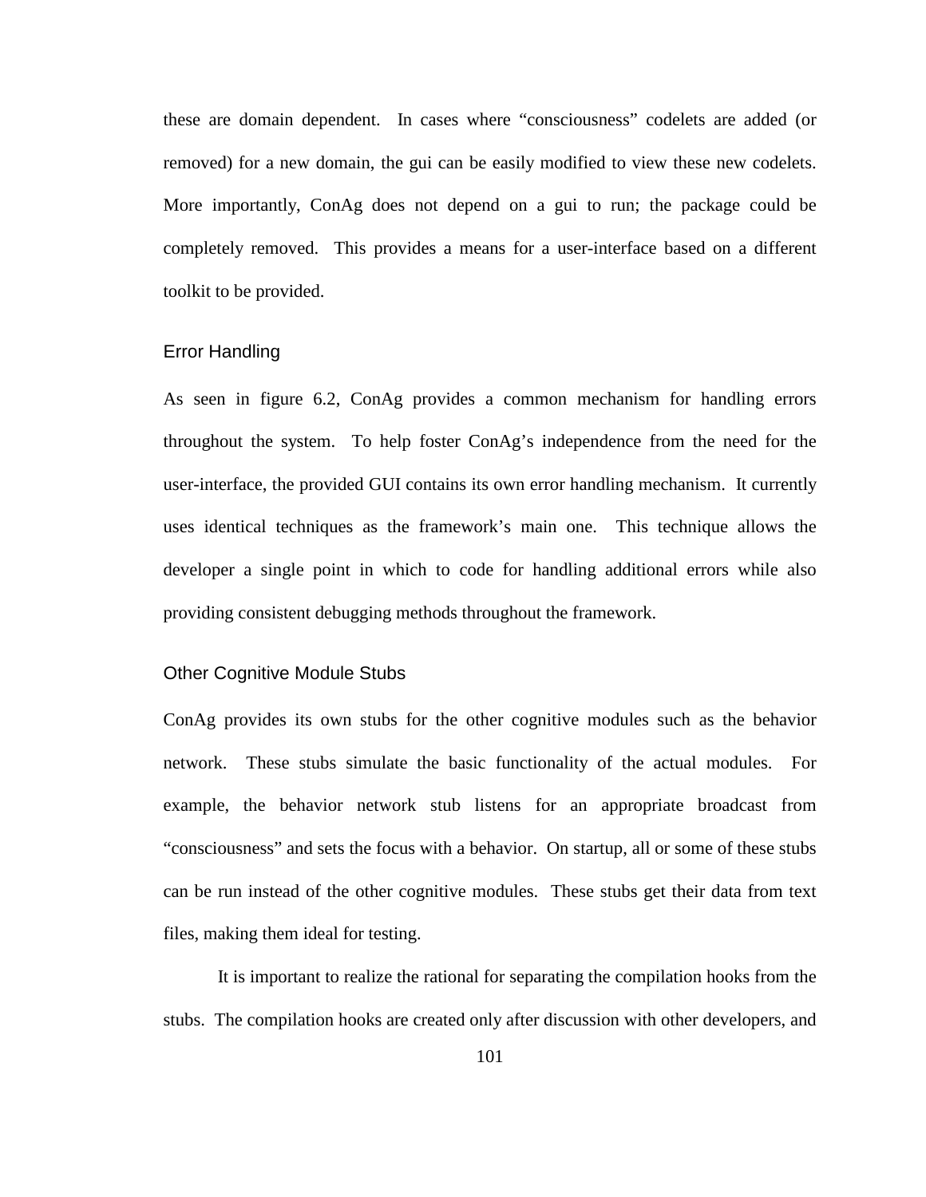these are domain dependent. In cases where "consciousness" codelets are added (or removed) for a new domain, the gui can be easily modified to view these new codelets. More importantly, ConAg does not depend on a gui to run; the package could be completely removed. This provides a means for a user-interface based on a different toolkit to be provided.

### Error Handling

As seen in figure 6.2, ConAg provides a common mechanism for handling errors throughout the system. To help foster ConAg's independence from the need for the user-interface, the provided GUI contains its own error handling mechanism. It currently uses identical techniques as the framework's main one. This technique allows the developer a single point in which to code for handling additional errors while also providing consistent debugging methods throughout the framework.

### Other Cognitive Module Stubs

ConAg provides its own stubs for the other cognitive modules such as the behavior network. These stubs simulate the basic functionality of the actual modules. For example, the behavior network stub listens for an appropriate broadcast from "consciousness" and sets the focus with a behavior. On startup, all or some of these stubs can be run instead of the other cognitive modules. These stubs get their data from text files, making them ideal for testing.

It is important to realize the rational for separating the compilation hooks from the stubs. The compilation hooks are created only after discussion with other developers, and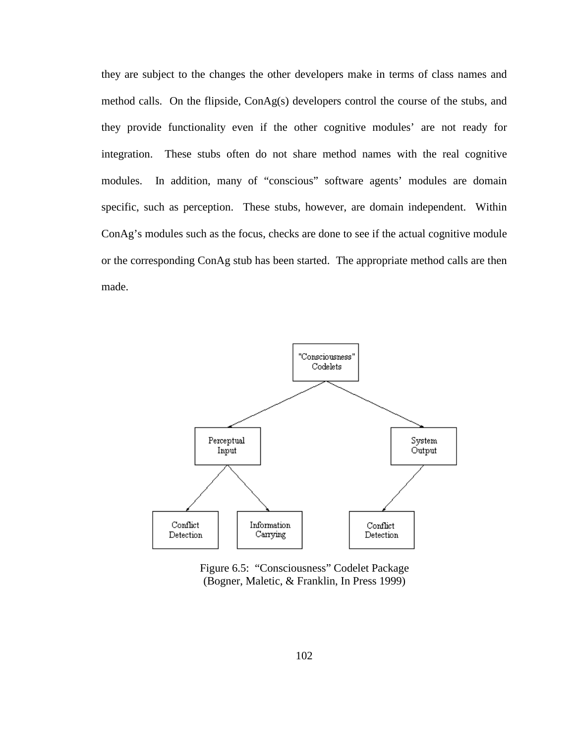they are subject to the changes the other developers make in terms of class names and method calls. On the flipside, ConAg(s) developers control the course of the stubs, and they provide functionality even if the other cognitive modules' are not ready for integration. These stubs often do not share method names with the real cognitive modules. In addition, many of "conscious" software agents' modules are domain specific, such as perception. These stubs, however, are domain independent. Within ConAg's modules such as the focus, checks are done to see if the actual cognitive module or the corresponding ConAg stub has been started. The appropriate method calls are then made.

Figure 6.5: "Consciousness" Codelet Package
(Bogner, Maletic, & Franklin, In Press 1999)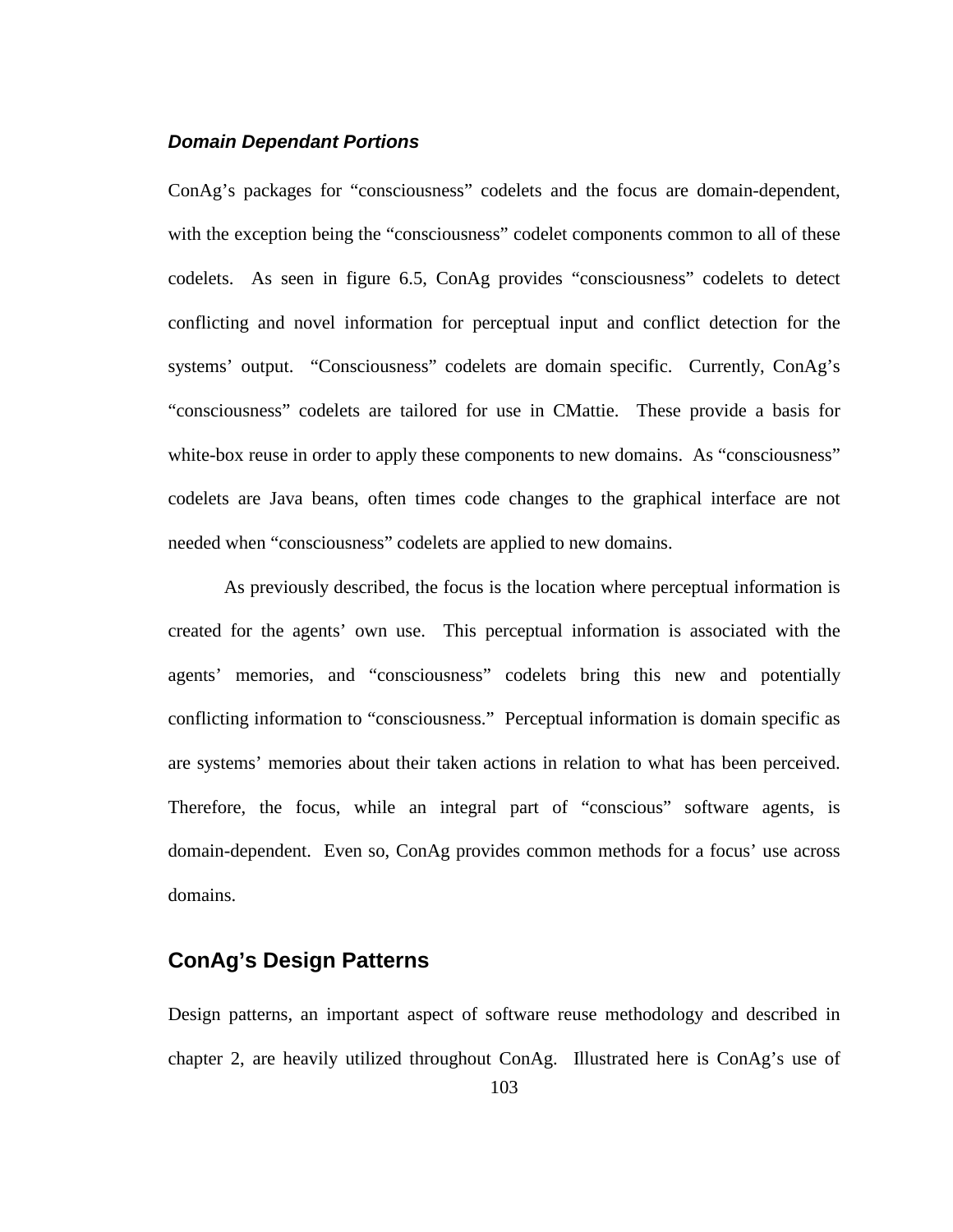#### *Domain Dependant Portions*

ConAg's packages for "consciousness" codelets and the focus are domain-dependent, with the exception being the "consciousness" codelet components common to all of these codelets. As seen in figure 6.5, ConAg provides "consciousness" codelets to detect conflicting and novel information for perceptual input and conflict detection for the systems' output. "Consciousness" codelets are domain specific. Currently, ConAg's "consciousness" codelets are tailored for use in CMattie. These provide a basis for white-box reuse in order to apply these components to new domains. As "consciousness" codelets are Java beans, often times code changes to the graphical interface are not needed when "consciousness" codelets are applied to new domains.

As previously described, the focus is the location where perceptual information is created for the agents' own use. This perceptual information is associated with the agents' memories, and "consciousness" codelets bring this new and potentially conflicting information to "consciousness." Perceptual information is domain specific as are systems' memories about their taken actions in relation to what has been perceived. Therefore, the focus, while an integral part of "conscious" software agents, is domain-dependent. Even so, ConAg provides common methods for a focus' use across domains.

## ConAg's Design Patterns

Design patterns, an important aspect of software reuse methodology and described in chapter 2, are heavily utilized throughout ConAg. Illustrated here is ConAg's use of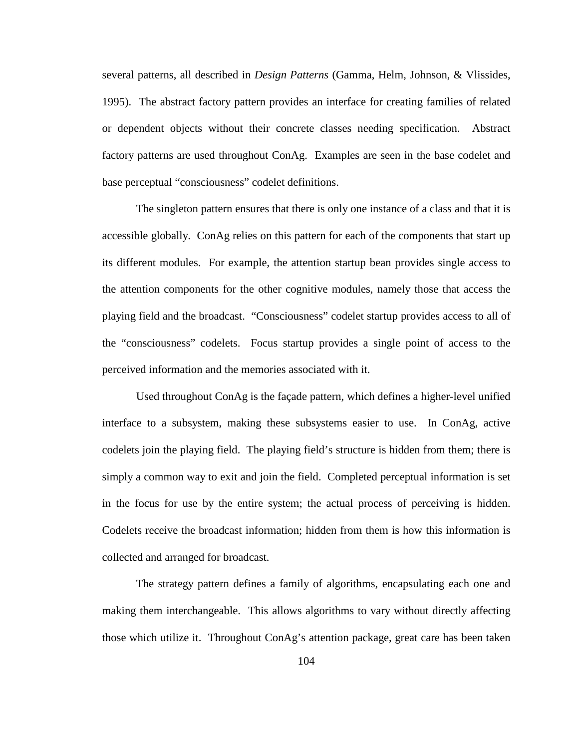several patterns, all described in *Design Patterns* (Gamma, Helm, Johnson, & Vlissides, 1995). The abstract factory pattern provides an interface for creating families of related or dependent objects without their concrete classes needing specification. Abstract factory patterns are used throughout ConAg. Examples are seen in the base codelet and base perceptual “consciousness” codelet definitions.

The singleton pattern ensures that there is only one instance of a class and that it is accessible globally. ConAg relies on this pattern for each of the components that start up its different modules. For example, the attention startup bean provides single access to the attention components for the other cognitive modules, namely those that access the playing field and the broadcast. “Consciousness” codelet startup provides access to all of the “consciousness” codelets. Focus startup provides a single point of access to the perceived information and the memories associated with it.

Used throughout ConAg is the façade pattern, which defines a higher-level unified interface to a subsystem, making these subsystems easier to use. In ConAg, active codelets join the playing field. The playing field’s structure is hidden from them; there is simply a common way to exit and join the field. Completed perceptual information is set in the focus for use by the entire system; the actual process of perceiving is hidden. Codelets receive the broadcast information; hidden from them is how this information is collected and arranged for broadcast.

The strategy pattern defines a family of algorithms, encapsulating each one and making them interchangeable. This allows algorithms to vary without directly affecting those which utilize it. Throughout ConAg’s attention package, great care has been taken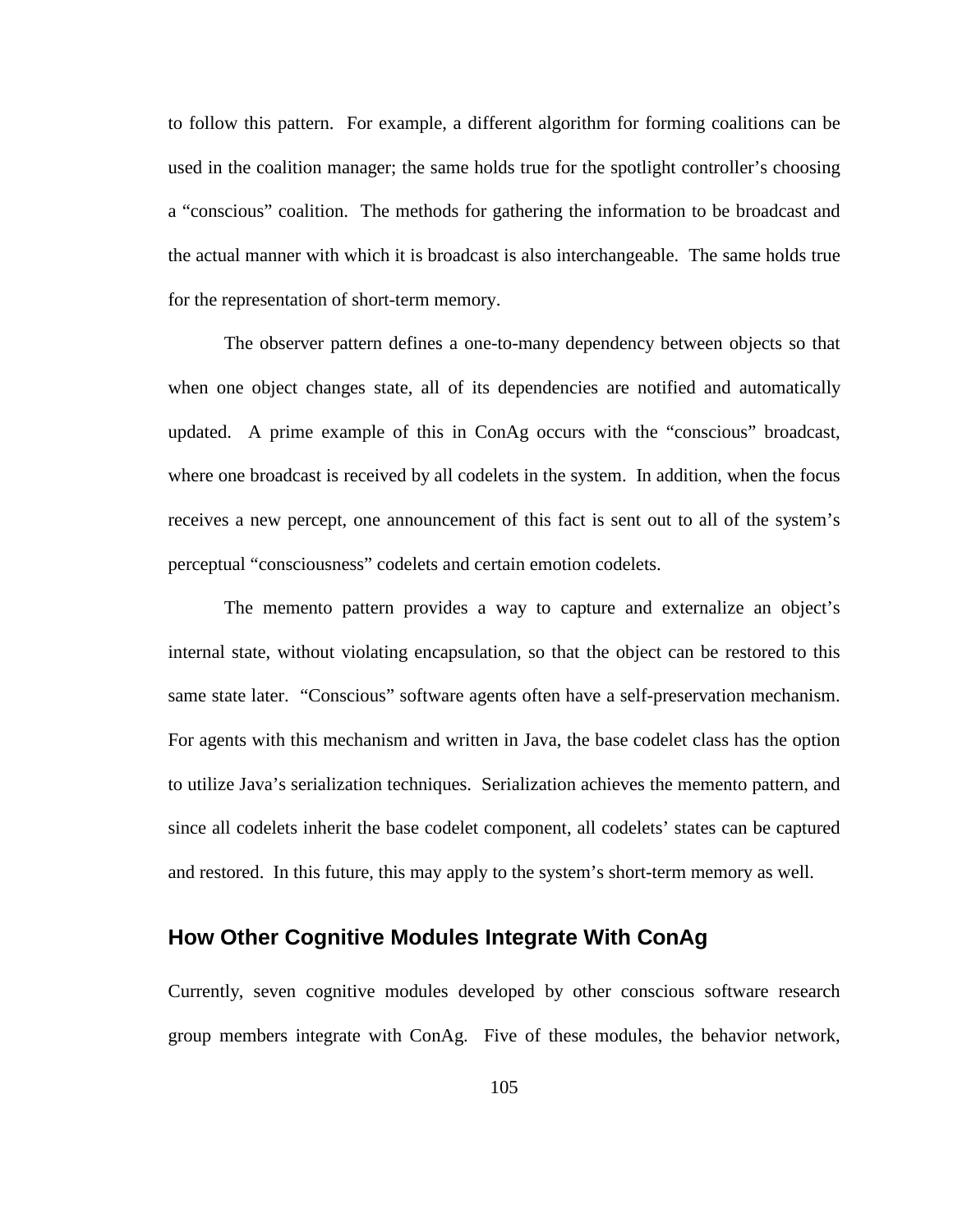to follow this pattern. For example, a different algorithm for forming coalitions can be used in the coalition manager; the same holds true for the spotlight controller's choosing a "conscious" coalition. The methods for gathering the information to be broadcast and the actual manner with which it is broadcast is also interchangeable. The same holds true for the representation of short-term memory.

The observer pattern defines a one-to-many dependency between objects so that when one object changes state, all of its dependencies are notified and automatically updated. A prime example of this in ConAg occurs with the "conscious" broadcast, where one broadcast is received by all codelets in the system. In addition, when the focus receives a new percept, one announcement of this fact is sent out to all of the system's perceptual "consciousness" codelets and certain emotion codelets.

The memento pattern provides a way to capture and externalize an object's internal state, without violating encapsulation, so that the object can be restored to this same state later. "Conscious" software agents often have a self-preservation mechanism. For agents with this mechanism and written in Java, the base codelet class has the option to utilize Java's serialization techniques. Serialization achieves the memento pattern, and since all codelets inherit the base codelet component, all codelets' states can be captured and restored. In this future, this may apply to the system's short-term memory as well.

## How Other Cognitive Modules Integrate With ConAg

Currently, seven cognitive modules developed by other conscious software research group members integrate with ConAg. Five of these modules, the behavior network,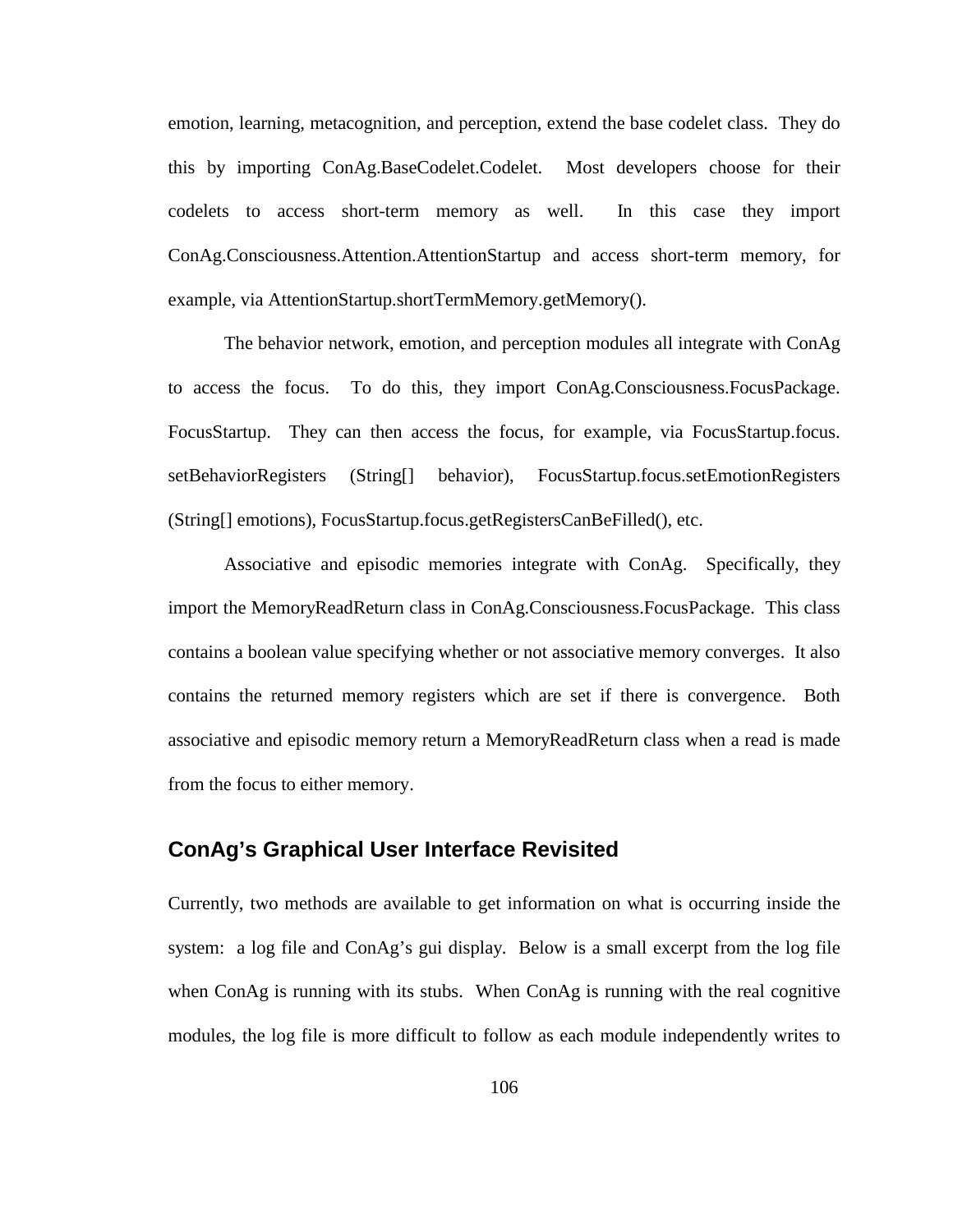emotion, learning, metacognition, and perception, extend the base codelet class. They do this by importing ConAg.BaseCodelet.Codelet. Most developers choose for their codelets to access short-term memory as well. In this case they import ConAg.Consciousness.Attention.AttentionStartup and access short-term memory, for example, via AttentionStartup.shortTermMemory.getMemory().

The behavior network, emotion, and perception modules all integrate with ConAg to access the focus. To do this, they import ConAg.Consciousness.FocusPackage. FocusStartup. They can then access the focus, for example, via FocusStartup.focus. setBehaviorRegisters (String[] behavior), FocusStartup.focus.setEmotionRegisters (String[] emotions), FocusStartup.focus.getRegistersCanBeFilled(), etc.

Associative and episodic memories integrate with ConAg. Specifically, they import the MemoryReadReturn class in ConAg.Consciousness.FocusPackage. This class contains a boolean value specifying whether or not associative memory converges. It also contains the returned memory registers which are set if there is convergence. Both associative and episodic memory return a MemoryReadReturn class when a read is made from the focus to either memory.

## ConAg's Graphical User Interface Revisited

Currently, two methods are available to get information on what is occurring inside the system: a log file and ConAg's gui display. Below is a small excerpt from the log file when ConAg is running with its stubs. When ConAg is running with the real cognitive modules, the log file is more difficult to follow as each module independently writes to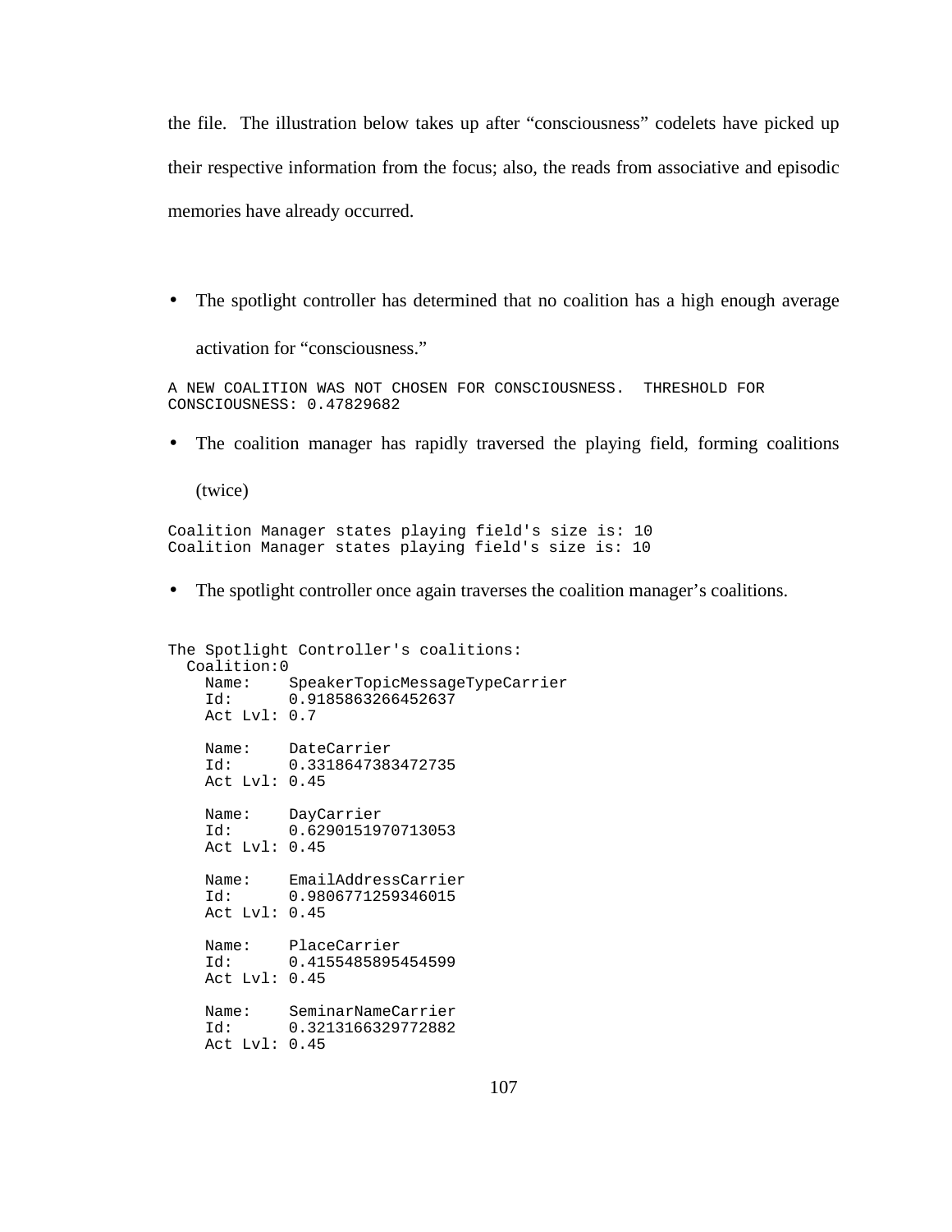the file. The illustration below takes up after "consciousness" codelets have picked up their respective information from the focus; also, the reads from associative and episodic memories have already occurred.

- The spotlight controller has determined that no coalition has a high enough average activation for "consciousness."

```
A NEW COALITION WAS NOT CHOSEN FOR CONSCIOUSNESS.  THRESHOLD FOR
CONSCIOUSNESS: 0.47829682
```

- The coalition manager has rapidly traversed the playing field, forming coalitions (twice)

```
Coalition Manager states playing field's size is: 10
Coalition Manager states playing field's size is: 10
```

- The spotlight controller once again traverses the coalition manager's coalitions.

```
The Spotlight Controller's coalitions:
  Coalition:0
    Name:    SpeakerTopicMessageTypeCarrier
    Id:      0.9185863266452637
    Act Lvl: 0.7

    Name:    DateCarrier
    Id:      0.3318647383472735
    Act Lvl: 0.45

    Name:    DayCarrier
    Id:      0.6290151970713053
    Act Lvl: 0.45

    Name:    EmailAddressCarrier
    Id:      0.9806771259346015
    Act Lvl: 0.45

    Name:    PlaceCarrier
    Id:      0.4155485895454599
    Act Lvl: 0.45

    Name:    SeminarNameCarrier
    Id:      0.3213166329772882
    Act Lvl: 0.45
```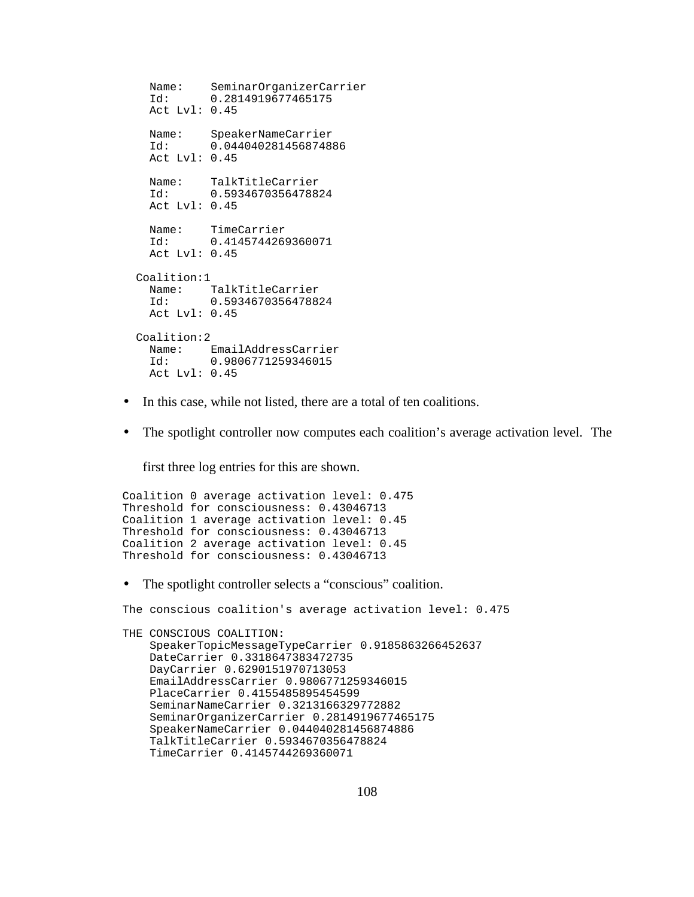```
    Name:    SeminarOrganizerCarrier
    Id:      0.2814919677465175
    Act Lvl: 0.45

    Name:    SpeakerNameCarrier
    Id:      0.044040281456874886
    Act Lvl: 0.45

    Name:    TalkTitleCarrier
    Id:      0.5934670356478824
    Act Lvl: 0.45

    Name:    TimeCarrier
    Id:      0.4145744269360071
    Act Lvl: 0.45

  Coalition:1
    Name:    TalkTitleCarrier
    Id:      0.5934670356478824
    Act Lvl: 0.45

  Coalition:2
    Name:    EmailAddressCarrier
    Id:      0.9806771259346015
    Act Lvl: 0.45
```

- In this case, while not listed, there are a total of ten coalitions.
- The spotlight controller now computes each coalition's average activation level. The first three log entries for this are shown.

```
Coalition 0 average activation level: 0.475
Threshold for consciousness: 0.43046713
Coalition 1 average activation level: 0.45
Threshold for consciousness: 0.43046713
Coalition 2 average activation level: 0.45
Threshold for consciousness: 0.43046713
```

- The spotlight controller selects a "conscious" coalition.

```
The conscious coalition's average activation level: 0.475

THE CONSCIOUS COALITION:
    SpeakerTopicMessageTypeCarrier 0.9185863266452637
    DateCarrier 0.3318647383472735
    DayCarrier 0.6290151970713053
    EmailAddressCarrier 0.9806771259346015
    PlaceCarrier 0.4155485895454599
    SeminarNameCarrier 0.3213166329772882
    SeminarOrganizerCarrier 0.2814919677465175
    SpeakerNameCarrier 0.044040281456874886
    TalkTitleCarrier 0.5934670356478824
    TimeCarrier 0.4145744269360071
```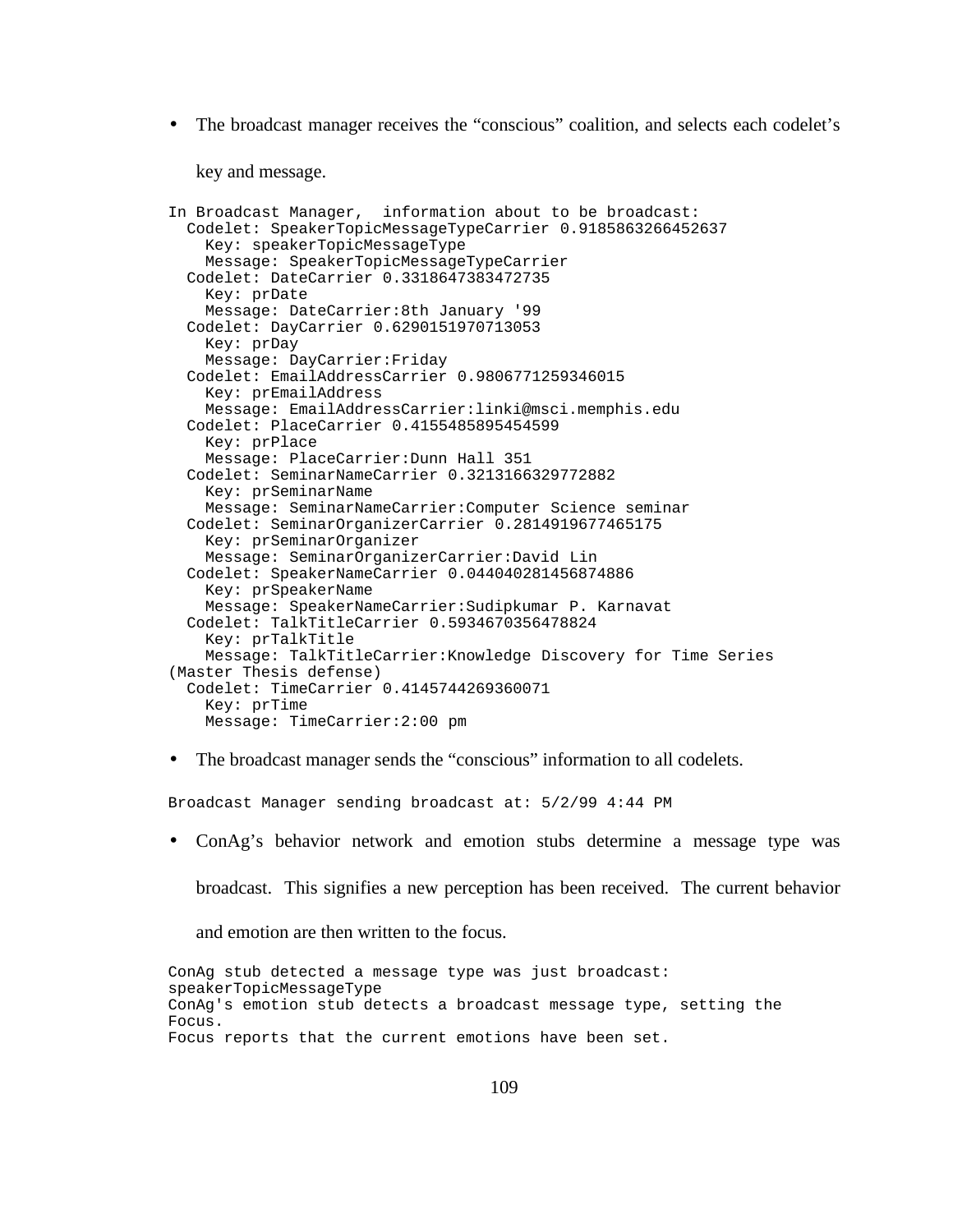- The broadcast manager receives the "conscious" coalition, and selects each codelet's key and message.

```
In Broadcast Manager,  information about to be broadcast:
  Codelet: SpeakerTopicMessageTypeCarrier 0.9185863266452637
    Key: speakerTopicMessageType
    Message: SpeakerTopicMessageTypeCarrier
  Codelet: DateCarrier 0.3318647383472735
    Key: prDate
    Message: DateCarrier:8th January '99
  Codelet: DayCarrier 0.6290151970713053
    Key: prDay
    Message: DayCarrier:Friday
  Codelet: EmailAddressCarrier 0.9806771259346015
    Key: prEmailAddress
    Message: EmailAddressCarrier:linki@msci.memphis.edu
  Codelet: PlaceCarrier 0.4155485895454599
    Key: prPlace
    Message: PlaceCarrier:Dunn Hall 351
  Codelet: SeminarNameCarrier 0.3213166329772882
    Key: prSeminarName
    Message: SeminarNameCarrier:Computer Science seminar
  Codelet: SeminarOrganizerCarrier 0.2814919677465175
    Key: prSeminarOrganizer
    Message: SeminarOrganizerCarrier:David Lin
  Codelet: SpeakerNameCarrier 0.044040281456874886
    Key: prSpeakerName
    Message: SpeakerNameCarrier:Sudipkumar P. Karnavat
  Codelet: TalkTitleCarrier 0.5934670356478824
    Key: prTalkTitle
    Message: TalkTitleCarrier:Knowledge Discovery for Time Series
(Master Thesis defense)
  Codelet: TimeCarrier 0.4145744269360071
    Key: prTime
    Message: TimeCarrier:2:00 pm
```

- The broadcast manager sends the "conscious" information to all codelets.

```
Broadcast Manager sending broadcast at: 5/2/99 4:44 PM
```

- ConAg's behavior network and emotion stubs determine a message type was broadcast. This signifies a new perception has been received. The current behavior and emotion are then written to the focus.

```
ConAg stub detected a message type was just broadcast:
speakerTopicMessageType
ConAg's emotion stub detects a broadcast message type, setting the
Focus.
Focus reports that the current emotions have been set.
```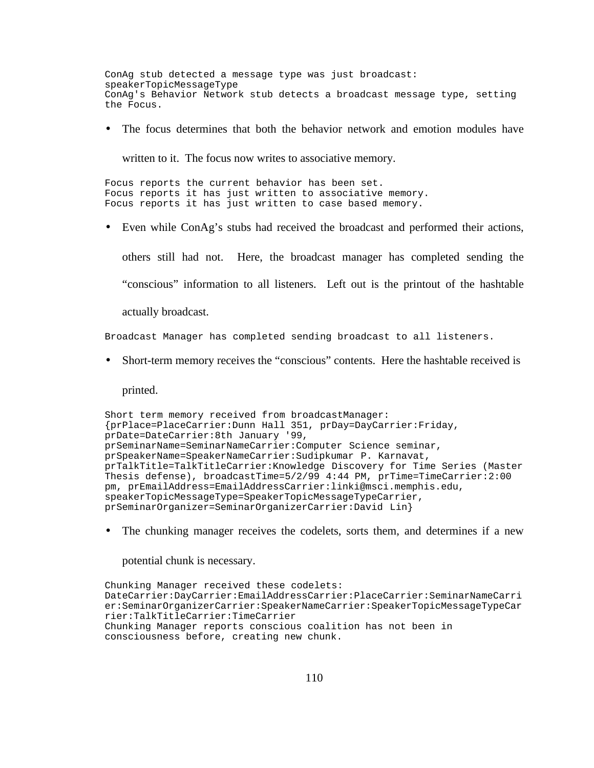```
ConAg stub detected a message type was just broadcast:
speakerTopicMessageType
ConAg's Behavior Network stub detects a broadcast message type, setting
the Focus.
```

- The focus determines that both the behavior network and emotion modules have written to it. The focus now writes to associative memory.

```
Focus reports the current behavior has been set.
Focus reports it has just written to associative memory.
Focus reports it has just written to case based memory.
```

- Even while ConAg's stubs had received the broadcast and performed their actions, others still had not. Here, the broadcast manager has completed sending the "conscious" information to all listeners. Left out is the printout of the hashtable actually broadcast.

```
Broadcast Manager has completed sending broadcast to all listeners.
```

- Short-term memory receives the "conscious" contents. Here the hashtable received is printed.

```
Short term memory received from broadcastManager:
{prPlace=PlaceCarrier:Dunn Hall 351, prDay=DayCarrier:Friday,
prDate=DateCarrier:8th January '99,
prSeminarName=SeminarNameCarrier:Computer Science seminar,
prSpeakerName=SpeakerNameCarrier:Sudipkumar P. Karnavat,
prTalkTitle=TalkTitleCarrier:Knowledge Discovery for Time Series (Master
Thesis defense), broadcastTime=5/2/99 4:44 PM, prTime=TimeCarrier:2:00
pm, prEmailAddress=EmailAddressCarrier:linki@msci.memphis.edu,
speakerTopicMessageType=SpeakerTopicMessageTypeCarrier,
prSeminarOrganizer=SeminarOrganizerCarrier:David Lin}
```

- The chunking manager receives the codelets, sorts them, and determines if a new potential chunk is necessary.

```
Chunking Manager received these codelets:
DateCarrier:DayCarrier:EmailAddressCarrier:PlaceCarrier:SeminarNameCarri
er:SeminarOrganizerCarrier:SpeakerNameCarrier:SpeakerTopicMessageTypeCar
rier:TalkTitleCarrier:TimeCarrier
Chunking Manager reports conscious coalition has not been in
consciousness before, creating new chunk.
```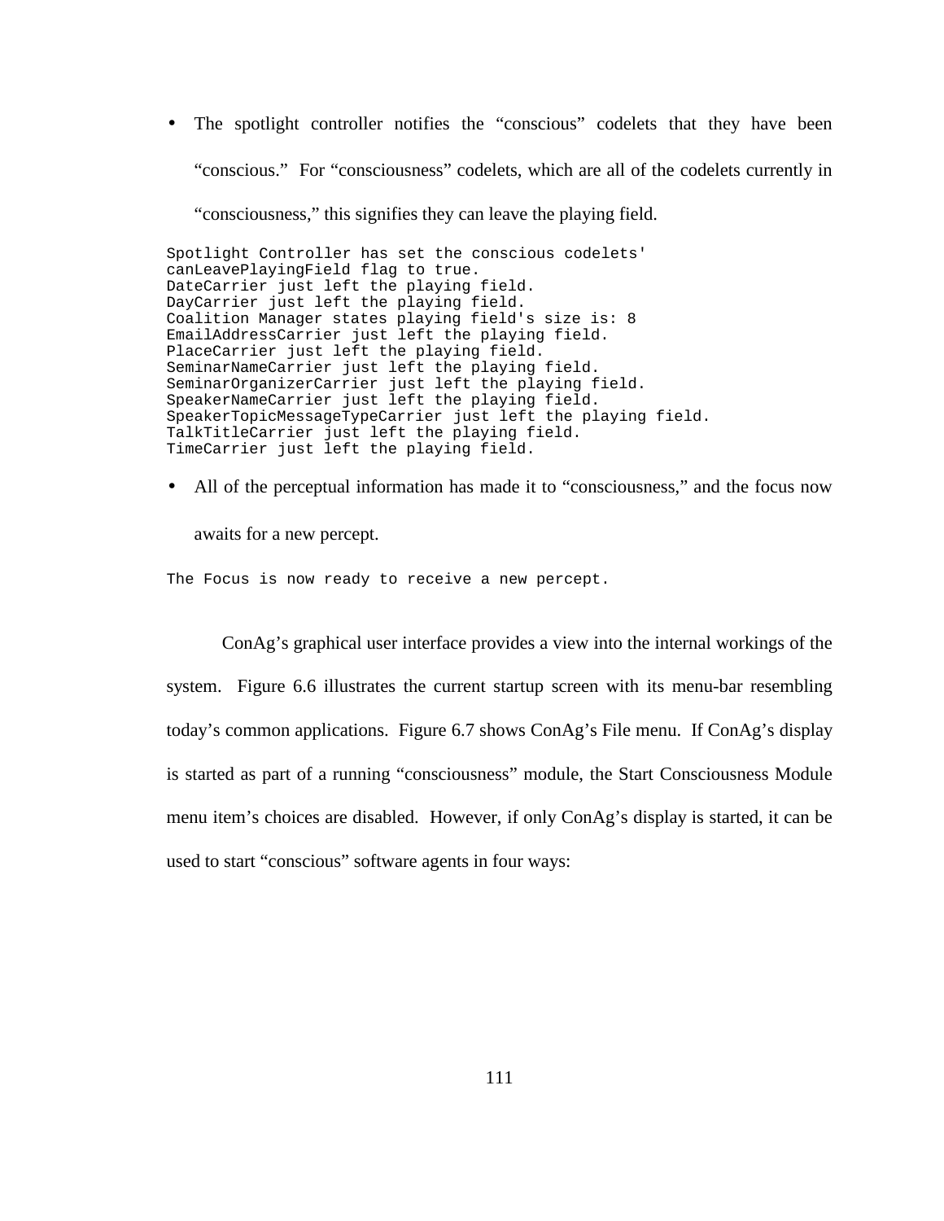- The spotlight controller notifies the "conscious" codelets that they have been "conscious." For "consciousness" codelets, which are all of the codelets currently in "consciousness," this signifies they can leave the playing field.

```
Spotlight Controller has set the conscious codelets'
canLeavePlayingField flag to true.
DateCarrier just left the playing field.
DayCarrier just left the playing field.
Coalition Manager states playing field's size is: 8
EmailAddressCarrier just left the playing field.
PlaceCarrier just left the playing field.
SeminarNameCarrier just left the playing field.
SeminarOrganizerCarrier just left the playing field.
SpeakerNameCarrier just left the playing field.
SpeakerTopicMessageTypeCarrier just left the playing field.
TalkTitleCarrier just left the playing field.
TimeCarrier just left the playing field.
```

- All of the perceptual information has made it to "consciousness," and the focus now awaits for a new percept.

```
The Focus is now ready to receive a new percept.
```

ConAg's graphical user interface provides a view into the internal workings of the system. Figure 6.6 illustrates the current startup screen with its menu-bar resembling today's common applications. Figure 6.7 shows ConAg's File menu. If ConAg's display is started as part of a running "consciousness" module, the Start Consciousness Module menu item's choices are disabled. However, if only ConAg's display is started, it can be used to start "conscious" software agents in four ways: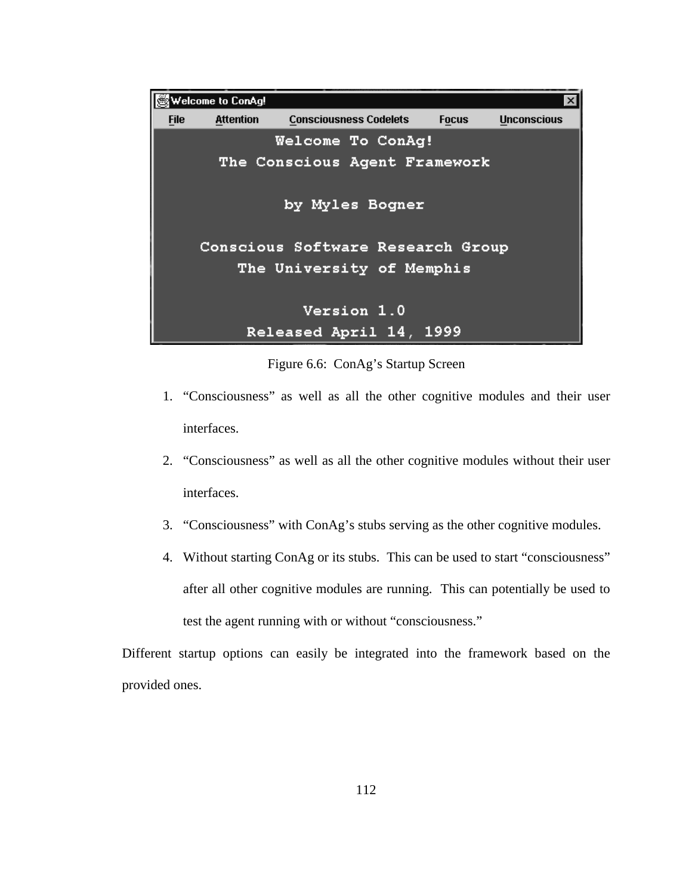Figure 6.6: ConAg's Startup Screen

1. "Consciousness" as well as all the other cognitive modules and their user interfaces.
2. "Consciousness" as well as all the other cognitive modules without their user interfaces.
3. "Consciousness" with ConAg's stubs serving as the other cognitive modules.
4. Without starting ConAg or its stubs. This can be used to start "consciousness" after all other cognitive modules are running. This can potentially be used to test the agent running with or without "consciousness."

Different startup options can easily be integrated into the framework based on the provided ones.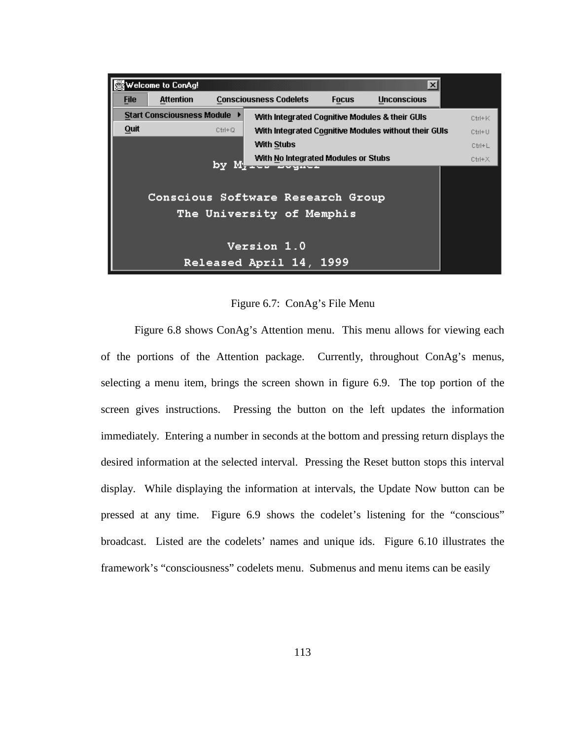Figure 6.7: ConAg's File Menu

Figure 6.8 shows ConAg's Attention menu. This menu allows for viewing each of the portions of the Attention package. Currently, throughout ConAg's menus, selecting a menu item, brings the screen shown in figure 6.9. The top portion of the screen gives instructions. Pressing the button on the left updates the information immediately. Entering a number in seconds at the bottom and pressing return displays the desired information at the selected interval. Pressing the Reset button stops this interval display. While displaying the information at intervals, the Update Now button can be pressed at any time. Figure 6.9 shows the codelet's listening for the "conscious" broadcast. Listed are the codelets' names and unique ids. Figure 6.10 illustrates the framework's "consciousness" codelets menu. Submenus and menu items can be easily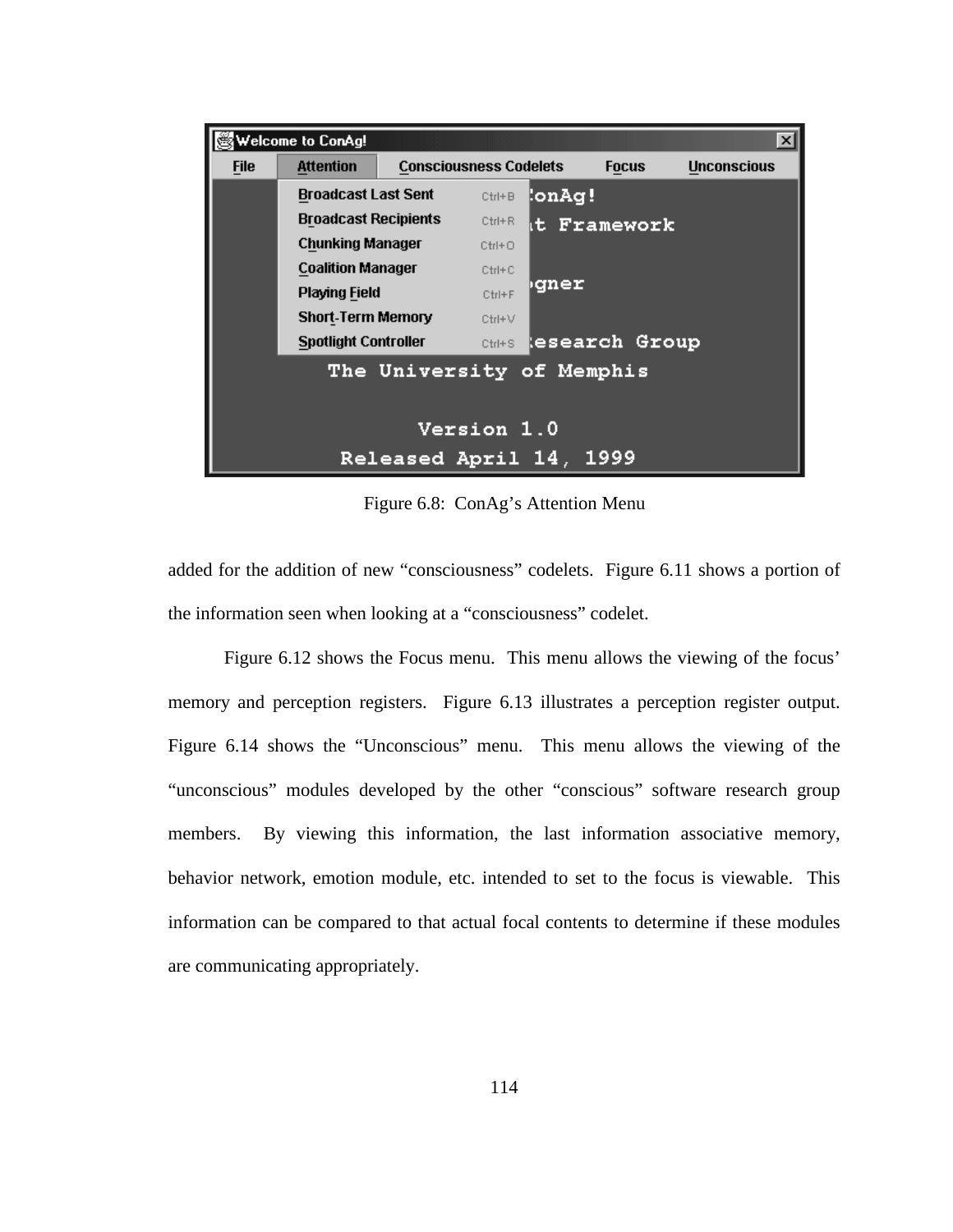Figure 6.8:  ConAg's Attention Menu

added for the addition of new "consciousness" codelets.  Figure 6.11 shows a portion of the information seen when looking at a "consciousness" codelet.

Figure 6.12 shows the Focus menu.  This menu allows the viewing of the focus' memory and perception registers.  Figure 6.13 illustrates a perception register output. Figure 6.14 shows the "Unconscious" menu.  This menu allows the viewing of the "unconscious" modules developed by the other "conscious" software research group members.  By viewing this information, the last information associative memory, behavior network, emotion module, etc. intended to set to the focus is viewable.  This information can be compared to that actual focal contents to determine if these modules are communicating appropriately.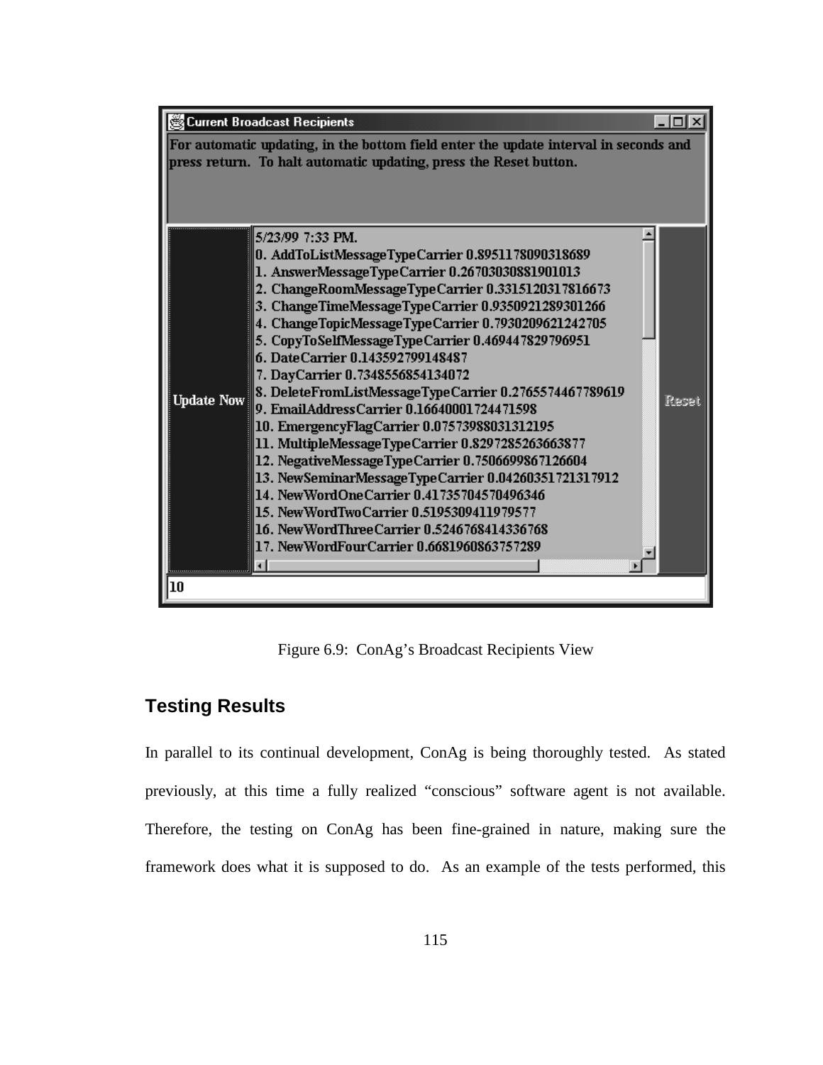Current Broadcast Recipients

For automatic updating, in the bottom field enter the update interval in seconds and press return. To halt automatic updating, press the Reset button.

Update Now

5/23/99 7:33 PM.
0. AddToListMessageTypeCarrier 0.8951178090318689
1. AnswerMessageTypeCarrier 0.26703030881901013
2. ChangeRoomMessageTypeCarrier 0.3315120317816673
3. ChangeTimeMessageTypeCarrier 0.9350921289301266
4. ChangeTopicMessageTypeCarrier 0.7930209621242705
5. CopyToSelfMessageTypeCarrier 0.469447829796951
6. DateCarrier 0.143592799148487
7. DayCarrier 0.7348556854134072
8. DeleteFromListMessageTypeCarrier 0.2765574467789619
9. EmailAddressCarrier 0.16640001724471598
10. EmergencyFlagCarrier 0.07573988031312195
11. MultipleMessageTypeCarrier 0.8297285263663877
12. NegativeMessageTypeCarrier 0.7506699867126604
13. NewSeminarMessageTypeCarrier 0.04260351721317912
14. NewWordOneCarrier 0.41735704570496346
15. NewWordTwoCarrier 0.5195309411979577
16. NewWordThreeCarrier 0.5246768414336768
17. NewWordFourCarrier 0.6681960863757289

Reset

10

Figure 6.9: ConAg's Broadcast Recipients View

## Testing Results

In parallel to its continual development, ConAg is being thoroughly tested. As stated previously, at this time a fully realized "conscious" software agent is not available. Therefore, the testing on ConAg has been fine-grained in nature, making sure the framework does what it is supposed to do. As an example of the tests performed, this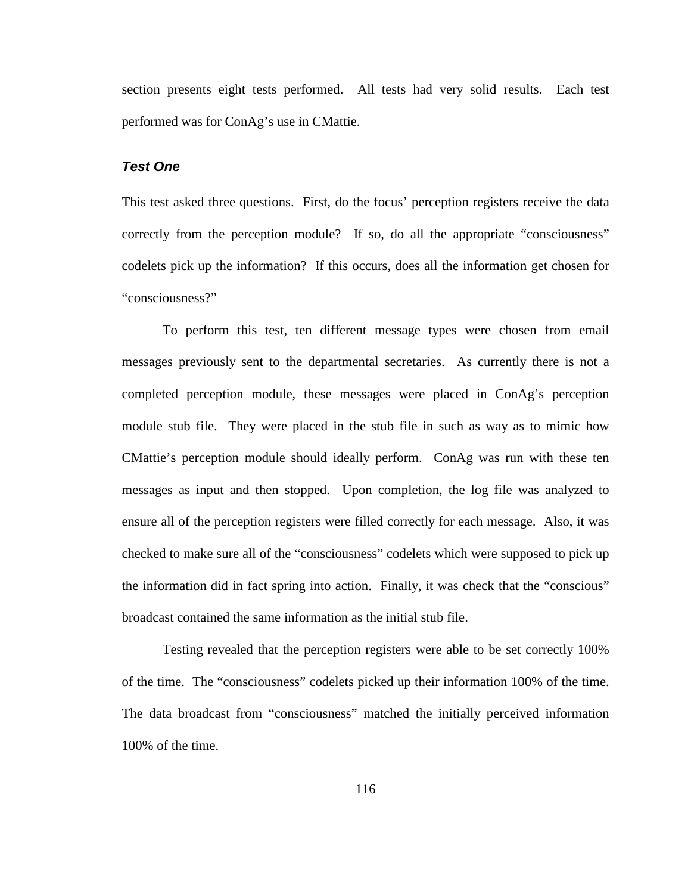section presents eight tests performed. All tests had very solid results. Each test performed was for ConAg's use in CMattie.

### ***Test One***

This test asked three questions. First, do the focus' perception registers receive the data correctly from the perception module? If so, do all the appropriate "consciousness" codelets pick up the information? If this occurs, does all the information get chosen for "consciousness?"

To perform this test, ten different message types were chosen from email messages previously sent to the departmental secretaries. As currently there is not a completed perception module, these messages were placed in ConAg's perception module stub file. They were placed in the stub file in such as way as to mimic how CMattie's perception module should ideally perform. ConAg was run with these ten messages as input and then stopped. Upon completion, the log file was analyzed to ensure all of the perception registers were filled correctly for each message. Also, it was checked to make sure all of the "consciousness" codelets which were supposed to pick up the information did in fact spring into action. Finally, it was check that the "conscious" broadcast contained the same information as the initial stub file.

Testing revealed that the perception registers were able to be set correctly 100% of the time. The "consciousness" codelets picked up their information 100% of the time. The data broadcast from "consciousness" matched the initially perceived information 100% of the time.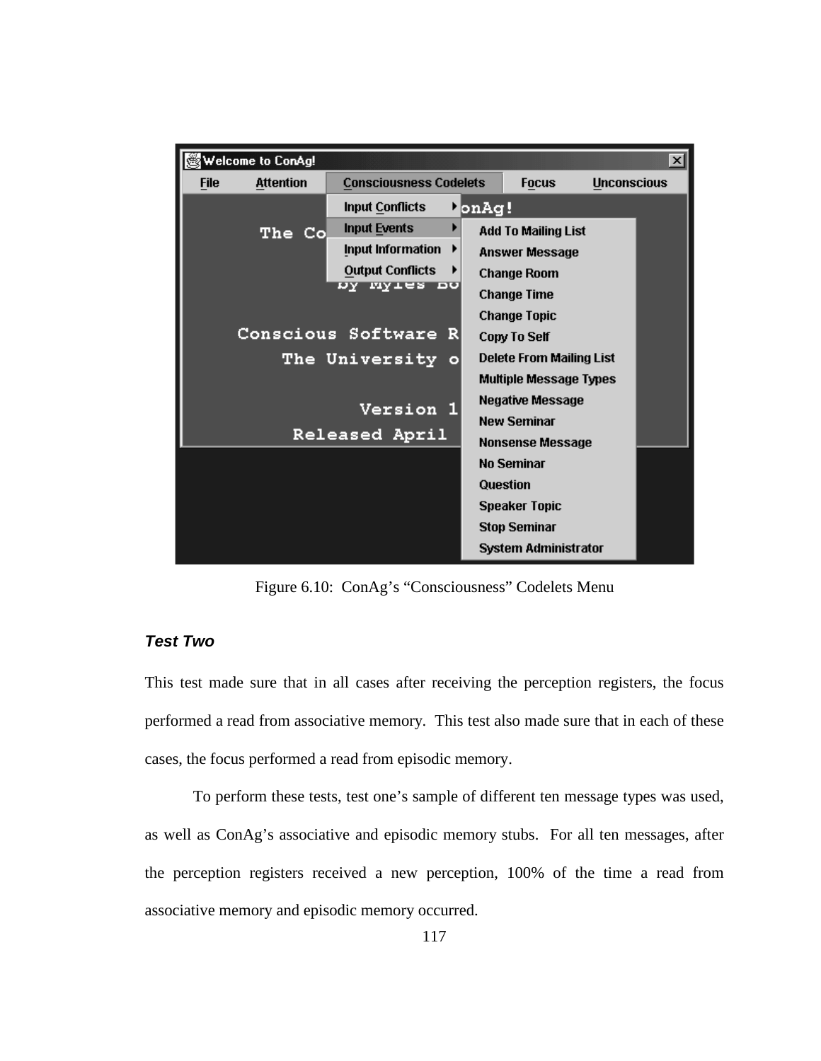Figure 6.10: ConAg's "Consciousness" Codelets Menu

### *Test Two*

This test made sure that in all cases after receiving the perception registers, the focus performed a read from associative memory. This test also made sure that in each of these cases, the focus performed a read from episodic memory.

To perform these tests, test one's sample of different ten message types was used, as well as ConAg's associative and episodic memory stubs. For all ten messages, after the perception registers received a new perception, 100% of the time a read from associative memory and episodic memory occurred.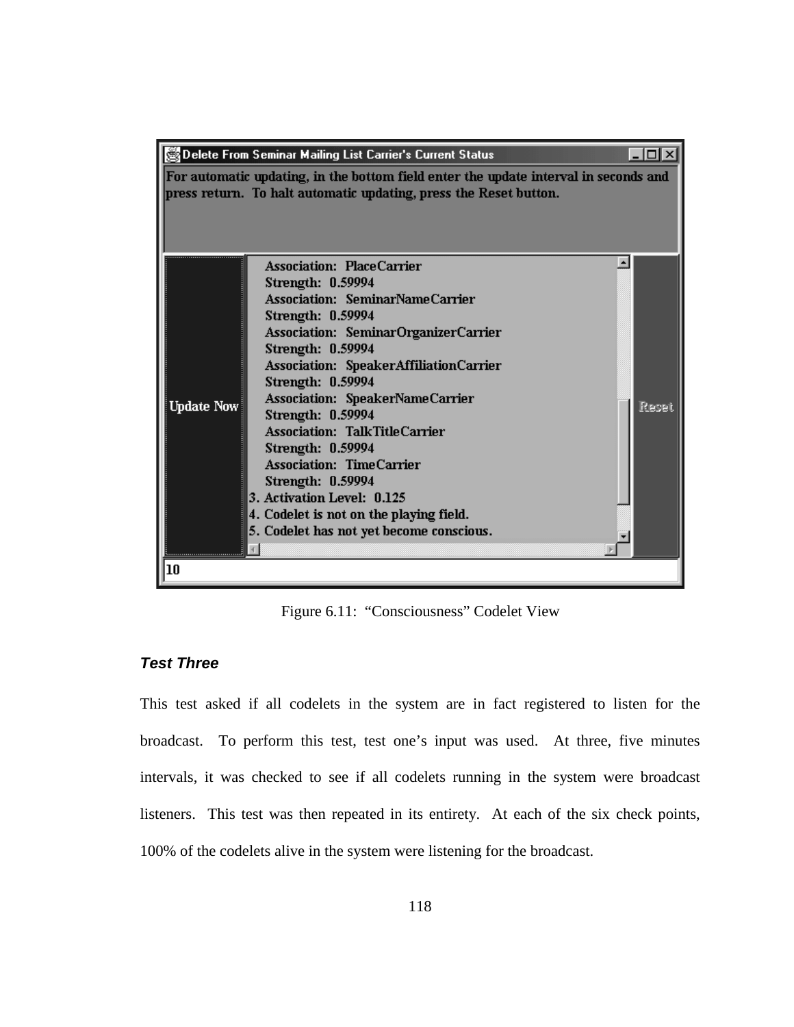Figure 6.11: "Consciousness" Codelet View

### *Test Three*

This test asked if all codelets in the system are in fact registered to listen for the broadcast. To perform this test, test one's input was used. At three, five minutes intervals, it was checked to see if all codelets running in the system were broadcast listeners. This test was then repeated in its entirety. At each of the six check points, 100% of the codelets alive in the system were listening for the broadcast.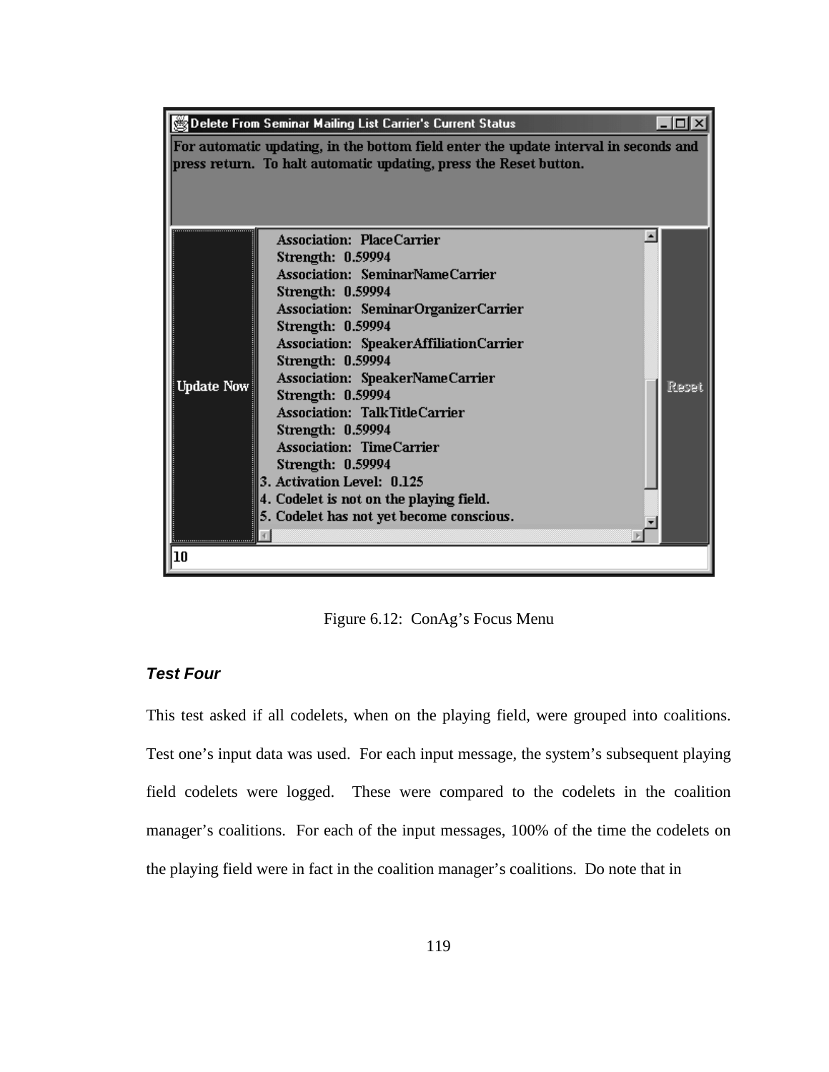Figure 6.12: ConAg's Focus Menu

***Test Four***

This test asked if all codelets, when on the playing field, were grouped into coalitions. Test one's input data was used. For each input message, the system's subsequent playing field codelets were logged. These were compared to the codelets in the coalition manager's coalitions. For each of the input messages, 100% of the time the codelets on the playing field were in fact in the coalition manager's coalitions. Do note that in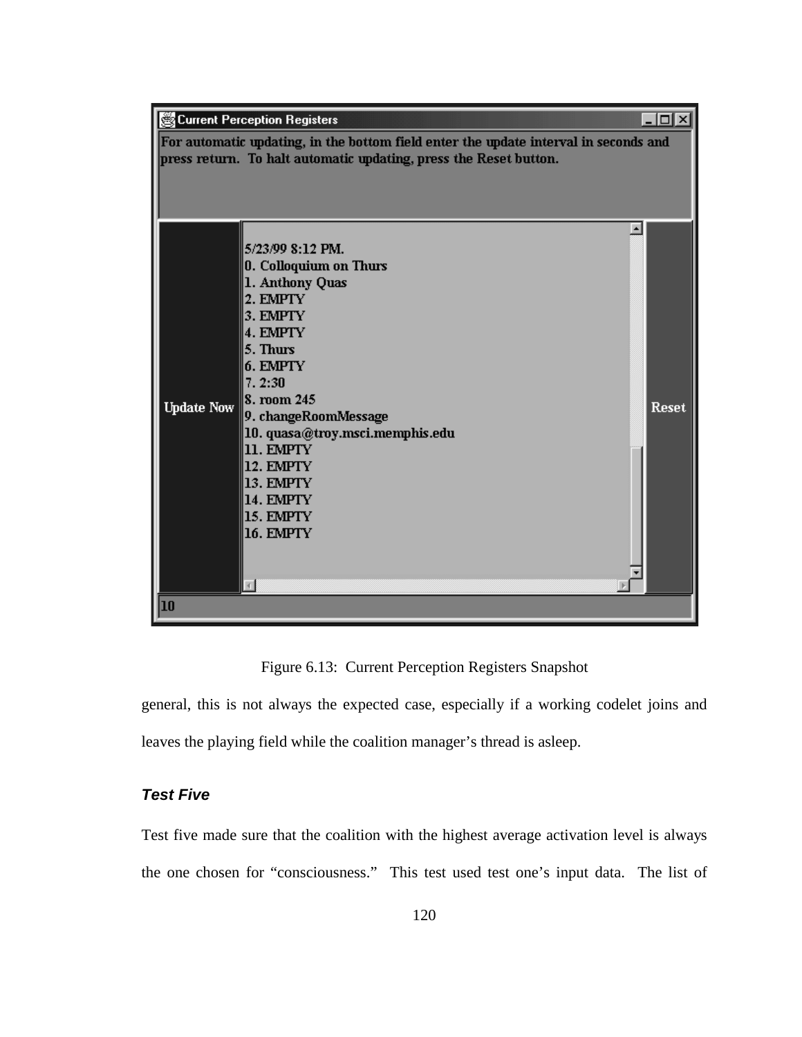Figure 6.13: Current Perception Registers Snapshot

general, this is not always the expected case, especially if a working codelet joins and leaves the playing field while the coalition manager's thread is asleep.

### *Test Five*

Test five made sure that the coalition with the highest average activation level is always the one chosen for "consciousness." This test used test one's input data. The list of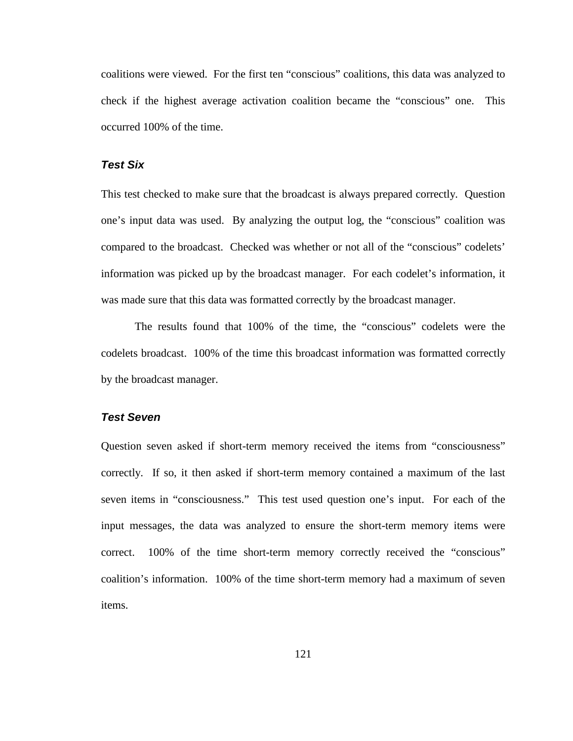coalitions were viewed. For the first ten "conscious" coalitions, this data was analyzed to check if the highest average activation coalition became the "conscious" one. This occurred 100% of the time.

### Test Six

This test checked to make sure that the broadcast is always prepared correctly. Question one's input data was used. By analyzing the output log, the "conscious" coalition was compared to the broadcast. Checked was whether or not all of the "conscious" codelets' information was picked up by the broadcast manager. For each codelet's information, it was made sure that this data was formatted correctly by the broadcast manager.

The results found that 100% of the time, the "conscious" codelets were the codelets broadcast. 100% of the time this broadcast information was formatted correctly by the broadcast manager.

### Test Seven

Question seven asked if short-term memory received the items from "consciousness" correctly. If so, it then asked if short-term memory contained a maximum of the last seven items in "consciousness." This test used question one's input. For each of the input messages, the data was analyzed to ensure the short-term memory items were correct. 100% of the time short-term memory correctly received the "conscious" coalition's information. 100% of the time short-term memory had a maximum of seven items.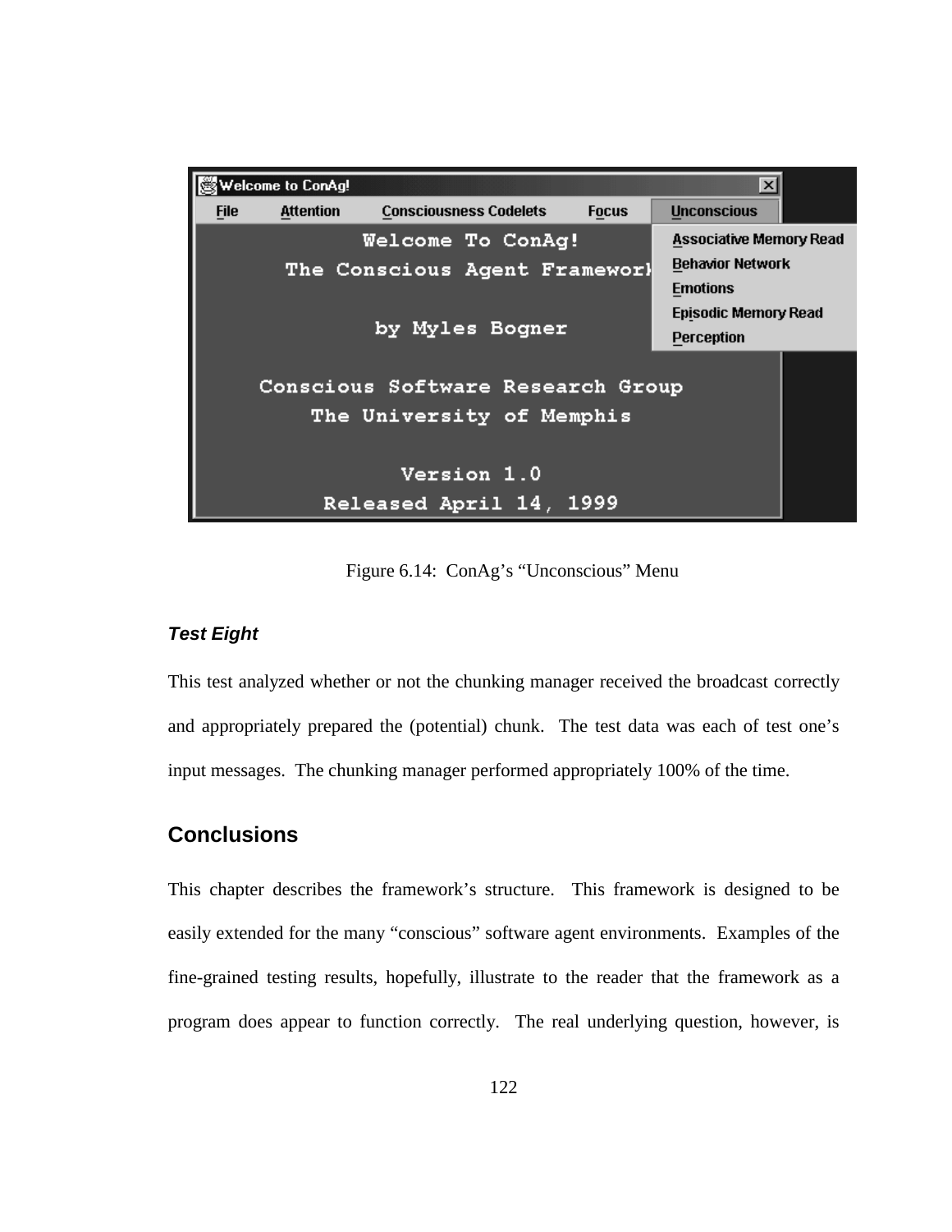Figure 6.14: ConAg's "Unconscious" Menu

***Test Eight***

This test analyzed whether or not the chunking manager received the broadcast correctly and appropriately prepared the (potential) chunk. The test data was each of test one's input messages. The chunking manager performed appropriately 100% of the time.

## Conclusions

This chapter describes the framework's structure. This framework is designed to be easily extended for the many "conscious" software agent environments. Examples of the fine-grained testing results, hopefully, illustrate to the reader that the framework as a program does appear to function correctly. The real underlying question, however, is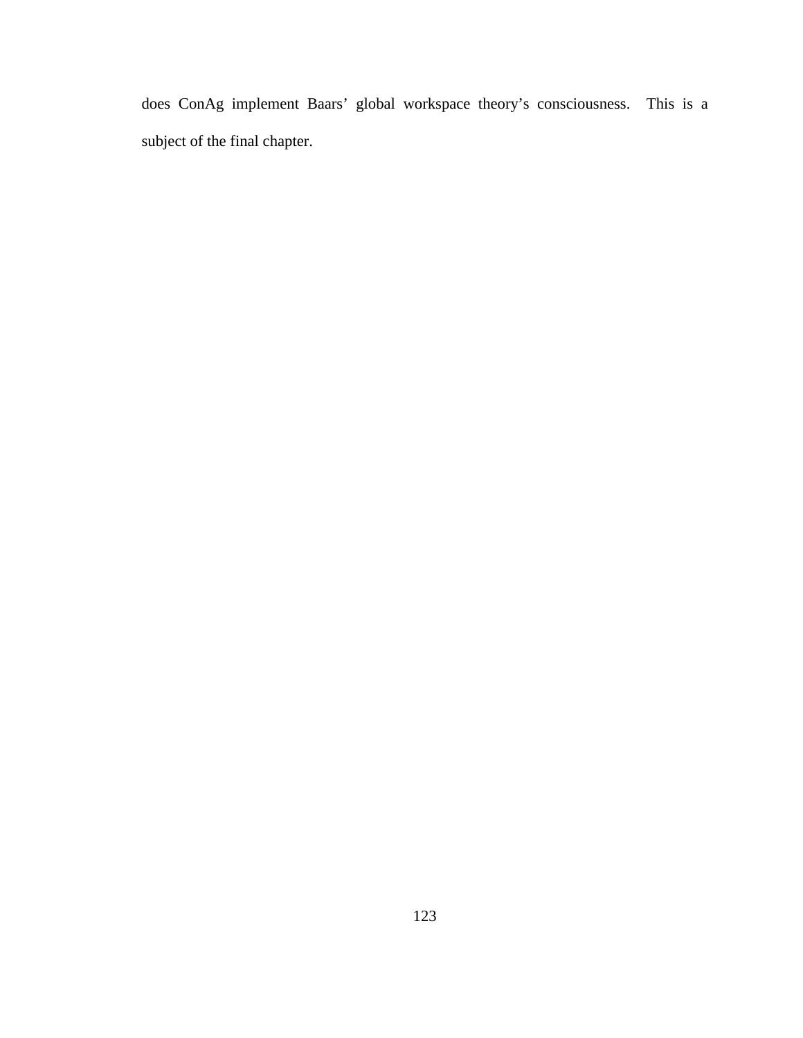does ConAg implement Baars' global workspace theory's consciousness. This is a subject of the final chapter.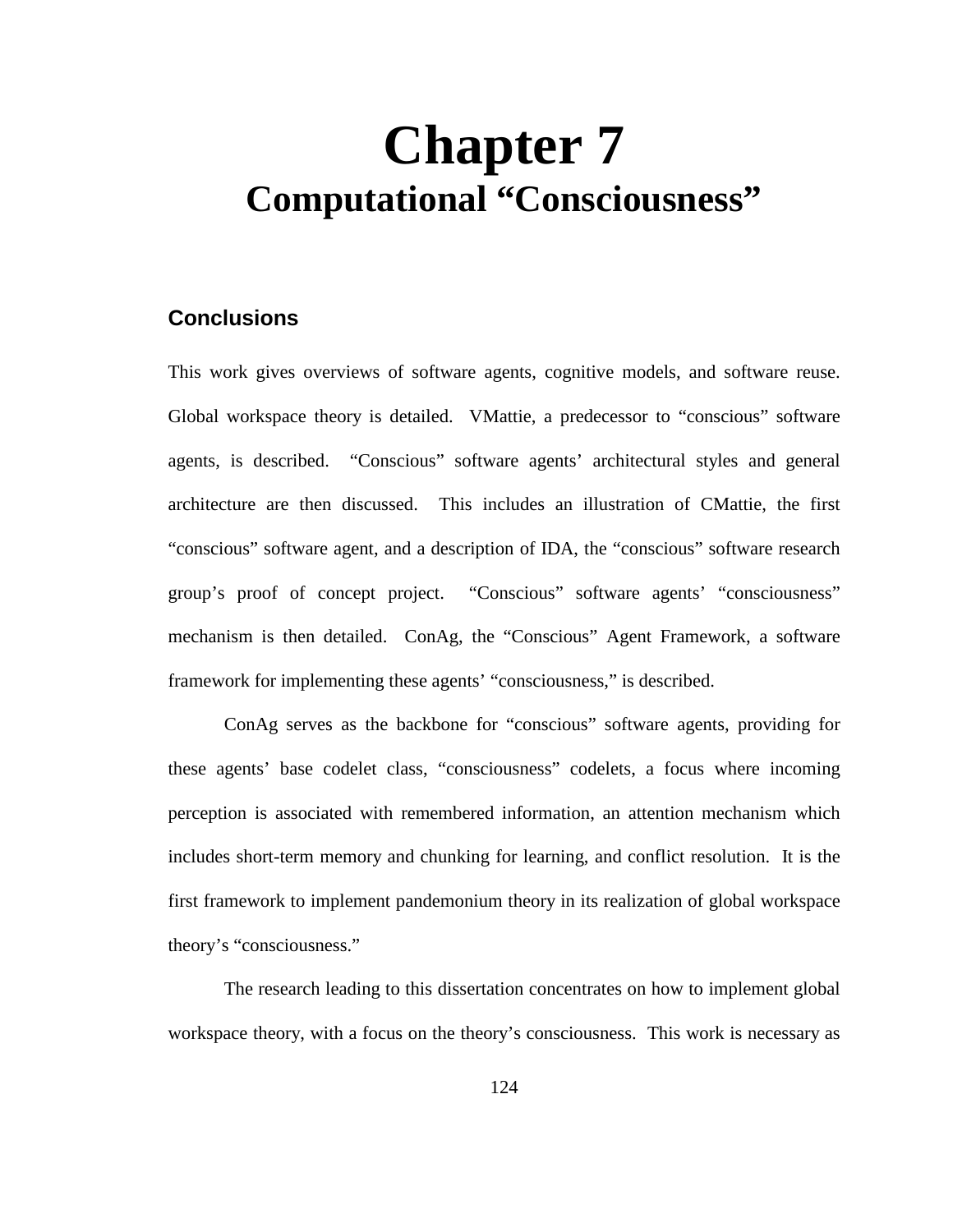# Chapter 7
## Computational "Consciousness"

### Conclusions

This work gives overviews of software agents, cognitive models, and software reuse. Global workspace theory is detailed. VMattie, a predecessor to "conscious" software agents, is described. "Conscious" software agents' architectural styles and general architecture are then discussed. This includes an illustration of CMattie, the first "conscious" software agent, and a description of IDA, the "conscious" software research group's proof of concept project. "Conscious" software agents' "consciousness" mechanism is then detailed. ConAg, the "Conscious" Agent Framework, a software framework for implementing these agents' "consciousness," is described.

ConAg serves as the backbone for "conscious" software agents, providing for these agents' base codelet class, "consciousness" codelets, a focus where incoming perception is associated with remembered information, an attention mechanism which includes short-term memory and chunking for learning, and conflict resolution. It is the first framework to implement pandemonium theory in its realization of global workspace theory's "consciousness."

The research leading to this dissertation concentrates on how to implement global workspace theory, with a focus on the theory's consciousness. This work is necessary as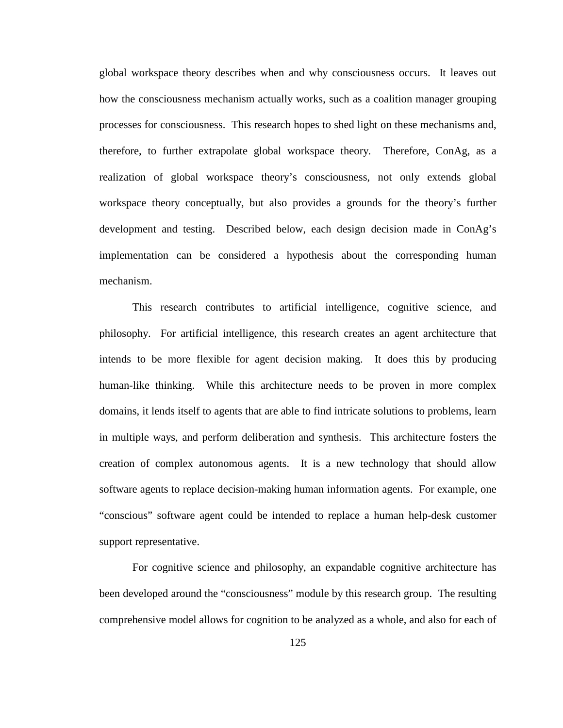global workspace theory describes when and why consciousness occurs. It leaves out how the consciousness mechanism actually works, such as a coalition manager grouping processes for consciousness. This research hopes to shed light on these mechanisms and, therefore, to further extrapolate global workspace theory. Therefore, ConAg, as a realization of global workspace theory's consciousness, not only extends global workspace theory conceptually, but also provides a grounds for the theory's further development and testing. Described below, each design decision made in ConAg's implementation can be considered a hypothesis about the corresponding human mechanism.

This research contributes to artificial intelligence, cognitive science, and philosophy. For artificial intelligence, this research creates an agent architecture that intends to be more flexible for agent decision making. It does this by producing human-like thinking. While this architecture needs to be proven in more complex domains, it lends itself to agents that are able to find intricate solutions to problems, learn in multiple ways, and perform deliberation and synthesis. This architecture fosters the creation of complex autonomous agents. It is a new technology that should allow software agents to replace decision-making human information agents. For example, one "conscious" software agent could be intended to replace a human help-desk customer support representative.

For cognitive science and philosophy, an expandable cognitive architecture has been developed around the "consciousness" module by this research group. The resulting comprehensive model allows for cognition to be analyzed as a whole, and also for each of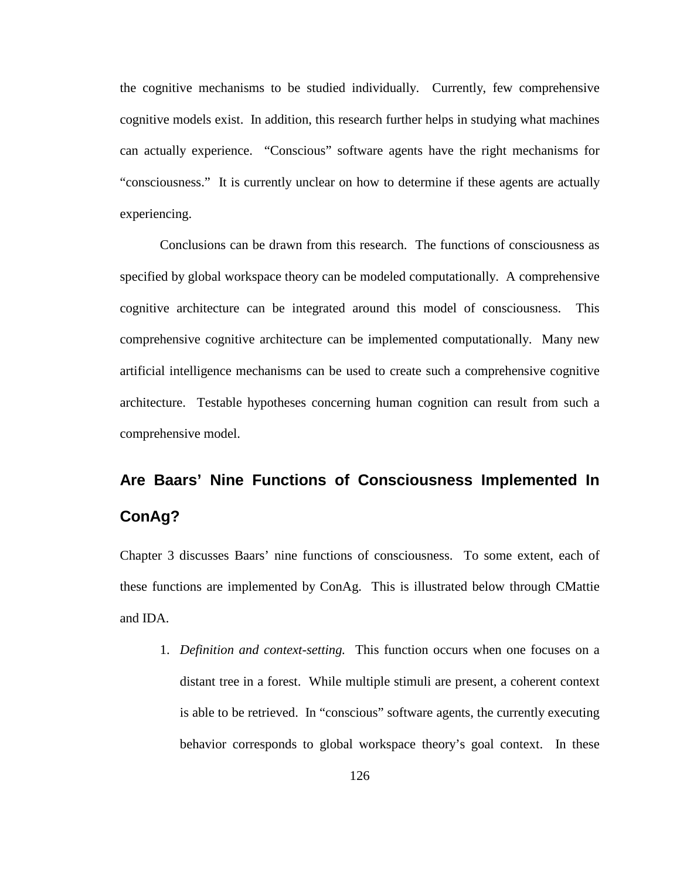the cognitive mechanisms to be studied individually. Currently, few comprehensive cognitive models exist. In addition, this research further helps in studying what machines can actually experience. "Conscious" software agents have the right mechanisms for "consciousness." It is currently unclear on how to determine if these agents are actually experiencing.

Conclusions can be drawn from this research. The functions of consciousness as specified by global workspace theory can be modeled computationally. A comprehensive cognitive architecture can be integrated around this model of consciousness. This comprehensive cognitive architecture can be implemented computationally. Many new artificial intelligence mechanisms can be used to create such a comprehensive cognitive architecture. Testable hypotheses concerning human cognition can result from such a comprehensive model.

## Are Baars' Nine Functions of Consciousness Implemented In ConAg?

Chapter 3 discusses Baars' nine functions of consciousness. To some extent, each of these functions are implemented by ConAg. This is illustrated below through CMattie and IDA.

1. *Definition and context-setting.* This function occurs when one focuses on a distant tree in a forest. While multiple stimuli are present, a coherent context is able to be retrieved. In "conscious" software agents, the currently executing behavior corresponds to global workspace theory's goal context. In these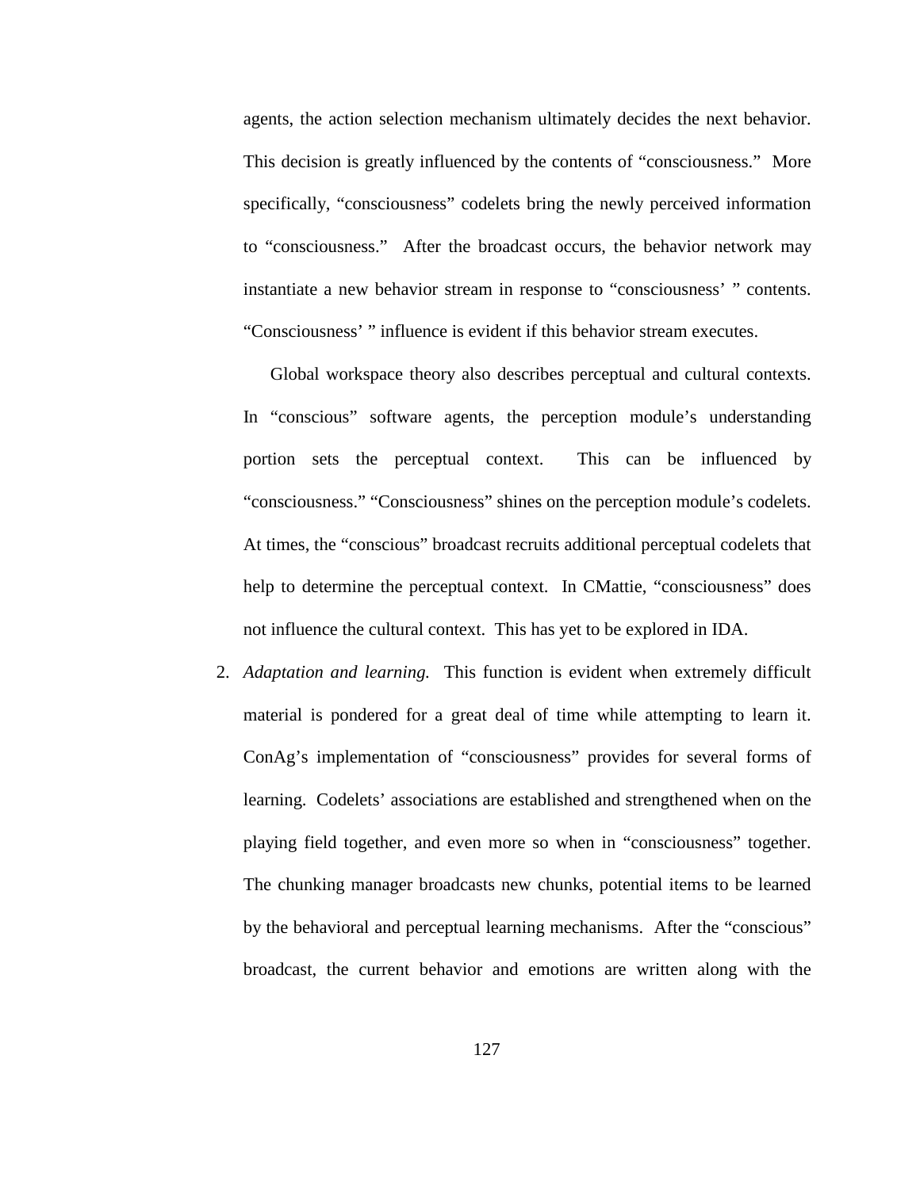agents, the action selection mechanism ultimately decides the next behavior. This decision is greatly influenced by the contents of "consciousness." More specifically, "consciousness" codelets bring the newly perceived information to "consciousness." After the broadcast occurs, the behavior network may instantiate a new behavior stream in response to "consciousness' " contents. "Consciousness' " influence is evident if this behavior stream executes.

Global workspace theory also describes perceptual and cultural contexts. In "conscious" software agents, the perception module's understanding portion sets the perceptual context. This can be influenced by "consciousness." "Consciousness" shines on the perception module's codelets. At times, the "conscious" broadcast recruits additional perceptual codelets that help to determine the perceptual context. In CMattie, "consciousness" does not influence the cultural context. This has yet to be explored in IDA.

2. *Adaptation and learning.* This function is evident when extremely difficult material is pondered for a great deal of time while attempting to learn it. ConAg's implementation of "consciousness" provides for several forms of learning. Codelets' associations are established and strengthened when on the playing field together, and even more so when in "consciousness" together. The chunking manager broadcasts new chunks, potential items to be learned by the behavioral and perceptual learning mechanisms. After the "conscious" broadcast, the current behavior and emotions are written along with the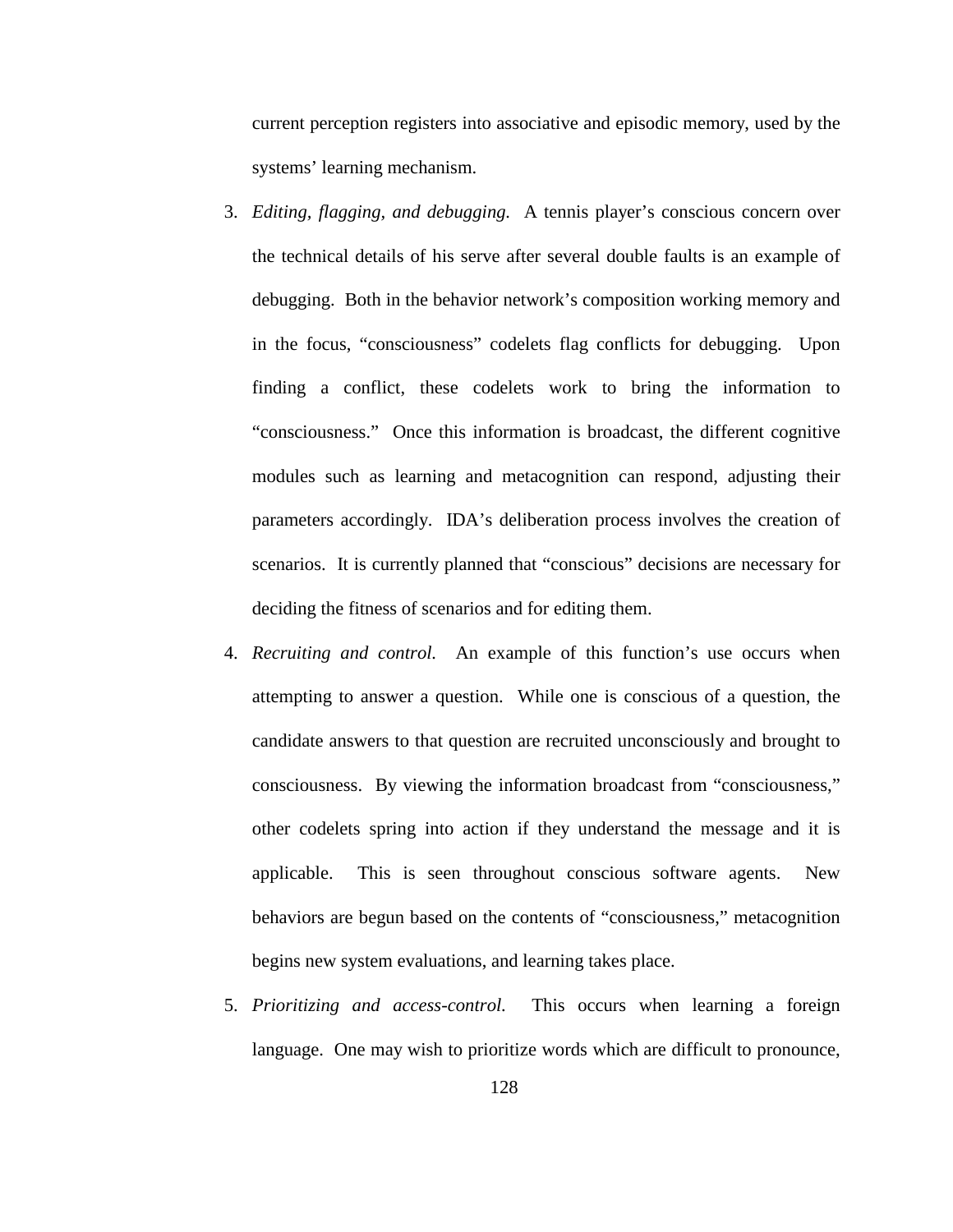current perception registers into associative and episodic memory, used by the systems' learning mechanism.

3. *Editing, flagging, and debugging.* A tennis player's conscious concern over the technical details of his serve after several double faults is an example of debugging. Both in the behavior network's composition working memory and in the focus, "consciousness" codelets flag conflicts for debugging. Upon finding a conflict, these codelets work to bring the information to "consciousness." Once this information is broadcast, the different cognitive modules such as learning and metacognition can respond, adjusting their parameters accordingly. IDA's deliberation process involves the creation of scenarios. It is currently planned that "conscious" decisions are necessary for deciding the fitness of scenarios and for editing them.

4. *Recruiting and control.* An example of this function's use occurs when attempting to answer a question. While one is conscious of a question, the candidate answers to that question are recruited unconsciously and brought to consciousness. By viewing the information broadcast from "consciousness," other codelets spring into action if they understand the message and it is applicable. This is seen throughout conscious software agents. New behaviors are begun based on the contents of "consciousness," metacognition begins new system evaluations, and learning takes place.

5. *Prioritizing and access-control.* This occurs when learning a foreign language. One may wish to prioritize words which are difficult to pronounce,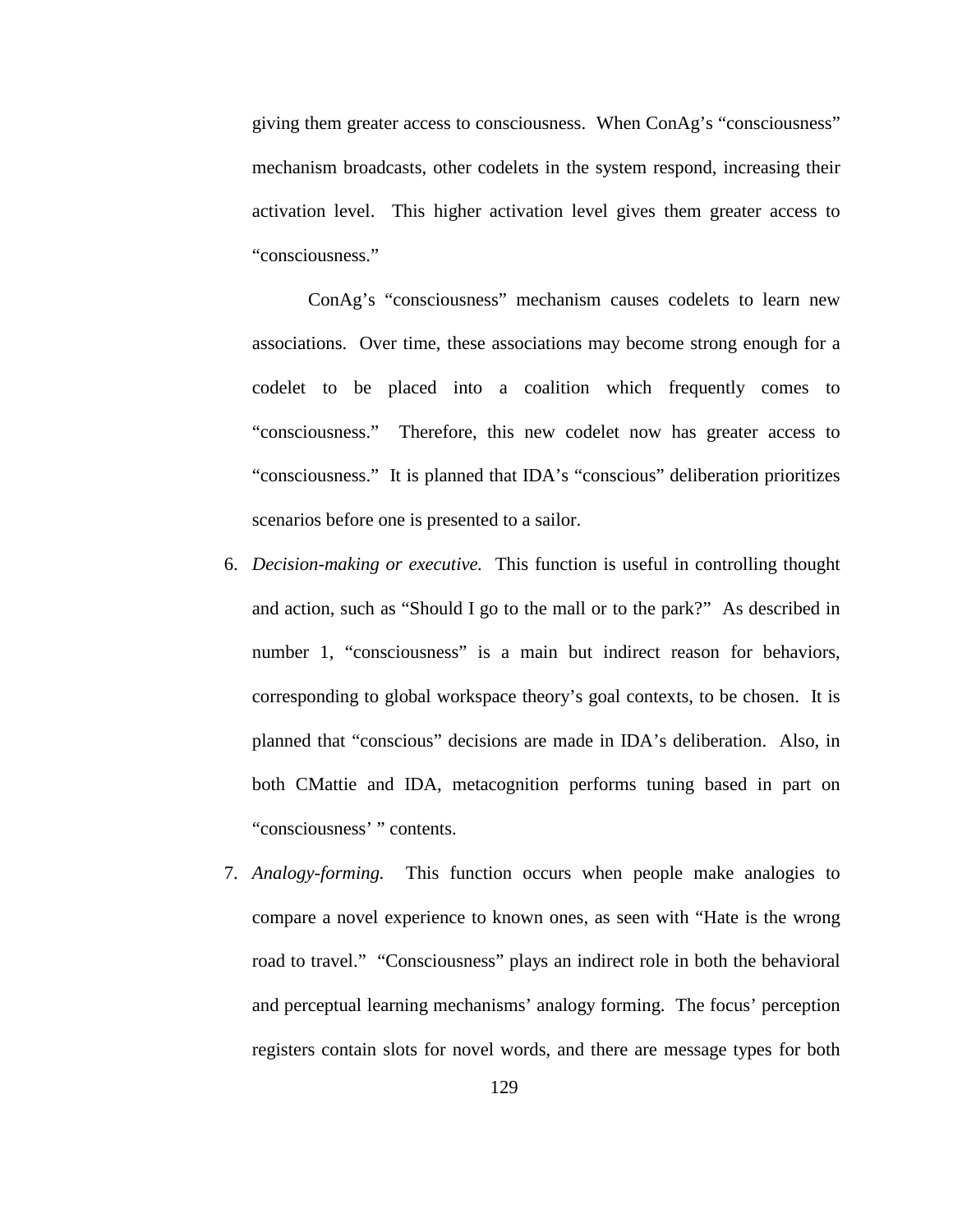giving them greater access to consciousness. When ConAg's "consciousness" mechanism broadcasts, other codelets in the system respond, increasing their activation level. This higher activation level gives them greater access to "consciousness."

ConAg's "consciousness" mechanism causes codelets to learn new associations. Over time, these associations may become strong enough for a codelet to be placed into a coalition which frequently comes to "consciousness." Therefore, this new codelet now has greater access to "consciousness." It is planned that IDA's "conscious" deliberation prioritizes scenarios before one is presented to a sailor.

6. *Decision-making or executive.* This function is useful in controlling thought and action, such as "Should I go to the mall or to the park?" As described in number 1, "consciousness" is a main but indirect reason for behaviors, corresponding to global workspace theory's goal contexts, to be chosen. It is planned that "conscious" decisions are made in IDA's deliberation. Also, in both CMattie and IDA, metacognition performs tuning based in part on "consciousness' " contents.

7. *Analogy-forming.* This function occurs when people make analogies to compare a novel experience to known ones, as seen with "Hate is the wrong road to travel." "Consciousness" plays an indirect role in both the behavioral and perceptual learning mechanisms' analogy forming. The focus' perception registers contain slots for novel words, and there are message types for both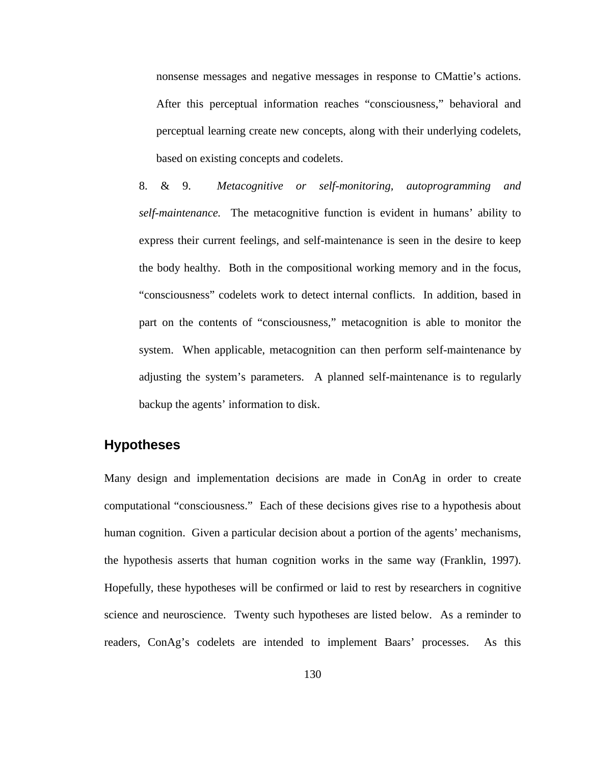nonsense messages and negative messages in response to CMattie's actions. After this perceptual information reaches "consciousness," behavioral and perceptual learning create new concepts, along with their underlying codelets, based on existing concepts and codelets.

8. & 9. *Metacognitive or self-monitoring, autoprogramming and self-maintenance.* The metacognitive function is evident in humans' ability to express their current feelings, and self-maintenance is seen in the desire to keep the body healthy. Both in the compositional working memory and in the focus, "consciousness" codelets work to detect internal conflicts. In addition, based in part on the contents of "consciousness," metacognition is able to monitor the system. When applicable, metacognition can then perform self-maintenance by adjusting the system's parameters. A planned self-maintenance is to regularly backup the agents' information to disk.

## Hypotheses

Many design and implementation decisions are made in ConAg in order to create computational "consciousness." Each of these decisions gives rise to a hypothesis about human cognition. Given a particular decision about a portion of the agents' mechanisms, the hypothesis asserts that human cognition works in the same way (Franklin, 1997). Hopefully, these hypotheses will be confirmed or laid to rest by researchers in cognitive science and neuroscience. Twenty such hypotheses are listed below. As a reminder to readers, ConAg's codelets are intended to implement Baars' processes. As this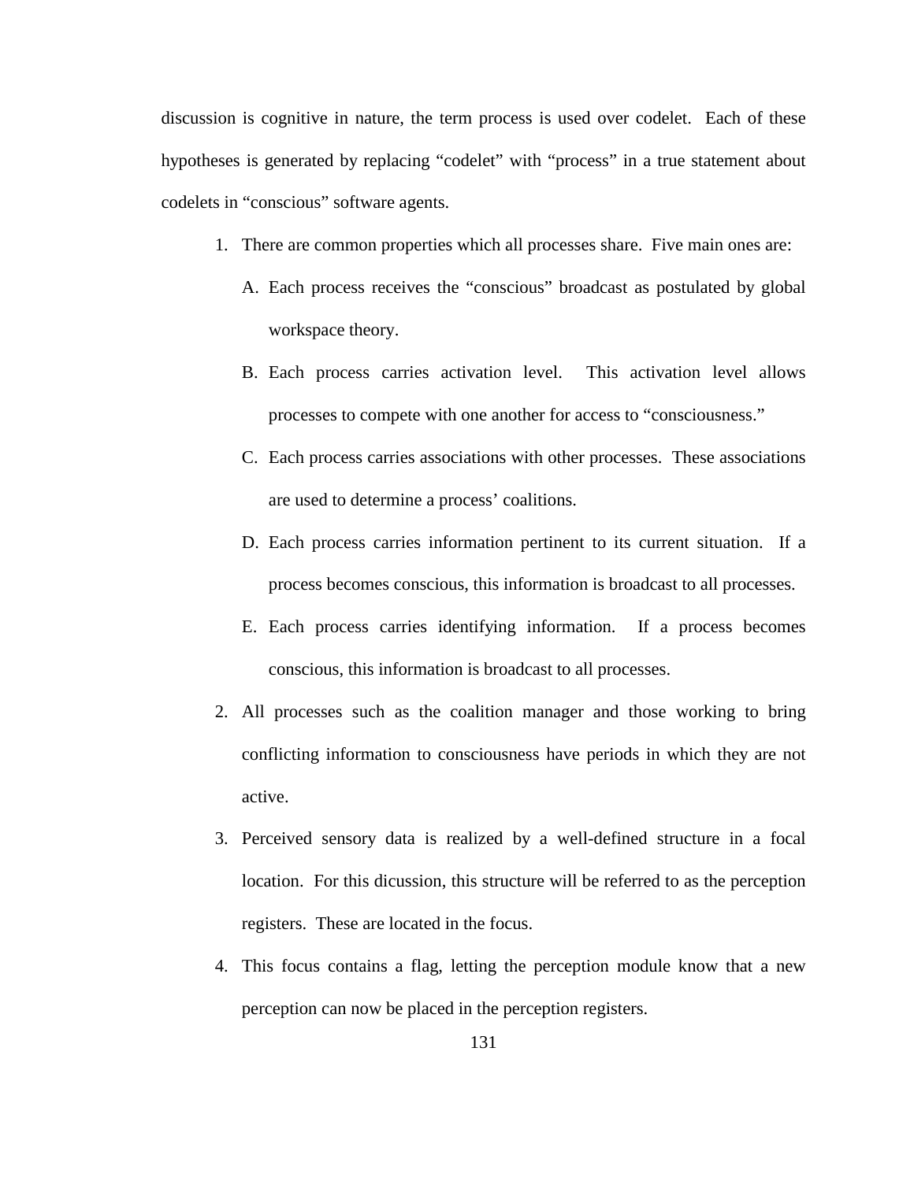discussion is cognitive in nature, the term process is used over codelet. Each of these hypotheses is generated by replacing "codelet" with "process" in a true statement about codelets in "conscious" software agents.

1. There are common properties which all processes share. Five main ones are:
   - A. Each process receives the "conscious" broadcast as postulated by global workspace theory.
   - B. Each process carries activation level. This activation level allows processes to compete with one another for access to "consciousness."
   - C. Each process carries associations with other processes. These associations are used to determine a process' coalitions.
   - D. Each process carries information pertinent to its current situation. If a process becomes conscious, this information is broadcast to all processes.
   - E. Each process carries identifying information. If a process becomes conscious, this information is broadcast to all processes.
2. All processes such as the coalition manager and those working to bring conflicting information to consciousness have periods in which they are not active.
3. Perceived sensory data is realized by a well-defined structure in a focal location. For this dicussion, this structure will be referred to as the perception registers. These are located in the focus.
4. This focus contains a flag, letting the perception module know that a new perception can now be placed in the perception registers.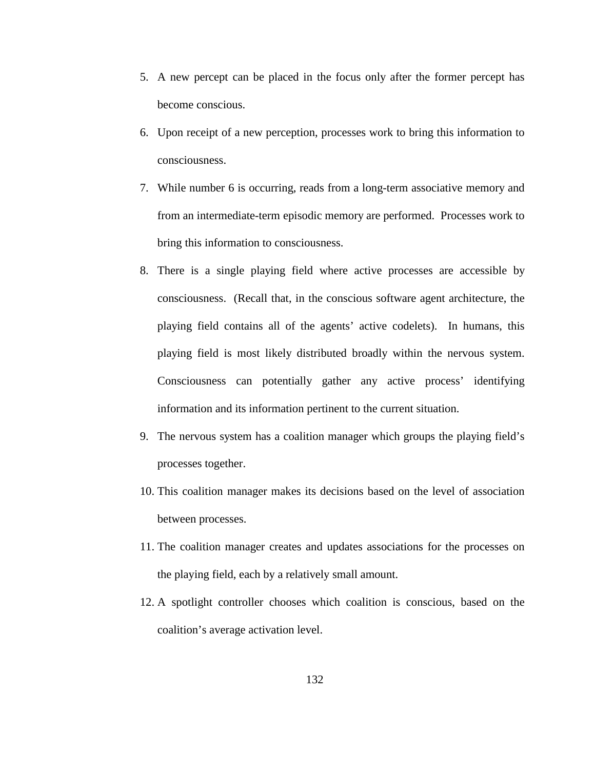5. A new percept can be placed in the focus only after the former percept has become conscious.
6. Upon receipt of a new perception, processes work to bring this information to consciousness.
7. While number 6 is occurring, reads from a long-term associative memory and from an intermediate-term episodic memory are performed. Processes work to bring this information to consciousness.
8. There is a single playing field where active processes are accessible by consciousness. (Recall that, in the conscious software agent architecture, the playing field contains all of the agents' active codelets). In humans, this playing field is most likely distributed broadly within the nervous system. Consciousness can potentially gather any active process' identifying information and its information pertinent to the current situation.
9. The nervous system has a coalition manager which groups the playing field's processes together.
10. This coalition manager makes its decisions based on the level of association between processes.
11. The coalition manager creates and updates associations for the processes on the playing field, each by a relatively small amount.
12. A spotlight controller chooses which coalition is conscious, based on the coalition's average activation level.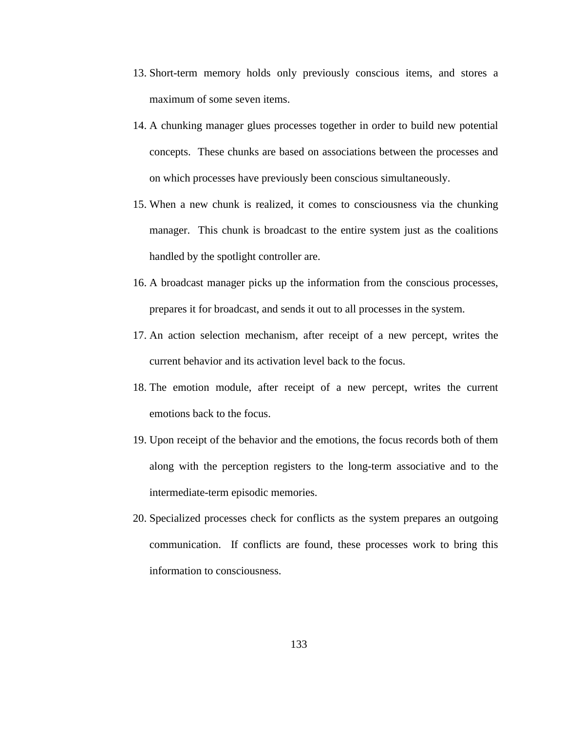13. Short-term memory holds only previously conscious items, and stores a maximum of some seven items.
14. A chunking manager glues processes together in order to build new potential concepts. These chunks are based on associations between the processes and on which processes have previously been conscious simultaneously.
15. When a new chunk is realized, it comes to consciousness via the chunking manager. This chunk is broadcast to the entire system just as the coalitions handled by the spotlight controller are.
16. A broadcast manager picks up the information from the conscious processes, prepares it for broadcast, and sends it out to all processes in the system.
17. An action selection mechanism, after receipt of a new percept, writes the current behavior and its activation level back to the focus.
18. The emotion module, after receipt of a new percept, writes the current emotions back to the focus.
19. Upon receipt of the behavior and the emotions, the focus records both of them along with the perception registers to the long-term associative and to the intermediate-term episodic memories.
20. Specialized processes check for conflicts as the system prepares an outgoing communication. If conflicts are found, these processes work to bring this information to consciousness.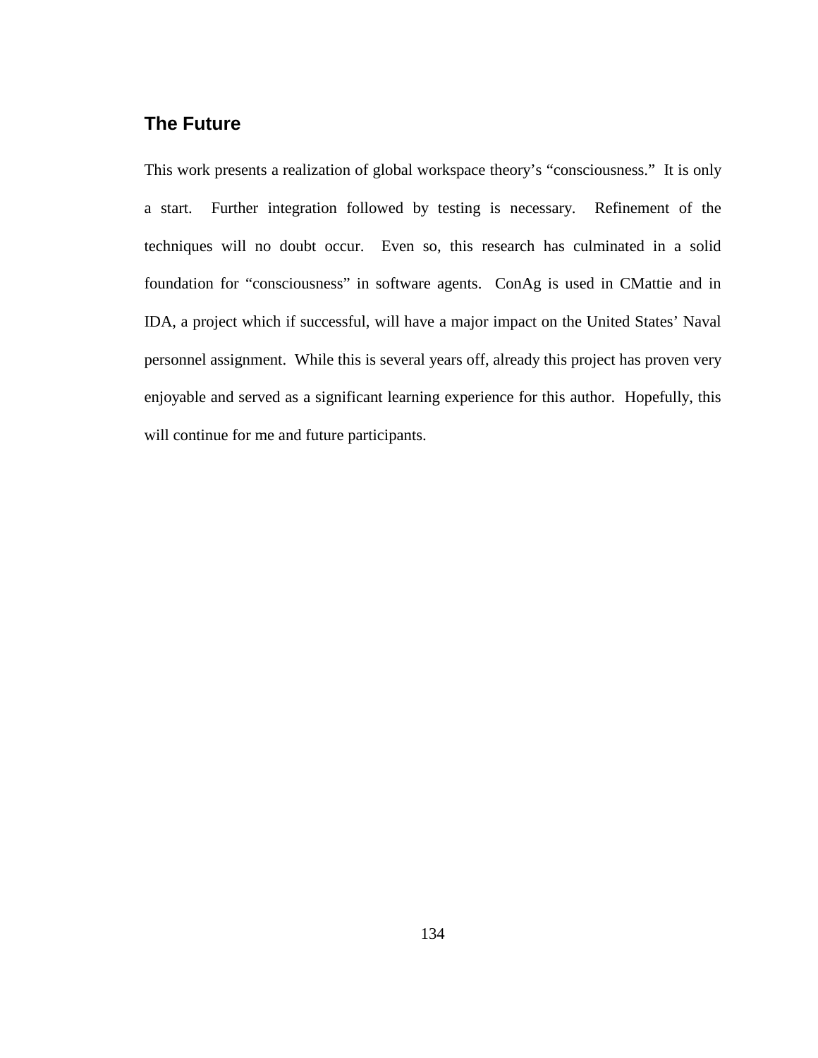## The Future

This work presents a realization of global workspace theory's "consciousness." It is only a start. Further integration followed by testing is necessary. Refinement of the techniques will no doubt occur. Even so, this research has culminated in a solid foundation for "consciousness" in software agents. ConAg is used in CMattie and in IDA, a project which if successful, will have a major impact on the United States' Naval personnel assignment. While this is several years off, already this project has proven very enjoyable and served as a significant learning experience for this author. Hopefully, this will continue for me and future participants.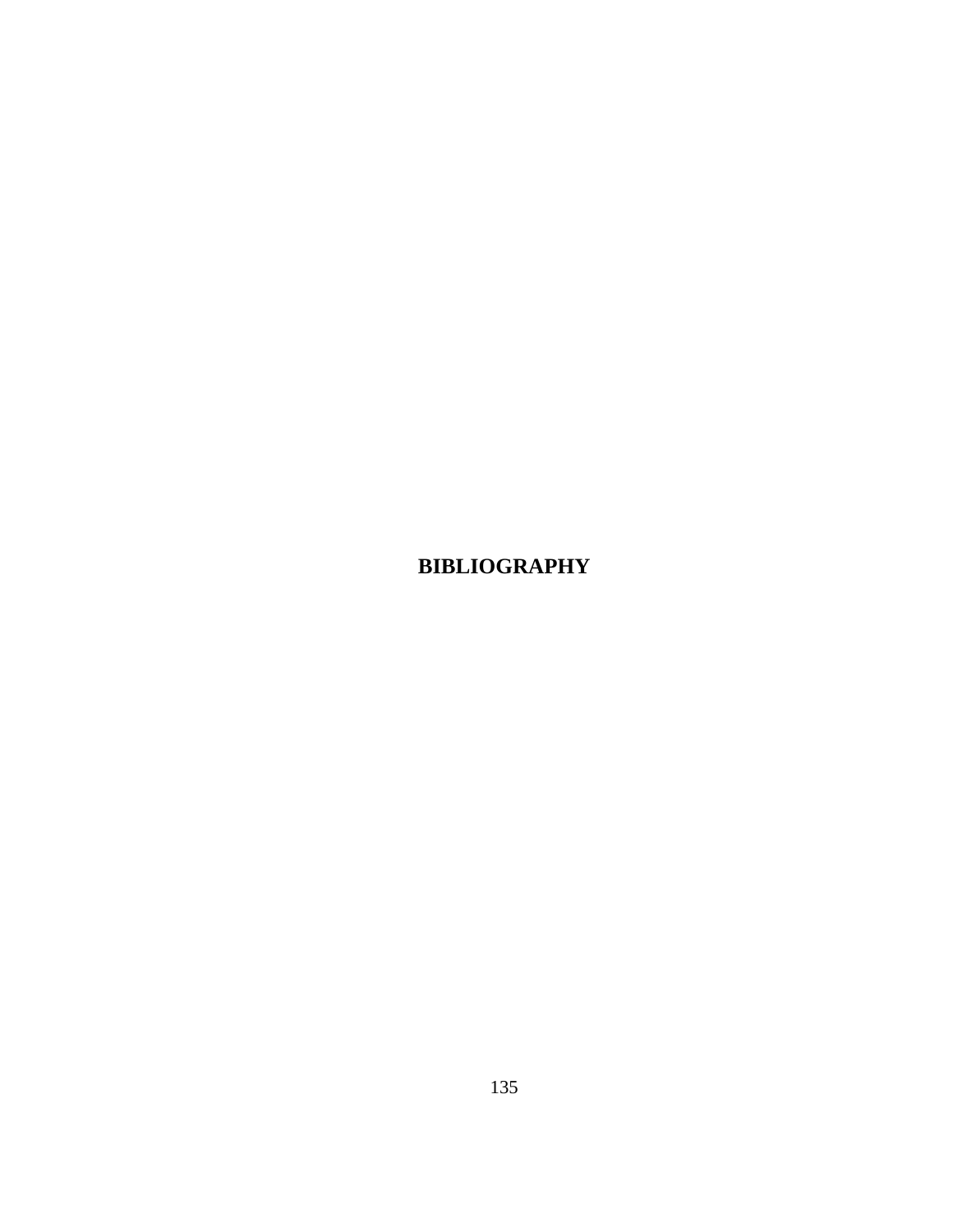# BIBLIOGRAPHY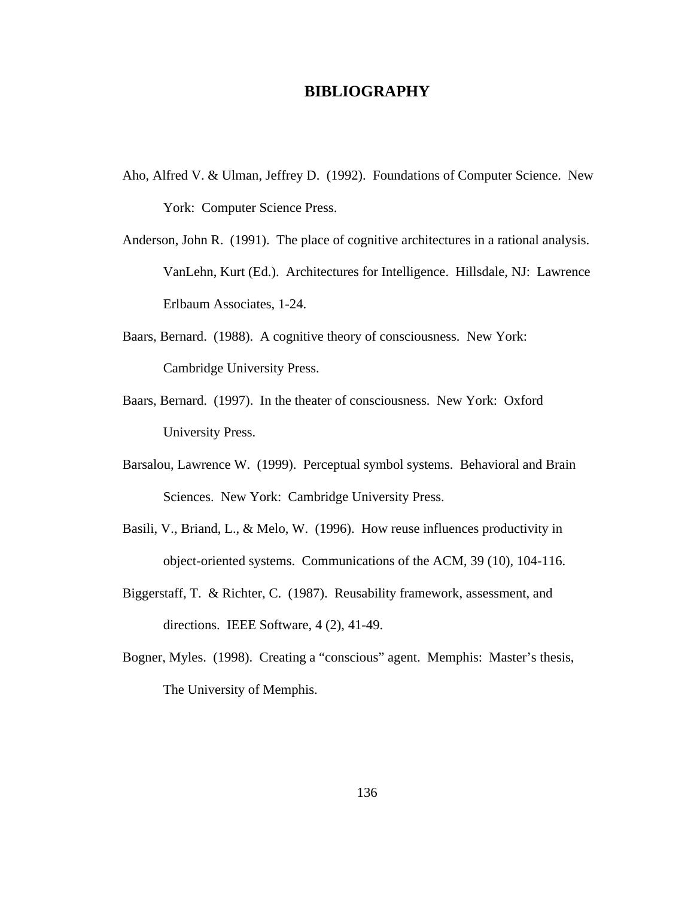# BIBLIOGRAPHY

Aho, Alfred V. & Ulman, Jeffrey D. (1992). Foundations of Computer Science. New York: Computer Science Press.

Anderson, John R. (1991). The place of cognitive architectures in a rational analysis. VanLehn, Kurt (Ed.). Architectures for Intelligence. Hillsdale, NJ: Lawrence Erlbaum Associates, 1-24.

Baars, Bernard. (1988). A cognitive theory of consciousness. New York: Cambridge University Press.

Baars, Bernard. (1997). In the theater of consciousness. New York: Oxford University Press.

Barsalou, Lawrence W. (1999). Perceptual symbol systems. Behavioral and Brain Sciences. New York: Cambridge University Press.

Basili, V., Briand, L., & Melo, W. (1996). How reuse influences productivity in object-oriented systems. Communications of the ACM, 39 (10), 104-116.

Biggerstaff, T. & Richter, C. (1987). Reusability framework, assessment, and directions. IEEE Software, 4 (2), 41-49.

Bogner, Myles. (1998). Creating a "conscious" agent. Memphis: Master's thesis, The University of Memphis.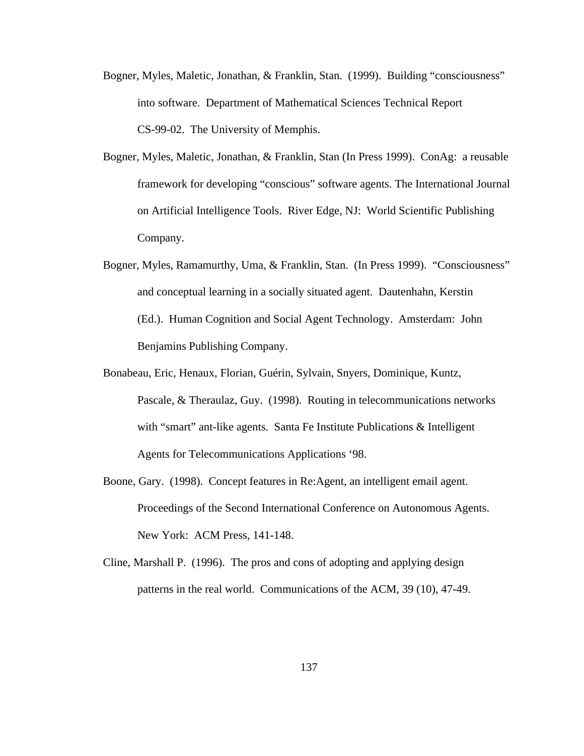Bogner, Myles, Maletic, Jonathan, & Franklin, Stan. (1999). Building "consciousness" into software. Department of Mathematical Sciences Technical Report CS-99-02. The University of Memphis.

Bogner, Myles, Maletic, Jonathan, & Franklin, Stan (In Press 1999). ConAg: a reusable framework for developing "conscious" software agents. The International Journal on Artificial Intelligence Tools. River Edge, NJ: World Scientific Publishing Company.

Bogner, Myles, Ramamurthy, Uma, & Franklin, Stan. (In Press 1999). "Consciousness" and conceptual learning in a socially situated agent. Dautenhahn, Kerstin (Ed.). Human Cognition and Social Agent Technology. Amsterdam: John Benjamins Publishing Company.

Bonabeau, Eric, Henaux, Florian, Guérin, Sylvain, Snyers, Dominique, Kuntz, Pascale, & Theraulaz, Guy. (1998). Routing in telecommunications networks with "smart" ant-like agents. Santa Fe Institute Publications & Intelligent Agents for Telecommunications Applications '98.

Boone, Gary. (1998). Concept features in Re:Agent, an intelligent email agent. Proceedings of the Second International Conference on Autonomous Agents. New York: ACM Press, 141-148.

Cline, Marshall P. (1996). The pros and cons of adopting and applying design patterns in the real world. Communications of the ACM, 39 (10), 47-49.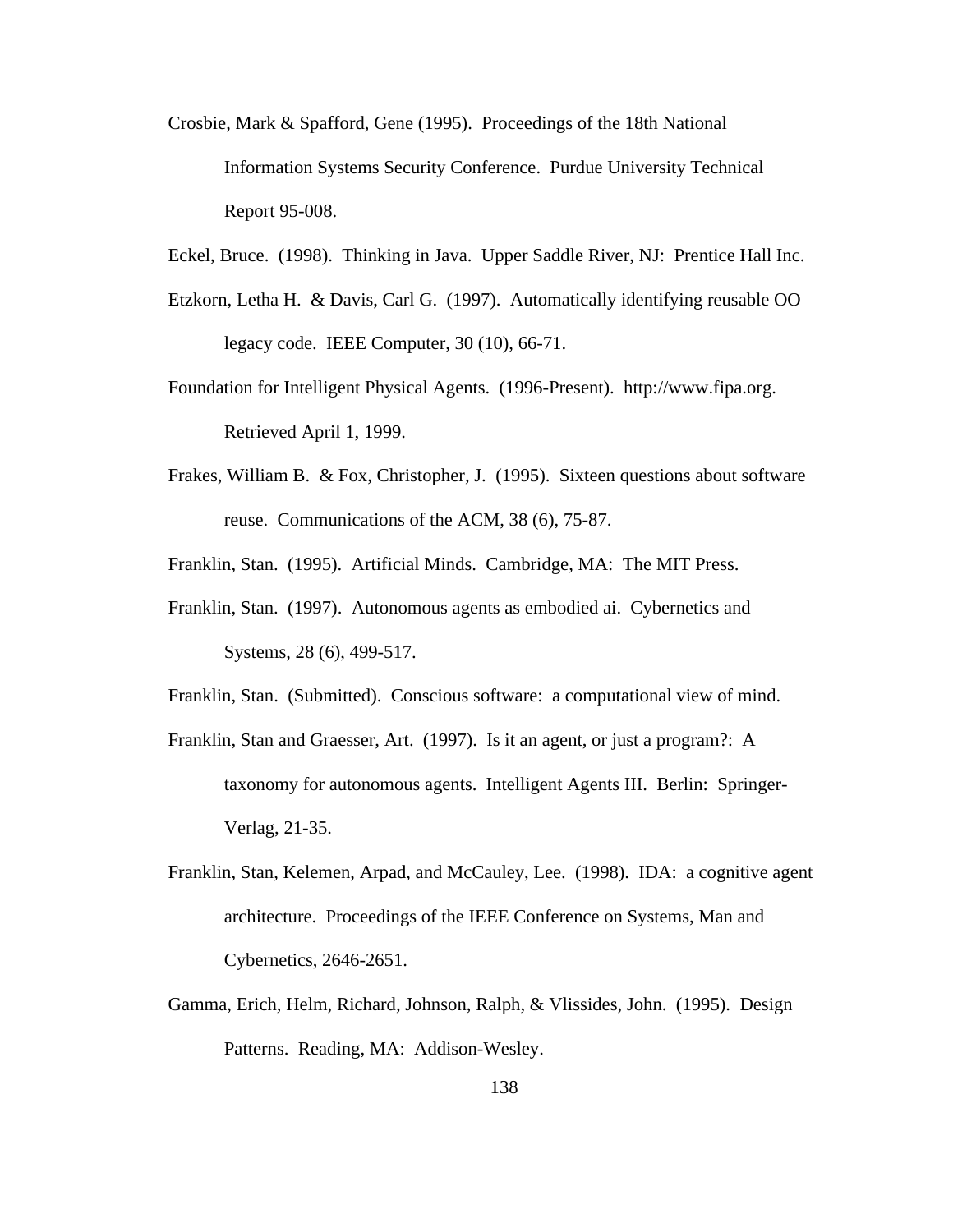Crosbie, Mark & Spafford, Gene (1995). Proceedings of the 18th National Information Systems Security Conference. Purdue University Technical Report 95-008.

Eckel, Bruce. (1998). Thinking in Java. Upper Saddle River, NJ: Prentice Hall Inc.

Etzkorn, Letha H. & Davis, Carl G. (1997). Automatically identifying reusable OO legacy code. IEEE Computer, 30 (10), 66-71.

Foundation for Intelligent Physical Agents. (1996-Present). http://www.fipa.org. Retrieved April 1, 1999.

Frakes, William B. & Fox, Christopher, J. (1995). Sixteen questions about software reuse. Communications of the ACM, 38 (6), 75-87.

Franklin, Stan. (1995). Artificial Minds. Cambridge, MA: The MIT Press.

Franklin, Stan. (1997). Autonomous agents as embodied ai. Cybernetics and Systems, 28 (6), 499-517.

Franklin, Stan. (Submitted). Conscious software: a computational view of mind.

Franklin, Stan and Graesser, Art. (1997). Is it an agent, or just a program?: A taxonomy for autonomous agents. Intelligent Agents III. Berlin: Springer-Verlag, 21-35.

Franklin, Stan, Kelemen, Arpad, and McCauley, Lee. (1998). IDA: a cognitive agent architecture. Proceedings of the IEEE Conference on Systems, Man and Cybernetics, 2646-2651.

Gamma, Erich, Helm, Richard, Johnson, Ralph, & Vlissides, John. (1995). Design Patterns. Reading, MA: Addison-Wesley.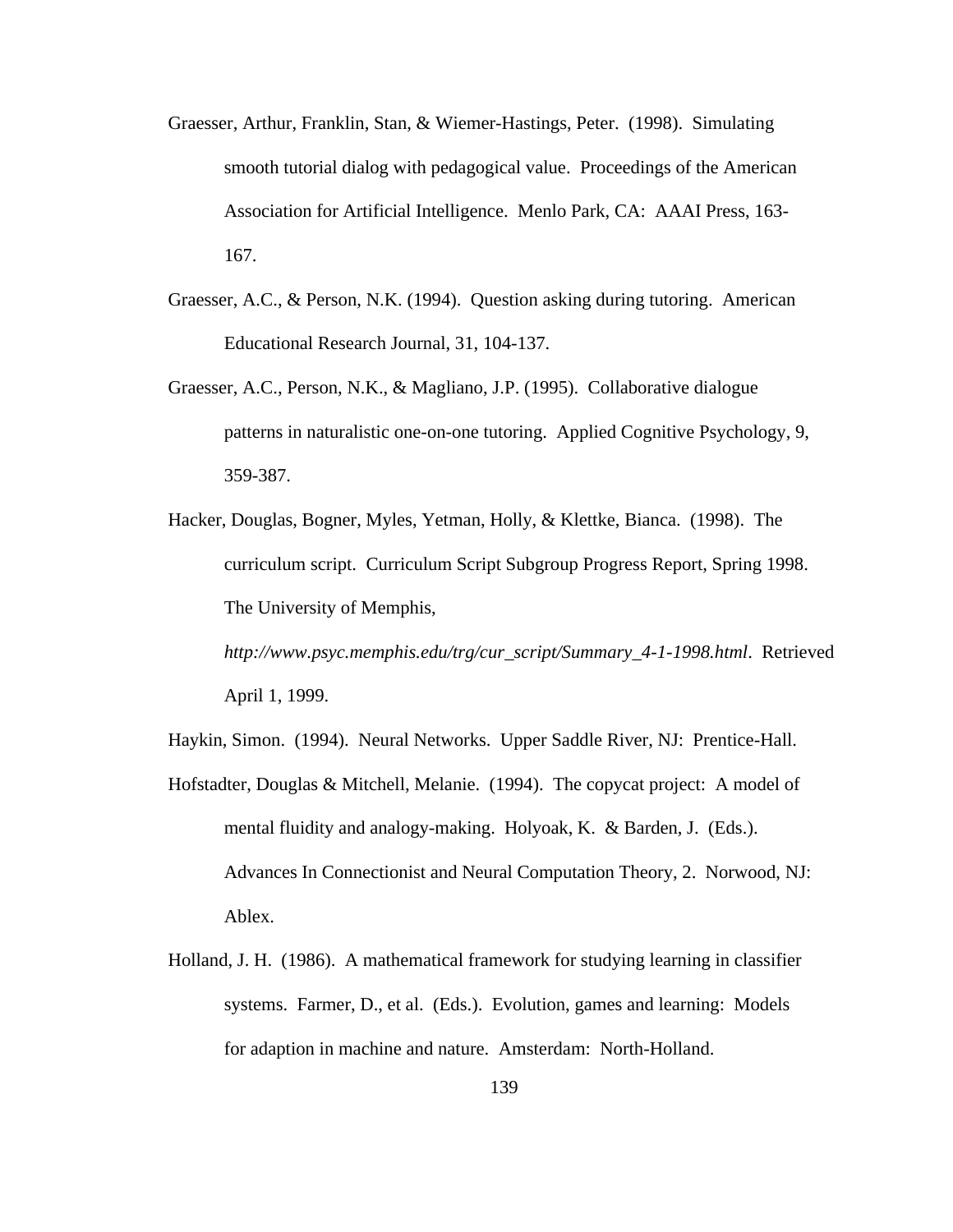Graesser, Arthur, Franklin, Stan, & Wiemer-Hastings, Peter. (1998). Simulating smooth tutorial dialog with pedagogical value. Proceedings of the American Association for Artificial Intelligence. Menlo Park, CA: AAAI Press, 163-167.

Graesser, A.C., & Person, N.K. (1994). Question asking during tutoring. American Educational Research Journal, 31, 104-137.

Graesser, A.C., Person, N.K., & Magliano, J.P. (1995). Collaborative dialogue patterns in naturalistic one-on-one tutoring. Applied Cognitive Psychology, 9, 359-387.

Hacker, Douglas, Bogner, Myles, Yetman, Holly, & Klettke, Bianca. (1998). The curriculum script. Curriculum Script Subgroup Progress Report, Spring 1998. The University of Memphis, *http://www.psyc.memphis.edu/trg/cur_script/Summary_4-1-1998.html*. Retrieved April 1, 1999.

Haykin, Simon. (1994). Neural Networks. Upper Saddle River, NJ: Prentice-Hall.

Hofstadter, Douglas & Mitchell, Melanie. (1994). The copycat project: A model of mental fluidity and analogy-making. Holyoak, K. & Barden, J. (Eds.). Advances In Connectionist and Neural Computation Theory, 2. Norwood, NJ: Ablex.

Holland, J. H. (1986). A mathematical framework for studying learning in classifier systems. Farmer, D., et al. (Eds.). Evolution, games and learning: Models for adaption in machine and nature. Amsterdam: North-Holland.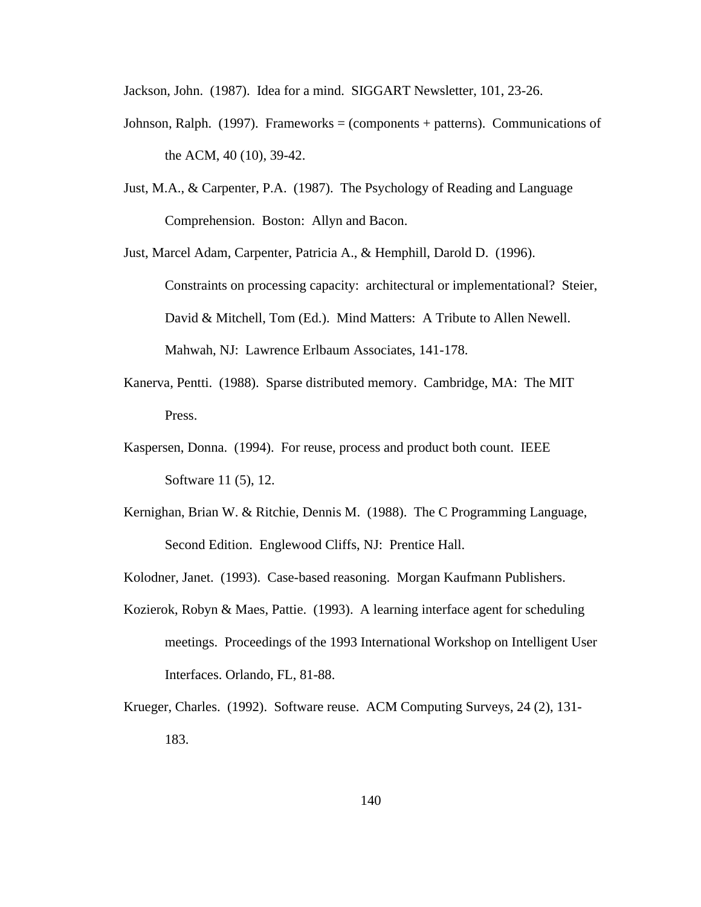Jackson, John. (1987). Idea for a mind. SIGGART Newsletter, 101, 23-26.

Johnson, Ralph. (1997). Frameworks = (components + patterns). Communications of the ACM, 40 (10), 39-42.

Just, M.A., & Carpenter, P.A. (1987). The Psychology of Reading and Language Comprehension. Boston: Allyn and Bacon.

Just, Marcel Adam, Carpenter, Patricia A., & Hemphill, Darold D. (1996). Constraints on processing capacity: architectural or implementational? Steier, David & Mitchell, Tom (Ed.). Mind Matters: A Tribute to Allen Newell. Mahwah, NJ: Lawrence Erlbaum Associates, 141-178.

Kanerva, Pentti. (1988). Sparse distributed memory. Cambridge, MA: The MIT Press.

Kaspersen, Donna. (1994). For reuse, process and product both count. IEEE Software 11 (5), 12.

Kernighan, Brian W. & Ritchie, Dennis M. (1988). The C Programming Language, Second Edition. Englewood Cliffs, NJ: Prentice Hall.

Kolodner, Janet. (1993). Case-based reasoning. Morgan Kaufmann Publishers.

Kozierok, Robyn & Maes, Pattie. (1993). A learning interface agent for scheduling meetings. Proceedings of the 1993 International Workshop on Intelligent User Interfaces. Orlando, FL, 81-88.

Krueger, Charles. (1992). Software reuse. ACM Computing Surveys, 24 (2), 131-183.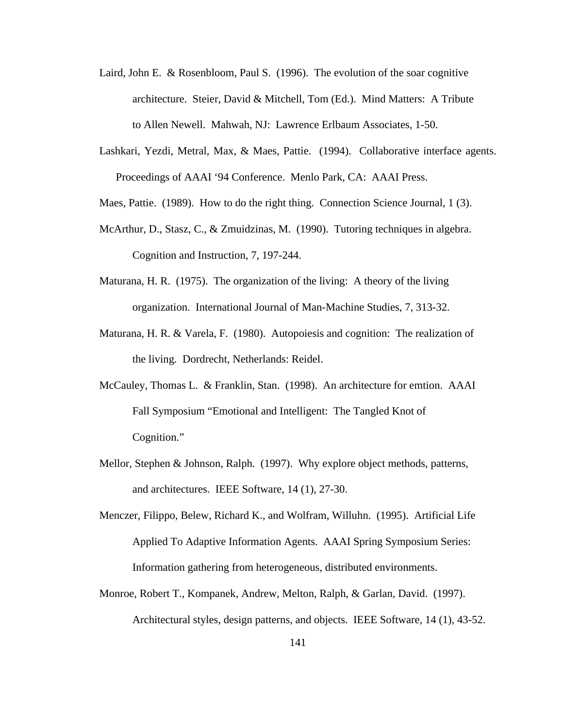Laird, John E. & Rosenbloom, Paul S. (1996). The evolution of the soar cognitive architecture. Steier, David & Mitchell, Tom (Ed.). Mind Matters: A Tribute to Allen Newell. Mahwah, NJ: Lawrence Erlbaum Associates, 1-50.

Lashkari, Yezdi, Metral, Max, & Maes, Pattie. (1994). Collaborative interface agents. Proceedings of AAAI '94 Conference. Menlo Park, CA: AAAI Press.

Maes, Pattie. (1989). How to do the right thing. Connection Science Journal, 1 (3).

McArthur, D., Stasz, C., & Zmuidzinas, M. (1990). Tutoring techniques in algebra. Cognition and Instruction, 7, 197-244.

Maturana, H. R. (1975). The organization of the living: A theory of the living organization. International Journal of Man-Machine Studies, 7, 313-32.

Maturana, H. R. & Varela, F. (1980). Autopoiesis and cognition: The realization of the living. Dordrecht, Netherlands: Reidel.

McCauley, Thomas L. & Franklin, Stan. (1998). An architecture for emtion. AAAI Fall Symposium "Emotional and Intelligent: The Tangled Knot of Cognition."

Mellor, Stephen & Johnson, Ralph. (1997). Why explore object methods, patterns, and architectures. IEEE Software, 14 (1), 27-30.

Menczer, Filippo, Belew, Richard K., and Wolfram, Willuhn. (1995). Artificial Life Applied To Adaptive Information Agents. AAAI Spring Symposium Series: Information gathering from heterogeneous, distributed environments.

Monroe, Robert T., Kompanek, Andrew, Melton, Ralph, & Garlan, David. (1997). Architectural styles, design patterns, and objects. IEEE Software, 14 (1), 43-52.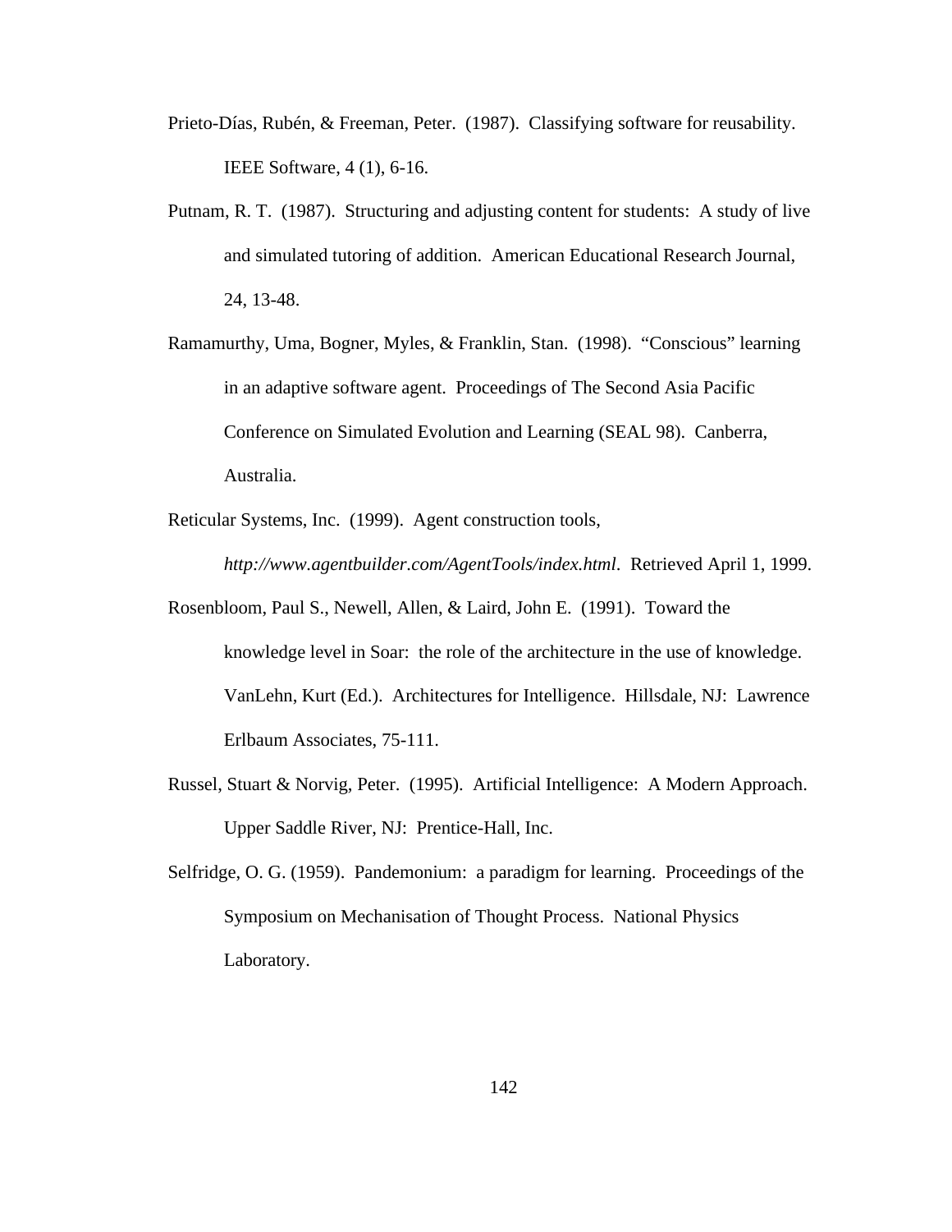Prieto-Días, Rubén, & Freeman, Peter. (1987). Classifying software for reusability. IEEE Software, 4 (1), 6-16.

Putnam, R. T. (1987). Structuring and adjusting content for students: A study of live and simulated tutoring of addition. American Educational Research Journal, 24, 13-48.

Ramamurthy, Uma, Bogner, Myles, & Franklin, Stan. (1998). "Conscious" learning in an adaptive software agent. Proceedings of The Second Asia Pacific Conference on Simulated Evolution and Learning (SEAL 98). Canberra, Australia.

Reticular Systems, Inc. (1999). Agent construction tools, *http://www.agentbuilder.com/AgentTools/index.html*. Retrieved April 1, 1999.

Rosenbloom, Paul S., Newell, Allen, & Laird, John E. (1991). Toward the knowledge level in Soar: the role of the architecture in the use of knowledge. VanLehn, Kurt (Ed.). Architectures for Intelligence. Hillsdale, NJ: Lawrence Erlbaum Associates, 75-111.

Russel, Stuart & Norvig, Peter. (1995). Artificial Intelligence: A Modern Approach. Upper Saddle River, NJ: Prentice-Hall, Inc.

Selfridge, O. G. (1959). Pandemonium: a paradigm for learning. Proceedings of the Symposium on Mechanisation of Thought Process. National Physics Laboratory.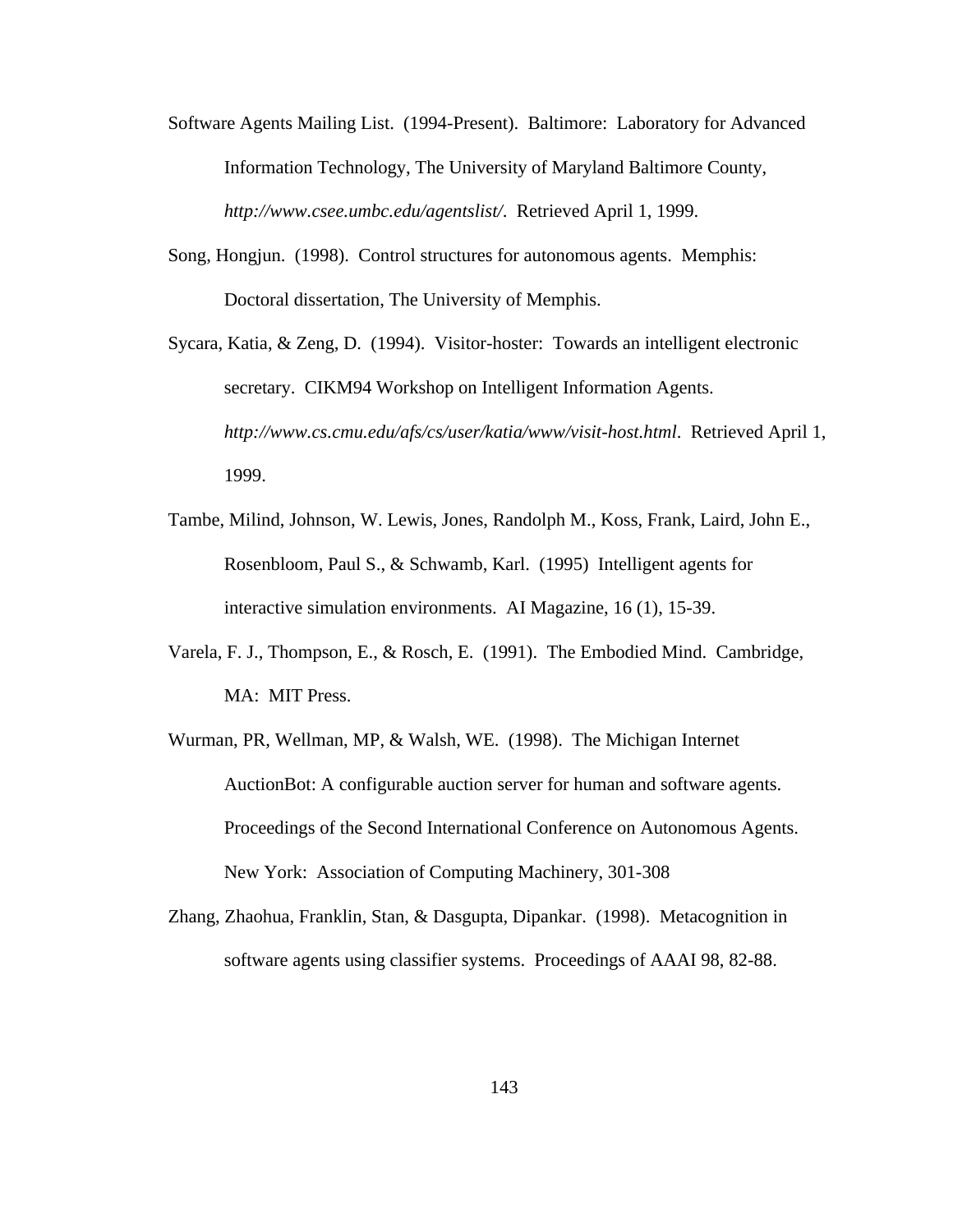Software Agents Mailing List. (1994-Present). Baltimore: Laboratory for Advanced Information Technology, The University of Maryland Baltimore County, *http://www.csee.umbc.edu/agentslist/*. Retrieved April 1, 1999.

Song, Hongjun. (1998). Control structures for autonomous agents. Memphis: Doctoral dissertation, The University of Memphis.

Sycara, Katia, & Zeng, D. (1994). Visitor-hoster: Towards an intelligent electronic secretary. CIKM94 Workshop on Intelligent Information Agents. *http://www.cs.cmu.edu/afs/cs/user/katia/www/visit-host.html*. Retrieved April 1, 1999.

Tambe, Milind, Johnson, W. Lewis, Jones, Randolph M., Koss, Frank, Laird, John E., Rosenbloom, Paul S., & Schwamb, Karl. (1995) Intelligent agents for interactive simulation environments. AI Magazine, 16 (1), 15-39.

Varela, F. J., Thompson, E., & Rosch, E. (1991). The Embodied Mind. Cambridge, MA: MIT Press.

Wurman, PR, Wellman, MP, & Walsh, WE. (1998). The Michigan Internet AuctionBot: A configurable auction server for human and software agents. Proceedings of the Second International Conference on Autonomous Agents. New York: Association of Computing Machinery, 301-308

Zhang, Zhaohua, Franklin, Stan, & Dasgupta, Dipankar. (1998). Metacognition in software agents using classifier systems. Proceedings of AAAI 98, 82-88.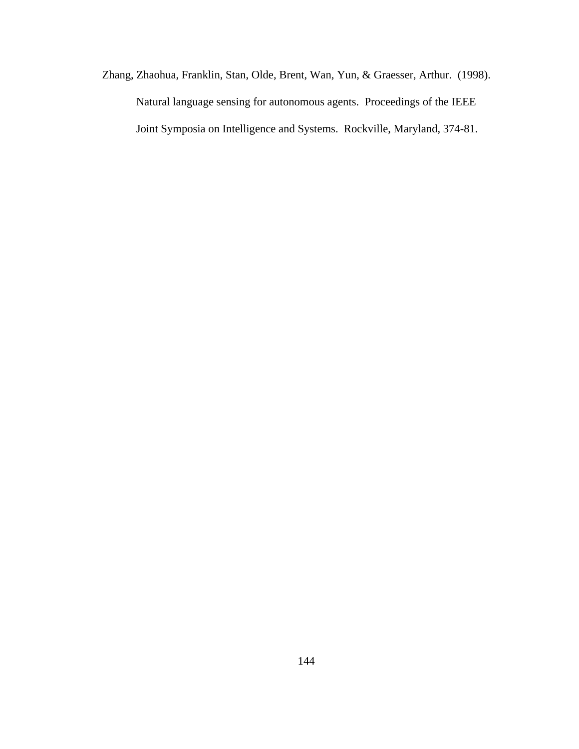Zhang, Zhaohua, Franklin, Stan, Olde, Brent, Wan, Yun, & Graesser, Arthur. (1998). Natural language sensing for autonomous agents. Proceedings of the IEEE Joint Symposia on Intelligence and Systems. Rockville, Maryland, 374-81.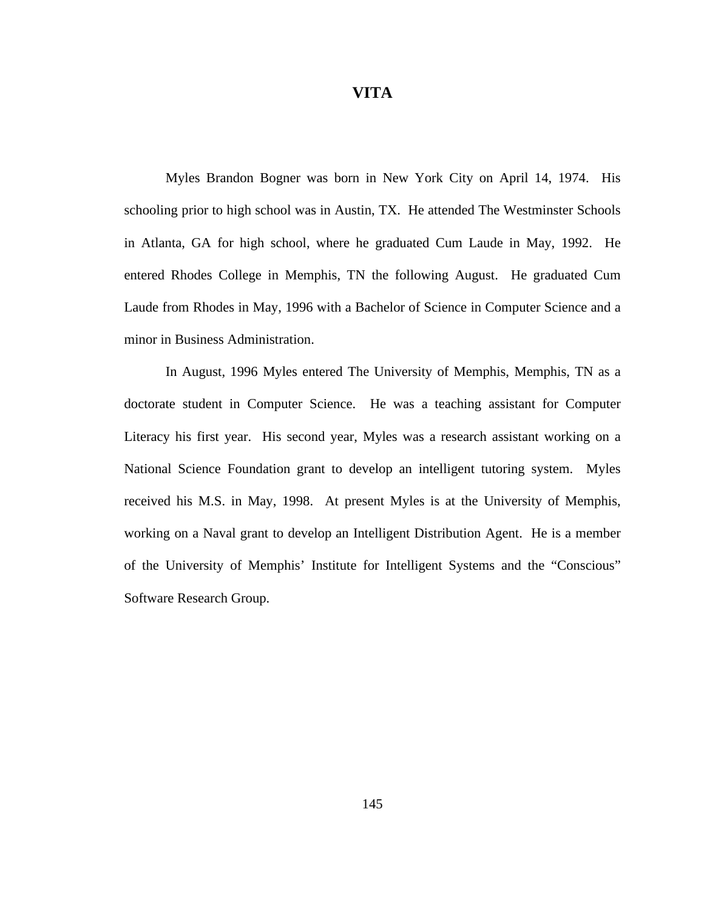# VITA

Myles Brandon Bogner was born in New York City on April 14, 1974. His schooling prior to high school was in Austin, TX. He attended The Westminster Schools in Atlanta, GA for high school, where he graduated Cum Laude in May, 1992. He entered Rhodes College in Memphis, TN the following August. He graduated Cum Laude from Rhodes in May, 1996 with a Bachelor of Science in Computer Science and a minor in Business Administration.

In August, 1996 Myles entered The University of Memphis, Memphis, TN as a doctorate student in Computer Science. He was a teaching assistant for Computer Literacy his first year. His second year, Myles was a research assistant working on a National Science Foundation grant to develop an intelligent tutoring system. Myles received his M.S. in May, 1998. At present Myles is at the University of Memphis, working on a Naval grant to develop an Intelligent Distribution Agent. He is a member of the University of Memphis' Institute for Intelligent Systems and the "Conscious" Software Research Group.